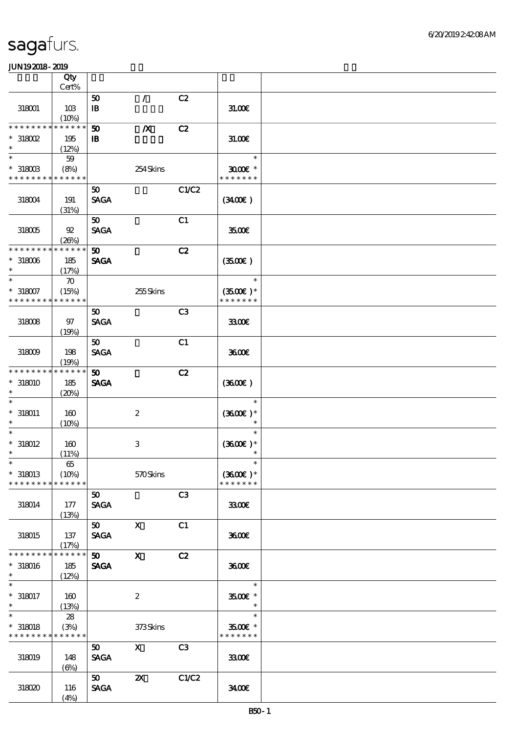sagafurs.

JUN192018-2019

| | Qty Cert% | | | | |
|---|---|---|---|---|---|
| 318001 | 103 (10%) | 50 IB | / | C2 | 31.00€ |
| * * * * * * * * * * * * * * 318002 * | 195 (12%) | 50 IB | /X | C2 | 31.00€ |
| * * 318003 * * * * * * * * * * * * * | 59 (8%) | | 254 Skins | | * 30.00€ * * * * * * * * |
| 318004 | 191 (31%) | 50 SAGA | | C1/C2 | (34.00€ ) |
| 318005 | 92 (26%) | 50 SAGA | | C1 | 35.00€ |
| * * * * * * * * * * * * * * 318006 * | 185 (17%) | 50 SAGA | | C2 | (35.00€ ) |
| * * 318007 * * * * * * * * * * * * * | 70 (15%) | | 255 Skins | | * (35.00€ )* * * * * * * * |
| 318008 | 97 (19%) | 50 SAGA | | C3 | 33.00€ |
| 318009 | 198 (19%) | 50 SAGA | | C1 | 36.00€ |
| * * * * * * * * * * * * * * 318010 * | 185 (20%) | 50 SAGA | | C2 | (36.00€ ) |
| * * 318011 * | 160 (10%) | | 2 | | * (36.00€ )* * |
| * * 318012 * | 160 (11%) | | 3 | | * (36.00€ )* * |
| * * 318013 * * * * * * * * * * * * * | 65 (10%) | | 570 Skins | | * (36.00€ )* * * * * * * * |
| 318014 | 177 (13%) | 50 SAGA | | C3 | 33.00€ |
| 318015 | 137 (17%) | 50 SAGA | X | C1 | 36.00€ |
| * * * * * * * * * * * * * * 318016 * | 185 (12%) | 50 SAGA | X | C2 | 36.00€ |
| * * 318017 * | 160 (13%) | | 2 | | * 35.00€ * * |
| * * 318018 * * * * * * * * * * * * * | 28 (3%) | | 373 Skins | | * 35.00€ * * * * * * * * |
| 318019 | 148 (6%) | 50 SAGA | X | C3 | 33.00€ |
| 318020 | 116 (4%) | 50 SAGA | 2X | C1/C2 | 34.00€ |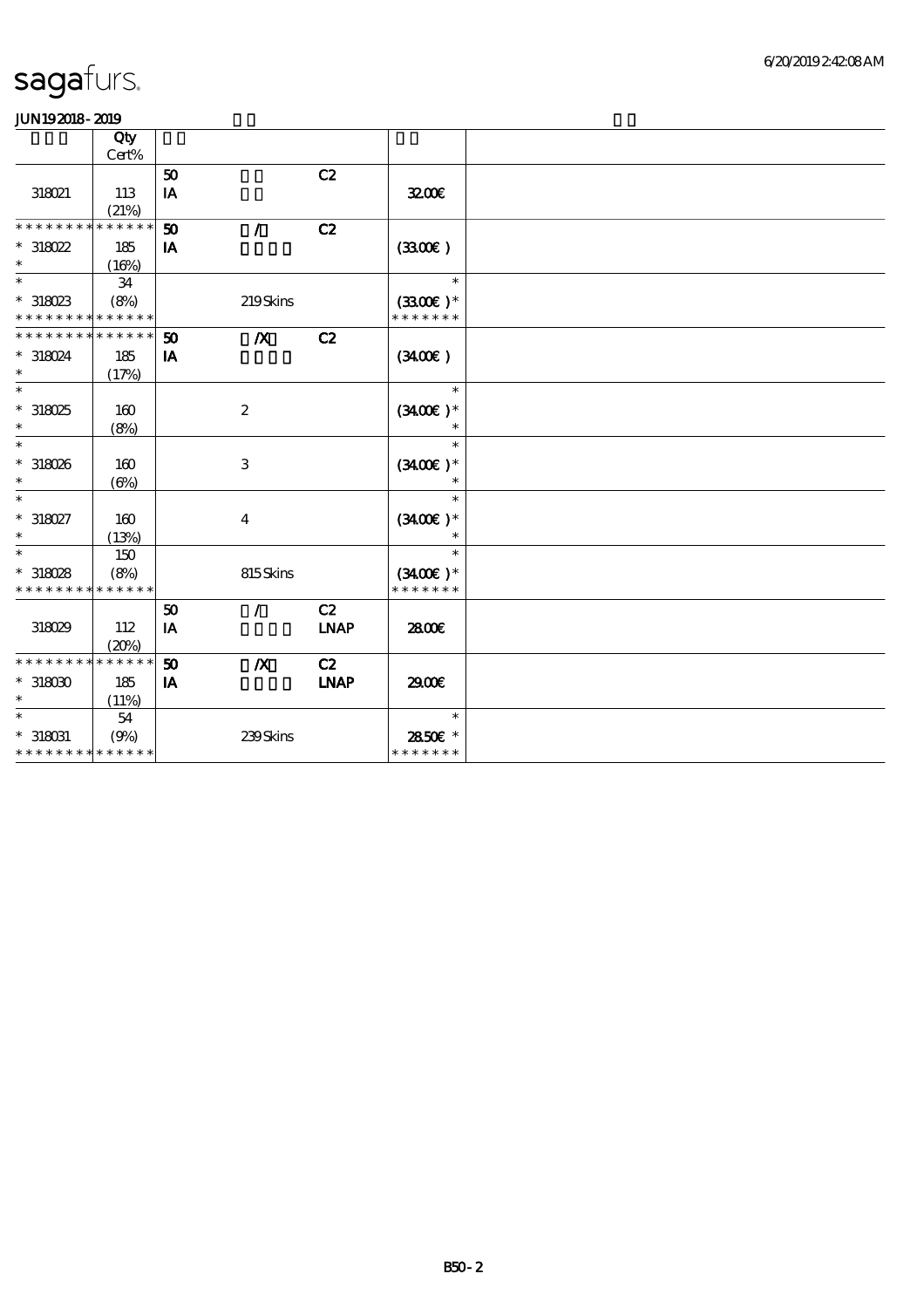| | Qty Cert% | | | | | |
|---|---|---|---|---|---|---|
| | | 50 | | C2 | | |
| 318021 | 113 (21%) | IA | | | 32.00€ | |
| * * * * * * * * * * * * * * | | 50 | / | C2 | | |
| * 318022 * | 185 (16%) | IA | | | (33.00€ ) | |
| * * 318023 * * * * * * * * * * * * * * | 34 (8%) | | 219 Skins | | * (33.00€ )* * * * * * * * | |
| * * * * * * * * * * * * * * | | 50 | /X | C2 | | |
| * 318024 * | 185 (17%) | IA | | | (34.00€ ) | |
| * * 318025 * | 160 (8%) | | 2 | | * (34.00€ )* * | |
| * * 318026 * | 160 (6%) | | 3 | | * (34.00€ )* * | |
| * * 318027 * | 160 (13%) | | 4 | | * (34.00€ )* * | |
| * * 318028 * * * * * * * * * * * * * * | 150 (8%) | | 815 Skins | | * (34.00€ )* * * * * * * * | |
| | | 50 | / | C2 | | |
| 318029 | 112 (20%) | IA | | LNAP | 28.00€ | |
| * * * * * * * * * * * * * * | | 50 | /X | C2 | | |
| * 318030 * | 185 (11%) | IA | | LNAP | 29.00€ | |
| * * 318031 * * * * * * * * * * * * * * | 54 (9%) | | 239 Skins | | * 28.50€ * * * * * * * * | |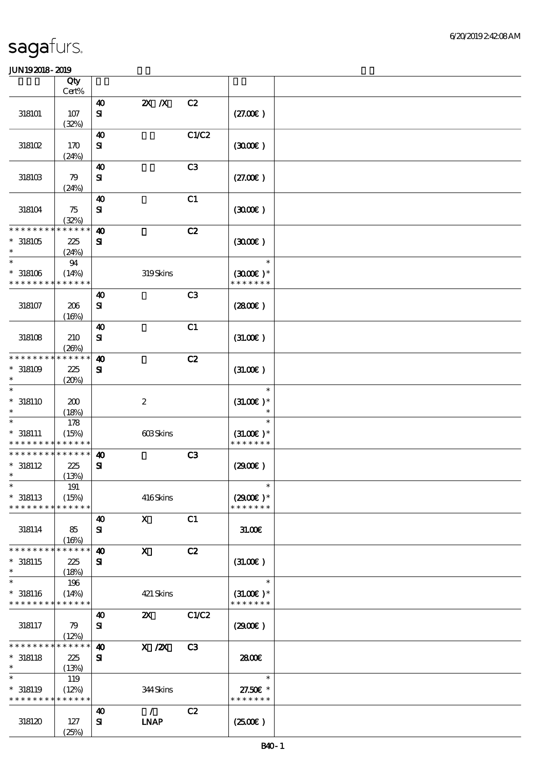sagafurs.

JUN19 2018 - 2019

| | Qty Cert% | | | | | |
|---|---|---|---|---|---|---|
| 318101 | 107 (32%) | 40 SI | 2X /X | C2 | (27.00€) | |
| 318102 | 170 (24%) | 40 SI | | C1/C2 | (30.00€) | |
| 318103 | 79 (24%) | 40 SI | | C3 | (27.00€) | |
| 318104 | 75 (32%) | 40 SI | | C1 | (30.00€) | |
| * * * * * * * * * * * * * * 318105 * | 225 (24%) | 40 SI | | C2 | (30.00€) | |
| * * 318106 * * * * * * * * * * * * * | 94 (14%) | | 319 Skins | | * (30.00€) * * * * * * * * | |
| 318107 | 206 (16%) | 40 SI | | C3 | (28.00€) | |
| 318108 | 210 (26%) | 40 SI | | C1 | (31.00€) | |
| * * * * * * * * * * * * * * 318109 * | 225 (20%) | 40 SI | | C2 | (31.00€) | |
| * * 318110 * | 200 (18%) | | 2 | | * (31.00€) * * | |
| * * 318111 * * * * * * * * * * * * * | 178 (15%) | | 603 Skins | | * (31.00€) * * * * * * * * | |
| * * * * * * * * * * * * * * 318112 * | 225 (13%) | 40 SI | | C3 | (29.00€) | |
| * * 318113 * * * * * * * * * * * * * | 191 (15%) | | 416 Skins | | * (29.00€) * * * * * * * * | |
| 318114 | 85 (16%) | 40 SI | X | C1 | 31.00€ | |
| * * * * * * * * * * * * * * 318115 * | 225 (18%) | 40 SI | X | C2 | (31.00€) | |
| * * 318116 * * * * * * * * * * * * * | 196 (14%) | | 421 Skins | | * (31.00€) * * * * * * * * | |
| 318117 | 79 (12%) | 40 SI | 2X | C1/C2 | (29.00€) | |
| * * * * * * * * * * * * * * 318118 * | 225 (13%) | 40 SI | X /2X | C3 | 28.00€ | |
| * * 318119 * * * * * * * * * * * * * | 119 (12%) | | 344 Skins | | * 27.50€ * * * * * * * * | |
| 318120 | 127 (25%) | 40 SI | / LNAP | C2 | (25.00€) | |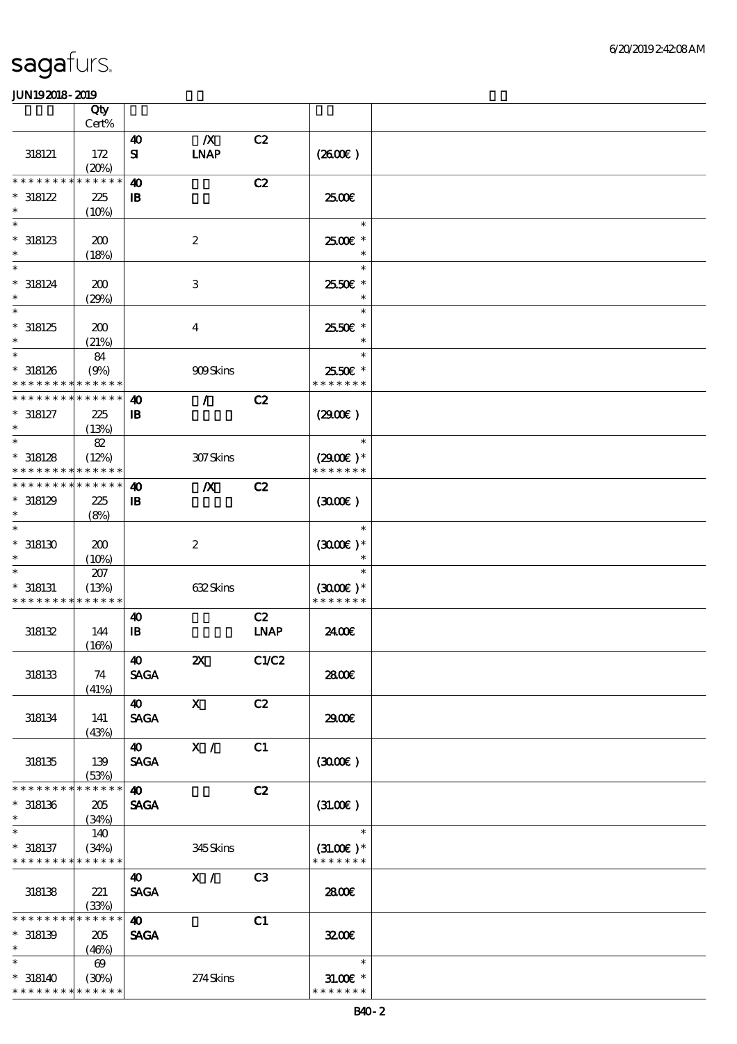| | Qty Cert% | | | | | |
|---|---|---|---|---|---|---|
| 318121 | 172 (20%) | 40 SI | /X LNAP | C2 | (26.00€) | |
| * * * * * * * * * * * * * * 318122 * | 225 (10%) | 40 IB | | C2 | 25.00€ | |
| * * 318123 * | 200 (18%) | | 2 | | * 25.00€ * * | |
| * * 318124 * | 200 (29%) | | 3 | | * 25.50€ * * | |
| * * 318125 * | 200 (21%) | | 4 | | * 25.50€ * * | |
| * * 318126 * * * * * * * * * * * * * | 84 (9%) | | 909 Skins | | * 25.50€ * * * * * * * * | |
| * * * * * * * * * * * * * * 318127 * | 225 (13%) | 40 IB | / | C2 | (29.00€) | |
| * * 318128 * * * * * * * * * * * * * | 82 (12%) | | 307 Skins | | * (29.00€) * * * * * * * * | |
| * * * * * * * * * * * * * * 318129 * | 225 (8%) | 40 IB | /X | C2 | (30.00€) | |
| * * 318130 * | 200 (10%) | | 2 | | * (30.00€) * * | |
| * * 318131 * * * * * * * * * * * * * | 207 (13%) | | 632 Skins | | * (30.00€) * * * * * * * * | |
| 318132 | 144 (16%) | 40 IB | | C2 LNAP | 24.00€ | |
| 318133 | 74 (41%) | 40 SAGA | 2X | C1/C2 | 28.00€ | |
| 318134 | 141 (43%) | 40 SAGA | X | C2 | 29.00€ | |
| 318135 | 139 (53%) | 40 SAGA | X / | C1 | (30.00€) | |
| * * * * * * * * * * * * * * 318136 * | 205 (34%) | 40 SAGA | | C2 | (31.00€) | |
| * * 318137 * * * * * * * * * * * * * | 140 (34%) | | 345 Skins | | * (31.00€) * * * * * * * * | |
| 318138 | 221 (33%) | 40 SAGA | X / | C3 | 28.00€ | |
| * * * * * * * * * * * * * * 318139 * | 205 (46%) | 40 SAGA | | C1 | 32.00€ | |
| * * 318140 * * * * * * * * * * * * * | 69 (30%) | | 274 Skins | | * 31.00€ * * * * * * * * | |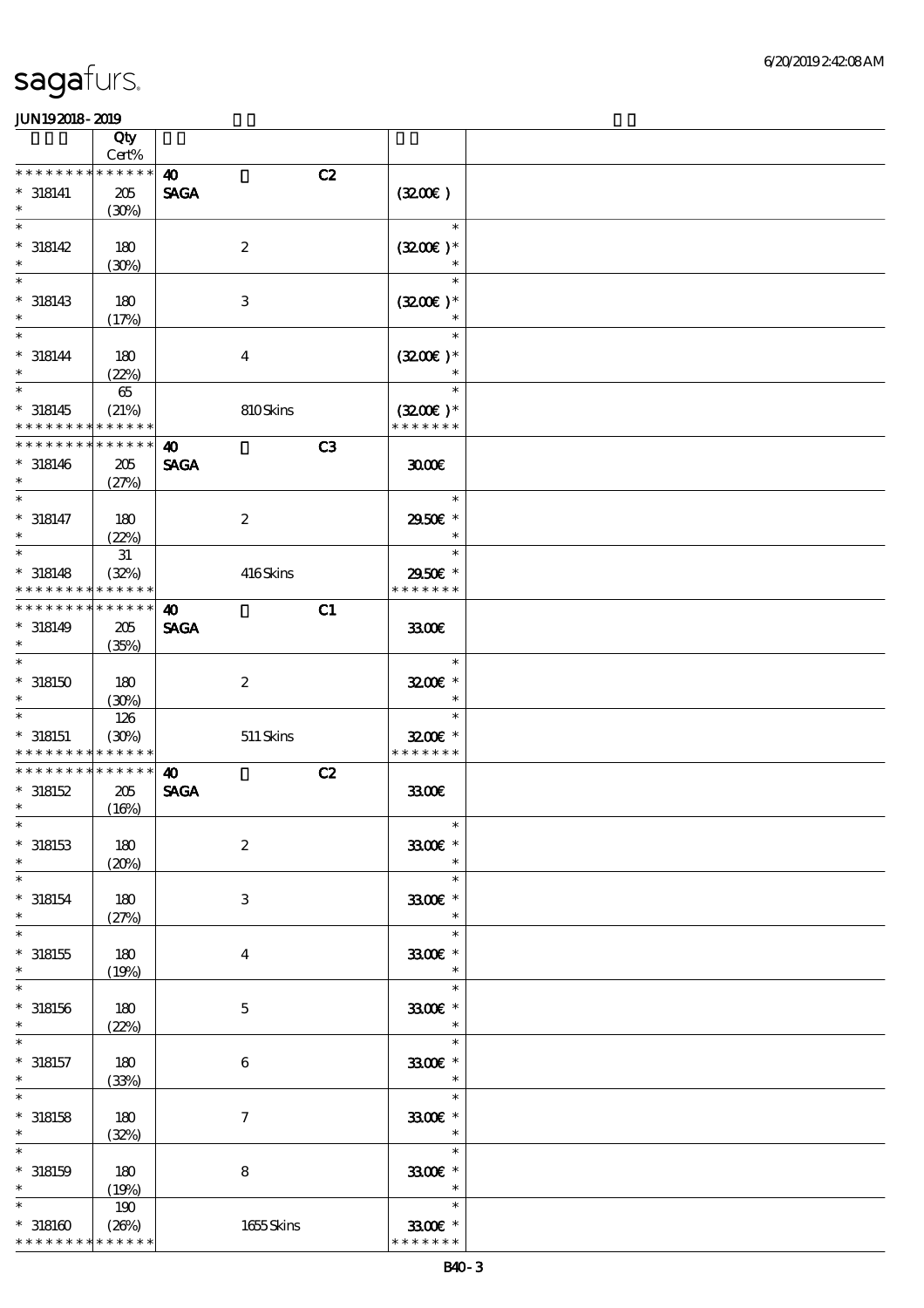| | Qty Cert% | | | |
|---|---|---|---|---|
| * * * * * * * * * * * * * * | 40 | C2 | | |
| * 318141 | 205 (30%) | SAGA | (32.00€) | |
| * 318142 | 180 (30%) | 2 | (32.00€) * | |
| * 318143 | 180 (17%) | 3 | (32.00€) * | |
| * 318144 | 180 (22%) | 4 | (32.00€) * | |
| * 318145 | 65 (21%) | 810 Skins | (32.00€) * | |
| * * * * * * * * * * * * * * | 40 | C3 | | |
| * 318146 | 205 (27%) | SAGA | 30.00€ | |
| * 318147 | 180 (22%) | 2 | 29.50€ * | |
| * 318148 | 31 (32%) | 416 Skins | 29.50€ * | |
| * * * * * * * * * * * * * * | 40 | C1 | | |
| * 318149 | 205 (35%) | SAGA | 33.00€ | |
| * 318150 | 180 (30%) | 2 | 32.00€ * | |
| * 318151 | 126 (30%) | 511 Skins | 32.00€ * | |
| * * * * * * * * * * * * * * | 40 | C2 | | |
| * 318152 | 205 (16%) | SAGA | 33.00€ | |
| * 318153 | 180 (20%) | 2 | 33.00€ * | |
| * 318154 | 180 (27%) | 3 | 33.00€ * | |
| * 318155 | 180 (19%) | 4 | 33.00€ * | |
| * 318156 | 180 (22%) | 5 | 33.00€ * | |
| * 318157 | 180 (33%) | 6 | 33.00€ * | |
| * 318158 | 180 (32%) | 7 | 33.00€ * | |
| * 318159 | 180 (19%) | 8 | 33.00€ * | |
| * 318160 | 190 (26%) | 1655 Skins | 33.00€ * | |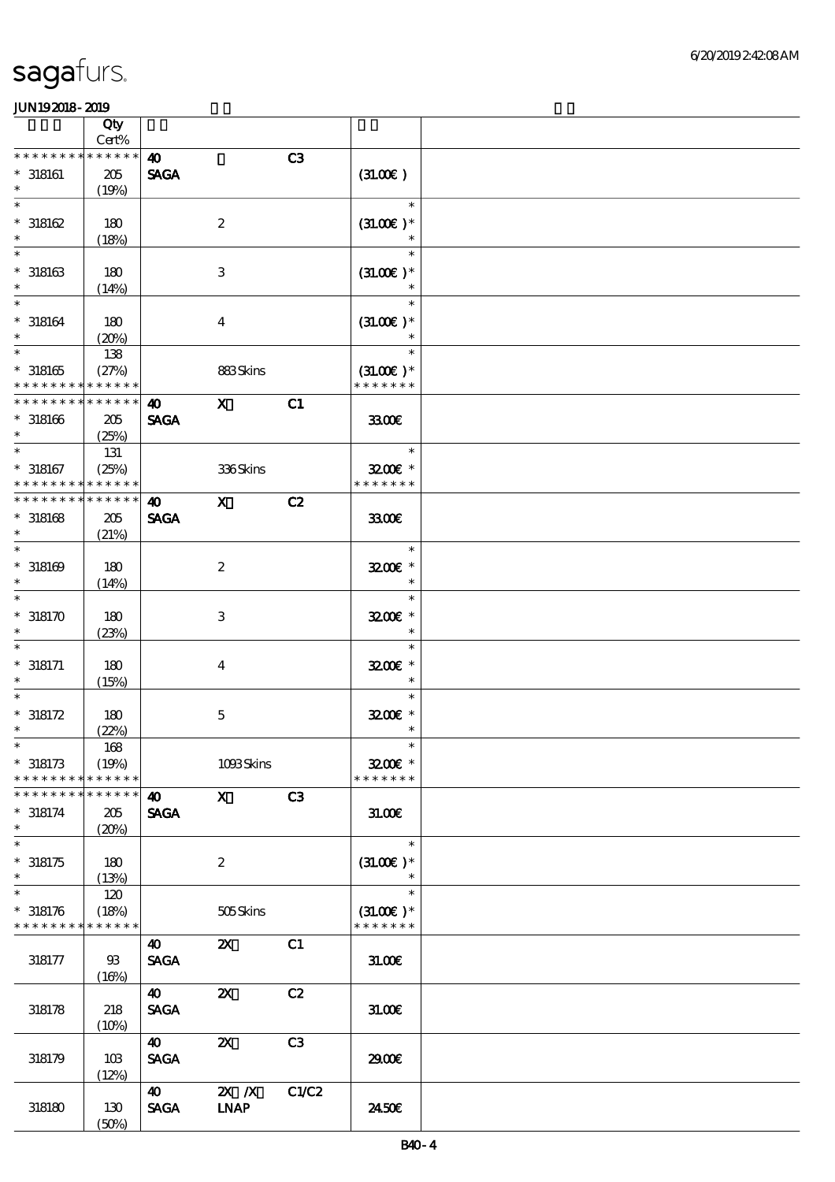| | Qty<br>Cert% | | | | | |
|---|---|---|---|---|---|---|
| * * * * * * * * * * * * * * | | 40 | | C3 | | |
| * 318161 | 205 | SAGA | | | (31.00€) | |
| * | (19%) | | | | | |
| * | | | | | * | |
| * 318162 | 180 | | 2 | | (31.00€) * | |
| * | (18%) | | | | * | |
| * | | | | | * | |
| * 318163 | 180 | | 3 | | (31.00€) * | |
| * | (14%) | | | | * | |
| * | | | | | * | |
| * 318164 | 180 | | 4 | | (31.00€) * | |
| * | (20%) | | | | * | |
| * | 138 | | | | * | |
| * 318165 | (27%) | | 883 Skins | | (31.00€) * | |
| * * * * * * * * * * * * * * | | | | | * * * * * * * | |
| * * * * * * * * * * * * * * | | 40 | X | C1 | | |
| * 318166 | 205 | SAGA | | | 33.00€ | |
| * | (25%) | | | | | |
| * | 131 | | | | * | |
| * 318167 | (25%) | | 336 Skins | | 32.00€ * | |
| * * * * * * * * * * * * * * | | | | | * * * * * * * | |
| * * * * * * * * * * * * * * | | 40 | X | C2 | | |
| * 318168 | 205 | SAGA | | | 33.00€ | |
| * | (21%) | | | | | |
| * | | | | | * | |
| * 318169 | 180 | | 2 | | 32.00€ * | |
| * | (14%) | | | | * | |
| * | | | | | * | |
| * 318170 | 180 | | 3 | | 32.00€ * | |
| * | (23%) | | | | * | |
| * | | | | | * | |
| * 318171 | 180 | | 4 | | 32.00€ * | |
| * | (15%) | | | | * | |
| * | | | | | * | |
| * 318172 | 180 | | 5 | | 32.00€ * | |
| * | (22%) | | | | * | |
| * | 168 | | | | * | |
| * 318173 | (19%) | | 1093 Skins | | 32.00€ * | |
| * * * * * * * * * * * * * * | | | | | * * * * * * * | |
| * * * * * * * * * * * * * * | | 40 | X | C3 | | |
| * 318174 | 205 | SAGA | | | 31.00€ | |
| * | (20%) | | | | | |
| * | | | | | * | |
| * 318175 | 180 | | 2 | | (31.00€) * | |
| * | (13%) | | | | * | |
| * | 120 | | | | * | |
| * 318176 | (18%) | | 505 Skins | | (31.00€) * | |
| * * * * * * * * * * * * * * | | | | | * * * * * * * | |
| | | 40 | 2X | C1 | | |
| 318177 | 93 | SAGA | | | 31.00€ | |
| | (16%) | | | | | |
| | | 40 | 2X | C2 | | |
| 318178 | 218 | SAGA | | | 31.00€ | |
| | (10%) | | | | | |
| | | 40 | 2X | C3 | | |
| 318179 | 103 | SAGA | | | 29.00€ | |
| | (12%) | | | | | |
| | | 40 | 2X /X | C1/C2 | | |
| 318180 | 130 | SAGA | LNAP | | 24.50€ | |
| | (50%) | | | | | |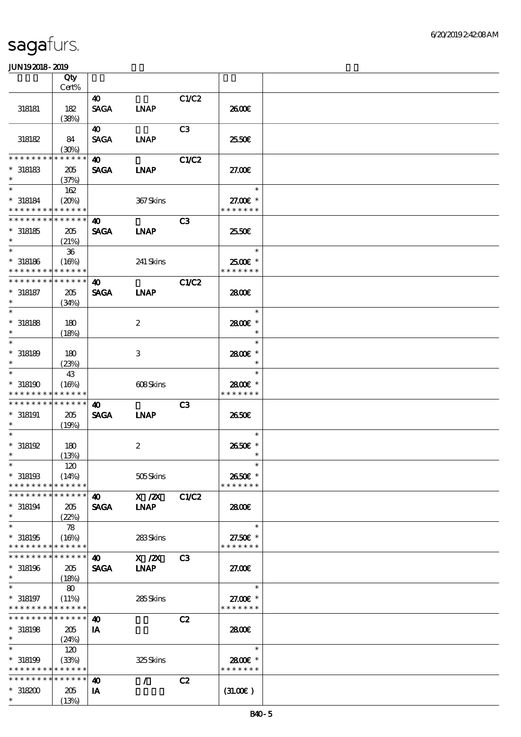sagafurs.

JUN192018-2019

| | Qty Cert% | | | | | |
|---|---|---|---|---|---|---|
| | | 40 | | C1/C2 | | |
| 318181 | 182 (38%) | SAGA | LNAP | | 26.00€ | |
| | | 40 | | C3 | | |
| 318182 | 84 (30%) | SAGA | LNAP | | 25.50€ | |
| * * * * * * * * * * * * * * | | 40 | | C1/C2 | | |
| * 318183 * | 205 (37%) | SAGA | LNAP | | 27.00€ | |
| * | 162 | | | | * | |
| * 318184 * * * * * * * * * * * * * * | (20%) | | 367 Skins | | 27.00€ * * * * * * * * | |
| * * * * * * * * * * * * * * | | 40 | | C3 | | |
| * 318185 * | 205 (21%) | SAGA | LNAP | | 25.50€ | |
| * | 36 | | | | * | |
| * 318186 * * * * * * * * * * * * * * | (16%) | | 241 Skins | | 25.00€ * * * * * * * * | |
| * * * * * * * * * * * * * * | | 40 | | C1/C2 | | |
| * 318187 * | 205 (34%) | SAGA | LNAP | | 28.00€ | |
| * | | | | | * | |
| * 318188 * | 180 (18%) | | 2 | | 28.00€ * * | |
| * | | | | | * | |
| * 318189 * | 180 (23%) | | 3 | | 28.00€ * * | |
| * | 43 | | | | * | |
| * 318190 * * * * * * * * * * * * * * | (16%) | | 608 Skins | | 28.00€ * * * * * * * * | |
| * * * * * * * * * * * * * * | | 40 | | C3 | | |
| * 318191 * | 205 (19%) | SAGA | LNAP | | 26.50€ | |
| * | | | | | * | |
| * 318192 * | 180 (13%) | | 2 | | 26.50€ * * | |
| * | 120 | | | | * | |
| * 318193 * * * * * * * * * * * * * * | (14%) | | 505 Skins | | 26.50€ * * * * * * * * | |
| * * * * * * * * * * * * * * | | 40 | X /2X | C1/C2 | | |
| * 318194 * | 205 (22%) | SAGA | LNAP | | 28.00€ | |
| * | 78 | | | | * | |
| * 318195 * * * * * * * * * * * * * * | (16%) | | 283 Skins | | 27.50€ * * * * * * * * | |
| * * * * * * * * * * * * * * | | 40 | X /2X | C3 | | |
| * 318196 * | 205 (18%) | SAGA | LNAP | | 27.00€ | |
| * | 80 | | | | * | |
| * 318197 * * * * * * * * * * * * * * | (11%) | | 285 Skins | | 27.00€ * * * * * * * * | |
| * * * * * * * * * * * * * * | | 40 | | C2 | | |
| * 318198 * | 205 (24%) | IA | | | 28.00€ | |
| * | 120 | | | | * | |
| * 318199 * * * * * * * * * * * * * * | (33%) | | 325 Skins | | 28.00€ * * * * * * * * | |
| * * * * * * * * * * * * * * | | 40 | / | C2 | | |
| * 318200 * | 205 (13%) | IA | | | (31.00€ ) | |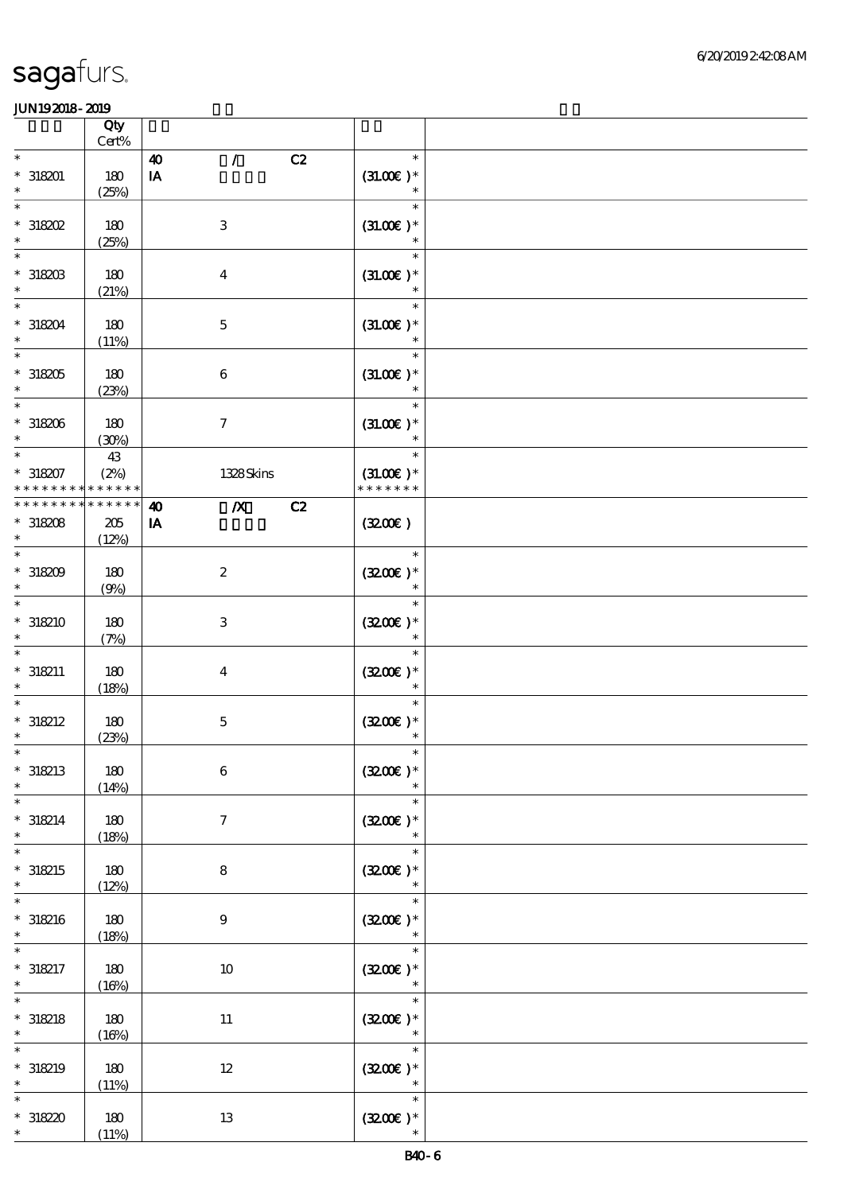# sagafurs.

JUN19 2018 - 2019

| | Qty Cert% | | | | |
|---|---|---|---|---|---|
| * | | 40 / C2 | | * | |
| * 318201 | 180 | IA | | (31.00€ )* | |
| * | (25%) | | | * | |
| * | | | | * | |
| * 318202 | 180 | 3 | | (31.00€ )* | |
| * | (25%) | | | * | |
| * | | | | * | |
| * 318203 | 180 | 4 | | (31.00€ )* | |
| * | (21%) | | | * | |
| * | | | | * | |
| * 318204 | 180 | 5 | | (31.00€ )* | |
| * | (11%) | | | * | |
| * | | | | * | |
| * 318205 | 180 | 6 | | (31.00€ )* | |
| * | (23%) | | | * | |
| * | | | | * | |
| * 318206 | 180 | 7 | | (31.00€ )* | |
| * | (30%) | | | * | |
| * | 43 | | | * | |
| * 318207 | (2%) | 1328 Skins | | (31.00€ )* | |
| * * * * * * * * * * * * * * | | | | * * * * * * * | |
| * * * * * * * * * * * * * * | | 40 /X C2 | | | |
| * 318208 | 205 | IA | | (32.00€ ) | |
| * | (12%) | | | | |
| * | | | | * | |
| * 318209 | 180 | 2 | | (32.00€ )* | |
| * | (9%) | | | * | |
| * | | | | * | |
| * 318210 | 180 | 3 | | (32.00€ )* | |
| * | (7%) | | | * | |
| * | | | | * | |
| * 318211 | 180 | 4 | | (32.00€ )* | |
| * | (18%) | | | * | |
| * | | | | * | |
| * 318212 | 180 | 5 | | (32.00€ )* | |
| * | (23%) | | | * | |
| * | | | | * | |
| * 318213 | 180 | 6 | | (32.00€ )* | |
| * | (14%) | | | * | |
| * | | | | * | |
| * 318214 | 180 | 7 | | (32.00€ )* | |
| * | (18%) | | | * | |
| * | | | | * | |
| * 318215 | 180 | 8 | | (32.00€ )* | |
| * | (12%) | | | * | |
| * | | | | * | |
| * 318216 | 180 | 9 | | (32.00€ )* | |
| * | (18%) | | | * | |
| * | | | | * | |
| * 318217 | 180 | 10 | | (32.00€ )* | |
| * | (16%) | | | * | |
| * | | | | * | |
| * 318218 | 180 | 11 | | (32.00€ )* | |
| * | (16%) | | | * | |
| * | | | | * | |
| * 318219 | 180 | 12 | | (32.00€ )* | |
| * | (11%) | | | * | |
| * | | | | * | |
| * 318220 | 180 | 13 | | (32.00€ )* | |
| * | (11%) | | | * | |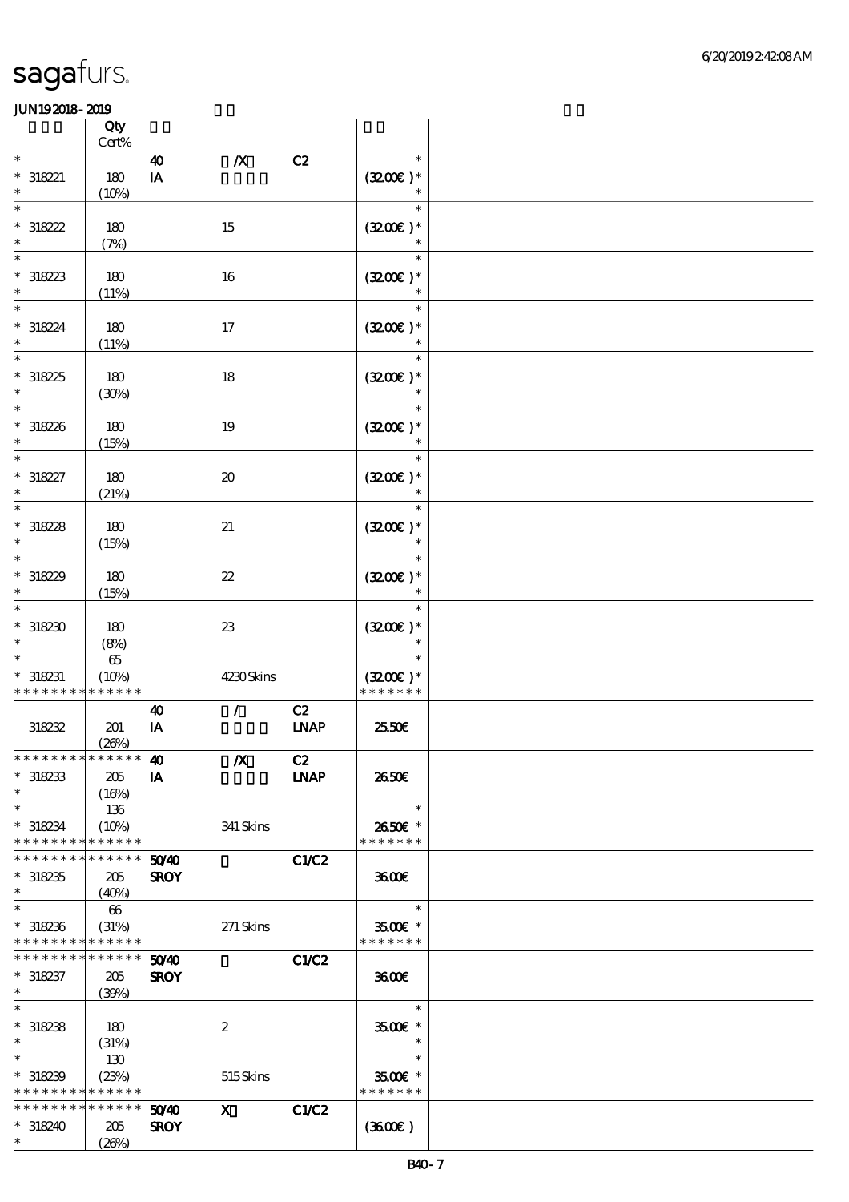| | Qty Cert% | | | | | |
|---|---|---|---|---|---|---|
| * | | 40 | /X | C2 | * | |
| * 318221 | 180 | IA | | | (32.00€ )* | |
| * | (10%) | | | | * | |
| * | | | | | * | |
| * 318222 | 180 | | 15 | | (32.00€ )* | |
| * | (7%) | | | | * | |
| * | | | | | * | |
| * 318223 | 180 | | 16 | | (32.00€ )* | |
| * | (11%) | | | | * | |
| * | | | | | * | |
| * 318224 | 180 | | 17 | | (32.00€ )* | |
| * | (11%) | | | | * | |
| * | | | | | * | |
| * 318225 | 180 | | 18 | | (32.00€ )* | |
| * | (30%) | | | | * | |
| * | | | | | * | |
| * 318226 | 180 | | 19 | | (32.00€ )* | |
| * | (15%) | | | | * | |
| * | | | | | * | |
| * 318227 | 180 | | 20 | | (32.00€ )* | |
| * | (21%) | | | | * | |
| * | | | | | * | |
| * 318228 | 180 | | 21 | | (32.00€ )* | |
| * | (15%) | | | | * | |
| * | | | | | * | |
| * 318229 | 180 | | 22 | | (32.00€ )* | |
| * | (15%) | | | | * | |
| * | | | | | * | |
| * 318230 | 180 | | 23 | | (32.00€ )* | |
| * | (8%) | | | | * | |
| * | 65 | | | | * | |
| * 318231 | (10%) | | 4230 Skins | | (32.00€ )* | |
| * * * * * * * * * * * * * * | | | | | * * * * * * * | |
| | | 40 | / | C2 | | |
| 318232 | 201 | IA | | LNAP | 25.50€ | |
| | (26%) | | | | | |
| * * * * * * * * * * * * * * | | 40 | /X | C2 | | |
| * 318233 | 205 | IA | | LNAP | 26.50€ | |
| * | (16%) | | | | | |
| * | 136 | | | | * | |
| * 318234 | (10%) | | 341 Skins | | 26.50€ * | |
| * * * * * * * * * * * * * * | | | | | * * * * * * * | |
| * * * * * * * * * * * * * * | | 50/40 | | C1/C2 | | |
| * 318235 | 205 | SROY | | | 36.00€ | |
| * | (40%) | | | | | |
| * | 66 | | | | * | |
| * 318236 | (31%) | | 271 Skins | | 35.00€ * | |
| * * * * * * * * * * * * * * | | | | | * * * * * * * | |
| * * * * * * * * * * * * * * | | 50/40 | | C1/C2 | | |
| * 318237 | 205 | SROY | | | 36.00€ | |
| * | (39%) | | | | | |
| * | | | | | * | |
| * 318238 | 180 | | 2 | | 35.00€ * | |
| * | (31%) | | | | * | |
| * | 130 | | | | * | |
| * 318239 | (23%) | | 515 Skins | | 35.00€ * | |
| * * * * * * * * * * * * * * | | | | | * * * * * * * | |
| * * * * * * * * * * * * * * | | 50/40 | X | C1/C2 | | |
| * 318240 | 205 | SROY | | | (36.00€ ) | |
| * | (26%) | | | | | |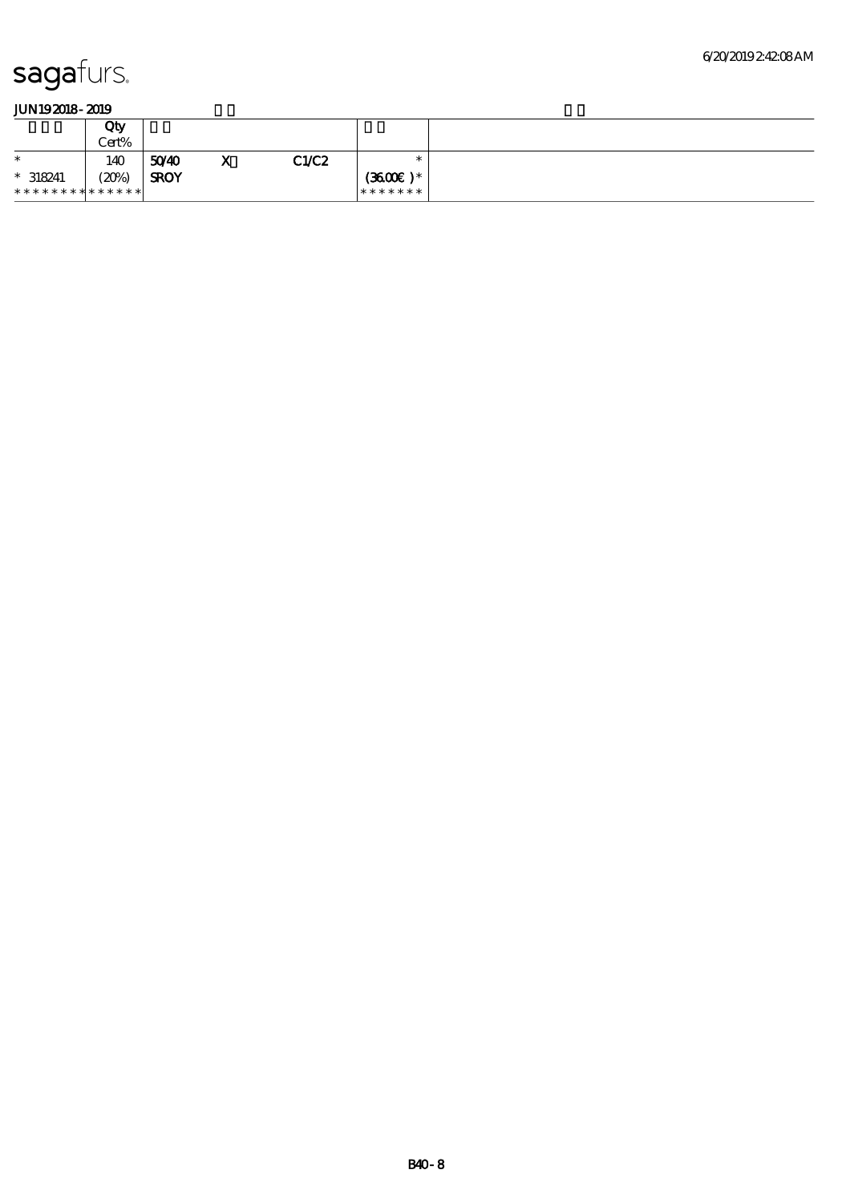sagafurs.

JUN19 2018 - 2019

| | Qty<br>Cert% | | | | | |
|---|---|---|---|---|---|---|
| * | 140 | 50/40 | X | C1/C2 | * | |
| * 318241 | (20%) | SROY | | | (36.00€ )* | |
| * * * * * * * * * * * * * * | | | | | * * * * * * * | |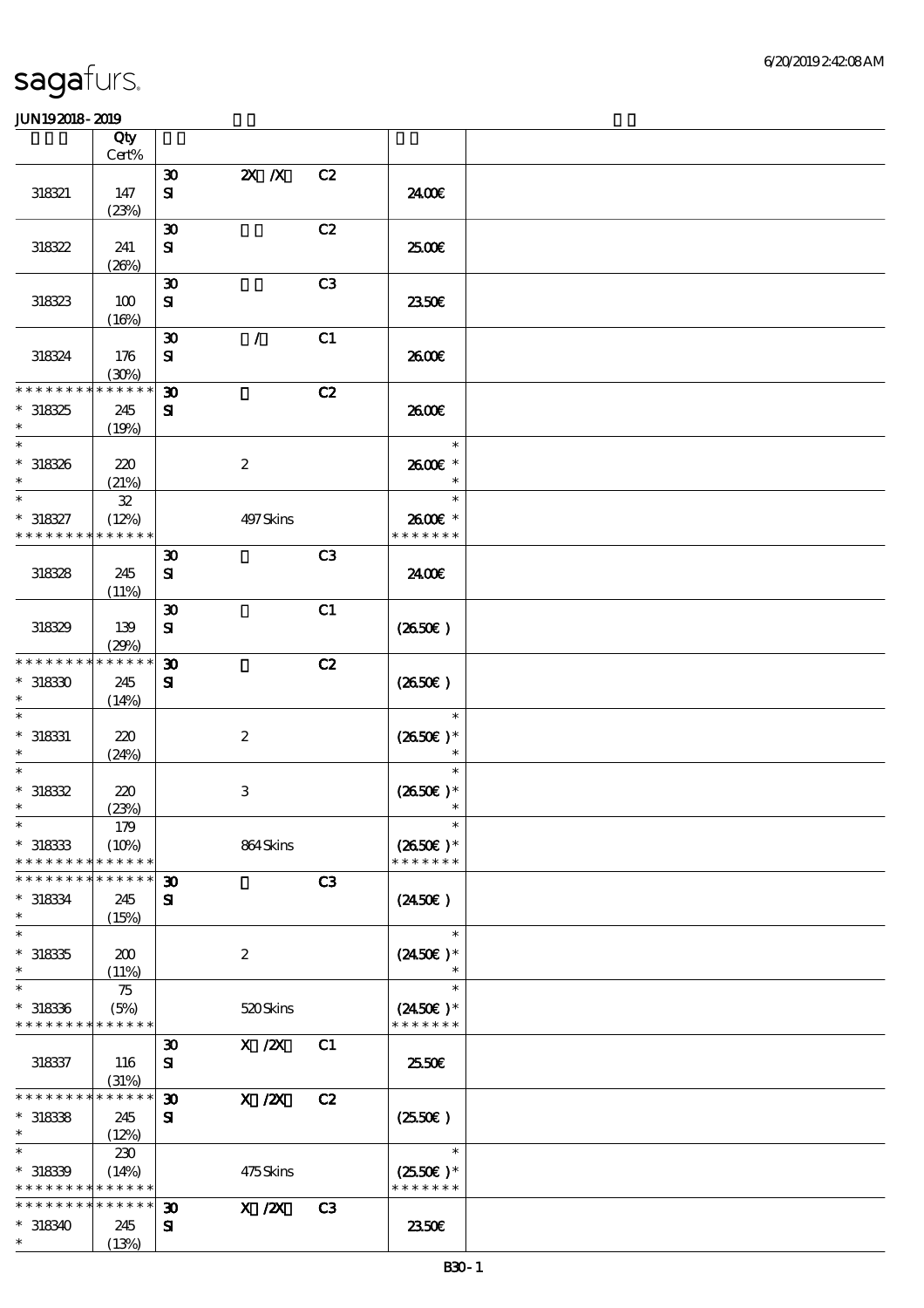| | Qty Cert% | | | | | |
|---|---|---|---|---|---|---|
| 318321 | 147 (23%) | 30 SI | 2X /X | C2 | 24.00€ | |
| 318322 | 241 (26%) | 30 SI | | C2 | 25.00€ | |
| 318323 | 100 (16%) | 30 SI | | C3 | 23.50€ | |
| 318324 | 176 (30%) | 30 SI | / | C1 | 26.00€ | |
| * * * * * * * * * * * * * * * 318325 * | 245 (19%) | 30 SI | | C2 | 26.00€ | |
| * * 318326 * | 220 (21%) | | 2 | | * 26.00€ * * | |
| * * 318327 * * * * * * * * * * * * * * | 32 (12%) | | 497 Skins | | * 26.00€ * * * * * * * * | |
| 318328 | 245 (11%) | 30 SI | | C3 | 24.00€ | |
| 318329 | 139 (29%) | 30 SI | | C1 | (26.50€ ) | |
| * * * * * * * * * * * * * * * 318330 * | 245 (14%) | 30 SI | | C2 | (26.50€ ) | |
| * * 318331 * | 220 (24%) | | 2 | | * (26.50€ )* * | |
| * * 318332 * | 220 (23%) | | 3 | | * (26.50€ )* * | |
| * * 318333 * * * * * * * * * * * * * * | 179 (10%) | | 864 Skins | | * (26.50€ )* * * * * * * * | |
| * * * * * * * * * * * * * * * 318334 * | 245 (15%) | 30 SI | | C3 | (24.50€ ) | |
| * * 318335 * | 200 (11%) | | 2 | | * (24.50€ )* * | |
| * * 318336 * * * * * * * * * * * * * * | 75 (5%) | | 520 Skins | | * (24.50€ )* * * * * * * * | |
| 318337 | 116 (31%) | 30 SI | X /2X | C1 | 25.50€ | |
| * * * * * * * * * * * * * * * 318338 * | 245 (12%) | 30 SI | X /2X | C2 | (25.50€ ) | |
| * * 318339 * * * * * * * * * * * * * * | 230 (14%) | | 475 Skins | | * (25.50€ )* * * * * * * * | |
| * * * * * * * * * * * * * * * 318340 * | 245 (13%) | 30 SI | X /2X | C3 | 23.50€ | |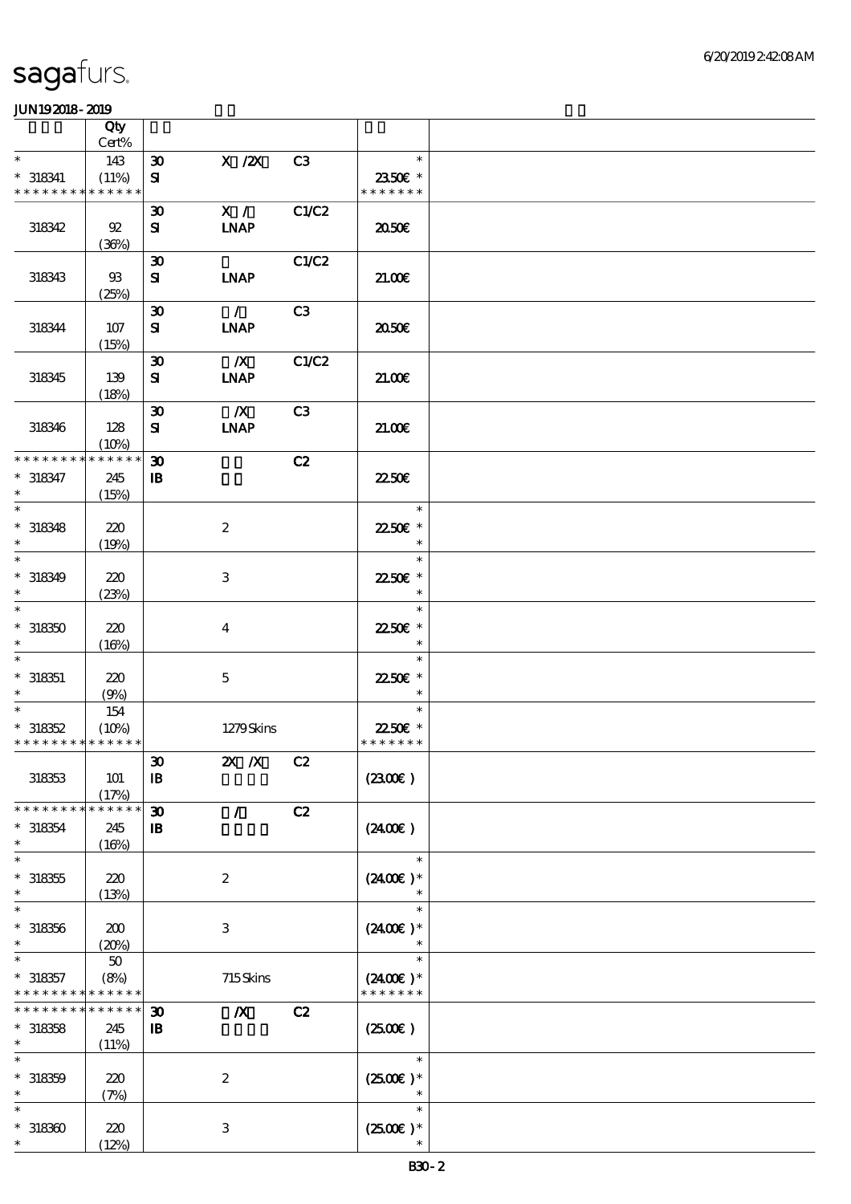sagafurs.

JUN192018-2019

| | Qty Cert% | | | | | |
|---|---|---|---|---|---|---|
| * * 318341 * * * * * * * * * * * * * * | 143 (11%) | 30 SI | X /2X | C3 | * 23.50€ * * * * * * * * | |
| 318342 | 92 (36%) | 30 SI | X / LNAP | C1/C2 | 20.50€ | |
| 318343 | 93 (25%) | 30 SI | LNAP | C1/C2 | 21.00€ | |
| 318344 | 107 (15%) | 30 SI | / LNAP | C3 | 20.50€ | |
| 318345 | 139 (18%) | 30 SI | /X LNAP | C1/C2 | 21.00€ | |
| 318346 | 128 (10%) | 30 SI | /X LNAP | C3 | 21.00€ | |
| * * * * * * * * * * * * * * * 318347 * | 245 (15%) | 30 IB | | C2 | 22.50€ | |
| * * 318348 * | 220 (19%) | | 2 | | * 22.50€ * * | |
| * * 318349 * | 220 (23%) | | 3 | | * 22.50€ * * | |
| * * 318350 * | 220 (16%) | | 4 | | * 22.50€ * * | |
| * * 318351 * | 220 (9%) | | 5 | | * 22.50€ * * | |
| * * 318352 * * * * * * * * * * * * * * | 154 (10%) | | 1279 Skins | | * 22.50€ * * * * * * * * | |
| 318353 | 101 (17%) | 30 IB | 2X /X | C2 | (23.00€ ) | |
| * * * * * * * * * * * * * * * 318354 * | 245 (16%) | 30 IB | / | C2 | (24.00€ ) | |
| * * 318355 * | 220 (13%) | | 2 | | * (24.00€ )* * | |
| * * 318356 * | 200 (20%) | | 3 | | * (24.00€ )* * | |
| * * 318357 * * * * * * * * * * * * * * | 50 (8%) | | 715 Skins | | * (24.00€ )* * * * * * * * | |
| * * * * * * * * * * * * * * * 318358 * | 245 (11%) | 30 IB | /X | C2 | (25.00€ ) | |
| * * 318359 * | 220 (7%) | | 2 | | * (25.00€ )* * | |
| * * 318360 * | 220 (12%) | | 3 | | * (25.00€ )* * | |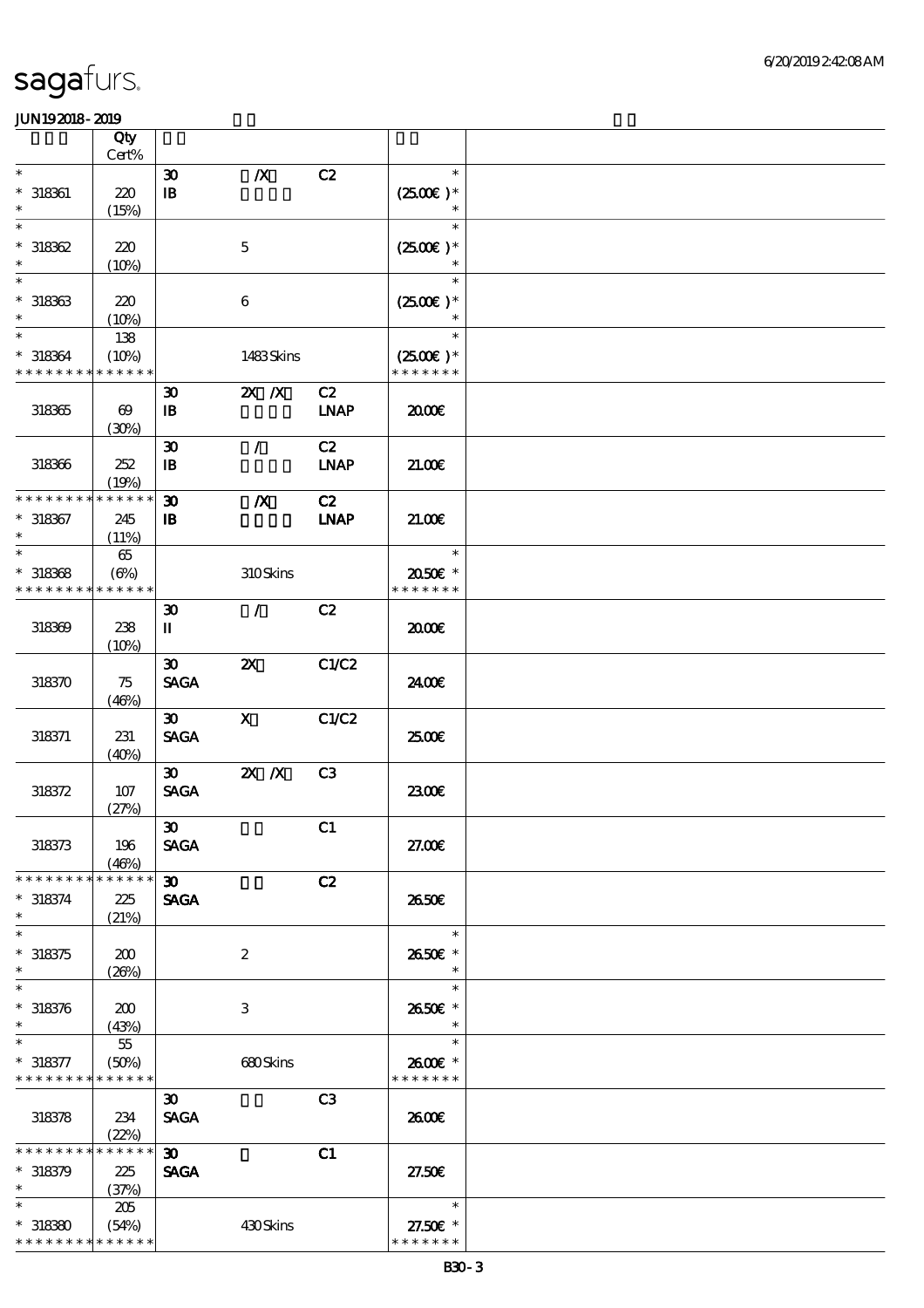# sagafurs.

JUN19 2018 - 2019

| | Qty Cert% | | | | | |
|---|---|---|---|---|---|---|
| * | | 30 | /X | C2 | * | |
| * 318361 | 220 | IB | | | (25.00€)* | |
| * | (15%) | | | | * | |
| * | | | | | * | |
| * 318362 | 220 | | 5 | | (25.00€)* | |
| * | (10%) | | | | * | |
| * | | | | | * | |
| * 318363 | 220 | | 6 | | (25.00€)* | |
| * | (10%) | | | | * | |
| * | 138 | | | | * | |
| * 318364 | (10%) | | 1483 Skins | | (25.00€)* | |
| * * * * * * * * * * * * * * | | | | | * * * * * * * | |
| | | 30 | 2X /X | C2 | | |
| 318365 | 69 | IB | | LNAP | 20.00€ | |
| | (30%) | | | | | |
| | | 30 | / | C2 | | |
| 318366 | 252 | IB | | LNAP | 21.00€ | |
| | (19%) | | | | | |
| * * * * * * * * * * * * * * | | 30 | /X | C2 | | |
| * 318367 | 245 | IB | | LNAP | 21.00€ | |
| * | (11%) | | | | | |
| * | 65 | | | | * | |
| * 318368 | (6%) | | 310 Skins | | 20.50€ * | |
| * * * * * * * * * * * * * * | | | | | * * * * * * * | |
| | | 30 | / | C2 | | |
| 318369 | 238 | II | | | 20.00€ | |
| | (10%) | | | | | |
| | | 30 | 2X | C1/C2 | | |
| 318370 | 75 | SAGA | | | 24.00€ | |
| | (46%) | | | | | |
| | | 30 | X | C1/C2 | | |
| 318371 | 231 | SAGA | | | 25.00€ | |
| | (40%) | | | | | |
| | | 30 | 2X /X | C3 | | |
| 318372 | 107 | SAGA | | | 23.00€ | |
| | (27%) | | | | | |
| | | 30 | | C1 | | |
| 318373 | 196 | SAGA | | | 27.00€ | |
| | (46%) | | | | | |
| * * * * * * * * * * * * * * | | 30 | | C2 | | |
| * 318374 | 225 | SAGA | | | 26.50€ | |
| * | (21%) | | | | | |
| * | | | | | * | |
| * 318375 | 200 | | 2 | | 26.50€ * | |
| * | (26%) | | | | * | |
| * | | | | | * | |
| * 318376 | 200 | | 3 | | 26.50€ * | |
| * | (43%) | | | | * | |
| * | 55 | | | | * | |
| * 318377 | (50%) | | 680 Skins | | 26.00€ * | |
| * * * * * * * * * * * * * * | | | | | * * * * * * * | |
| | | 30 | | C3 | | |
| 318378 | 234 | SAGA | | | 26.00€ | |
| | (22%) | | | | | |
| * * * * * * * * * * * * * * | | 30 | | C1 | | |
| * 318379 | 225 | SAGA | | | 27.50€ | |
| * | (37%) | | | | | |
| * | 205 | | | | * | |
| * 318380 | (54%) | | 430 Skins | | 27.50€ * | |
| * * * * * * * * * * * * * * | | | | | * * * * * * * | |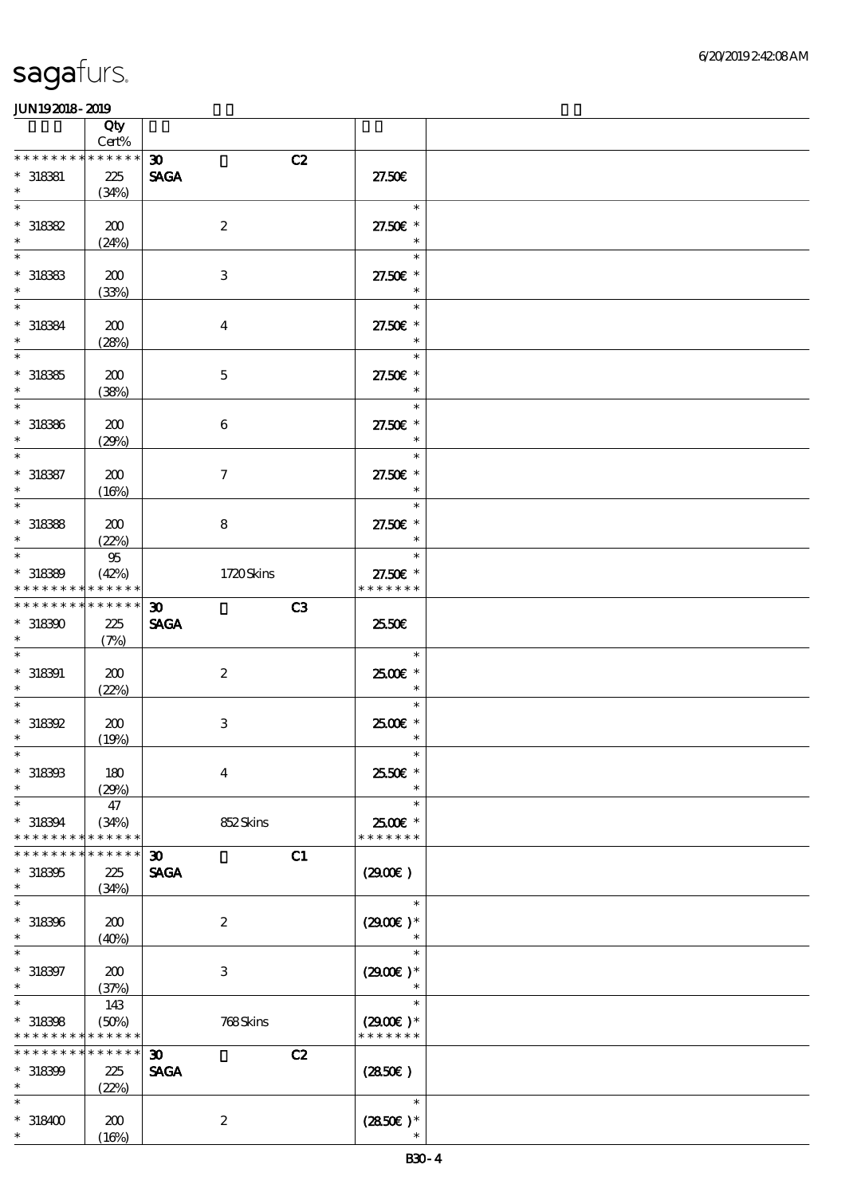sagafurs.

JUN19 2018 - 2019

| | Qty Cert% | | | | |
|---|---|---|---|---|---|
| * * * * * * * * * * * * * * | | 30 | | C2 | |
| * 318381 | 225 | SAGA | | | 27.50€ |
| * | (34%) | | | | |
| * | | | | | * |
| * 318382 | 200 | | 2 | | 27.50€ * |
| * | (24%) | | | | * |
| * | | | | | * |
| * 318383 | 200 | | 3 | | 27.50€ * |
| * | (33%) | | | | * |
| * | | | | | * |
| * 318384 | 200 | | 4 | | 27.50€ * |
| * | (28%) | | | | * |
| * | | | | | * |
| * 318385 | 200 | | 5 | | 27.50€ * |
| * | (38%) | | | | * |
| * | | | | | * |
| * 318386 | 200 | | 6 | | 27.50€ * |
| * | (29%) | | | | * |
| * | | | | | * |
| * 318387 | 200 | | 7 | | 27.50€ * |
| * | (16%) | | | | * |
| * | | | | | * |
| * 318388 | 200 | | 8 | | 27.50€ * |
| * | (22%) | | | | * |
| * | 95 | | | | * |
| * 318389 | (42%) | | 1720 Skins | | 27.50€ * |
| * * * * * * * * * * * * * * | | | | | * * * * * * * |
| * * * * * * * * * * * * * * | | 30 | | C3 | |
| * 318390 | 225 | SAGA | | | 25.50€ |
| * | (7%) | | | | |
| * | | | | | * |
| * 318391 | 200 | | 2 | | 25.00€ * |
| * | (22%) | | | | * |
| * | | | | | * |
| * 318392 | 200 | | 3 | | 25.00€ * |
| * | (19%) | | | | * |
| * | | | | | * |
| * 318393 | 180 | | 4 | | 25.50€ * |
| * | (29%) | | | | * |
| * | 47 | | | | * |
| * 318394 | (34%) | | 852 Skins | | 25.00€ * |
| * * * * * * * * * * * * * * | | | | | * * * * * * * |
| * * * * * * * * * * * * * * | | 30 | | C1 | |
| * 318395 | 225 | SAGA | | | (29.00€ ) |
| * | (34%) | | | | |
| * | | | | | * |
| * 318396 | 200 | | 2 | | (29.00€ )* |
| * | (40%) | | | | * |
| * | | | | | * |
| * 318397 | 200 | | 3 | | (29.00€ )* |
| * | (37%) | | | | * |
| * | 143 | | | | * |
| * 318398 | (50%) | | 768 Skins | | (29.00€ )* |
| * * * * * * * * * * * * * * | | | | | * * * * * * * |
| * * * * * * * * * * * * * * | | 30 | | C2 | |
| * 318399 | 225 | SAGA | | | (28.50€ ) |
| * | (22%) | | | | |
| * | | | | | * |
| * 318400 | 200 | | 2 | | (28.50€ )* |
| * | (16%) | | | | * |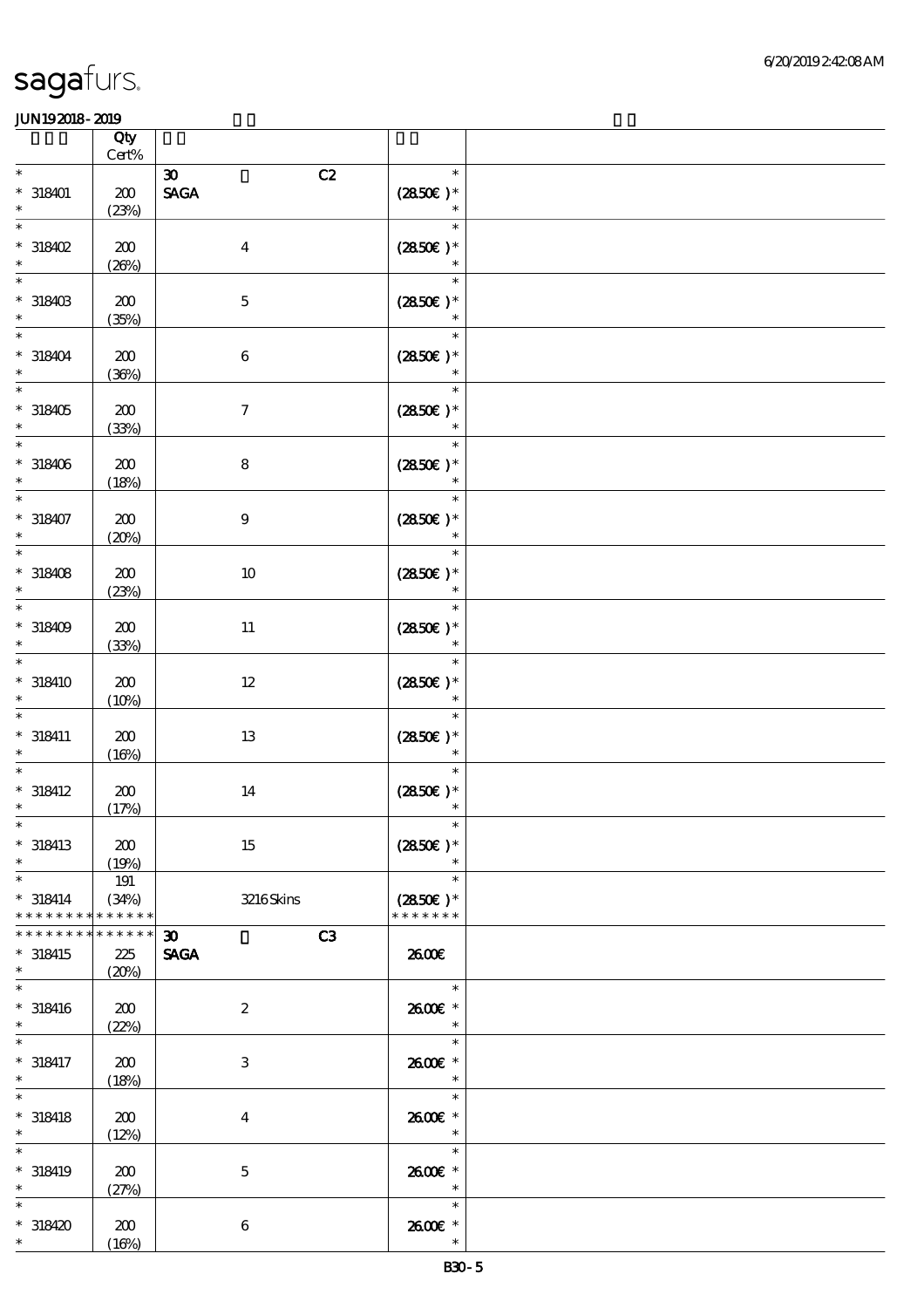# sagafurs.

JUN19 2018 - 2019

| | Qty Cert% | | |
|---|---|---|---|
| * | | 30 C2 | * |
| * 318401 | 200 | SAGA | (28.50€ )* |
| * | (23%) | | * |
| * | | | * |
| * 318402 | 200 | 4 | (28.50€ )* |
| * | (26%) | | * |
| * | | | * |
| * 318403 | 200 | 5 | (28.50€ )* |
| * | (35%) | | * |
| * | | | * |
| * 318404 | 200 | 6 | (28.50€ )* |
| * | (36%) | | * |
| * | | | * |
| * 318405 | 200 | 7 | (28.50€ )* |
| * | (33%) | | * |
| * | | | * |
| * 318406 | 200 | 8 | (28.50€ )* |
| * | (18%) | | * |
| * | | | * |
| * 318407 | 200 | 9 | (28.50€ )* |
| * | (20%) | | * |
| * | | | * |
| * 318408 | 200 | 10 | (28.50€ )* |
| * | (23%) | | * |
| * | | | * |
| * 318409 | 200 | 11 | (28.50€ )* |
| * | (33%) | | * |
| * | | | * |
| * 318410 | 200 | 12 | (28.50€ )* |
| * | (10%) | | * |
| * | | | * |
| * 318411 | 200 | 13 | (28.50€ )* |
| * | (16%) | | * |
| * | | | * |
| * 318412 | 200 | 14 | (28.50€ )* |
| * | (17%) | | * |
| * | | | * |
| * 318413 | 200 | 15 | (28.50€ )* |
| * | (19%) | | * |
| * | 191 | | * |
| * 318414 | (34%) | 3216 Skins | (28.50€ )* |
| * * * * * * * * * * * * * | | | * * * * * * * |
| * * * * * * * * * * * * * | | 30 C3 | |
| * 318415 | 225 | SAGA | 26.00€ |
| * | (20%) | | |
| * | | | * |
| * 318416 | 200 | 2 | 26.00€ * |
| * | (22%) | | * |
| * | | | * |
| * 318417 | 200 | 3 | 26.00€ * |
| * | (18%) | | * |
| * | | | * |
| * 318418 | 200 | 4 | 26.00€ * |
| * | (12%) | | * |
| * | | | * |
| * 318419 | 200 | 5 | 26.00€ * |
| * | (27%) | | * |
| * | | | * |
| * 318420 | 200 | 6 | 26.00€ * |
| * | (16%) | | * |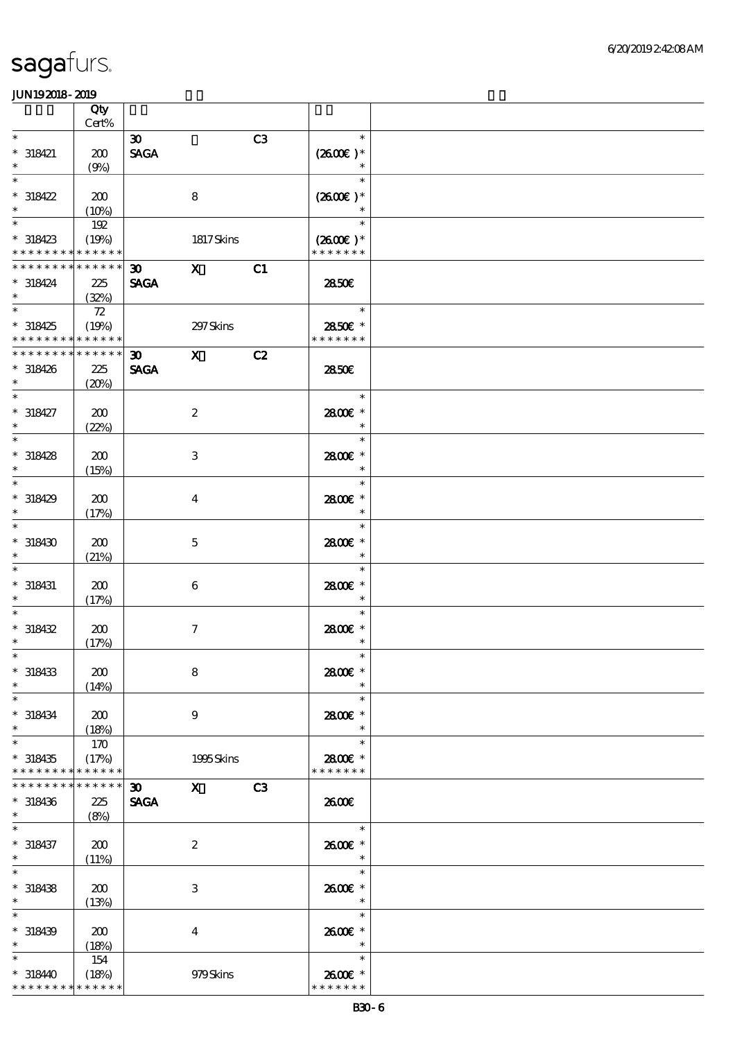sagafurs.

JUN19 2018 - 2019

| | Qty Cert% | | | | |
|---|---|---|---|---|---|
| * | | 30 | | C3 | * |
| * 318421 | 200 | SAGA | | | (26.00€) * |
| * | (9%) | | | | * |
| * | | | | | * |
| * 318422 | 200 | | 8 | | (26.00€) * |
| * | (10%) | | | | * |
| * | 192 | | | | * |
| * 318423 | (19%) | | 1817 Skins | | (26.00€) * |
| * * * * * * * * * * * * * | | | | | * * * * * * * |
| * * * * * * * * * * * * * | | 30 | X | C1 | |
| * 318424 | 225 | SAGA | | | 28.50€ |
| * | (32%) | | | | |
| * | 72 | | | | * |
| * 318425 | (19%) | | 297 Skins | | 28.50€ * |
| * * * * * * * * * * * * * | | | | | * * * * * * * |
| * * * * * * * * * * * * * | | 30 | X | C2 | |
| * 318426 | 225 | SAGA | | | 28.50€ |
| * | (20%) | | | | |
| * | | | | | * |
| * 318427 | 200 | | 2 | | 28.00€ * |
| * | (22%) | | | | * |
| * | | | | | * |
| * 318428 | 200 | | 3 | | 28.00€ * |
| * | (15%) | | | | * |
| * | | | | | * |
| * 318429 | 200 | | 4 | | 28.00€ * |
| * | (17%) | | | | * |
| * | | | | | * |
| * 318430 | 200 | | 5 | | 28.00€ * |
| * | (21%) | | | | * |
| * | | | | | * |
| * 318431 | 200 | | 6 | | 28.00€ * |
| * | (17%) | | | | * |
| * | | | | | * |
| * 318432 | 200 | | 7 | | 28.00€ * |
| * | (17%) | | | | * |
| * | | | | | * |
| * 318433 | 200 | | 8 | | 28.00€ * |
| * | (14%) | | | | * |
| * | | | | | * |
| * 318434 | 200 | | 9 | | 28.00€ * |
| * | (18%) | | | | * |
| * | 170 | | | | * |
| * 318435 | (17%) | | 1995 Skins | | 28.00€ * |
| * * * * * * * * * * * * * | | | | | * * * * * * * |
| * * * * * * * * * * * * * | | 30 | X | C3 | |
| * 318436 | 225 | SAGA | | | 26.00€ |
| * | (8%) | | | | |
| * | | | | | * |
| * 318437 | 200 | | 2 | | 26.00€ * |
| * | (11%) | | | | * |
| * | | | | | * |
| * 318438 | 200 | | 3 | | 26.00€ * |
| * | (13%) | | | | * |
| * | | | | | * |
| * 318439 | 200 | | 4 | | 26.00€ * |
| * | (18%) | | | | * |
| * | 154 | | | | * |
| * 318440 | (18%) | | 979 Skins | | 26.00€ * |
| * * * * * * * * * * * * * | | | | | * * * * * * * |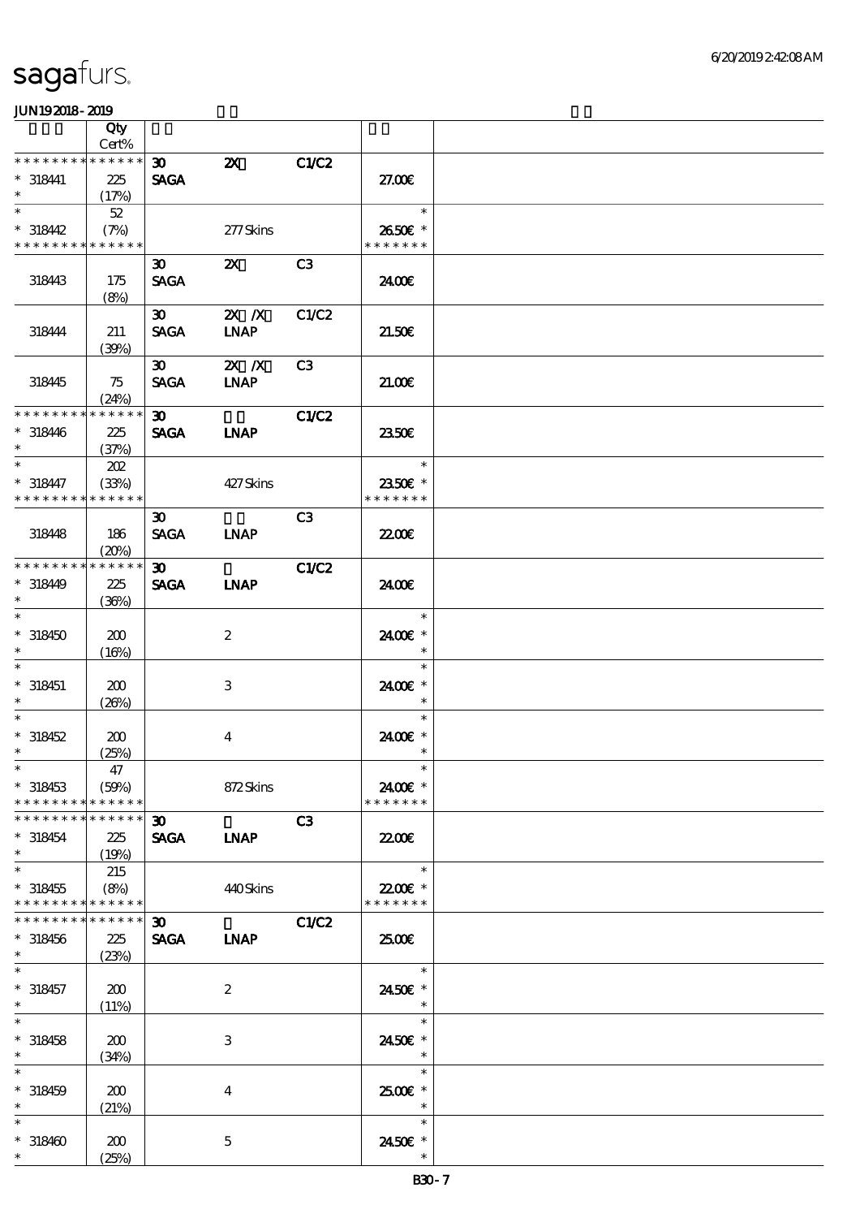# sagafurs.

JUN192018 - 2019

| | Qty<br>Cert% | | | | | |
|---|---|---|---|---|---|---|
| * * * * * * * * * * * * * * | | 30 | 2X | C1/C2 | | |
| * 318441 | 225 | SAGA | | | 27.00€ | |
| * | (17%) | | | | | |
| * | 52 | | | | * | |
| * 318442 | (7%) | | 277 Skins | | 26.50€ * | |
| * * * * * * * * * * * * * * | | | | | * * * * * * * | |
| | | 30 | 2X | C3 | | |
| 318443 | 175 | SAGA | | | 24.00€ | |
| | (8%) | | | | | |
| | | 30 | 2X /X | C1/C2 | | |
| 318444 | 211 | SAGA | LNAP | | 21.50€ | |
| | (39%) | | | | | |
| | | 30 | 2X /X | C3 | | |
| 318445 | 75 | SAGA | LNAP | | 21.00€ | |
| | (24%) | | | | | |
| * * * * * * * * * * * * * * | | 30 | | C1/C2 | | |
| * 318446 | 225 | SAGA | LNAP | | 23.50€ | |
| * | (37%) | | | | | |
| * | 202 | | | | * | |
| * 318447 | (33%) | | 427 Skins | | 23.50€ * | |
| * * * * * * * * * * * * * * | | | | | * * * * * * * | |
| | | 30 | | C3 | | |
| 318448 | 186 | SAGA | LNAP | | 22.00€ | |
| | (20%) | | | | | |
| * * * * * * * * * * * * * * | | 30 | | C1/C2 | | |
| * 318449 | 225 | SAGA | LNAP | | 24.00€ | |
| * | (36%) | | | | | |
| * | | | | | * | |
| * 318450 | 200 | | 2 | | 24.00€ * | |
| * | (16%) | | | | * | |
| * | | | | | * | |
| * 318451 | 200 | | 3 | | 24.00€ * | |
| * | (26%) | | | | * | |
| * | | | | | * | |
| * 318452 | 200 | | 4 | | 24.00€ * | |
| * | (25%) | | | | * | |
| * | 47 | | | | * | |
| * 318453 | (59%) | | 872 Skins | | 24.00€ * | |
| * * * * * * * * * * * * * * | | | | | * * * * * * * | |
| * * * * * * * * * * * * * * | | 30 | | C3 | | |
| * 318454 | 225 | SAGA | LNAP | | 22.00€ | |
| * | (19%) | | | | | |
| * | 215 | | | | * | |
| * 318455 | (8%) | | 440 Skins | | 22.00€ * | |
| * * * * * * * * * * * * * * | | | | | * * * * * * * | |
| * * * * * * * * * * * * * * | | 30 | | C1/C2 | | |
| * 318456 | 225 | SAGA | LNAP | | 25.00€ | |
| * | (23%) | | | | | |
| * | | | | | * | |
| * 318457 | 200 | | 2 | | 24.50€ * | |
| * | (11%) | | | | * | |
| * | | | | | * | |
| * 318458 | 200 | | 3 | | 24.50€ * | |
| * | (34%) | | | | * | |
| * | | | | | * | |
| * 318459 | 200 | | 4 | | 25.00€ * | |
| * | (21%) | | | | * | |
| * | | | | | * | |
| * 318460 | 200 | | 5 | | 24.50€ * | |
| * | (25%) | | | | * | |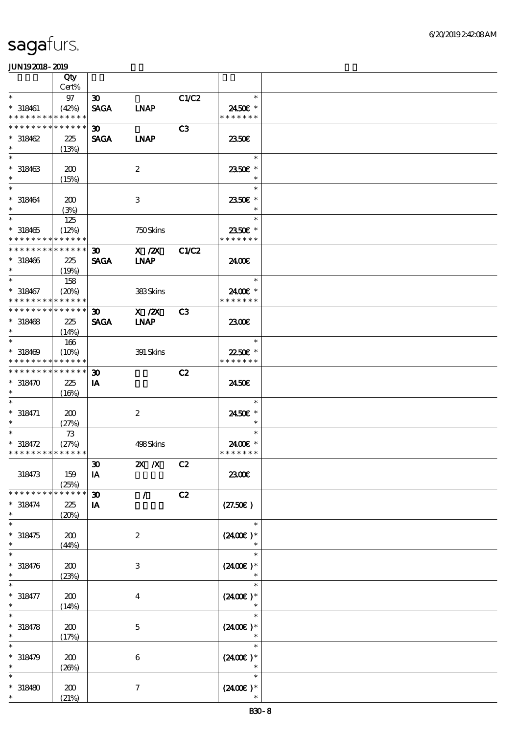| | Qty Cert% | | | | | |
|---|---|---|---|---|---|---|
| * | 97 | 30 | | C1/C2 | * | |
| * 318461 | (42%) | SAGA | LNAP | | 24.50€ * | |
| * * * * * * * * * * * * * * | | | | | * * * * * * * | |
| * * * * * * * * * * * * * * | | 30 | | C3 | | |
| * 318462 | 225 | SAGA | LNAP | | 23.50€ | |
| * | (13%) | | | | | |
| * | | | | | * | |
| * 318463 | 200 | | 2 | | 23.50€ * | |
| * | (15%) | | | | * | |
| * | | | | | * | |
| * 318464 | 200 | | 3 | | 23.50€ * | |
| * | (3%) | | | | * | |
| * | 125 | | | | * | |
| * 318465 | (12%) | | 750 Skins | | 23.50€ * | |
| * * * * * * * * * * * * * * | | | | | * * * * * * * | |
| * * * * * * * * * * * * * * | | 30 | X /2X | C1/C2 | | |
| * 318466 | 225 | SAGA | LNAP | | 24.00€ | |
| * | (19%) | | | | | |
| * | 158 | | | | * | |
| * 318467 | (20%) | | 383 Skins | | 24.00€ * | |
| * * * * * * * * * * * * * * | | | | | * * * * * * * | |
| * * * * * * * * * * * * * * | | 30 | X /2X | C3 | | |
| * 318468 | 225 | SAGA | LNAP | | 23.00€ | |
| * | (14%) | | | | | |
| * | 166 | | | | * | |
| * 318469 | (10%) | | 391 Skins | | 22.50€ * | |
| * * * * * * * * * * * * * * | | | | | * * * * * * * | |
| * * * * * * * * * * * * * * | | 30 | | C2 | | |
| * 318470 | 225 | IA | | | 24.50€ | |
| * | (16%) | | | | | |
| * | | | | | * | |
| * 318471 | 200 | | 2 | | 24.50€ * | |
| * | (27%) | | | | * | |
| * | 73 | | | | * | |
| * 318472 | (27%) | | 498 Skins | | 24.00€ * | |
| * * * * * * * * * * * * * * | | | | | * * * * * * * | |
| | | 30 | 2X /X | C2 | | |
| 318473 | 159 | IA | | | 23.00€ | |
| | (25%) | | | | | |
| * * * * * * * * * * * * * * | | 30 | / | C2 | | |
| * 318474 | 225 | IA | | | (27.50€ ) | |
| * | (20%) | | | | | |
| * | | | | | * | |
| * 318475 | 200 | | 2 | | (24.00€ )* | |
| * | (44%) | | | | * | |
| * | | | | | * | |
| * 318476 | 200 | | 3 | | (24.00€ )* | |
| * | (23%) | | | | * | |
| * | | | | | * | |
| * 318477 | 200 | | 4 | | (24.00€ )* | |
| * | (14%) | | | | * | |
| * | | | | | * | |
| * 318478 | 200 | | 5 | | (24.00€ )* | |
| * | (17%) | | | | * | |
| * | | | | | * | |
| * 318479 | 200 | | 6 | | (24.00€ )* | |
| * | (26%) | | | | * | |
| * | | | | | * | |
| * 318480 | 200 | | 7 | | (24.00€ )* | |
| * | (21%) | | | | * | |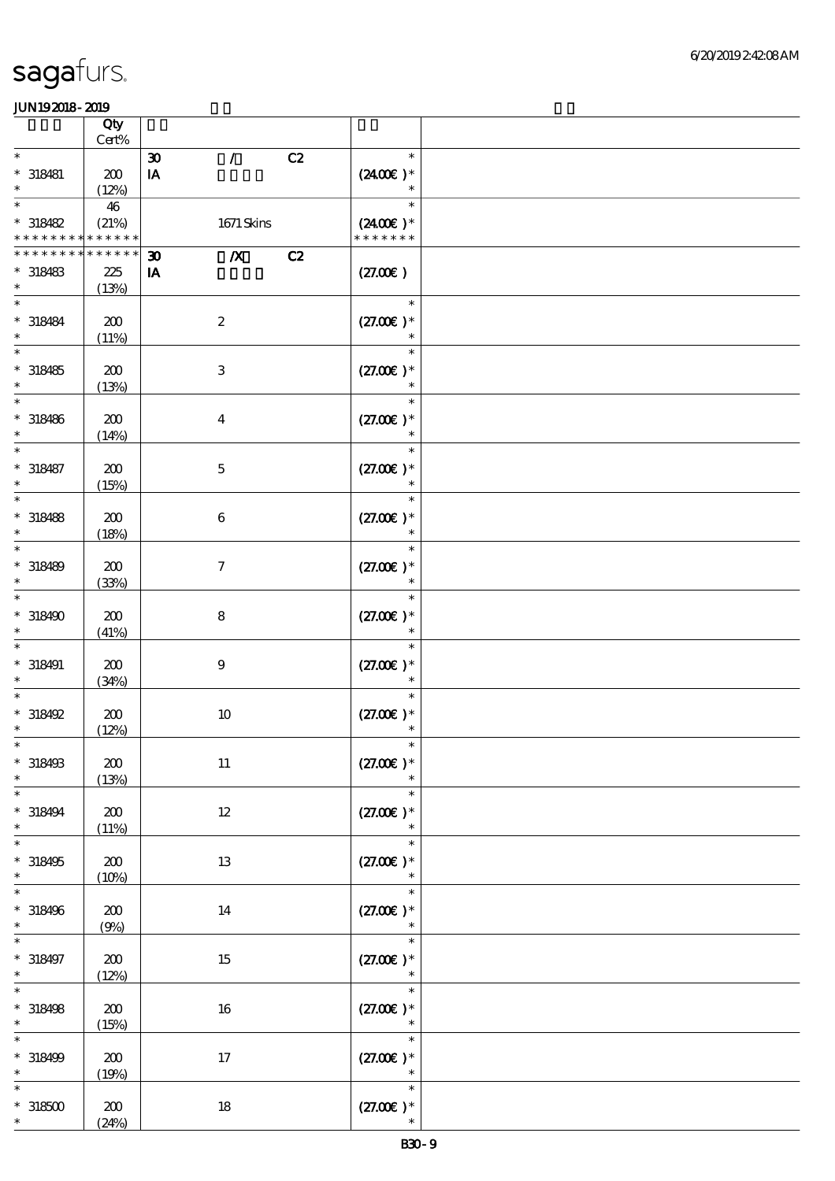# sagafurs.

JUN192018-2019

| | Qty Cert% | | | |
|---|---|---|---|---|
| * 318481 * | 200 (12%) | 30 / C2 IA | * (24.00€)* * | |
| * 318482 * * * * * * * * * * * * * * | 46 (21%) | 1671 Skins | * (24.00€)* * * * * * * * | |
| * * * * * * * * * * * * * * 318483 * | 225 (13%) | 30 /X C2 IA | (27.00€) | |
| * 318484 * | 200 (11%) | 2 | * (27.00€)* * | |
| * 318485 * | 200 (13%) | 3 | * (27.00€)* * | |
| * 318486 * | 200 (14%) | 4 | * (27.00€)* * | |
| * 318487 * | 200 (15%) | 5 | * (27.00€)* * | |
| * 318488 * | 200 (18%) | 6 | * (27.00€)* * | |
| * 318489 * | 200 (33%) | 7 | * (27.00€)* * | |
| * 318490 * | 200 (41%) | 8 | * (27.00€)* * | |
| * 318491 * | 200 (34%) | 9 | * (27.00€)* * | |
| * 318492 * | 200 (12%) | 10 | * (27.00€)* * | |
| * 318493 * | 200 (13%) | 11 | * (27.00€)* * | |
| * 318494 * | 200 (11%) | 12 | * (27.00€)* * | |
| * 318495 * | 200 (10%) | 13 | * (27.00€)* * | |
| * 318496 * | 200 (9%) | 14 | * (27.00€)* * | |
| * 318497 * | 200 (12%) | 15 | * (27.00€)* * | |
| * 318498 * | 200 (15%) | 16 | * (27.00€)* * | |
| * 318499 * | 200 (19%) | 17 | * (27.00€)* * | |
| * 318500 * | 200 (24%) | 18 | * (27.00€)* * | |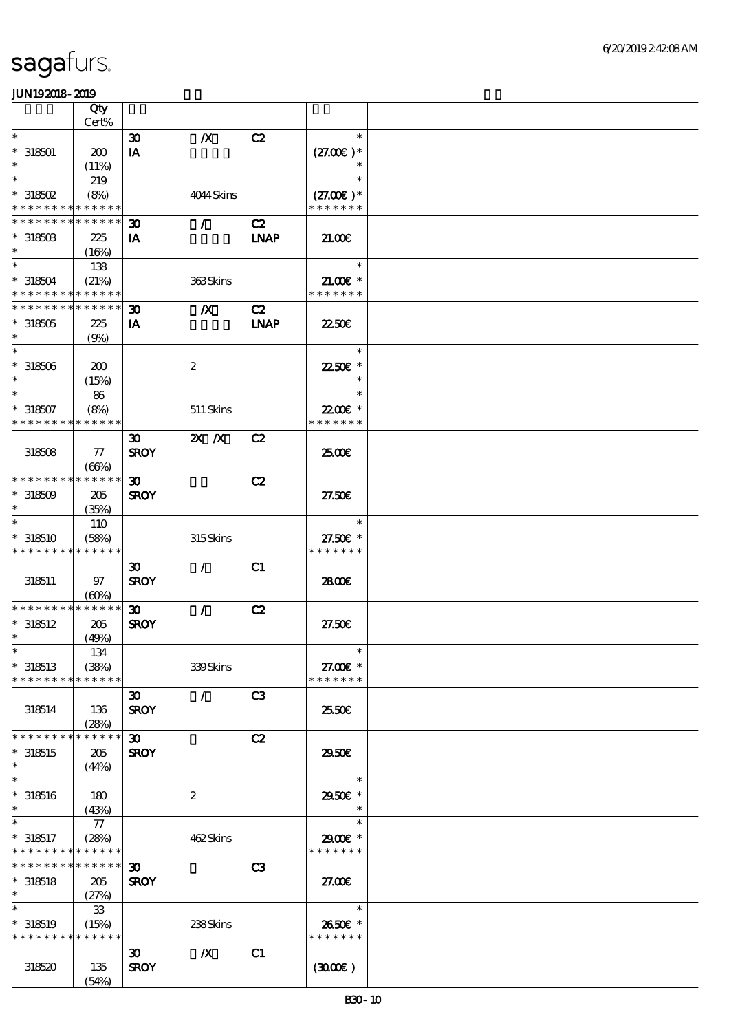sagafurs.

JUN19 2018 - 2019

| | Qty<br>Cert% | | | | | |
|---|---|---|---|---|---|---|
| * | | 30 | /X | C2 | * | |
| * 318501 | 200 | IA | | | (27.00€ )* | |
| * | (11%) | | | | * | |
| * | 219 | | | | * | |
| * 318502 | (8%) | | 4044 Skins | | (27.00€ )* | |
| * * * * * * * * * * * * * * | | | | | * * * * * * * | |
| * * * * * * * * * * * * * * | | 30 | / | C2 | | |
| * 318503 | 225 | IA | | LNAP | 21.00€ | |
| * | (16%) | | | | | |
| * | 138 | | | | * | |
| * 318504 | (21%) | | 363 Skins | | 21.00€ * | |
| * * * * * * * * * * * * * * | | | | | * * * * * * * | |
| * * * * * * * * * * * * * * | | 30 | /X | C2 | | |
| * 318505 | 225 | IA | | LNAP | 22.50€ | |
| * | (9%) | | | | | |
| * | | | | | * | |
| * 318506 | 200 | | 2 | | 22.50€ * | |
| * | (15%) | | | | * | |
| * | 86 | | | | * | |
| * 318507 | (8%) | | 511 Skins | | 22.00€ * | |
| * * * * * * * * * * * * * * | | | | | * * * * * * * | |
| | | 30 | 2X /X | C2 | | |
| 318508 | 77 | SROY | | | 25.00€ | |
| | (66%) | | | | | |
| * * * * * * * * * * * * * * | | 30 | | C2 | | |
| * 318509 | 205 | SROY | | | 27.50€ | |
| * | (35%) | | | | | |
| * | 110 | | | | * | |
| * 318510 | (58%) | | 315 Skins | | 27.50€ * | |
| * * * * * * * * * * * * * * | | | | | * * * * * * * | |
| | | 30 | / | C1 | | |
| 318511 | 97 | SROY | | | 28.00€ | |
| | (60%) | | | | | |
| * * * * * * * * * * * * * * | | 30 | / | C2 | | |
| * 318512 | 205 | SROY | | | 27.50€ | |
| * | (49%) | | | | | |
| * | 134 | | | | * | |
| * 318513 | (38%) | | 339 Skins | | 27.00€ * | |
| * * * * * * * * * * * * * * | | | | | * * * * * * * | |
| | | 30 | / | C3 | | |
| 318514 | 136 | SROY | | | 25.50€ | |
| | (28%) | | | | | |
| * * * * * * * * * * * * * * | | 30 | | C2 | | |
| * 318515 | 205 | SROY | | | 29.50€ | |
| * | (44%) | | | | | |
| * | | | | | * | |
| * 318516 | 180 | | 2 | | 29.50€ * | |
| * | (43%) | | | | * | |
| * | 77 | | | | * | |
| * 318517 | (28%) | | 462 Skins | | 29.00€ * | |
| * * * * * * * * * * * * * * | | | | | * * * * * * * | |
| * * * * * * * * * * * * * * | | 30 | | C3 | | |
| * 318518 | 205 | SROY | | | 27.00€ | |
| * | (27%) | | | | | |
| * | 33 | | | | * | |
| * 318519 | (15%) | | 238 Skins | | 26.50€ * | |
| * * * * * * * * * * * * * * | | | | | * * * * * * * | |
| | | 30 | /X | C1 | | |
| 318520 | 135 | SROY | | | (30.00€ ) | |
| | (54%) | | | | | |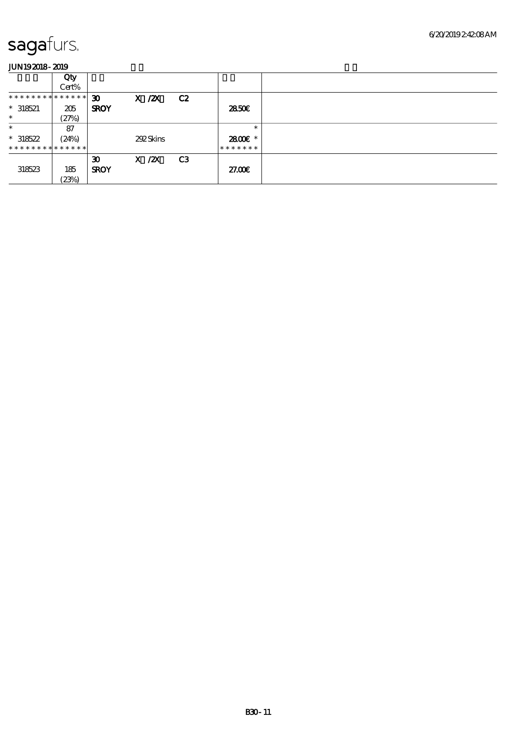# sagafurs.

JUN192018 - 2019

| | Qty<br>Cert% | | | | | |
|---|---|---|---|---|---|---|
| * * * * * * * * * * * * * * | 30 | X /2X | C2 | | | |
| * 318521 | 205 | SROY | | | 28.50€ | |
| * | (27%) | | | | | |
| * | 87 | | | | * | |
| * 318522 | (24%) | | 292 Skins | | 28.00€ * | |
| * * * * * * * * * * * * * * | | | | | * * * * * * * | |
| | | 30 | X /2X | C3 | | |
| 318523 | 185 | SROY | | | 27.00€ | |
| | (23%) | | | | | |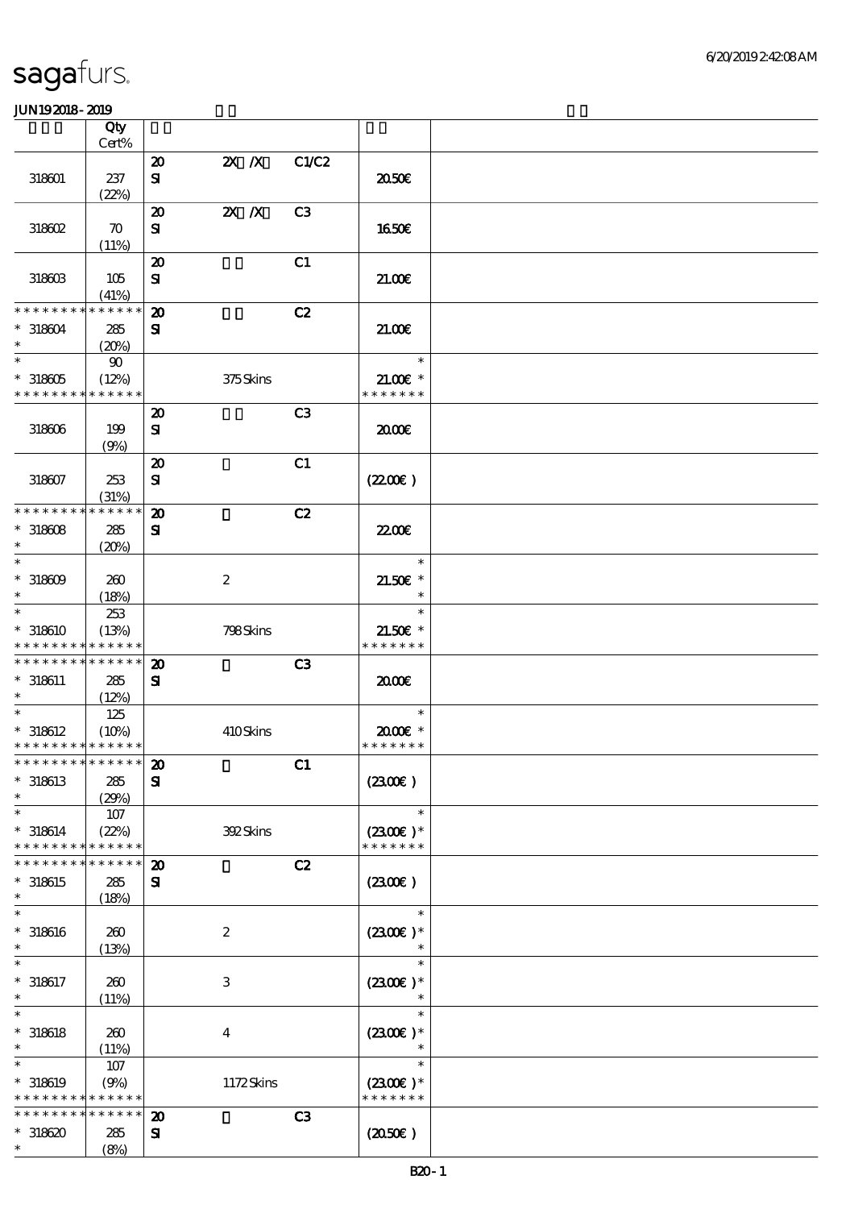sagafurs.

JUN19 2018 - 2019

| | Qty Cert% | | | | | |
|---|---|---|---|---|---|---|
| 318601 | 237 (22%) | 20 SI | 2X /X | C1/C2 | 20.50€ | |
| 318602 | 70 (11%) | 20 SI | 2X /X | C3 | 16.50€ | |
| 318603 | 105 (41%) | 20 SI | | C1 | 21.00€ | |
| * * * * * * * * * * * * * * 318604 * | 285 (20%) | 20 SI | | C2 | 21.00€ | |
| * * 318605 * * * * * * * * * * * * * | 90 (12%) | | 375 Skins | | * 21.00€ * * * * * * * * | |
| 318606 | 199 (9%) | 20 SI | | C3 | 20.00€ | |
| 318607 | 253 (31%) | 20 SI | | C1 | (22.00€ ) | |
| * * * * * * * * * * * * * * 318608 * | 285 (20%) | 20 SI | | C2 | 22.00€ | |
| * * 318609 * | 260 (18%) | | 2 | | * 21.50€ * * | |
| * * 318610 * * * * * * * * * * * * * | 253 (13%) | | 798 Skins | | * 21.50€ * * * * * * * * | |
| * * * * * * * * * * * * * * 318611 * | 285 (12%) | 20 SI | | C3 | 20.00€ | |
| * * 318612 * * * * * * * * * * * * * | 125 (10%) | | 410 Skins | | * 20.00€ * * * * * * * * | |
| * * * * * * * * * * * * * * 318613 * | 285 (29%) | 20 SI | | C1 | (23.00€ ) | |
| * * 318614 * * * * * * * * * * * * * | 107 (22%) | | 392 Skins | | * (23.00€ ) * * * * * * * * | |
| * * * * * * * * * * * * * * 318615 * | 285 (18%) | 20 SI | | C2 | (23.00€ ) | |
| * * 318616 * | 260 (13%) | | 2 | | * (23.00€ ) * * | |
| * * 318617 * | 260 (11%) | | 3 | | * (23.00€ ) * * | |
| * * 318618 * | 260 (11%) | | 4 | | * (23.00€ ) * * | |
| * * 318619 * * * * * * * * * * * * * | 107 (9%) | | 1172 Skins | | * (23.00€ ) * * * * * * * * | |
| * * * * * * * * * * * * * * 318620 * | 285 (8%) | 20 SI | | C3 | (20.50€ ) | |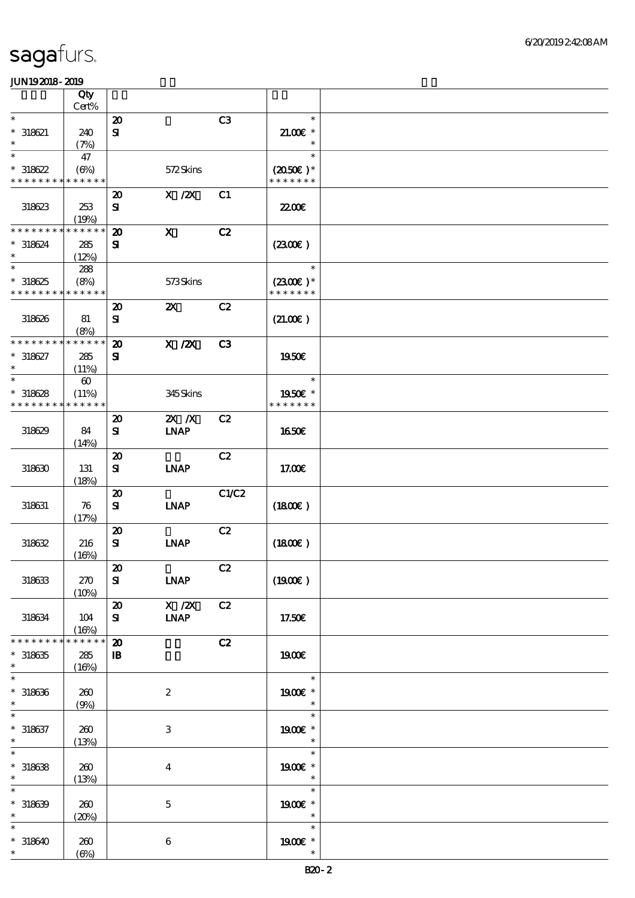# sagafurs.

JUN19 2018 - 2019

| | Qty Cert% | | | | | |
|---|---|---|---|---|---|---|
| * | | 20 | | C3 | * | |
| * 318621 | 240 | SI | | | 21.00€ * | |
| * | (7%) | | | | * | |
| * | 47 | | | | * | |
| * 318622 | (6%) | | 572 Skins | | (20.50€ )* | |
| * * * * * * * * * * * * * * | | | | | * * * * * * * | |
| | | 20 | X /2X | C1 | | |
| 318623 | 253 | SI | | | 22.00€ | |
| | (19%) | | | | | |
| * * * * * * * * * * * * * * | | 20 | X | C2 | | |
| * 318624 | 285 | SI | | | (23.00€ ) | |
| * | (12%) | | | | | |
| * | 288 | | | | * | |
| * 318625 | (8%) | | 573 Skins | | (23.00€ )* | |
| * * * * * * * * * * * * * * | | | | | * * * * * * * | |
| | | 20 | 2X | C2 | | |
| 318626 | 81 | SI | | | (21.00€ ) | |
| | (8%) | | | | | |
| * * * * * * * * * * * * * * | | 20 | X /2X | C3 | | |
| * 318627 | 285 | SI | | | 19.50€ | |
| * | (11%) | | | | | |
| * | 60 | | | | * | |
| * 318628 | (11%) | | 345 Skins | | 19.50€ * | |
| * * * * * * * * * * * * * * | | | | | * * * * * * * | |
| | | 20 | 2X /X | C2 | | |
| 318629 | 84 | SI | LNAP | | 16.50€ | |
| | (14%) | | | | | |
| | | 20 | | C2 | | |
| 318630 | 131 | SI | LNAP | | 17.00€ | |
| | (18%) | | | | | |
| | | 20 | | C1/C2 | | |
| 318631 | 76 | SI | LNAP | | (18.00€ ) | |
| | (17%) | | | | | |
| | | 20 | | C2 | | |
| 318632 | 216 | SI | LNAP | | (18.00€ ) | |
| | (16%) | | | | | |
| | | 20 | | C2 | | |
| 318633 | 270 | SI | LNAP | | (19.00€ ) | |
| | (10%) | | | | | |
| | | 20 | X /2X | C2 | | |
| 318634 | 104 | SI | LNAP | | 17.50€ | |
| | (16%) | | | | | |
| * * * * * * * * * * * * * * | | 20 | | C2 | | |
| * 318635 | 285 | IB | | | 19.00€ | |
| * | (16%) | | | | | |
| * | | | | | * | |
| * 318636 | 260 | | 2 | | 19.00€ * | |
| * | (9%) | | | | * | |
| * | | | | | * | |
| * 318637 | 260 | | 3 | | 19.00€ * | |
| * | (13%) | | | | * | |
| * | | | | | * | |
| * 318638 | 260 | | 4 | | 19.00€ * | |
| * | (13%) | | | | * | |
| * | | | | | * | |
| * 318639 | 260 | | 5 | | 19.00€ * | |
| * | (20%) | | | | * | |
| * | | | | | * | |
| * 318640 | 260 | | 6 | | 19.00€ * | |
| * | (6%) | | | | * | |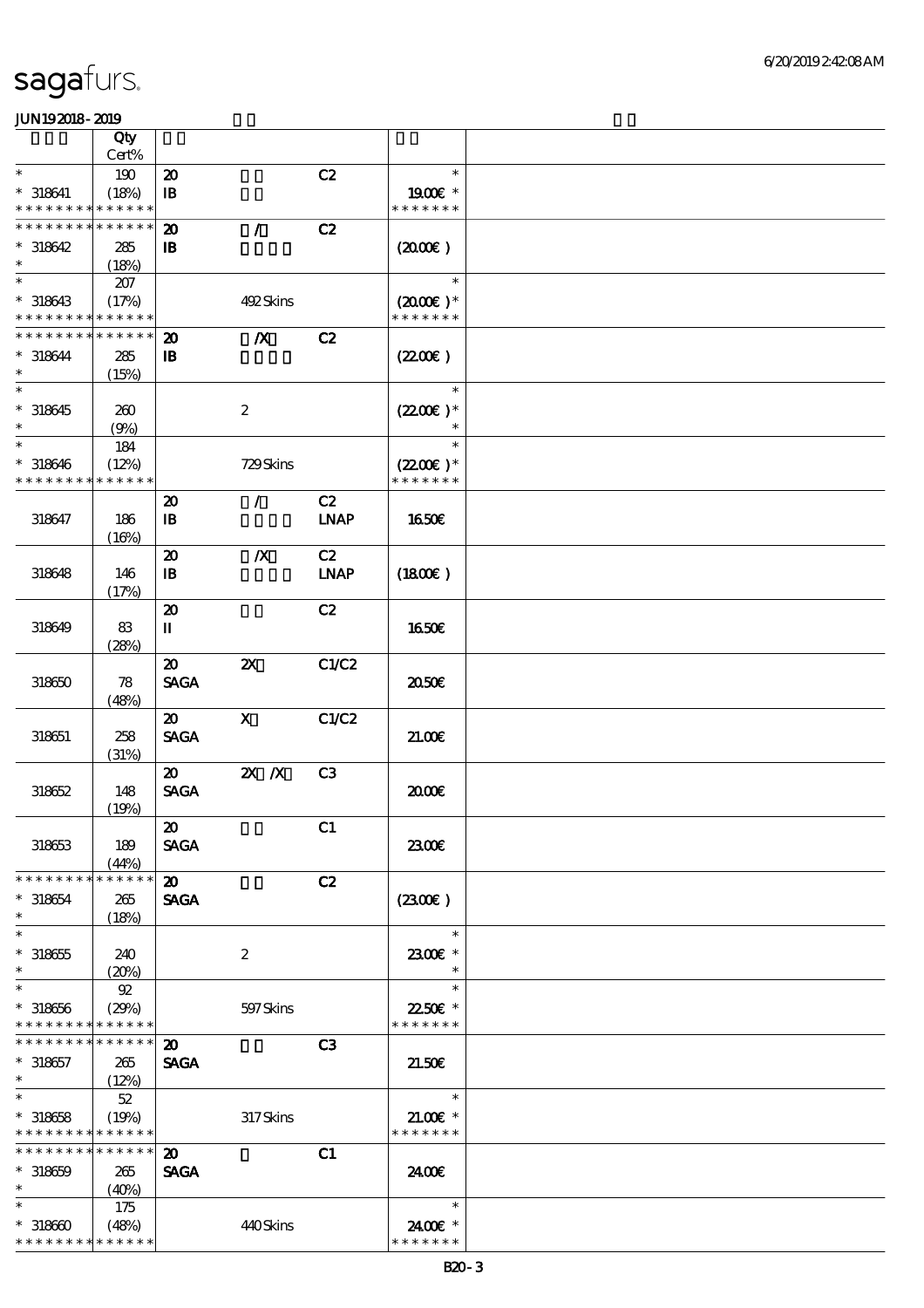| | Qty Cert% | | | | | |
|---|---|---|---|---|---|---|
| * | 190 | 20 | | C2 | * | |
| * 318641 | (18%) | IB | | | 19.00€ * | |
| * * * * * * * * * * * * * * | | | | | * * * * * * * | |
| * * * * * * * * * * * * * * | | 20 | / | C2 | | |
| * 318642 | 285 | IB | | | (20.00€) | |
| * | (18%) | | | | | |
| * | 207 | | | | * | |
| * 318643 | (17%) | | 492 Skins | | (20.00€) * | |
| * * * * * * * * * * * * * * | | | | | * * * * * * * | |
| * * * * * * * * * * * * * * | | 20 | /X | C2 | | |
| * 318644 | 285 | IB | | | (22.00€) | |
| * | (15%) | | | | | |
| * | | | | | * | |
| * 318645 | 260 | | 2 | | (22.00€) * | |
| * | (9%) | | | | * | |
| * | 184 | | | | * | |
| * 318646 | (12%) | | 729 Skins | | (22.00€) * | |
| * * * * * * * * * * * * * * | | | | | * * * * * * * | |
| | | 20 | / | C2 | | |
| 318647 | 186 | IB | | LNAP | 16.50€ | |
| | (16%) | | | | | |
| | | 20 | /X | C2 | | |
| 318648 | 146 | IB | | LNAP | (18.00€) | |
| | (17%) | | | | | |
| | | 20 | | C2 | | |
| 318649 | 83 | II | | | 16.50€ | |
| | (28%) | | | | | |
| | | 20 | 2X | C1/C2 | | |
| 318650 | 78 | SAGA | | | 20.50€ | |
| | (48%) | | | | | |
| | | 20 | X | C1/C2 | | |
| 318651 | 258 | SAGA | | | 21.00€ | |
| | (31%) | | | | | |
| | | 20 | 2X /X | C3 | | |
| 318652 | 148 | SAGA | | | 20.00€ | |
| | (19%) | | | | | |
| | | 20 | | C1 | | |
| 318653 | 189 | SAGA | | | 23.00€ | |
| | (44%) | | | | | |
| * * * * * * * * * * * * * * | | 20 | | C2 | | |
| * 318654 | 265 | SAGA | | | (23.00€) | |
| * | (18%) | | | | | |
| * | | | | | * | |
| * 318655 | 240 | | 2 | | 23.00€ * | |
| * | (20%) | | | | * | |
| * | 92 | | | | * | |
| * 318656 | (29%) | | 597 Skins | | 22.50€ * | |
| * * * * * * * * * * * * * * | | | | | * * * * * * * | |
| * * * * * * * * * * * * * * | | 20 | | C3 | | |
| * 318657 | 265 | SAGA | | | 21.50€ | |
| * | (12%) | | | | | |
| * | 52 | | | | * | |
| * 318658 | (19%) | | 317 Skins | | 21.00€ * | |
| * * * * * * * * * * * * * * | | | | | * * * * * * * | |
| * * * * * * * * * * * * * * | | 20 | | C1 | | |
| * 318659 | 265 | SAGA | | | 24.00€ | |
| * | (40%) | | | | | |
| * | 175 | | | | * | |
| * 318660 | (48%) | | 440 Skins | | 24.00€ * | |
| * * * * * * * * * * * * * * | | | | | * * * * * * * | |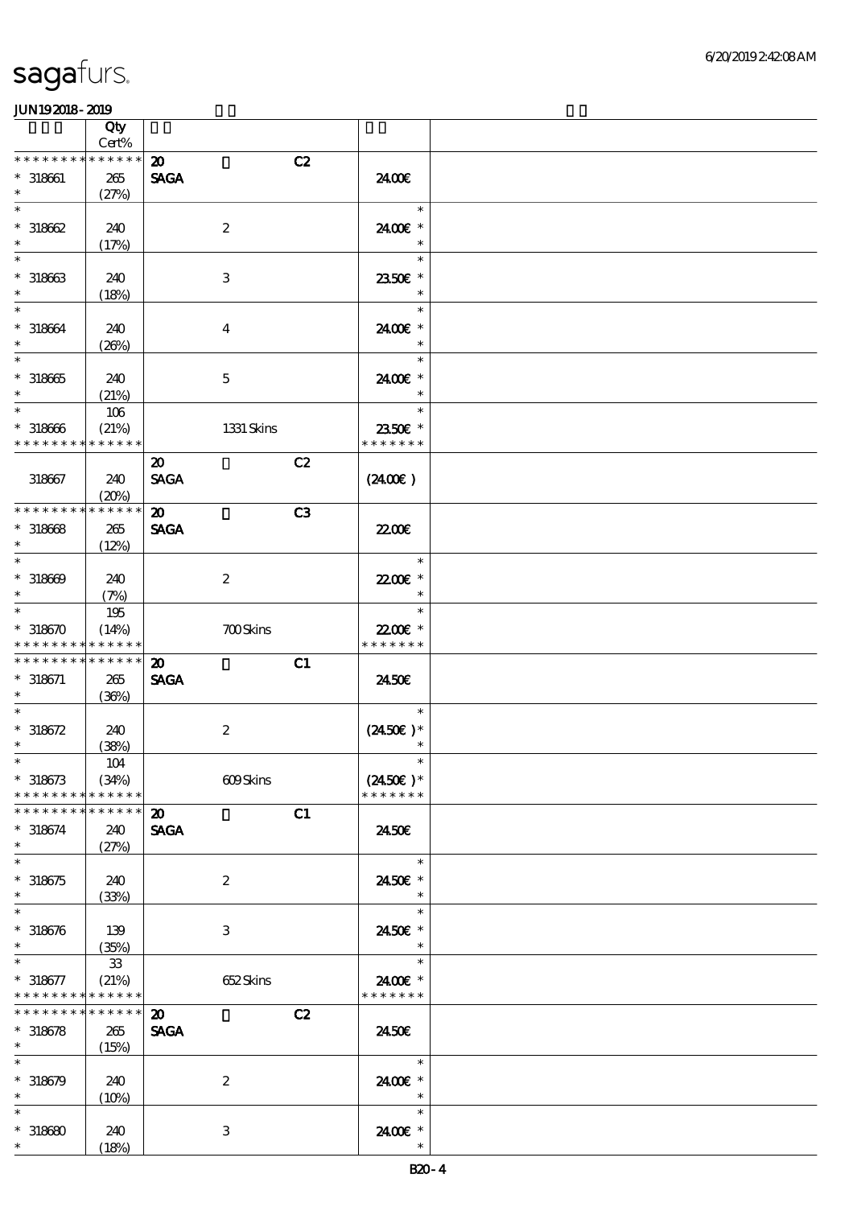sagafurs.

JUN19 2018 - 2019

| | Qty Cert% | | | | | |
|---|---|---|---|---|---|---|
| * * * * * * * * * * * * * * | | 20 | | C2 | | |
| * 318661 | 265 | SAGA | | | 24.00€ | |
| * | (27%) | | | | | |
| * | | | | | * | |
| * 318662 | 240 | | 2 | | 24.00€ * | |
| * | (17%) | | | | * | |
| * | | | | | * | |
| * 318663 | 240 | | 3 | | 23.50€ * | |
| * | (18%) | | | | * | |
| * | | | | | * | |
| * 318664 | 240 | | 4 | | 24.00€ * | |
| * | (26%) | | | | * | |
| * | | | | | * | |
| * 318665 | 240 | | 5 | | 24.00€ * | |
| * | (21%) | | | | * | |
| * | 106 | | | | * | |
| * 318666 | (21%) | | 1331 Skins | | 23.50€ * | |
| * * * * * * * * * * * * * * | | | | | * * * * * * * | |
| | | 20 | | C2 | | |
| 318667 | 240 | SAGA | | | (24.00€) | |
| | (20%) | | | | | |
| * * * * * * * * * * * * * * | | 20 | | C3 | | |
| * 318668 | 265 | SAGA | | | 22.00€ | |
| * | (12%) | | | | | |
| * | | | | | * | |
| * 318669 | 240 | | 2 | | 22.00€ * | |
| * | (7%) | | | | * | |
| * | 195 | | | | * | |
| * 318670 | (14%) | | 700 Skins | | 22.00€ * | |
| * * * * * * * * * * * * * * | | | | | * * * * * * * | |
| * * * * * * * * * * * * * * | | 20 | | C1 | | |
| * 318671 | 265 | SAGA | | | 24.50€ | |
| * | (36%) | | | | | |
| * | | | | | * | |
| * 318672 | 240 | | 2 | | (24.50€) * | |
| * | (38%) | | | | * | |
| * | 104 | | | | * | |
| * 318673 | (34%) | | 609 Skins | | (24.50€) * | |
| * * * * * * * * * * * * * * | | | | | * * * * * * * | |
| * * * * * * * * * * * * * * | | 20 | | C1 | | |
| * 318674 | 240 | SAGA | | | 24.50€ | |
| * | (27%) | | | | | |
| * | | | | | * | |
| * 318675 | 240 | | 2 | | 24.50€ * | |
| * | (33%) | | | | * | |
| * | | | | | * | |
| * 318676 | 139 | | 3 | | 24.50€ * | |
| * | (35%) | | | | * | |
| * | 33 | | | | * | |
| * 318677 | (21%) | | 652 Skins | | 24.00€ * | |
| * * * * * * * * * * * * * * | | | | | * * * * * * * | |
| * * * * * * * * * * * * * * | | 20 | | C2 | | |
| * 318678 | 265 | SAGA | | | 24.50€ | |
| * | (15%) | | | | | |
| * | | | | | * | |
| * 318679 | 240 | | 2 | | 24.00€ * | |
| * | (10%) | | | | * | |
| * | | | | | * | |
| * 318680 | 240 | | 3 | | 24.00€ * | |
| * | (18%) | | | | * | |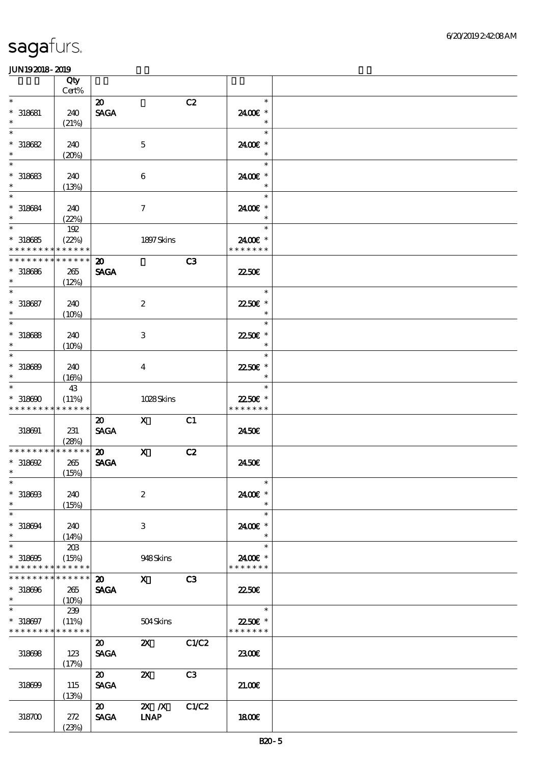# sagafurs.

JUN19 2018 - 2019

| | Qty Cert% | | | | | |
|---|---|---|---|---|---|---|
| * | | 20 | | C2 | * | |
| * 318681 | 240 | SAGA | | | 24.00€ * | |
| * | (21%) | | | | * | |
| * | | | | | * | |
| * 318682 | 240 | | 5 | | 24.00€ * | |
| * | (20%) | | | | * | |
| * | | | | | * | |
| * 318683 | 240 | | 6 | | 24.00€ * | |
| * | (13%) | | | | * | |
| * | | | | | * | |
| * 318684 | 240 | | 7 | | 24.00€ * | |
| * | (22%) | | | | * | |
| * | 192 | | | | * | |
| * 318685 | (22%) | | 1897 Skins | | 24.00€ * | |
| * * * * * * * * * * * * * * | | | | | * * * * * * * | |
| * * * * * * * * * * * * * * | | 20 | | C3 | | |
| * 318686 | 265 | SAGA | | | 22.50€ | |
| * | (12%) | | | | | |
| * | | | | | * | |
| * 318687 | 240 | | 2 | | 22.50€ * | |
| * | (10%) | | | | * | |
| * | | | | | * | |
| * 318688 | 240 | | 3 | | 22.50€ * | |
| * | (10%) | | | | * | |
| * | | | | | * | |
| * 318689 | 240 | | 4 | | 22.50€ * | |
| * | (16%) | | | | * | |
| * | 43 | | | | * | |
| * 318690 | (11%) | | 1028 Skins | | 22.50€ * | |
| * * * * * * * * * * * * * * | | | | | * * * * * * * | |
| | | 20 | X | C1 | | |
| 318691 | 231 | SAGA | | | 24.50€ | |
| | (28%) | | | | | |
| * * * * * * * * * * * * * * | | 20 | X | C2 | | |
| * 318692 | 265 | SAGA | | | 24.50€ | |
| * | (15%) | | | | | |
| * | | | | | * | |
| * 318693 | 240 | | 2 | | 24.00€ * | |
| * | (15%) | | | | * | |
| * | | | | | * | |
| * 318694 | 240 | | 3 | | 24.00€ * | |
| * | (14%) | | | | * | |
| * | 203 | | | | * | |
| * 318695 | (15%) | | 948 Skins | | 24.00€ * | |
| * * * * * * * * * * * * * * | | | | | * * * * * * * | |
| * * * * * * * * * * * * * * | | 20 | X | C3 | | |
| * 318696 | 265 | SAGA | | | 22.50€ | |
| * | (10%) | | | | | |
| * | 239 | | | | * | |
| * 318697 | (11%) | | 504 Skins | | 22.50€ * | |
| * * * * * * * * * * * * * * | | | | | * * * * * * * | |
| | | 20 | 2X | C1/C2 | | |
| 318698 | 123 | SAGA | | | 23.00€ | |
| | (17%) | | | | | |
| | | 20 | 2X | C3 | | |
| 318699 | 115 | SAGA | | | 21.00€ | |
| | (13%) | | | | | |
| | | 20 | 2X /X | C1/C2 | | |
| 318700 | 272 | SAGA | LNAP | | 18.00€ | |
| | (23%) | | | | | |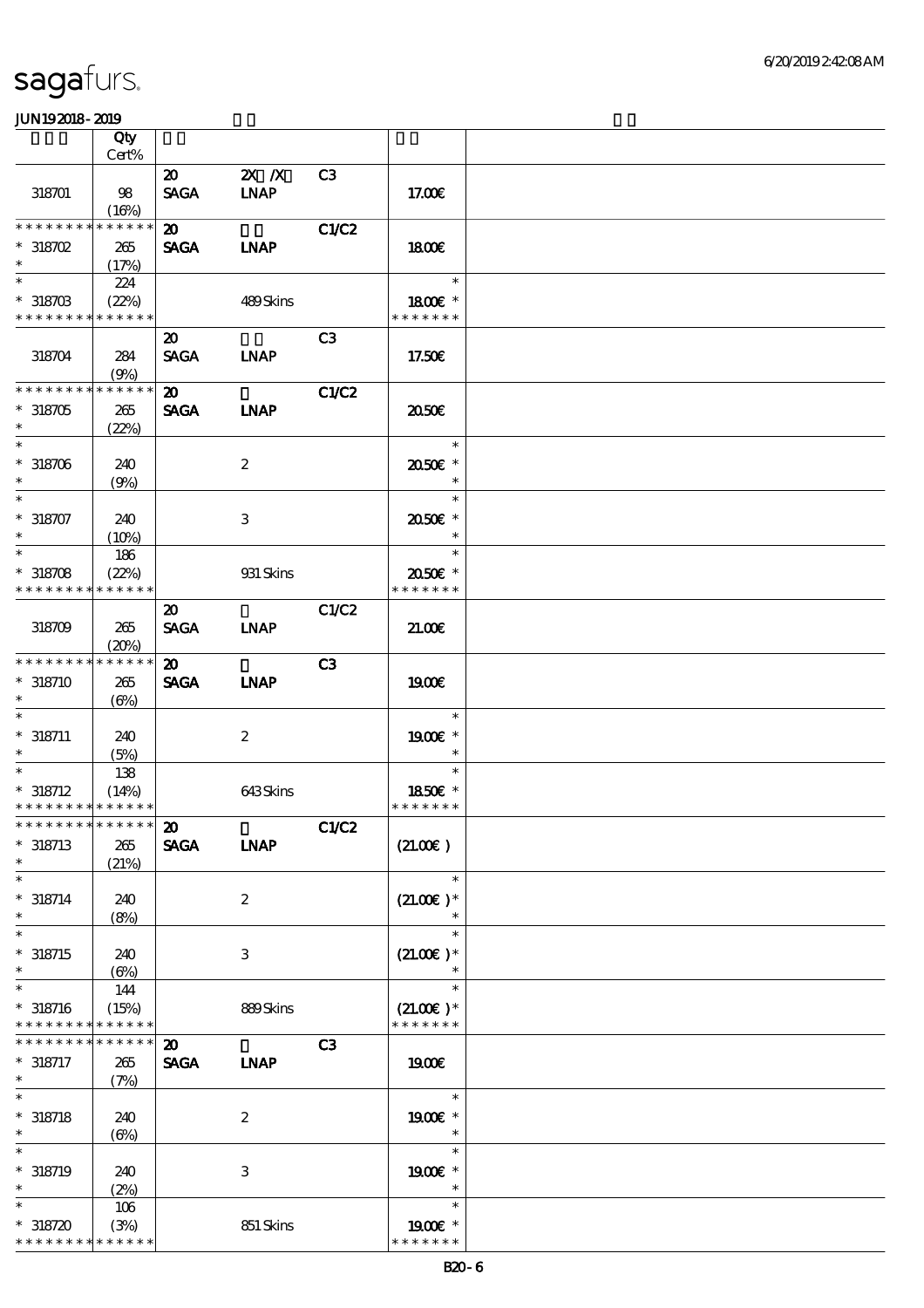# sagafurs.

JUN19 2018 - 2019

| | Qty Cert% | | | | |
|---|---|---|---|---|---|
| 318701 | 98 (16%) | 20 SAGA | 2X /X LNAP | C3 | 17.00€ |
| * * * * * * * * * * * * * * 318702 * | 265 (17%) | 20 SAGA | LNAP | C1/C2 | 18.00€ |
| * * 318703 * * * * * * * * * * * * * | 224 (22%) | | 489 Skins | | * 18.00€ * * * * * * * * |
| 318704 | 284 (9%) | 20 SAGA | LNAP | C3 | 17.50€ |
| * * * * * * * * * * * * * * 318705 * | 265 (22%) | 20 SAGA | LNAP | C1/C2 | 20.50€ |
| * * 318706 * | 240 (9%) | | 2 | | * 20.50€ * * |
| * * 318707 * | 240 (10%) | | 3 | | * 20.50€ * * |
| * * 318708 * * * * * * * * * * * * * | 186 (22%) | | 931 Skins | | * 20.50€ * * * * * * * * |
| 318709 | 265 (20%) | 20 SAGA | LNAP | C1/C2 | 21.00€ |
| * * * * * * * * * * * * * * 318710 * | 265 (6%) | 20 SAGA | LNAP | C3 | 19.00€ |
| * * 318711 * | 240 (5%) | | 2 | | * 19.00€ * * |
| * * 318712 * * * * * * * * * * * * * | 138 (14%) | | 643 Skins | | * 18.50€ * * * * * * * * |
| * * * * * * * * * * * * * * 318713 * | 265 (21%) | 20 SAGA | LNAP | C1/C2 | (21.00€) |
| * * 318714 * | 240 (8%) | | 2 | | * (21.00€) * * |
| * * 318715 * | 240 (6%) | | 3 | | * (21.00€) * * |
| * * 318716 * * * * * * * * * * * * * | 144 (15%) | | 889 Skins | | * (21.00€) * * * * * * * * |
| * * * * * * * * * * * * * * 318717 * | 265 (7%) | 20 SAGA | LNAP | C3 | 19.00€ |
| * * 318718 * | 240 (6%) | | 2 | | * 19.00€ * * |
| * * 318719 * | 240 (2%) | | 3 | | * 19.00€ * * |
| * * 318720 * * * * * * * * * * * * * | 106 (3%) | | 851 Skins | | * 19.00€ * * * * * * * * |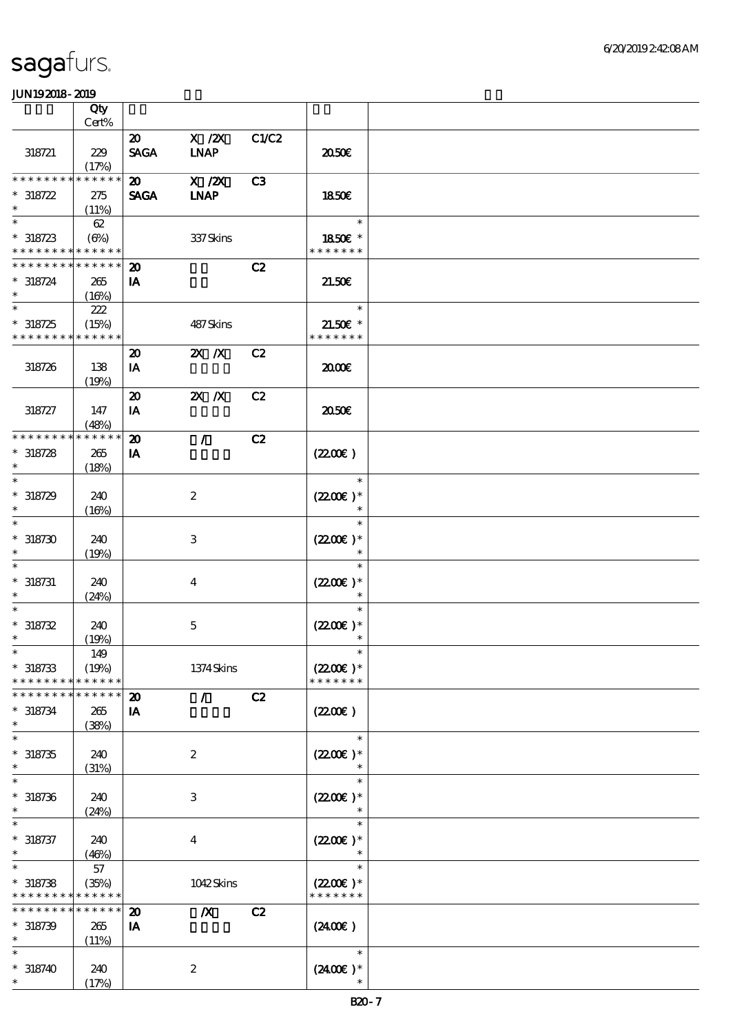sagafurs.

JUN192018-2019

| | Qty<br>Cert% | | | | | |
|---|---|---|---|---|---|---|
| 318721 | 229<br>(17%) | 20<br>SAGA | X /2X<br>LNAP | C1/C2 | 20.50€ | |
| * * * * * * * * * * * * * *<br>* 318722<br>* | 275<br>(11%) | 20<br>SAGA | X /2X<br>LNAP | C3 | 18.50€ | |
| *<br>* 318723<br>* * * * * * * * * * * * * * | 62<br>(6%) | | 337 Skins | | *<br>18.50€ *<br>* * * * * * * | |
| * * * * * * * * * * * * * *<br>* 318724<br>* | 265<br>(16%) | 20<br>IA | | C2 | 21.50€ | |
| *<br>* 318725<br>* * * * * * * * * * * * * * | 222<br>(15%) | | 487 Skins | | *<br>21.50€ *<br>* * * * * * * | |
| 318726 | 138<br>(19%) | 20<br>IA | 2X /X | C2 | 20.00€ | |
| 318727 | 147<br>(48%) | 20<br>IA | 2X /X | C2 | 20.50€ | |
| * * * * * * * * * * * * * *<br>* 318728<br>* | 265<br>(18%) | 20<br>IA | / | C2 | (22.00€ ) | |
| *<br>* 318729<br>* | 240<br>(16%) | | 2 | | *<br>(22.00€ )*<br>* | |
| *<br>* 318730<br>* | 240<br>(19%) | | 3 | | *<br>(22.00€ )*<br>* | |
| *<br>* 318731<br>* | 240<br>(24%) | | 4 | | *<br>(22.00€ )*<br>* | |
| *<br>* 318732<br>* | 240<br>(19%) | | 5 | | *<br>(22.00€ )*<br>* | |
| *<br>* 318733<br>* * * * * * * * * * * * * * | 149<br>(19%) | | 1374 Skins | | *<br>(22.00€ )*<br>* * * * * * * | |
| * * * * * * * * * * * * * *<br>* 318734<br>* | 265<br>(38%) | 20<br>IA | / | C2 | (22.00€ ) | |
| *<br>* 318735<br>* | 240<br>(31%) | | 2 | | *<br>(22.00€ )*<br>* | |
| *<br>* 318736<br>* | 240<br>(24%) | | 3 | | *<br>(22.00€ )*<br>* | |
| *<br>* 318737<br>* | 240<br>(46%) | | 4 | | *<br>(22.00€ )*<br>* | |
| *<br>* 318738<br>* * * * * * * * * * * * * * | 57<br>(35%) | | 1042 Skins | | *<br>(22.00€ )*<br>* * * * * * * | |
| * * * * * * * * * * * * * *<br>* 318739<br>* | 265<br>(11%) | 20<br>IA | /X | C2 | (24.00€ ) | |
| *<br>* 318740<br>* | 240<br>(17%) | | 2 | | *<br>(24.00€ )*<br>* | |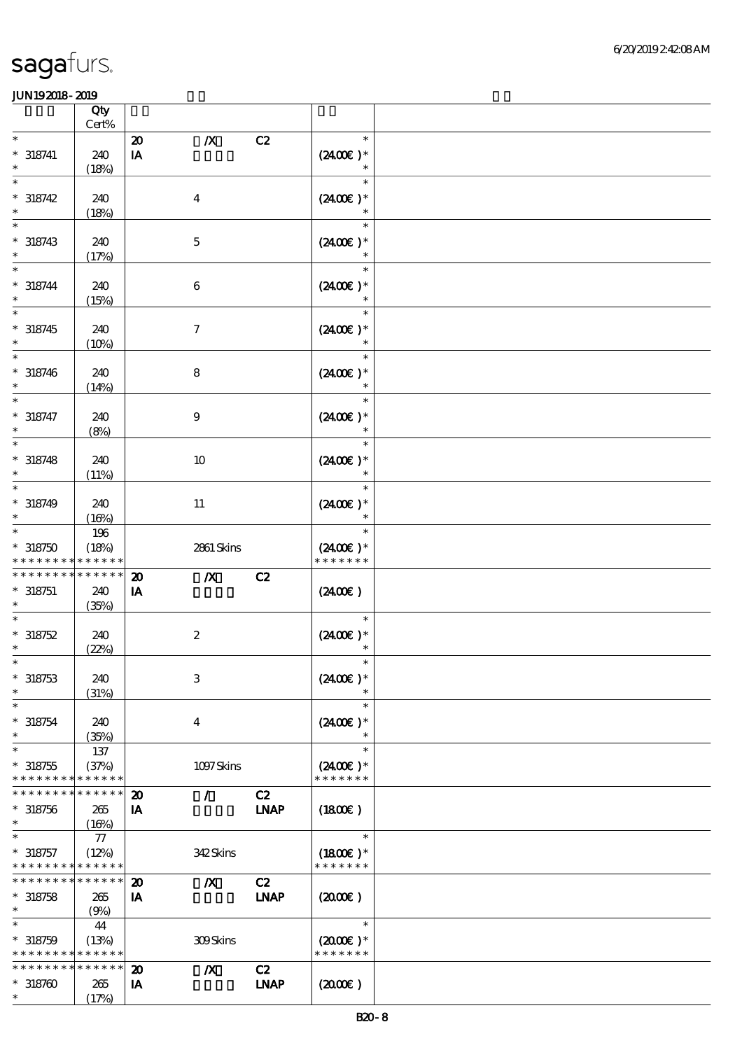| | Qty Cert% | | | | |
|---|---|---|---|---|---|
| * | | 20 | /X | C2 | * |
| * 318741 | 240 | IA | | | (24.00€ )* |
| * | (18%) | | | | * |
| * | | | | | * |
| * 318742 | 240 | | 4 | | (24.00€ )* |
| * | (18%) | | | | * |
| * | | | | | * |
| * 318743 | 240 | | 5 | | (24.00€ )* |
| * | (17%) | | | | * |
| * | | | | | * |
| * 318744 | 240 | | 6 | | (24.00€ )* |
| * | (15%) | | | | * |
| * | | | | | * |
| * 318745 | 240 | | 7 | | (24.00€ )* |
| * | (10%) | | | | * |
| * | | | | | * |
| * 318746 | 240 | | 8 | | (24.00€ )* |
| * | (14%) | | | | * |
| * | | | | | * |
| * 318747 | 240 | | 9 | | (24.00€ )* |
| * | (8%) | | | | * |
| * | | | | | * |
| * 318748 | 240 | | 10 | | (24.00€ )* |
| * | (11%) | | | | * |
| * | | | | | * |
| * 318749 | 240 | | 11 | | (24.00€ )* |
| * | (16%) | | | | * |
| * | 196 | | | | * |
| * 318750 | (18%) | | 2861 Skins | | (24.00€ )* |
| * * * * * * * * * * * * * * | | | | | * * * * * * * |
| * * * * * * * * * * * * * * | | 20 | /X | C2 | |
| * 318751 | 240 | IA | | | (24.00€ ) |
| * | (35%) | | | | |
| * | | | | | * |
| * 318752 | 240 | | 2 | | (24.00€ )* |
| * | (22%) | | | | * |
| * | | | | | * |
| * 318753 | 240 | | 3 | | (24.00€ )* |
| * | (31%) | | | | * |
| * | | | | | * |
| * 318754 | 240 | | 4 | | (24.00€ )* |
| * | (35%) | | | | * |
| * | 137 | | | | * |
| * 318755 | (37%) | | 1097 Skins | | (24.00€ )* |
| * * * * * * * * * * * * * * | | | | | * * * * * * * |
| * * * * * * * * * * * * * * | | 20 | / | C2 | |
| * 318756 | 265 | IA | | LNAP | (18.00€ ) |
| * | (16%) | | | | |
| * | 77 | | | | * |
| * 318757 | (12%) | | 342 Skins | | (18.00€ )* |
| * * * * * * * * * * * * * * | | | | | * * * * * * * |
| * * * * * * * * * * * * * * | | 20 | /X | C2 | |
| * 318758 | 265 | IA | | LNAP | (20.00€ ) |
| * | (9%) | | | | |
| * | 44 | | | | * |
| * 318759 | (13%) | | 309 Skins | | (20.00€ )* |
| * * * * * * * * * * * * * * | | | | | * * * * * * * |
| * * * * * * * * * * * * * * | | 20 | /X | C2 | |
| * 318760 | 265 | IA | | LNAP | (20.00€ ) |
| * | (17%) | | | | |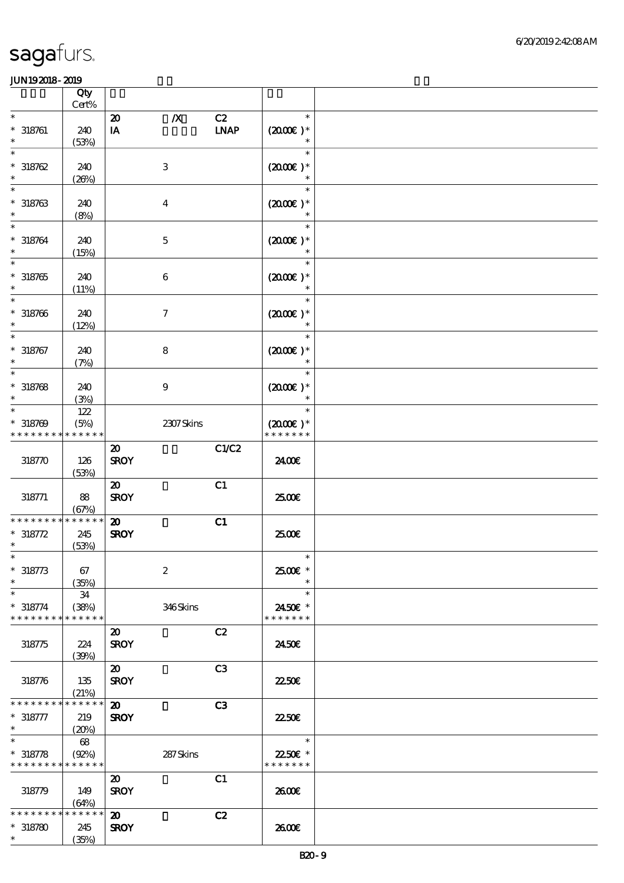# sagafurs.

JUN192018 - 2019

| | Qty Cert% | | | | | |
|---|---|---|---|---|---|---|
| * | | 20 | /X | C2 | * | |
| * 318761 | 240 | IA | | LNAP | (20.00€ )* | |
| * | (53%) | | | | * | |
| * | | | | | * | |
| * 318762 | 240 | | 3 | | (20.00€ )* | |
| * | (26%) | | | | * | |
| * | | | | | * | |
| * 318763 | 240 | | 4 | | (20.00€ )* | |
| * | (8%) | | | | * | |
| * | | | | | * | |
| * 318764 | 240 | | 5 | | (20.00€ )* | |
| * | (15%) | | | | * | |
| * | | | | | * | |
| * 318765 | 240 | | 6 | | (20.00€ )* | |
| * | (11%) | | | | * | |
| * | | | | | * | |
| * 318766 | 240 | | 7 | | (20.00€ )* | |
| * | (12%) | | | | * | |
| * | | | | | * | |
| * 318767 | 240 | | 8 | | (20.00€ )* | |
| * | (7%) | | | | * | |
| * | | | | | * | |
| * 318768 | 240 | | 9 | | (20.00€ )* | |
| * | (3%) | | | | * | |
| * | 122 | | | | * | |
| * 318769 | (5%) | | 2307 Skins | | (20.00€ )* | |
| * * * * * * * * * * * * * * | | | | | * * * * * * * | |
| | | 20 | | C1/C2 | | |
| 318770 | 126 | SROY | | | 24.00€ | |
| | (53%) | | | | | |
| | | 20 | | C1 | | |
| 318771 | 88 | SROY | | | 25.00€ | |
| | (67%) | | | | | |
| * * * * * * * * * * * * * * | | 20 | | C1 | | |
| * 318772 | 245 | SROY | | | 25.00€ | |
| * | (53%) | | | | | |
| * | | | | | * | |
| * 318773 | 67 | | 2 | | 25.00€ * | |
| * | (35%) | | | | * | |
| * | 34 | | | | * | |
| * 318774 | (38%) | | 346 Skins | | 24.50€ * | |
| * * * * * * * * * * * * * * | | | | | * * * * * * * | |
| | | 20 | | C2 | | |
| 318775 | 224 | SROY | | | 24.50€ | |
| | (39%) | | | | | |
| | | 20 | | C3 | | |
| 318776 | 135 | SROY | | | 22.50€ | |
| | (21%) | | | | | |
| * * * * * * * * * * * * * * | | 20 | | C3 | | |
| * 318777 | 219 | SROY | | | 22.50€ | |
| * | (20%) | | | | | |
| * | 68 | | | | * | |
| * 318778 | (92%) | | 287 Skins | | 22.50€ * | |
| * * * * * * * * * * * * * * | | | | | * * * * * * * | |
| | | 20 | | C1 | | |
| 318779 | 149 | SROY | | | 26.00€ | |
| | (64%) | | | | | |
| * * * * * * * * * * * * * * | | 20 | | C2 | | |
| * 318780 | 245 | SROY | | | 26.00€ | |
| * | (35%) | | | | | |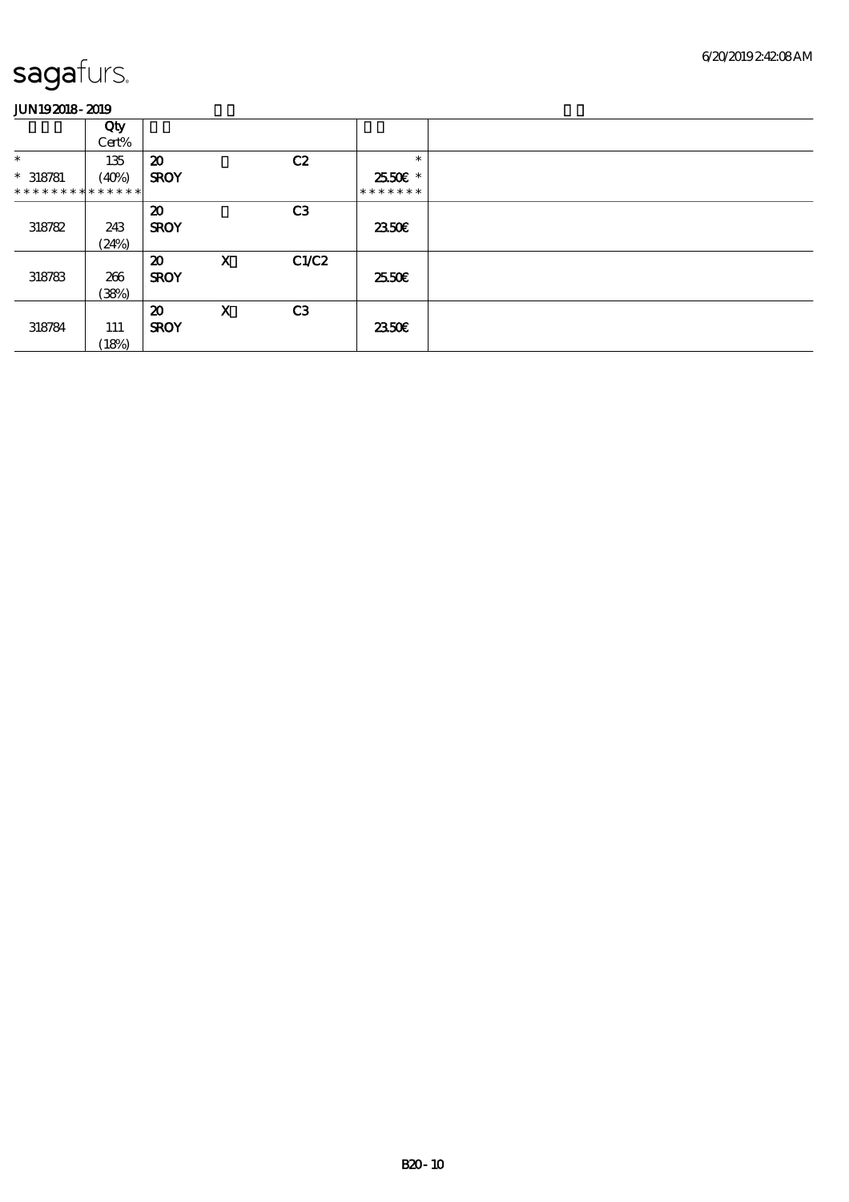sagafurs.

JUN19 2018 - 2019

| | Qty Cert% | | | | | |
|---|---|---|---|---|---|---|
| * | 135 | 20 | | C2 | * | |
| * 318781 | (40%) | SROY | | | 25.50€ * | |
| * * * * * * * * * * * * * * | | | | | * * * * * * * | |
| | | 20 | | C3 | | |
| 318782 | 243 (24%) | SROY | | | 23.50€ | |
| | | 20 | X | C1/C2 | | |
| 318783 | 266 (38%) | SROY | | | 25.50€ | |
| | | 20 | X | C3 | | |
| 318784 | 111 (18%) | SROY | | | 23.50€ | |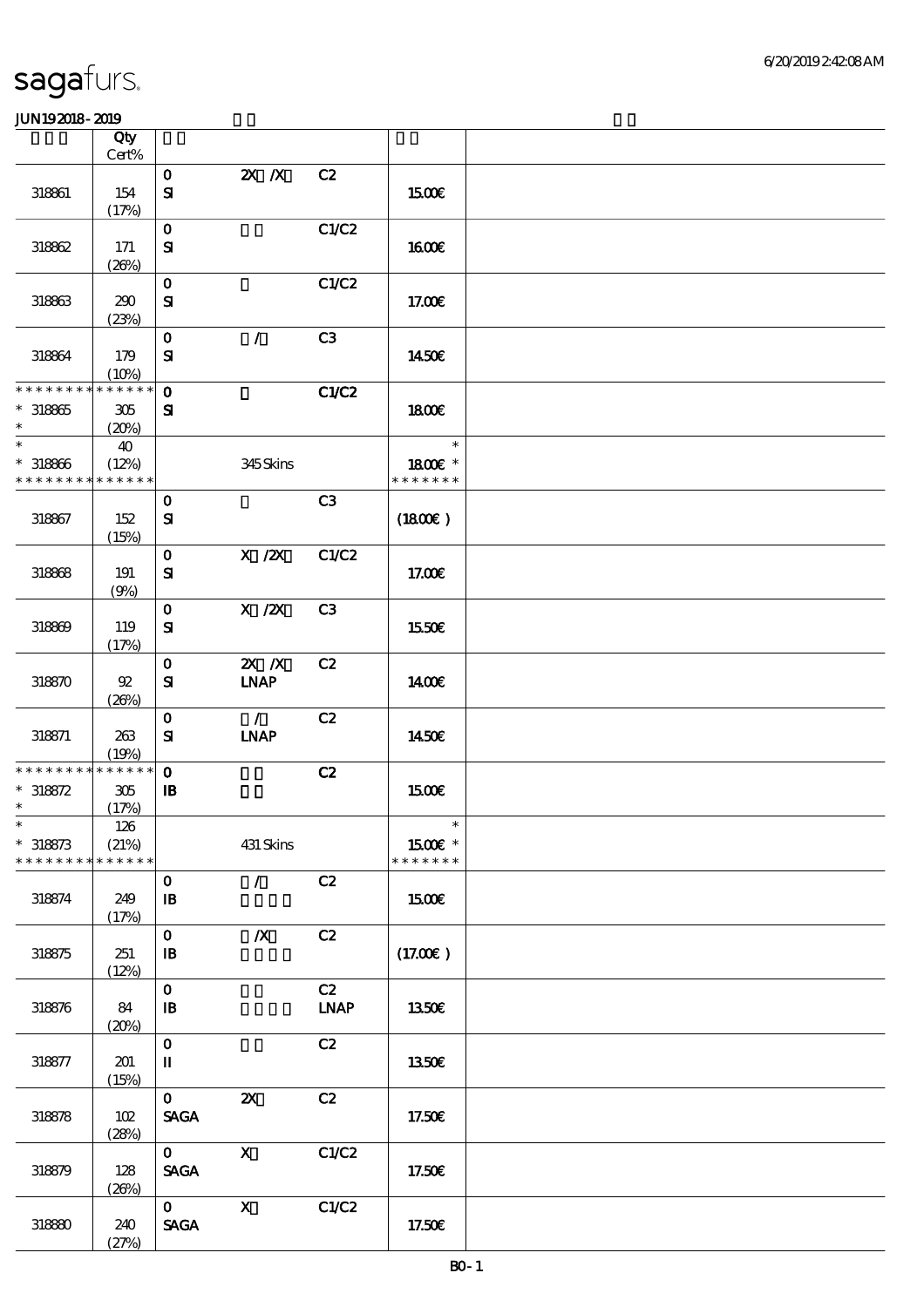sagafurs.

JUN19 2018 - 2019

| | Qty Cert% | | | | | |
|---|---|---|---|---|---|---|
| 318861 | 154 (17%) | 0 SI | 2X /X | C2 | 15.00€ | |
| 318862 | 171 (26%) | 0 SI | | C1/C2 | 16.00€ | |
| 318863 | 290 (23%) | 0 SI | | C1/C2 | 17.00€ | |
| 318864 | 179 (10%) | 0 SI | / | C3 | 14.50€ | |
| * * * * * * * * * * * * * * 318865 * | 305 (20%) | 0 SI | | C1/C2 | 18.00€ | |
| * * 318866 * * * * * * * * * * * * * * | 40 (12%) | | 345 Skins | | * 18.00€ * * * * * * * * | |
| 318867 | 152 (15%) | 0 SI | | C3 | (18.00€) | |
| 318868 | 191 (9%) | 0 SI | X /2X | C1/C2 | 17.00€ | |
| 318869 | 119 (17%) | 0 SI | X /2X | C3 | 15.50€ | |
| 318870 | 92 (26%) | 0 SI | 2X /X LNAP | C2 | 14.00€ | |
| 318871 | 263 (19%) | 0 SI | / LNAP | C2 | 14.50€ | |
| * * * * * * * * * * * * * * 318872 * | 305 (17%) | 0 IB | | C2 | 15.00€ | |
| * * 318873 * * * * * * * * * * * * * * | 126 (21%) | | 431 Skins | | * 15.00€ * * * * * * * * | |
| 318874 | 249 (17%) | 0 IB | / | C2 | 15.00€ | |
| 318875 | 251 (12%) | 0 IB | /X | C2 | (17.00€) | |
| 318876 | 84 (20%) | 0 IB | | C2 LNAP | 13.50€ | |
| 318877 | 201 (15%) | 0 II | | C2 | 13.50€ | |
| 318878 | 102 (28%) | 0 SAGA | 2X | C2 | 17.50€ | |
| 318879 | 128 (26%) | 0 SAGA | X | C1/C2 | 17.50€ | |
| 318880 | 240 (27%) | 0 SAGA | X | C1/C2 | 17.50€ | |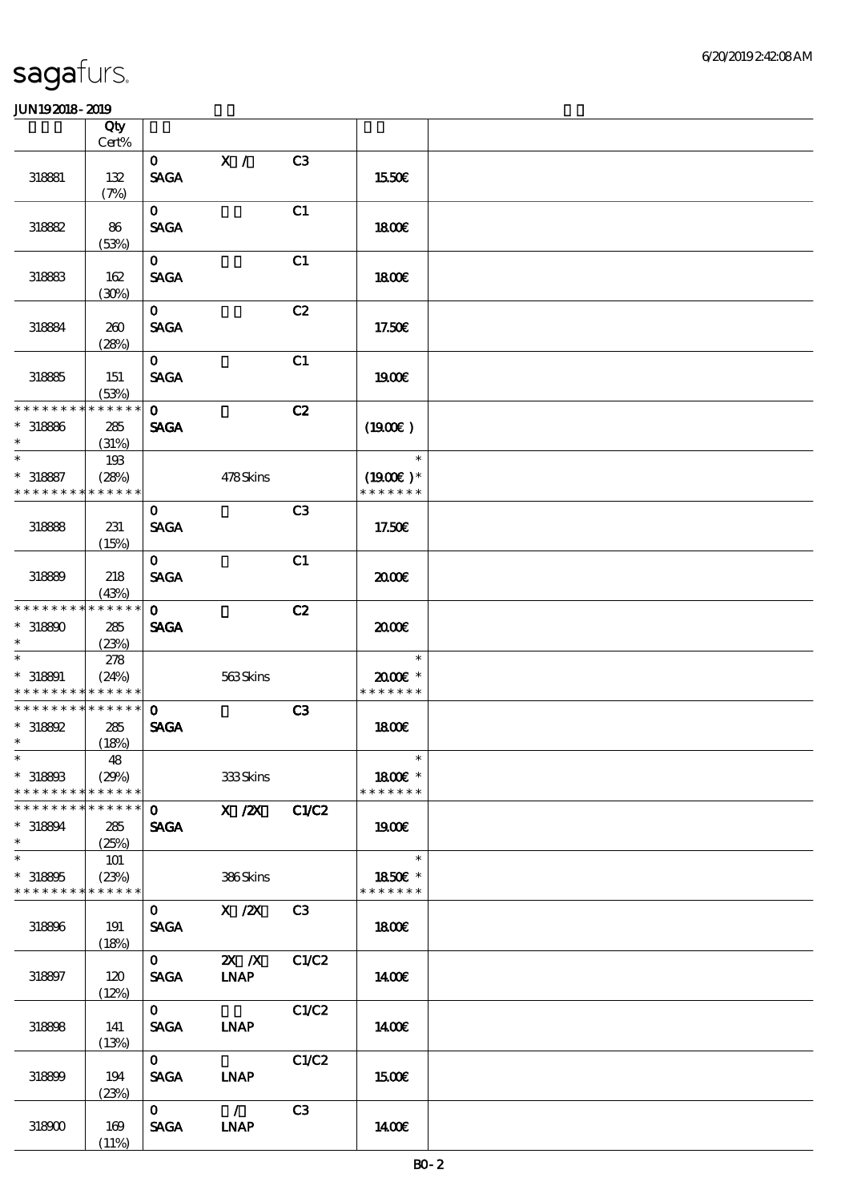| | Qty Cert% | | | | | |
|---|---|---|---|---|---|---|
| 318881 | 132 (7%) | 0 SAGA | X / | C3 | 15.50€ | |
| 318882 | 86 (53%) | 0 SAGA | | C1 | 18.00€ | |
| 318883 | 162 (30%) | 0 SAGA | | C1 | 18.00€ | |
| 318884 | 260 (28%) | 0 SAGA | | C2 | 17.50€ | |
| 318885 | 151 (53%) | 0 SAGA | | C1 | 19.00€ | |
| * * * * * * * * * * * * * * * 318886 * | 285 (31%) | 0 SAGA | | C2 | (19.00€ ) | |
| * * 318887 * * * * * * * * * * * * * * | 193 (28%) | | 478 Skins | | * (19.00€ )* * * * * * * * | |
| 318888 | 231 (15%) | 0 SAGA | | C3 | 17.50€ | |
| 318889 | 218 (43%) | 0 SAGA | | C1 | 20.00€ | |
| * * * * * * * * * * * * * * * 318890 * | 285 (23%) | 0 SAGA | | C2 | 20.00€ | |
| * * 318891 * * * * * * * * * * * * * * | 278 (24%) | | 563 Skins | | * 20.00€ * * * * * * * * | |
| * * * * * * * * * * * * * * * 318892 * | 285 (18%) | 0 SAGA | | C3 | 18.00€ | |
| * * 318893 * * * * * * * * * * * * * * | 48 (29%) | | 333 Skins | | * 18.00€ * * * * * * * * | |
| * * * * * * * * * * * * * * * 318894 * | 285 (25%) | 0 SAGA | X /2X | C1/C2 | 19.00€ | |
| * * 318895 * * * * * * * * * * * * * * | 101 (23%) | | 386 Skins | | * 18.50€ * * * * * * * * | |
| 318896 | 191 (18%) | 0 SAGA | X /2X | C3 | 18.00€ | |
| 318897 | 120 (12%) | 0 SAGA | 2X /X LNAP | C1/C2 | 14.00€ | |
| 318898 | 141 (13%) | 0 SAGA | LNAP | C1/C2 | 14.00€ | |
| 318899 | 194 (23%) | 0 SAGA | LNAP | C1/C2 | 15.00€ | |
| 318900 | 169 (11%) | 0 SAGA | / LNAP | C3 | 14.00€ | |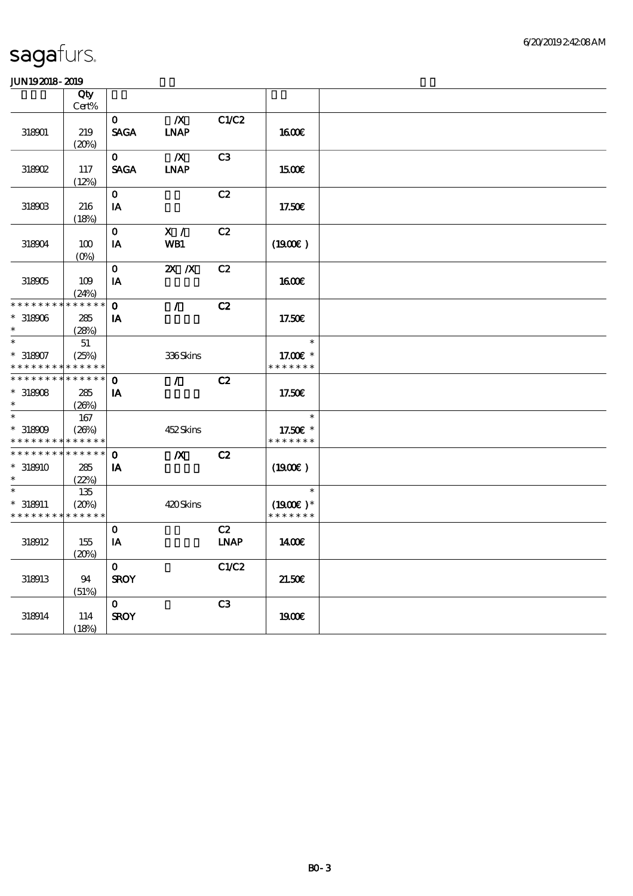| | Qty<br>Cert% | | | | |
|---|---|---|---|---|---|
| 318901 | 219<br>(20%) | 0<br>SAGA | /X<br>LNAP | C1/C2 | 16.00€ |
| 318902 | 117<br>(12%) | 0<br>SAGA | /X<br>LNAP | C3 | 15.00€ |
| 318903 | 216<br>(18%) | 0<br>IA | | C2 | 17.50€ |
| 318904 | 100<br>(0%) | 0<br>IA | X /<br>WB1 | C2 | (19.00€ ) |
| 318905 | 109<br>(24%) | 0<br>IA | 2X /X | C2 | 16.00€ |
| * * * * * * * * * * * * * *<br>* 318906<br>* | 285<br>(28%) | 0<br>IA | / | C2 | 17.50€ |
| *<br>* 318907<br>* * * * * * * * * * * * * * | 51<br>(25%) | | 336 Skins | | *<br>17.00€ *<br>* * * * * * * |
| * * * * * * * * * * * * * *<br>* 318908<br>* | 285<br>(26%) | 0<br>IA | / | C2 | 17.50€ |
| *<br>* 318909<br>* * * * * * * * * * * * * * | 167<br>(26%) | | 452 Skins | | *<br>17.50€ *<br>* * * * * * * |
| * * * * * * * * * * * * * *<br>* 318910<br>* | 285<br>(22%) | 0<br>IA | /X | C2 | (19.00€ ) |
| *<br>* 318911<br>* * * * * * * * * * * * * * | 135<br>(20%) | | 420 Skins | | *<br>(19.00€ ) *<br>* * * * * * * |
| 318912 | 155<br>(20%) | 0<br>IA | | C2<br>LNAP | 14.00€ |
| 318913 | 94<br>(51%) | 0<br>SROY | | C1/C2 | 21.50€ |
| 318914 | 114<br>(18%) | 0<br>SROY | | C3 | 19.00€ |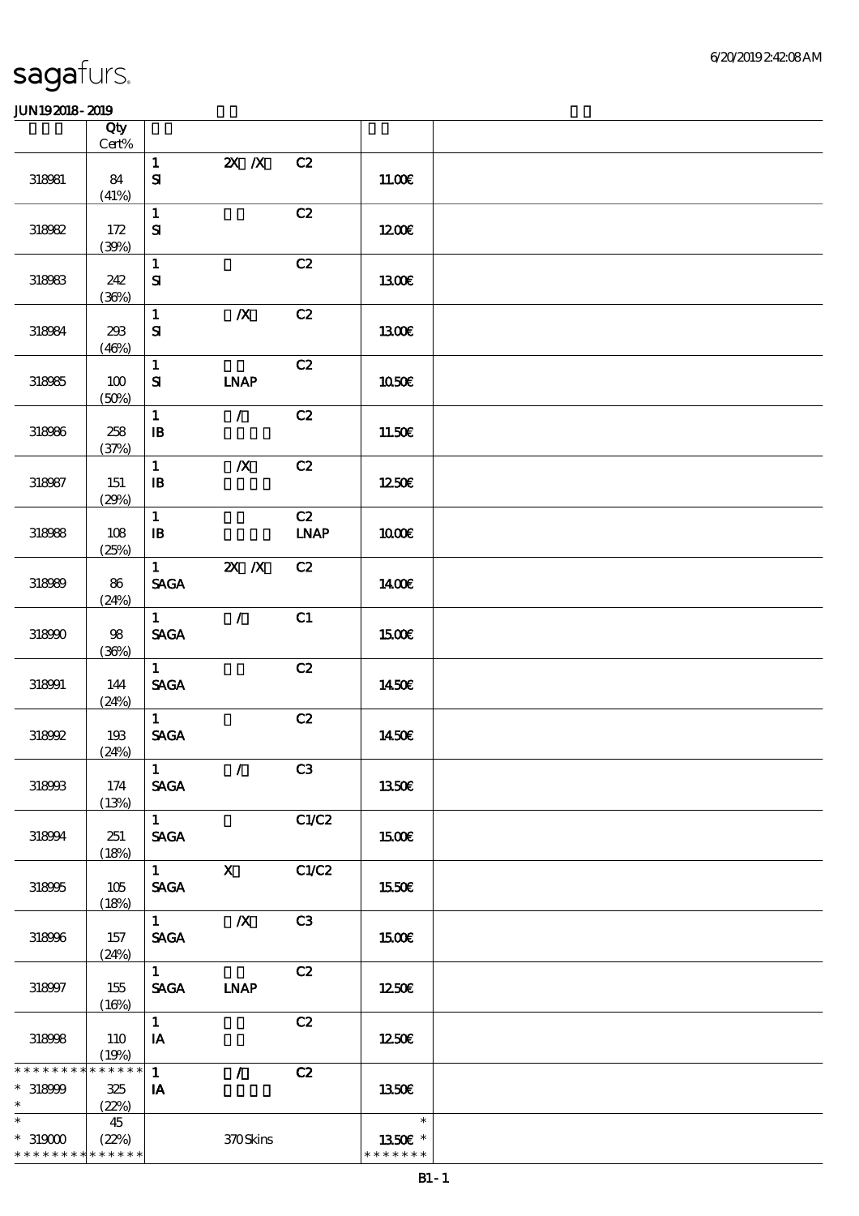sagafurs.

JUN19 2018 - 2019

| | Qty Cert% | | | | | |
|---|---|---|---|---|---|---|
| 318981 | 84 (41%) | 1 SI | 2X /X | C2 | 11.00€ | |
| 318982 | 172 (39%) | 1 SI | | C2 | 12.00€ | |
| 318983 | 242 (36%) | 1 SI | | C2 | 13.00€ | |
| 318984 | 293 (46%) | 1 SI | /X | C2 | 13.00€ | |
| 318985 | 100 (50%) | 1 SI | LNAP | C2 | 10.50€ | |
| 318986 | 258 (37%) | 1 IB | / | C2 | 11.50€ | |
| 318987 | 151 (29%) | 1 IB | /X | C2 | 12.50€ | |
| 318988 | 108 (25%) | 1 IB | | C2 LNAP | 10.00€ | |
| 318989 | 86 (24%) | 1 SAGA | 2X /X | C2 | 14.00€ | |
| 318990 | 98 (36%) | 1 SAGA | / | C1 | 15.00€ | |
| 318991 | 144 (24%) | 1 SAGA | | C2 | 14.50€ | |
| 318992 | 193 (24%) | 1 SAGA | | C2 | 14.50€ | |
| 318993 | 174 (13%) | 1 SAGA | / | C3 | 13.50€ | |
| 318994 | 251 (18%) | 1 SAGA | | C1/C2 | 15.00€ | |
| 318995 | 105 (18%) | 1 SAGA | X | C1/C2 | 15.50€ | |
| 318996 | 157 (24%) | 1 SAGA | /X | C3 | 15.00€ | |
| 318997 | 155 (16%) | 1 SAGA | LNAP | C2 | 12.50€ | |
| 318998 | 110 (19%) | 1 IA | | C2 | 12.50€ | |
| * 318999 * | 325 (22%) | 1 IA | / | C2 | 13.50€ | |
| * 319000 | 45 (22%) | | 370 Skins | | 13.50€ * | |

B1 - 1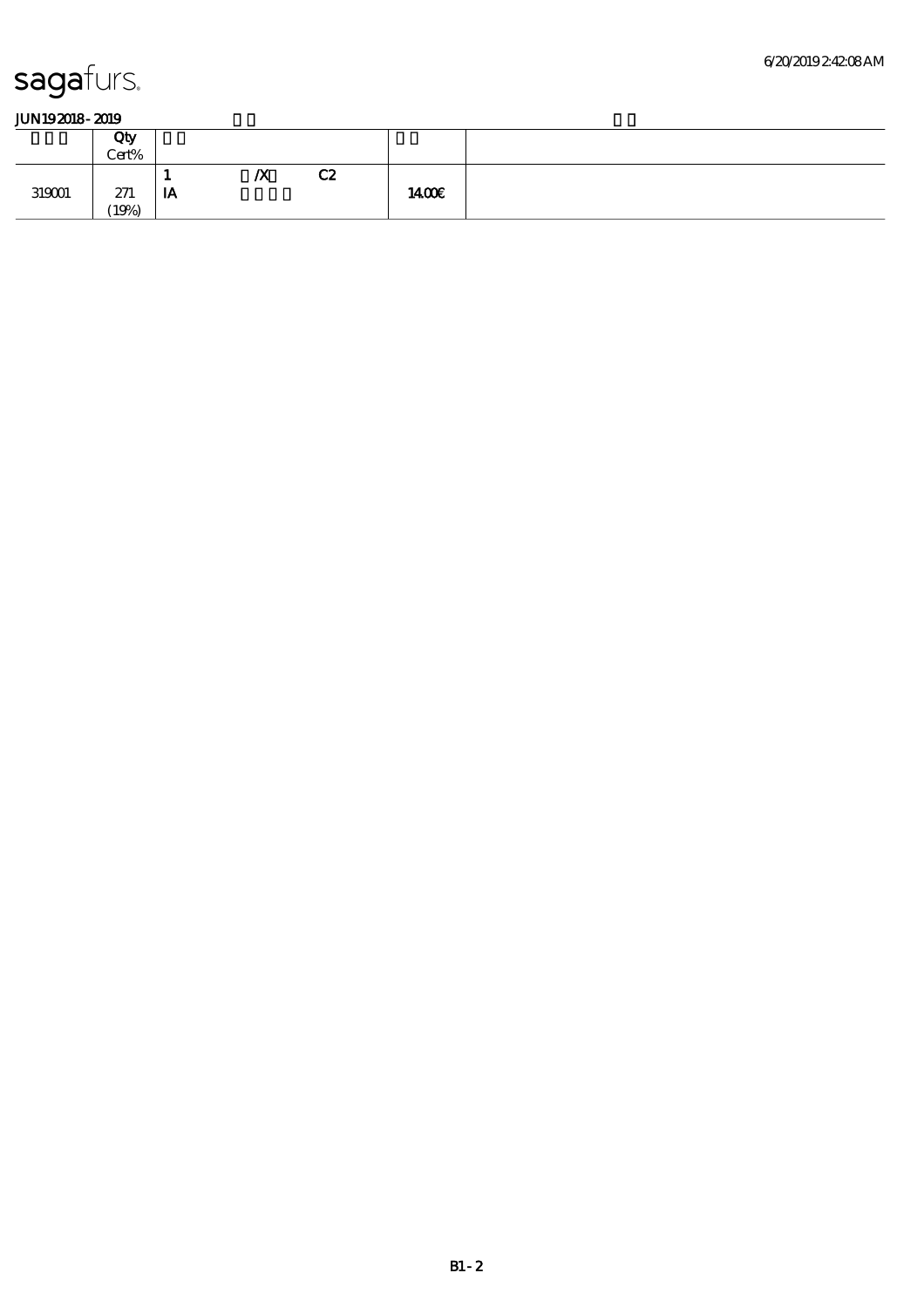sagafurs.

**JUN19 2018 - 2019**

| | Qty<br>Cert% | | | | | |
|---|---|---|---|---|---|---|
| 319001 | 271<br>(19%) | 1<br>IA | /X | C2 | 14.00€ | |

B1 - 2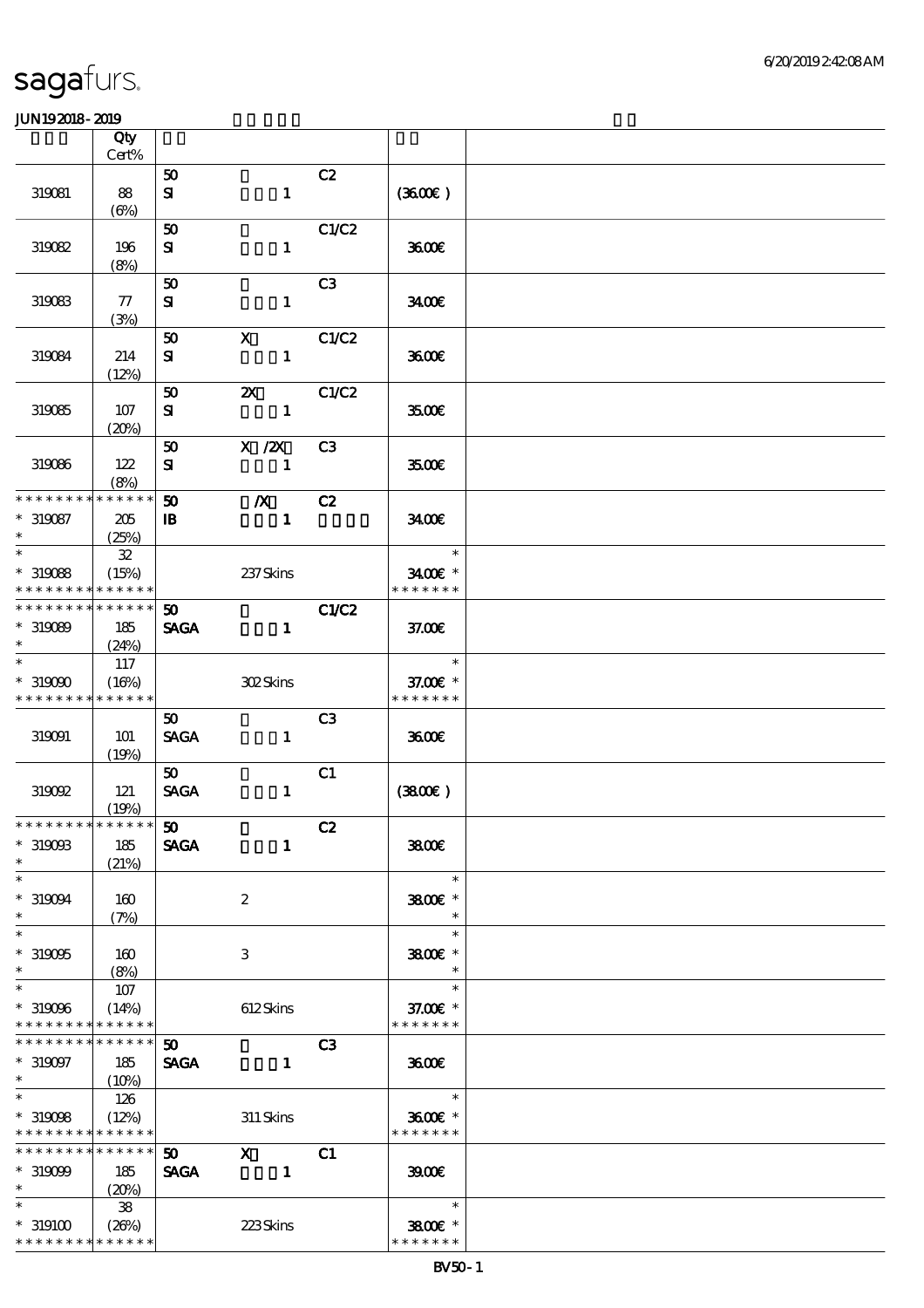sagafurs.

JUN19 2018 - 2019

| | Qty Cert% | | | | | |
|---|---|---|---|---|---|---|
| 319081 | 88 (6%) | 50 SI | 1 | C2 | (36.00€) | |
| 319082 | 196 (8%) | 50 SI | 1 | C1/C2 | 36.00€ | |
| 319083 | 77 (3%) | 50 SI | 1 | C3 | 34.00€ | |
| 319084 | 214 (12%) | 50 SI | X 1 | C1/C2 | 36.00€ | |
| 319085 | 107 (20%) | 50 SI | 2X 1 | C1/C2 | 35.00€ | |
| 319086 | 122 (8%) | 50 SI | X /2X 1 | C3 | 35.00€ | |
| * * * * * * * * * * * * * * * 319087 * | 205 (25%) | 50 IB | /X 1 | C2 | 34.00€ | |
| * * 319088 * * * * * * * * * * * * * * | 32 (15%) | | 237 Skins | | * 34.00€ * * * * * * * * | |
| * * * * * * * * * * * * * * * 319089 * | 185 (24%) | 50 SAGA | 1 | C1/C2 | 37.00€ | |
| * * 319090 * * * * * * * * * * * * * * | 117 (16%) | | 302 Skins | | * 37.00€ * * * * * * * * | |
| 319091 | 101 (19%) | 50 SAGA | 1 | C3 | 36.00€ | |
| 319092 | 121 (19%) | 50 SAGA | 1 | C1 | (38.00€) | |
| * * * * * * * * * * * * * * * 319093 * | 185 (21%) | 50 SAGA | 1 | C2 | 38.00€ | |
| * * 319094 * | 160 (7%) | | 2 | | * 38.00€ * * | |
| * * 319095 * | 160 (8%) | | 3 | | * 38.00€ * * | |
| * * 319096 * * * * * * * * * * * * * * | 107 (14%) | | 612 Skins | | * 37.00€ * * * * * * * * | |
| * * * * * * * * * * * * * * * 319097 * | 185 (10%) | 50 SAGA | 1 | C3 | 36.00€ | |
| * * 319098 * * * * * * * * * * * * * * | 126 (12%) | | 311 Skins | | * 36.00€ * * * * * * * * | |
| * * * * * * * * * * * * * * * 319099 * | 185 (20%) | 50 SAGA | X 1 | C1 | 39.00€ | |
| * * 319100 * * * * * * * * * * * * * * | 38 (26%) | | 223 Skins | | * 38.00€ * * * * * * * * | |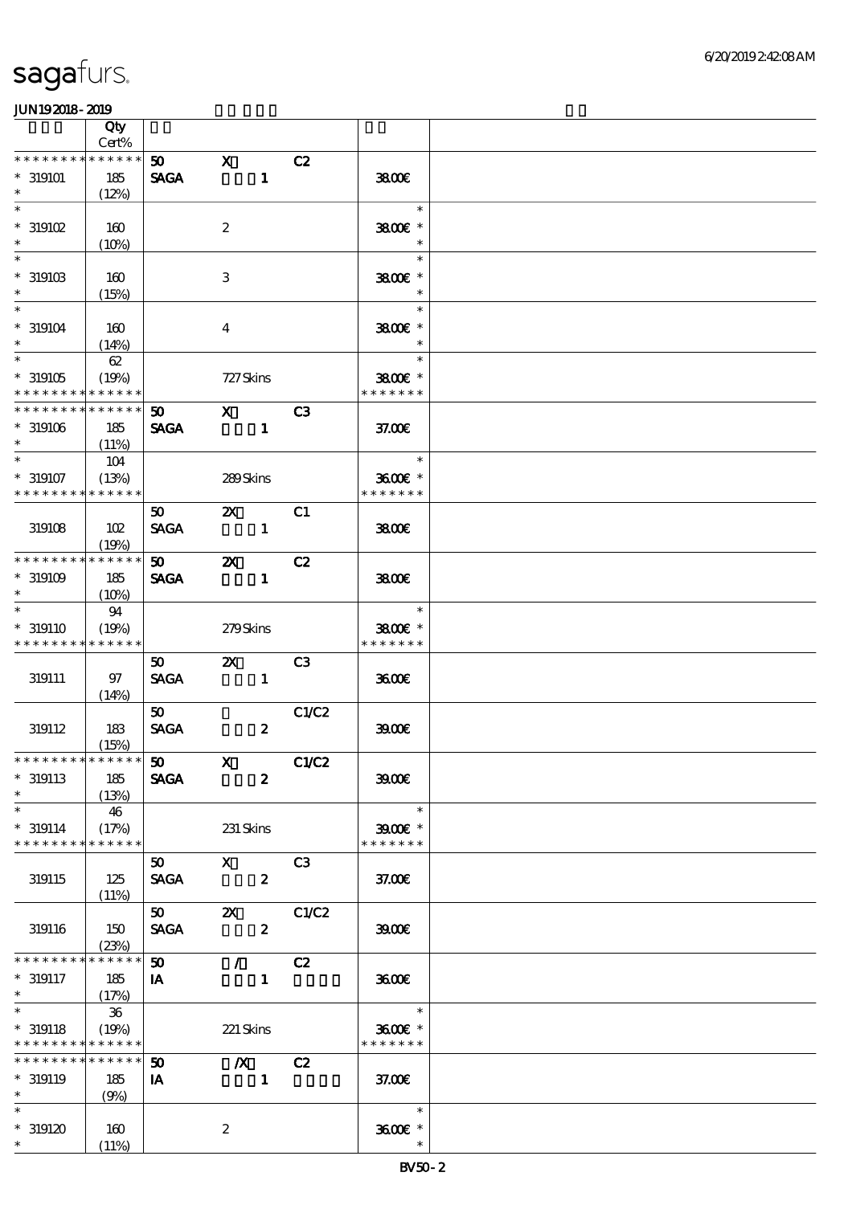| | Qty Cert% | | | | | |
|---|---|---|---|---|---|---|
| * * * * * * * * * * * * * * | | 50 | X | C2 | | |
| * 319101 | 185 | SAGA | 1 | | 38.00€ | |
| * | (12%) | | | | | |
| * | | | | | * | |
| * 319102 | 160 | | 2 | | 38.00€ * | |
| * | (10%) | | | | * | |
| * | | | | | * | |
| * 319103 | 160 | | 3 | | 38.00€ * | |
| * | (15%) | | | | * | |
| * | | | | | * | |
| * 319104 | 160 | | 4 | | 38.00€ * | |
| * | (14%) | | | | * | |
| * | 62 | | | | * | |
| * 319105 | (19%) | | 727 Skins | | 38.00€ * | |
| * * * * * * * * * * * * * * | | | | | * * * * * * * | |
| * * * * * * * * * * * * * * | | 50 | X | C3 | | |
| * 319106 | 185 | SAGA | 1 | | 37.00€ | |
| * | (11%) | | | | | |
| * | 104 | | | | * | |
| * 319107 | (13%) | | 289 Skins | | 36.00€ * | |
| * * * * * * * * * * * * * * | | | | | * * * * * * * | |
| | | 50 | 2X | C1 | | |
| 319108 | 102 | SAGA | 1 | | 38.00€ | |
| | (19%) | | | | | |
| * * * * * * * * * * * * * * | | 50 | 2X | C2 | | |
| * 319109 | 185 | SAGA | 1 | | 38.00€ | |
| * | (10%) | | | | | |
| * | 94 | | | | * | |
| * 319110 | (19%) | | 279 Skins | | 38.00€ * | |
| * * * * * * * * * * * * * * | | | | | * * * * * * * | |
| | | 50 | 2X | C3 | | |
| 319111 | 97 | SAGA | 1 | | 36.00€ | |
| | (14%) | | | | | |
| | | 50 | | C1/C2 | | |
| 319112 | 183 | SAGA | 2 | | 39.00€ | |
| | (15%) | | | | | |
| * * * * * * * * * * * * * * | | 50 | X | C1/C2 | | |
| * 319113 | 185 | SAGA | 2 | | 39.00€ | |
| * | (13%) | | | | | |
| * | 46 | | | | * | |
| * 319114 | (17%) | | 231 Skins | | 39.00€ * | |
| * * * * * * * * * * * * * * | | | | | * * * * * * * | |
| | | 50 | X | C3 | | |
| 319115 | 125 | SAGA | 2 | | 37.00€ | |
| | (11%) | | | | | |
| | | 50 | 2X | C1/C2 | | |
| 319116 | 150 | SAGA | 2 | | 39.00€ | |
| | (23%) | | | | | |
| * * * * * * * * * * * * * * | | 50 | / | C2 | | |
| * 319117 | 185 | IA | 1 | | 36.00€ | |
| * | (17%) | | | | | |
| * | 36 | | | | * | |
| * 319118 | (19%) | | 221 Skins | | 36.00€ * | |
| * * * * * * * * * * * * * * | | | | | * * * * * * * | |
| * * * * * * * * * * * * * * | | 50 | /X | C2 | | |
| * 319119 | 185 | IA | 1 | | 37.00€ | |
| * | (9%) | | | | | |
| * | | | | | * | |
| * 319120 | 160 | | 2 | | 36.00€ * | |
| * | (11%) | | | | * | |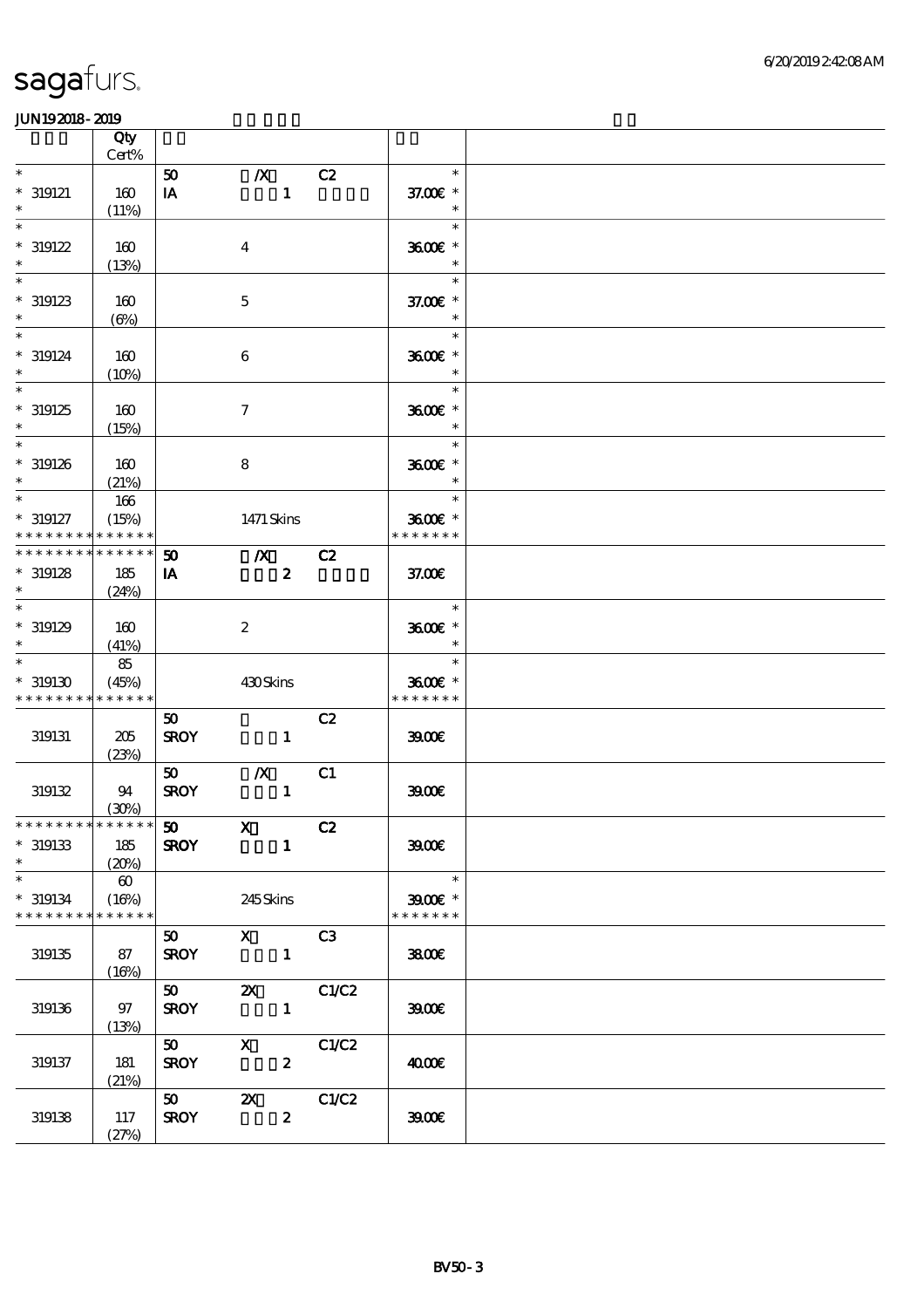sagafurs.

JUN192018-2019

| | Qty Cert% | | | | | |
|---|---|---|---|---|---|---|
| * | | 50 | /X | C2 | * | |
| * 319121 | 160 | IA | 1 | | 37.00€ * | |
| * | (11%) | | | | * | |
| * | | | | | * | |
| * 319122 | 160 | | 4 | | 36.00€ * | |
| * | (13%) | | | | * | |
| * | | | | | * | |
| * 319123 | 160 | | 5 | | 37.00€ * | |
| * | (6%) | | | | * | |
| * | | | | | * | |
| * 319124 | 160 | | 6 | | 36.00€ * | |
| * | (10%) | | | | * | |
| * | | | | | * | |
| * 319125 | 160 | | 7 | | 36.00€ * | |
| * | (15%) | | | | * | |
| * | | | | | * | |
| * 319126 | 160 | | 8 | | 36.00€ * | |
| * | (21%) | | | | * | |
| * | 166 | | | | * | |
| * 319127 | (15%) | | 1471 Skins | | 36.00€ * | |
| * * * * * * * * * * * * * * | | | | | * * * * * * * | |
| * * * * * * * * * * * * * * | | 50 | /X | C2 | | |
| * 319128 | 185 | IA | 2 | | 37.00€ | |
| * | (24%) | | | | | |
| * | | | | | * | |
| * 319129 | 160 | | 2 | | 36.00€ * | |
| * | (41%) | | | | * | |
| * | 85 | | | | * | |
| * 319130 | (45%) | | 430 Skins | | 36.00€ * | |
| * * * * * * * * * * * * * * | | | | | * * * * * * * | |
| | | 50 | | C2 | | |
| 319131 | 205 | SROY | 1 | | 39.00€ | |
| | (23%) | | | | | |
| | | 50 | /X | C1 | | |
| 319132 | 94 | SROY | 1 | | 39.00€ | |
| | (30%) | | | | | |
| * * * * * * * * * * * * * * | | 50 | X | C2 | | |
| * 319133 | 185 | SROY | 1 | | 39.00€ | |
| * | (20%) | | | | | |
| * | 60 | | | | * | |
| * 319134 | (16%) | | 245 Skins | | 39.00€ * | |
| * * * * * * * * * * * * * * | | | | | * * * * * * * | |
| | | 50 | X | C3 | | |
| 319135 | 87 | SROY | 1 | | 38.00€ | |
| | (16%) | | | | | |
| | | 50 | 2X | C1/C2 | | |
| 319136 | 97 | SROY | 1 | | 39.00€ | |
| | (13%) | | | | | |
| | | 50 | X | C1/C2 | | |
| 319137 | 181 | SROY | 2 | | 40.00€ | |
| | (21%) | | | | | |
| | | 50 | 2X | C1/C2 | | |
| 319138 | 117 | SROY | 2 | | 39.00€ | |
| | (27%) | | | | | |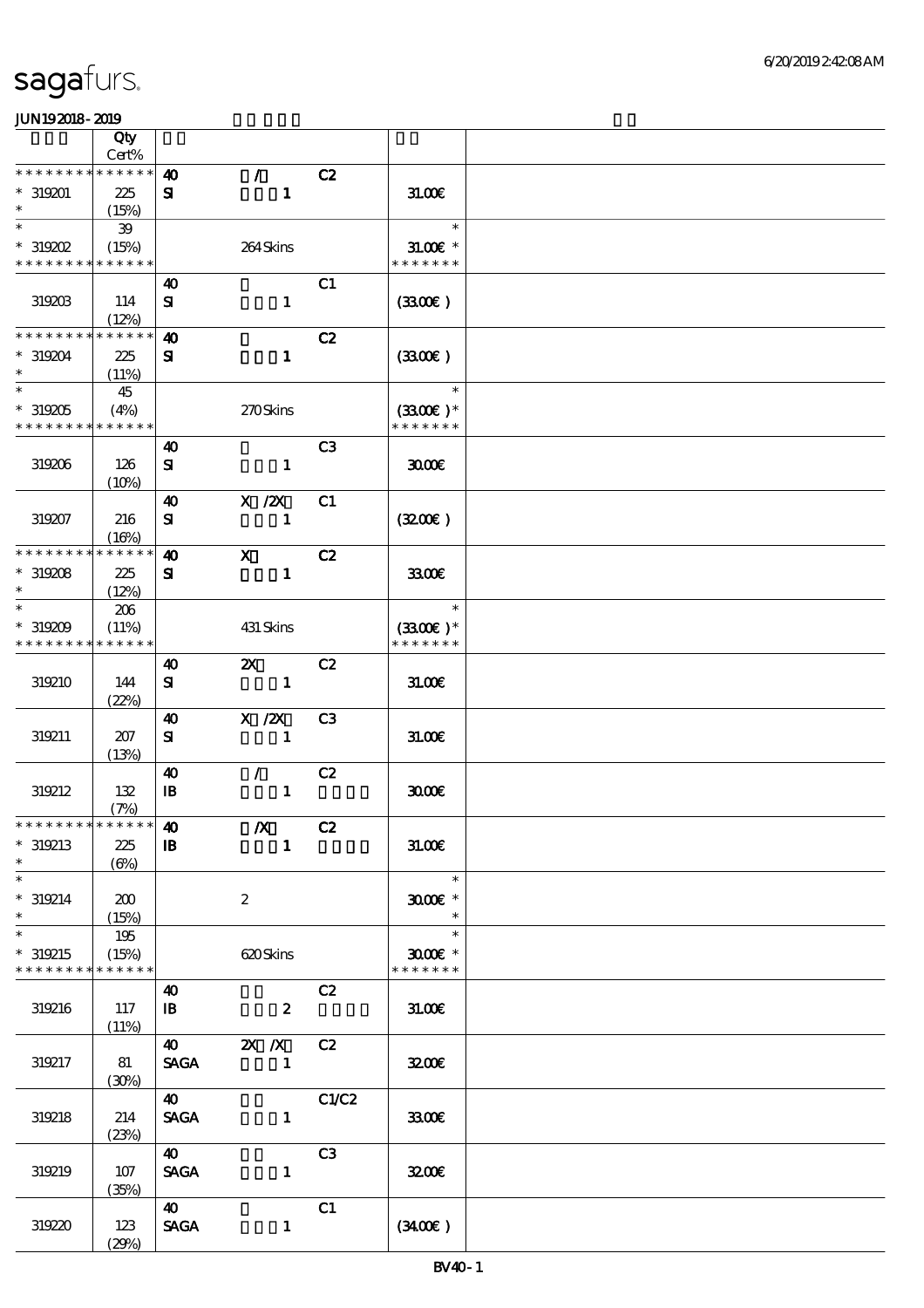# sagafurs.

JUN19 2018 - 2019

| | Qty Cert% | | | | | |
|---|---|---|---|---|---|---|
| * * * * * * * * * * * * * * | 40 | / | C2 | | | |
| * 319201 | 225 | SI | 1 | | 31.00€ | |
| * | (15%) | | | | | |
| * | 39 | | | | * | |
| * 319202 | (15%) | | 264 Skins | | 31.00€ * | |
| * * * * * * * * * * * * * * | | | | | * * * * * * * | |
| | | 40 | | C1 | | |
| 319203 | 114 (12%) | SI | 1 | | (33.00€) | |
| * * * * * * * * * * * * * * | | 40 | | C2 | | |
| * 319204 | 225 | SI | 1 | | (33.00€) | |
| * | (11%) | | | | | |
| * | 45 | | | | * | |
| * 319205 | (4%) | | 270 Skins | | (33.00€) * | |
| * * * * * * * * * * * * * * | | | | | * * * * * * * | |
| | | 40 | | C3 | | |
| 319206 | 126 (10%) | SI | 1 | | 30.00€ | |
| | | 40 | X /2X | C1 | | |
| 319207 | 216 (16%) | SI | 1 | | (32.00€) | |
| * * * * * * * * * * * * * * | | 40 | X | C2 | | |
| * 319208 | 225 | SI | 1 | | 33.00€ | |
| * | (12%) | | | | | |
| * | 206 | | | | * | |
| * 319209 | (11%) | | 431 Skins | | (33.00€) * | |
| * * * * * * * * * * * * * * | | | | | * * * * * * * | |
| | | 40 | 2X | C2 | | |
| 319210 | 144 (22%) | SI | 1 | | 31.00€ | |
| | | 40 | X /2X | C3 | | |
| 319211 | 207 (13%) | SI | 1 | | 31.00€ | |
| | | 40 | / | C2 | | |
| 319212 | 132 (7%) | IB | 1 | | 30.00€ | |
| * * * * * * * * * * * * * * | | 40 | /X | C2 | | |
| * 319213 | 225 | IB | 1 | | 31.00€ | |
| * | (6%) | | | | | |
| * | | | | | * | |
| * 319214 | 200 | | 2 | | 30.00€ * | |
| * | (15%) | | | | * | |
| * | 195 | | | | * | |
| * 319215 | (15%) | | 620 Skins | | 30.00€ * | |
| * * * * * * * * * * * * * * | | | | | * * * * * * * | |
| | | 40 | | C2 | | |
| 319216 | 117 (11%) | IB | 2 | | 31.00€ | |
| | | 40 | 2X /X | C2 | | |
| 319217 | 81 (30%) | SAGA | 1 | | 32.00€ | |
| | | 40 | | C1/C2 | | |
| 319218 | 214 (23%) | SAGA | 1 | | 33.00€ | |
| | | 40 | | C3 | | |
| 319219 | 107 (35%) | SAGA | 1 | | 32.00€ | |
| | | 40 | | C1 | | |
| 319220 | 123 (29%) | SAGA | 1 | | (34.00€) | |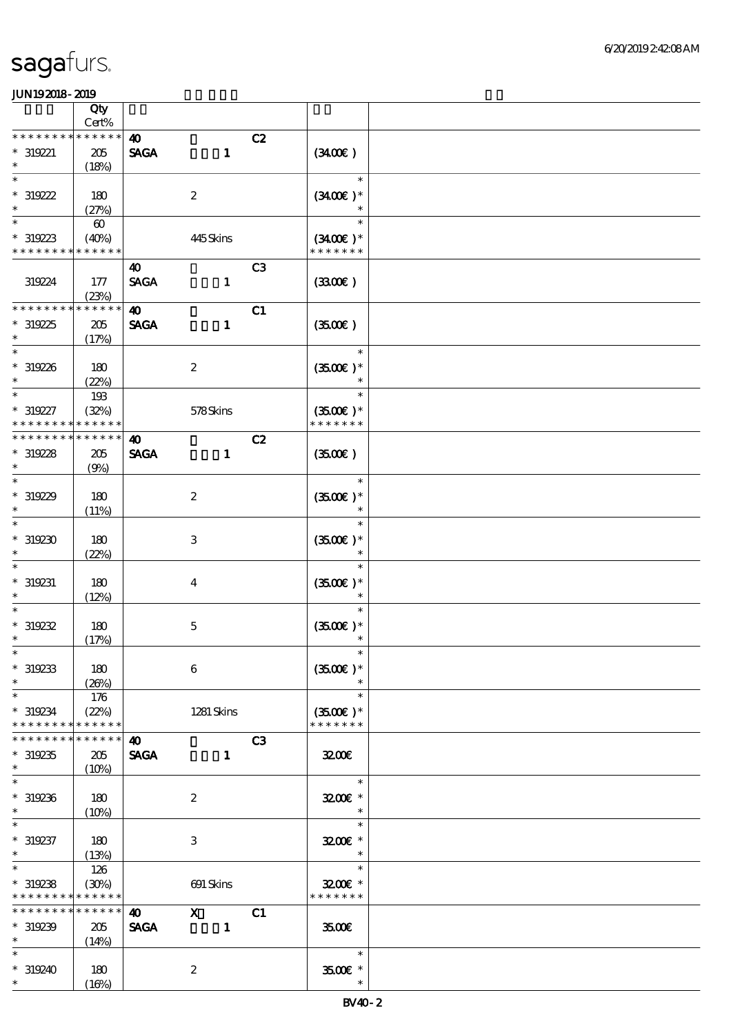| | Qty Cert% | | |
|---|---|---|---|
| * * * * * * * * * * * * * * | 40 C2 | | |
| * 319221 * | 205 (18%) | SAGA 1 | (34.00€) |
| * * 319222 * | 180 (27%) | 2 | * (34.00€) * * |
| * * 319223 * * * * * * * * * * * * * | 60 (40%) | 445 Skins | * (34.00€) * * * * * * * * |
| 319224 | 177 (23%) | 40 C3 SAGA 1 | (33.00€) |
| * * * * * * * * * * * * * * | 40 C1 | | |
| * 319225 * | 205 (17%) | SAGA 1 | (35.00€) |
| * * 319226 * | 180 (22%) | 2 | * (35.00€) * * |
| * * 319227 * * * * * * * * * * * * * | 193 (32%) | 578 Skins | * (35.00€) * * * * * * * * |
| * * * * * * * * * * * * * * | 40 C2 | | |
| * 319228 * | 205 (9%) | SAGA 1 | (35.00€) |
| * * 319229 * | 180 (11%) | 2 | * (35.00€) * * |
| * * 319230 * | 180 (22%) | 3 | * (35.00€) * * |
| * * 319231 * | 180 (12%) | 4 | * (35.00€) * * |
| * * 319232 * | 180 (17%) | 5 | * (35.00€) * * |
| * * 319233 * | 180 (26%) | 6 | * (35.00€) * * |
| * * 319234 * * * * * * * * * * * * * | 176 (22%) | 1281 Skins | * (35.00€) * * * * * * * * |
| * * * * * * * * * * * * * * | 40 C3 | | |
| * 319235 * | 205 (10%) | SAGA 1 | 32.00€ |
| * * 319236 * | 180 (10%) | 2 | * 32.00€ * * |
| * * 319237 * | 180 (13%) | 3 | * 32.00€ * * |
| * * 319238 * * * * * * * * * * * * * | 126 (30%) | 691 Skins | * 32.00€ * * * * * * * * |
| * * * * * * * * * * * * * * | 40 X C1 | | |
| * 319239 * | 205 (14%) | SAGA 1 | 35.00€ |
| * * 319240 * | 180 (16%) | 2 | * 35.00€ * * |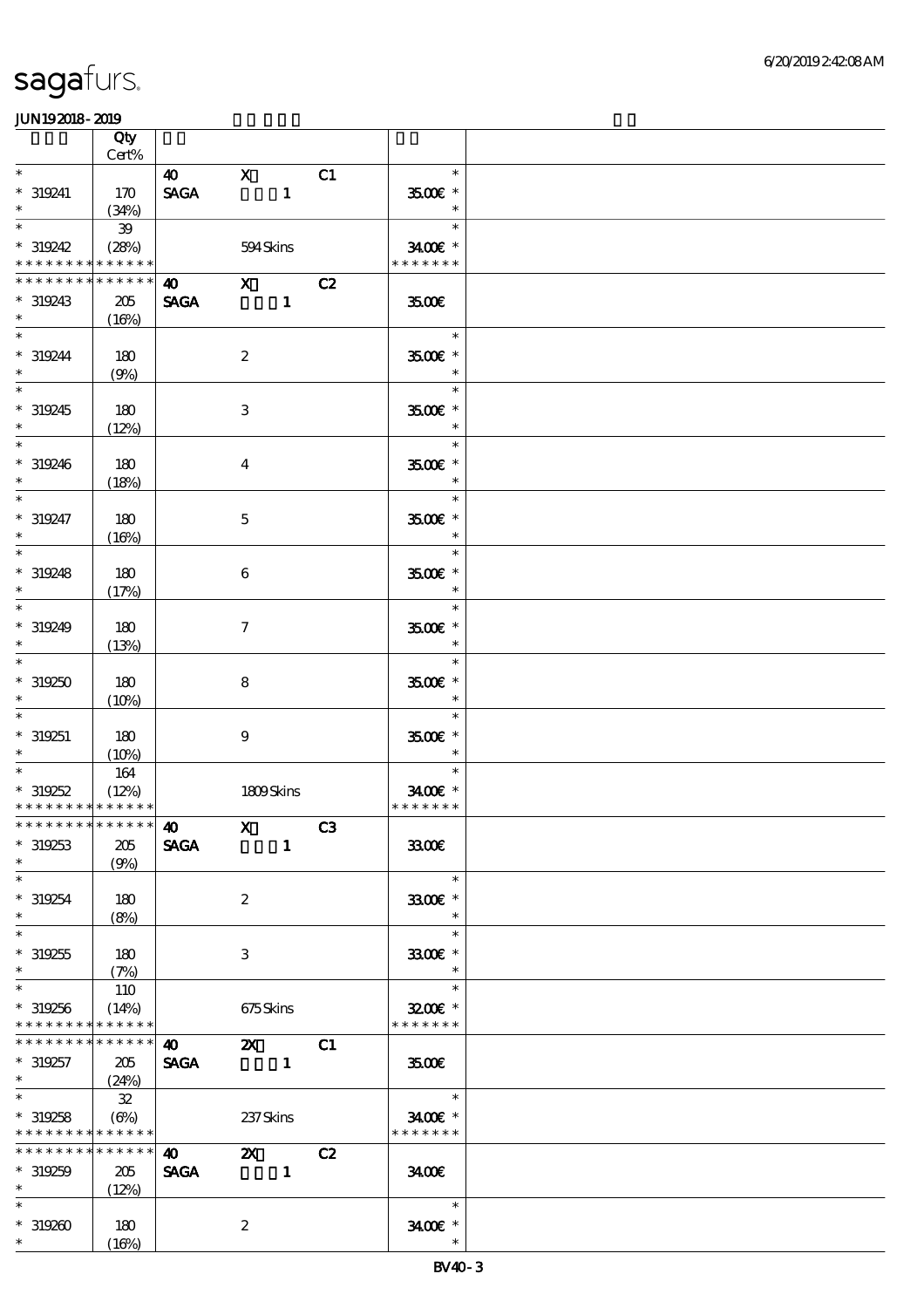| | Qty Cert% | | | | | |
|---|---|---|---|---|---|---|
| * | | 40 | X | C1 | * | |
| * 319241 | 170 | SAGA | 1 | | 35.00€ * | |
| * | (34%) | | | | * | |
| * | 39 | | | | * | |
| * 319242 | (28%) | | 594 Skins | | 34.00€ * | |
| * * * * * * * * * * * * * | | | | | * * * * * * * | |
| * * * * * * * * * * * * * | | 40 | X | C2 | | |
| * 319243 | 205 | SAGA | 1 | | 35.00€ | |
| * | (16%) | | | | | |
| * | | | | | * | |
| * 319244 | 180 | | 2 | | 35.00€ * | |
| * | (9%) | | | | * | |
| * | | | | | * | |
| * 319245 | 180 | | 3 | | 35.00€ * | |
| * | (12%) | | | | * | |
| * | | | | | * | |
| * 319246 | 180 | | 4 | | 35.00€ * | |
| * | (18%) | | | | * | |
| * | | | | | * | |
| * 319247 | 180 | | 5 | | 35.00€ * | |
| * | (16%) | | | | * | |
| * | | | | | * | |
| * 319248 | 180 | | 6 | | 35.00€ * | |
| * | (17%) | | | | * | |
| * | | | | | * | |
| * 319249 | 180 | | 7 | | 35.00€ * | |
| * | (13%) | | | | * | |
| * | | | | | * | |
| * 319250 | 180 | | 8 | | 35.00€ * | |
| * | (10%) | | | | * | |
| * | | | | | * | |
| * 319251 | 180 | | 9 | | 35.00€ * | |
| * | (10%) | | | | * | |
| * | 164 | | | | * | |
| * 319252 | (12%) | | 1809 Skins | | 34.00€ * | |
| * * * * * * * * * * * * * | | | | | * * * * * * * | |
| * * * * * * * * * * * * * | | 40 | X | C3 | | |
| * 319253 | 205 | SAGA | 1 | | 33.00€ | |
| * | (9%) | | | | | |
| * | | | | | * | |
| * 319254 | 180 | | 2 | | 33.00€ * | |
| * | (8%) | | | | * | |
| * | | | | | * | |
| * 319255 | 180 | | 3 | | 33.00€ * | |
| * | (7%) | | | | * | |
| * | 110 | | | | * | |
| * 319256 | (14%) | | 675 Skins | | 32.00€ * | |
| * * * * * * * * * * * * * | | | | | * * * * * * * | |
| * * * * * * * * * * * * * | | 40 | 2X | C1 | | |
| * 319257 | 205 | SAGA | 1 | | 35.00€ | |
| * | (24%) | | | | | |
| * | 32 | | | | * | |
| * 319258 | (6%) | | 237 Skins | | 34.00€ * | |
| * * * * * * * * * * * * * | | | | | * * * * * * * | |
| * * * * * * * * * * * * * | | 40 | 2X | C2 | | |
| * 319259 | 205 | SAGA | 1 | | 34.00€ | |
| * | (12%) | | | | | |
| * | | | | | * | |
| * 319260 | 180 | | 2 | | 34.00€ * | |
| * | (16%) | | | | * | |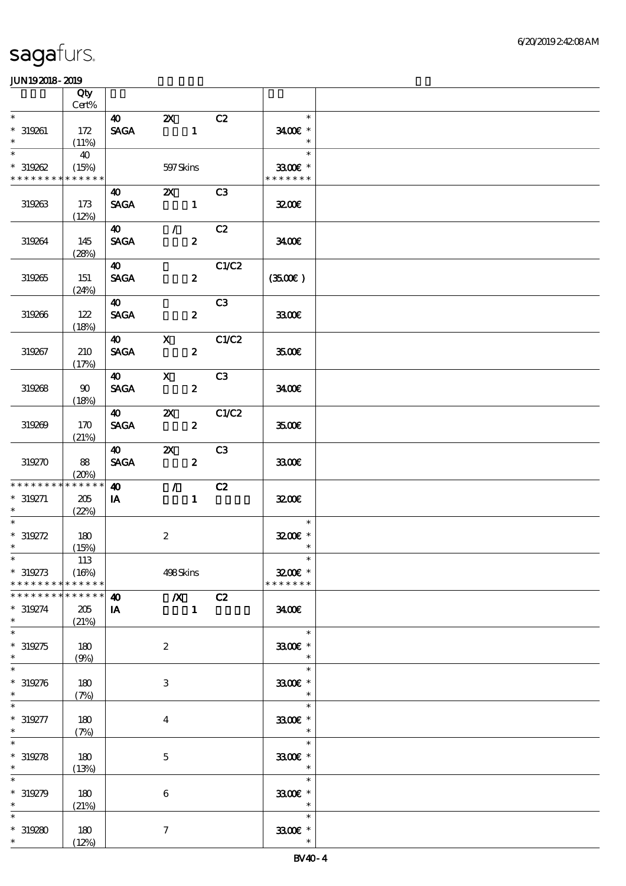# sagafurs.

JUN192018-2019

| | Qty Cert% | | | | | |
|---|---|---|---|---|---|---|
| * 319261 * | 172 (11%) | 40 SAGA | 2X 1 | C2 | * 34.00€ * * | |
| * 319262 * * * * * * * * * * * * * * | 40 (15%) | | 597 Skins | | * 33.00€ * * * * * * * * | |
| 319263 | 173 (12%) | 40 SAGA | 2X 1 | C3 | 32.00€ | |
| 319264 | 145 (28%) | 40 SAGA | / 2 | C2 | 34.00€ | |
| 319265 | 151 (24%) | 40 SAGA | 2 | C1/C2 | (35.00€) | |
| 319266 | 122 (18%) | 40 SAGA | 2 | C3 | 33.00€ | |
| 319267 | 210 (17%) | 40 SAGA | X 2 | C1/C2 | 35.00€ | |
| 319268 | 90 (18%) | 40 SAGA | X 2 | C3 | 34.00€ | |
| 319269 | 170 (21%) | 40 SAGA | 2X 2 | C1/C2 | 35.00€ | |
| 319270 | 88 (20%) | 40 SAGA | 2X 2 | C3 | 33.00€ | |
| * * * * * * * * * * * * * * 319271 * | 205 (22%) | 40 IA | / 1 | C2 | 32.00€ | |
| * 319272 * | 180 (15%) | | 2 | | * 32.00€ * * | |
| * 319273 * * * * * * * * * * * * * * | 113 (16%) | | 498 Skins | | * 32.00€ * * * * * * * * | |
| * * * * * * * * * * * * * * 319274 * | 205 (21%) | 40 IA | /X 1 | C2 | 34.00€ | |
| * 319275 * | 180 (9%) | | 2 | | * 33.00€ * * | |
| * 319276 * | 180 (7%) | | 3 | | * 33.00€ * * | |
| * 319277 * | 180 (7%) | | 4 | | * 33.00€ * * | |
| * 319278 * | 180 (13%) | | 5 | | * 33.00€ * * | |
| * 319279 * | 180 (21%) | | 6 | | * 33.00€ * * | |
| * 319280 * | 180 (12%) | | 7 | | * 33.00€ * * | |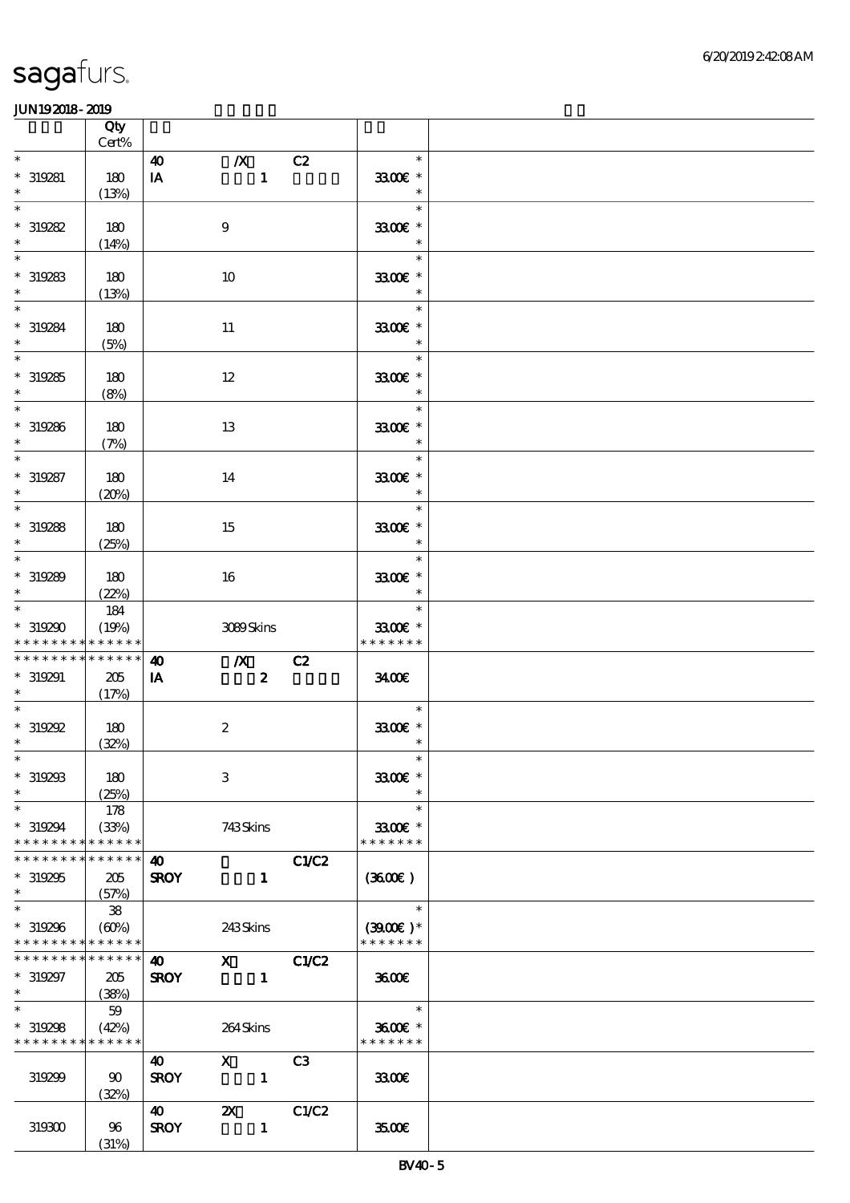sagafurs.

JUN19 2018 - 2019

| | Qty Cert% | | | | | |
|---|---|---|---|---|---|---|
| * | | 40 | /X | C2 | * | |
| * 319281 | 180 | IA | 1 | | 33.00€ * | |
| * | (13%) | | | | * | |
| * | | | | | * | |
| * 319282 | 180 | | 9 | | 33.00€ * | |
| * | (14%) | | | | * | |
| * | | | | | * | |
| * 319283 | 180 | | 10 | | 33.00€ * | |
| * | (13%) | | | | * | |
| * | | | | | * | |
| * 319284 | 180 | | 11 | | 33.00€ * | |
| * | (5%) | | | | * | |
| * | | | | | * | |
| * 319285 | 180 | | 12 | | 33.00€ * | |
| * | (8%) | | | | * | |
| * | | | | | * | |
| * 319286 | 180 | | 13 | | 33.00€ * | |
| * | (7%) | | | | * | |
| * | | | | | * | |
| * 319287 | 180 | | 14 | | 33.00€ * | |
| * | (20%) | | | | * | |
| * | | | | | * | |
| * 319288 | 180 | | 15 | | 33.00€ * | |
| * | (25%) | | | | * | |
| * | | | | | * | |
| * 319289 | 180 | | 16 | | 33.00€ * | |
| * | (22%) | | | | * | |
| * | 184 | | | | * | |
| * 319290 | (19%) | | 3089 Skins | | 33.00€ * | |
| * * * * * * * * * * * * * * | | | | | * * * * * * * | |
| * * * * * * * * * * * * * * | | 40 | /X | C2 | | |
| * 319291 | 205 | IA | 2 | | 34.00€ | |
| * | (17%) | | | | | |
| * | | | | | * | |
| * 319292 | 180 | | 2 | | 33.00€ * | |
| * | (32%) | | | | * | |
| * | | | | | * | |
| * 319293 | 180 | | 3 | | 33.00€ * | |
| * | (25%) | | | | * | |
| * | 178 | | | | * | |
| * 319294 | (33%) | | 743 Skins | | 33.00€ * | |
| * * * * * * * * * * * * * * | | | | | * * * * * * * | |
| * * * * * * * * * * * * * * | | 40 | | C1/C2 | | |
| * 319295 | 205 | SROY | 1 | | (36.00€ ) | |
| * | (57%) | | | | | |
| * | 38 | | | | * | |
| * 319296 | (60%) | | 243 Skins | | (39.00€ ) * | |
| * * * * * * * * * * * * * * | | | | | * * * * * * * | |
| * * * * * * * * * * * * * * | | 40 | X | C1/C2 | | |
| * 319297 | 205 | SROY | 1 | | 36.00€ | |
| * | (38%) | | | | | |
| * | 59 | | | | * | |
| * 319298 | (42%) | | 264 Skins | | 36.00€ * | |
| * * * * * * * * * * * * * * | | | | | * * * * * * * | |
| | | 40 | X | C3 | | |
| 319299 | 90 | SROY | 1 | | 33.00€ | |
| | (32%) | | | | | |
| | | 40 | 2X | C1/C2 | | |
| 319300 | 96 | SROY | 1 | | 35.00€ | |
| | (31%) | | | | | |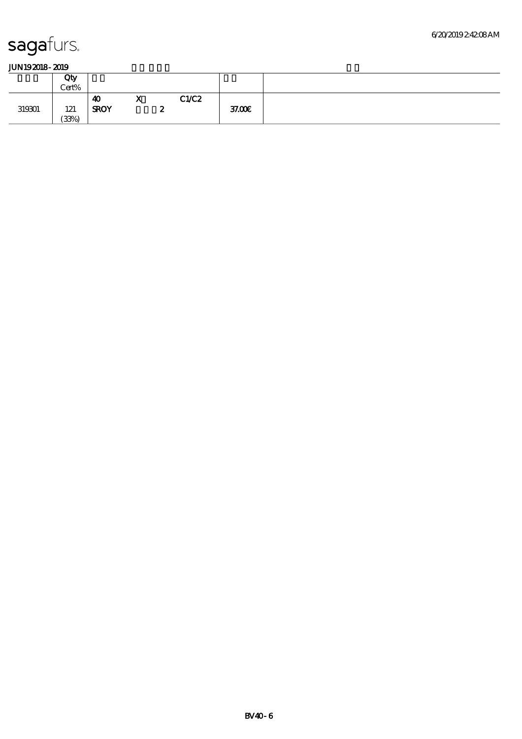sagafurs.

**JUN19 2018 - 2019**

| | Qty<br>Cert% | | | | | |
|---|---|---|---|---|---|---|
| 319301 | 121<br>(33%) | 40<br>**SROY** | X<br>2 | C1/C2 | 37.00€ | |

BV40 - 6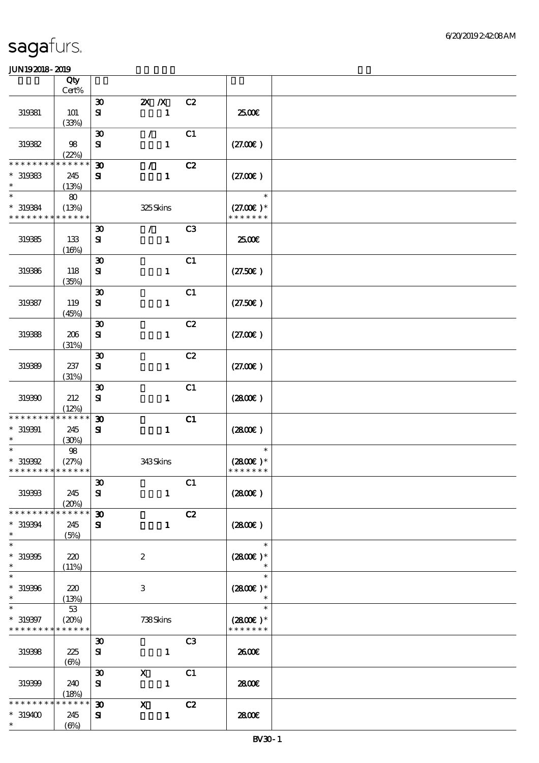**JUN19 2018 - 2019**

| | Qty Cert% | | | | |
|---|---|---|---|---|---|
| 319381 | 101 (33%) | 30 SI | 2X /X 1 | C2 | 25.00€ |
| 319382 | 98 (22%) | 30 SI | / 1 | C1 | (27.00€ ) |
| * * * * * * * * * * * * * * 319383 * | 245 (13%) | 30 SI | / 1 | C2 | (27.00€ ) |
| * * 319384 * * * * * * * * * * * * * * | 80 (13%) | | 325 Skins | | * (27.00€ )* * * * * * * * |
| 319385 | 133 (16%) | 30 SI | / 1 | C3 | 25.00€ |
| 319386 | 118 (35%) | 30 SI | 1 | C1 | (27.50€ ) |
| 319387 | 119 (45%) | 30 SI | 1 | C1 | (27.50€ ) |
| 319388 | 206 (31%) | 30 SI | 1 | C2 | (27.00€ ) |
| 319389 | 237 (31%) | 30 SI | 1 | C2 | (27.00€ ) |
| 319390 | 212 (12%) | 30 SI | 1 | C1 | (28.00€ ) |
| * * * * * * * * * * * * * * 319391 * | 245 (30%) | 30 SI | 1 | C1 | (28.00€ ) |
| * * 319392 * * * * * * * * * * * * * * | 98 (27%) | | 343 Skins | | * (28.00€ )* * * * * * * * |
| 319393 | 245 (20%) | 30 SI | 1 | C1 | (28.00€ ) |
| * * * * * * * * * * * * * * 319394 * | 245 (5%) | 30 SI | 1 | C2 | (28.00€ ) |
| * * 319395 * | 220 (11%) | | 2 | | * (28.00€ )* * |
| * * 319396 * | 220 (13%) | | 3 | | * (28.00€ )* * |
| * * 319397 * * * * * * * * * * * * * * | 53 (20%) | | 738 Skins | | * (28.00€ )* * * * * * * * |
| 319398 | 225 (6%) | 30 SI | 1 | C3 | 26.00€ |
| 319399 | 240 (18%) | 30 SI | X 1 | C1 | 28.00€ |
| * * * * * * * * * * * * * * 319400 * | 245 (6%) | 30 SI | X 1 | C2 | 28.00€ |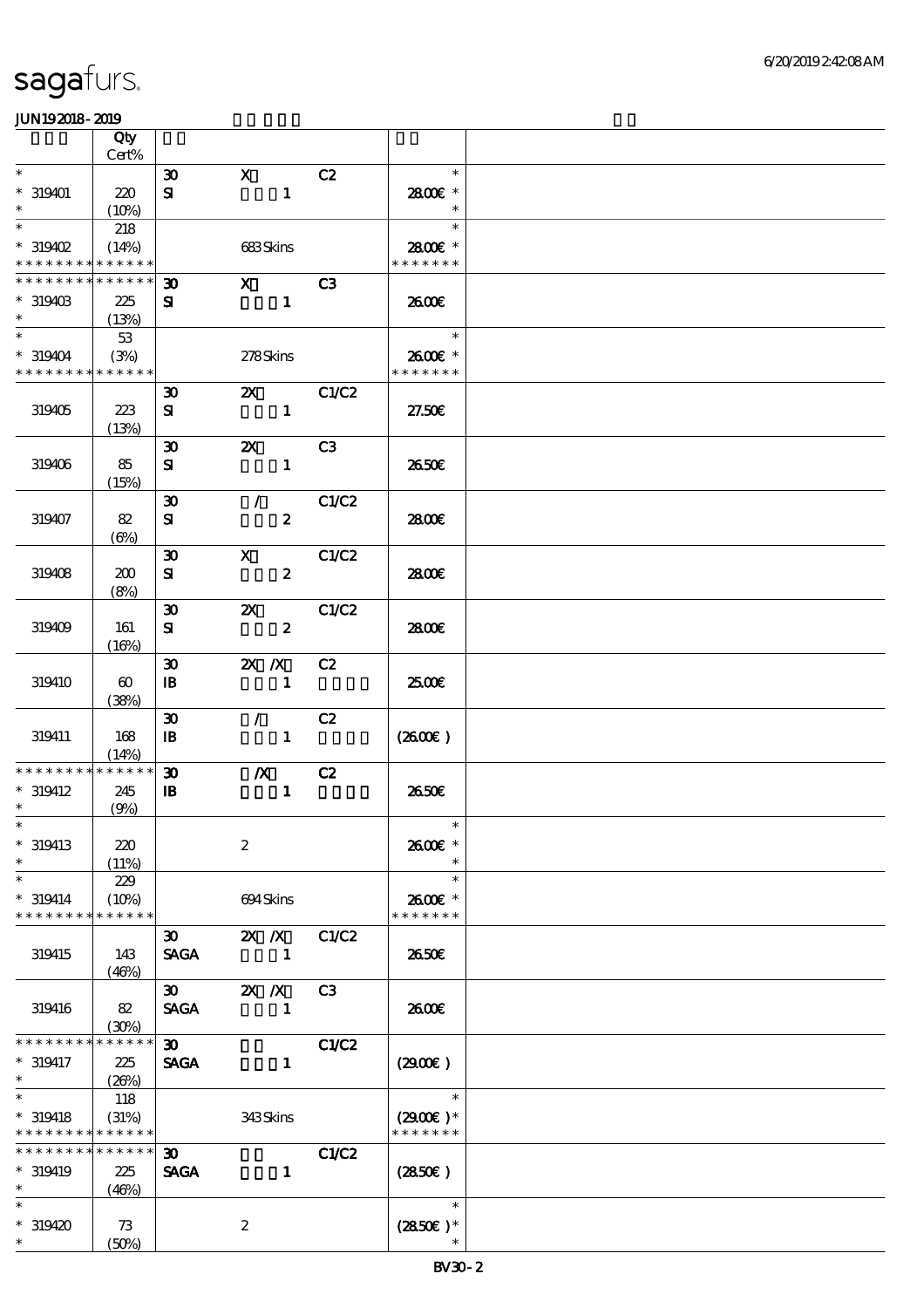sagafurs.

JUN19 2018 - 2019

| | Qty Cert% | | | | |
|---|---|---|---|---|---|
| * | | 30 | X | C2 | * |
| * 319401 | 220 | SI | 1 | | 28.00€ * |
| * | (10%) | | | | * |
| * | 218 | | | | * |
| * 319402 | (14%) | | 683 Skins | | 28.00€ * |
| * * * * * * * * * * * * * * | | | | | * * * * * * * |
| * * * * * * * * * * * * * * | | 30 | X | C3 | |
| * 319403 | 225 | SI | 1 | | 26.00€ |
| * | (13%) | | | | |
| * | 53 | | | | * |
| * 319404 | (3%) | | 278 Skins | | 26.00€ * |
| * * * * * * * * * * * * * * | | | | | * * * * * * * |
| | | 30 | 2X | C1/C2 | |
| 319405 | 223 | SI | 1 | | 27.50€ |
| | (13%) | | | | |
| | | 30 | 2X | C3 | |
| 319406 | 85 | SI | 1 | | 26.50€ |
| | (15%) | | | | |
| | | 30 | / | C1/C2 | |
| 319407 | 82 | SI | 2 | | 28.00€ |
| | (6%) | | | | |
| | | 30 | X | C1/C2 | |
| 319408 | 200 | SI | 2 | | 28.00€ |
| | (8%) | | | | |
| | | 30 | 2X | C1/C2 | |
| 319409 | 161 | SI | 2 | | 28.00€ |
| | (16%) | | | | |
| | | 30 | 2X /X | C2 | |
| 319410 | 60 | IB | 1 | | 25.00€ |
| | (38%) | | | | |
| | | 30 | / | C2 | |
| 319411 | 168 | IB | 1 | | (26.00€) |
| | (14%) | | | | |
| * * * * * * * * * * * * * * | | 30 | /X | C2 | |
| * 319412 | 245 | IB | 1 | | 26.50€ |
| * | (9%) | | | | |
| * | | | | | * |
| * 319413 | 220 | | 2 | | 26.00€ * |
| * | (11%) | | | | * |
| * | 229 | | | | * |
| * 319414 | (10%) | | 694 Skins | | 26.00€ * |
| * * * * * * * * * * * * * * | | | | | * * * * * * * |
| | | 30 | 2X /X | C1/C2 | |
| 319415 | 143 | SAGA | 1 | | 26.50€ |
| | (46%) | | | | |
| | | 30 | 2X /X | C3 | |
| 319416 | 82 | SAGA | 1 | | 26.00€ |
| | (30%) | | | | |
| * * * * * * * * * * * * * * | | 30 | | C1/C2 | |
| * 319417 | 225 | SAGA | 1 | | (29.00€) |
| * | (26%) | | | | |
| * | 118 | | | | * |
| * 319418 | (31%) | | 343 Skins | | (29.00€) * |
| * * * * * * * * * * * * * * | | | | | * * * * * * * |
| * * * * * * * * * * * * * * | | 30 | | C1/C2 | |
| * 319419 | 225 | SAGA | 1 | | (28.50€) |
| * | (46%) | | | | |
| * | | | | | * |
| * 319420 | 73 | | 2 | | (28.50€) * |
| * | (50%) | | | | * |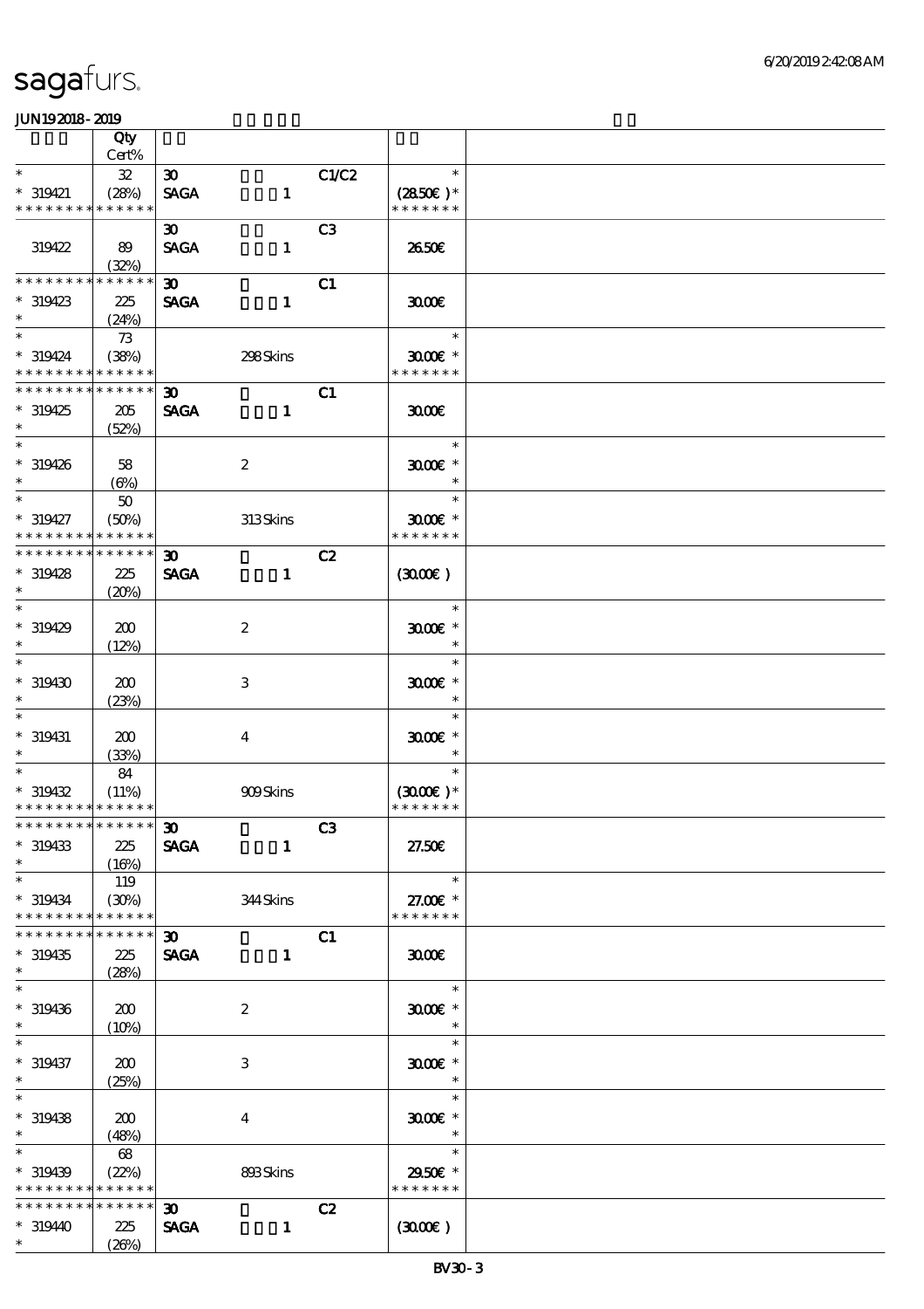| | Qty<br>Cert% | | | | | |
|---|---|---|---|---|---|---|
| * | 32 | 30 | | C1/C2 | * | |
| * 319421 | (28%) | SAGA | 1 | | (28.50€)* | |
| * * * * * * * * * * * * * * | | | | | * * * * * * * | |
| | | 30 | | C3 | | |
| 319422 | 89<br>(32%) | SAGA | 1 | | 26.50€ | |
| * * * * * * * * * * * * * * | | 30 | | C1 | | |
| * 319423<br>* | 225<br>(24%) | SAGA | 1 | | 30.00€ | |
| * | 73 | | | | * | |
| * 319424 | (38%) | | 298 Skins | | 30.00€ * | |
| * * * * * * * * * * * * * * | | | | | * * * * * * * | |
| * * * * * * * * * * * * * * | | 30 | | C1 | | |
| * 319425<br>* | 205<br>(52%) | SAGA | 1 | | 30.00€ | |
| * | | | | | * | |
| * 319426<br>* | 58<br>(6%) | | 2 | | 30.00€ *<br>* | |
| * | 50 | | | | * | |
| * 319427 | (50%) | | 313 Skins | | 30.00€ * | |
| * * * * * * * * * * * * * * | | | | | * * * * * * * | |
| * * * * * * * * * * * * * * | | 30 | | C2 | | |
| * 319428<br>* | 225<br>(20%) | SAGA | 1 | | (30.00€) | |
| * | | | | | * | |
| * 319429<br>* | 200<br>(12%) | | 2 | | 30.00€ *<br>* | |
| * | | | | | * | |
| * 319430<br>* | 200<br>(23%) | | 3 | | 30.00€ *<br>* | |
| * | | | | | * | |
| * 319431<br>* | 200<br>(33%) | | 4 | | 30.00€ *<br>* | |
| * | 84 | | | | * | |
| * 319432 | (11%) | | 909 Skins | | (30.00€)* | |
| * * * * * * * * * * * * * * | | | | | * * * * * * * | |
| * * * * * * * * * * * * * * | | 30 | | C3 | | |
| * 319433<br>* | 225<br>(16%) | SAGA | 1 | | 27.50€ | |
| * | 119 | | | | * | |
| * 319434 | (30%) | | 344 Skins | | 27.00€ * | |
| * * * * * * * * * * * * * * | | | | | * * * * * * * | |
| * * * * * * * * * * * * * * | | 30 | | C1 | | |
| * 319435<br>* | 225<br>(28%) | SAGA | 1 | | 30.00€ | |
| * | | | | | * | |
| * 319436<br>* | 200<br>(10%) | | 2 | | 30.00€ *<br>* | |
| * | | | | | * | |
| * 319437<br>* | 200<br>(25%) | | 3 | | 30.00€ *<br>* | |
| * | | | | | * | |
| * 319438<br>* | 200<br>(48%) | | 4 | | 30.00€ *<br>* | |
| * | 68 | | | | * | |
| * 319439 | (22%) | | 893 Skins | | 29.50€ * | |
| * * * * * * * * * * * * * * | | | | | * * * * * * * | |
| * * * * * * * * * * * * * * | | 30 | | C2 | | |
| * 319440<br>* | 225<br>(26%) | SAGA | 1 | | (30.00€) | |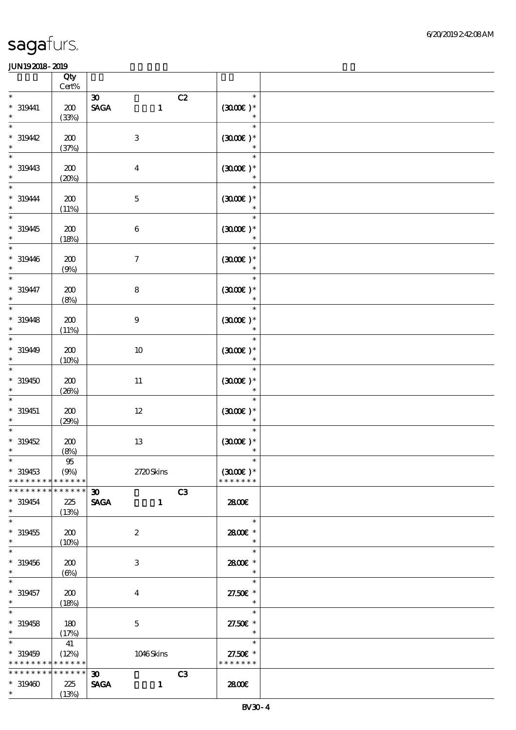| | Qty<br>Cert% | | |
|---|---|---|---|
| * | | 30 C2 | * |
| * 319441 | 200 | SAGA 1 | (30.00€)* |
| * | (33%) | | * |
| * | | | * |
| * 319442 | 200 | 3 | (30.00€)* |
| * | (37%) | | * |
| * | | | * |
| * 319443 | 200 | 4 | (30.00€)* |
| * | (20%) | | * |
| * | | | * |
| * 319444 | 200 | 5 | (30.00€)* |
| * | (11%) | | * |
| * | | | * |
| * 319445 | 200 | 6 | (30.00€)* |
| * | (18%) | | * |
| * | | | * |
| * 319446 | 200 | 7 | (30.00€)* |
| * | (9%) | | * |
| * | | | * |
| * 319447 | 200 | 8 | (30.00€)* |
| * | (8%) | | * |
| * | | | * |
| * 319448 | 200 | 9 | (30.00€)* |
| * | (11%) | | * |
| * | | | * |
| * 319449 | 200 | 10 | (30.00€)* |
| * | (10%) | | * |
| * | | | * |
| * 319450 | 200 | 11 | (30.00€)* |
| * | (26%) | | * |
| * | | | * |
| * 319451 | 200 | 12 | (30.00€)* |
| * | (29%) | | * |
| * | | | * |
| * 319452 | 200 | 13 | (30.00€)* |
| * | (8%) | | * |
| * | 95 | | * |
| * 319453 | (9%) | 2720 Skins | (30.00€)* |
| * * * * * * * * * * * * * * | | | * * * * * * * |
| * * * * * * * * * * * * * * | | 30 C3 | |
| * 319454 | 225 | SAGA 1 | 28.00€ |
| * | (13%) | | |
| * | | | * |
| * 319455 | 200 | 2 | 28.00€ * |
| * | (10%) | | * |
| * | | | * |
| * 319456 | 200 | 3 | 28.00€ * |
| * | (6%) | | * |
| * | | | * |
| * 319457 | 200 | 4 | 27.50€ * |
| * | (18%) | | * |
| * | | | * |
| * 319458 | 180 | 5 | 27.50€ * |
| * | (17%) | | * |
| * | 41 | | * |
| * 319459 | (12%) | 1046 Skins | 27.50€ * |
| * * * * * * * * * * * * * * | | | * * * * * * * |
| * * * * * * * * * * * * * * | | 30 C3 | |
| * 319460 | 225 | SAGA 1 | 28.00€ |
| * | (13%) | | |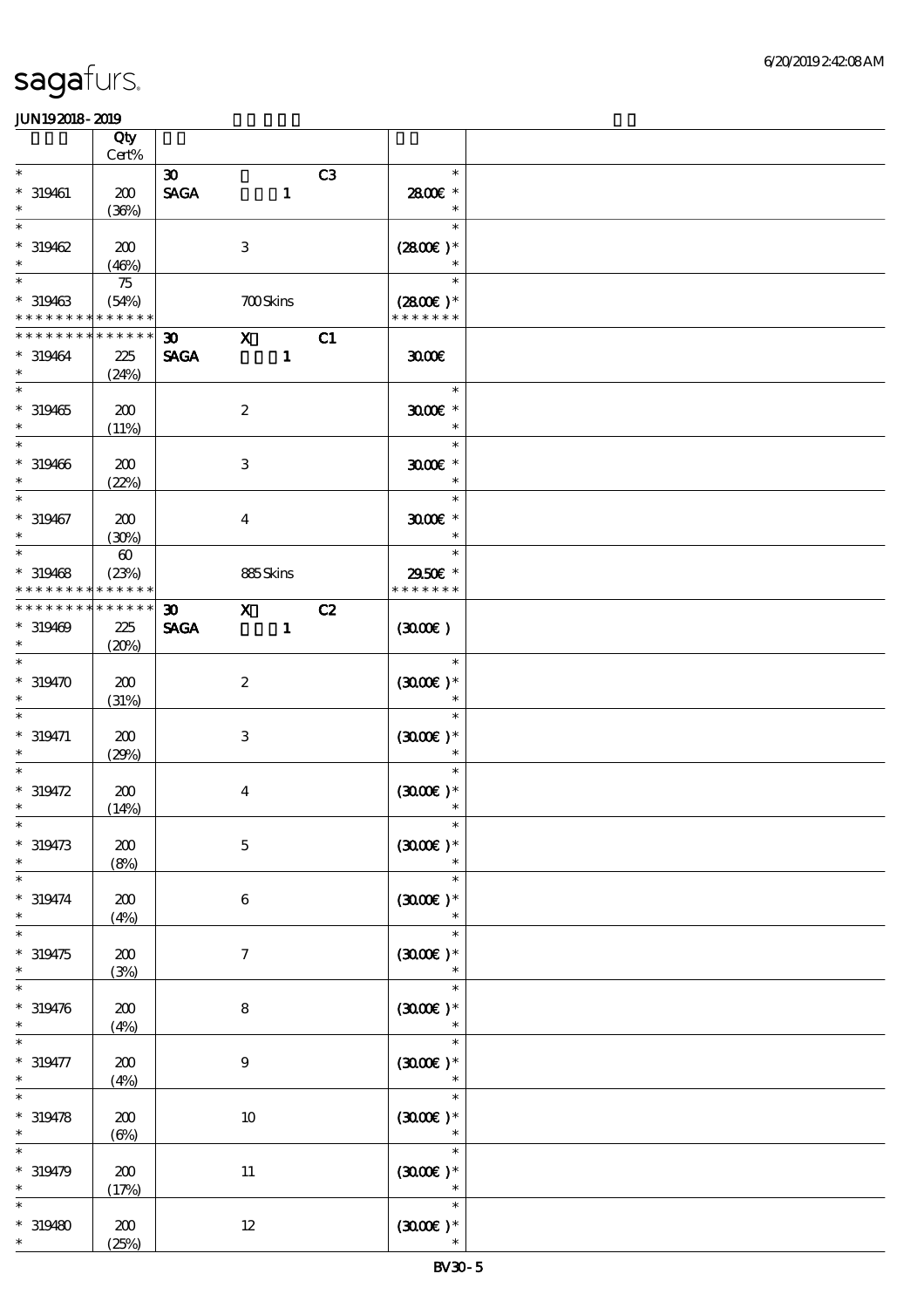sagafurs.

JUN192018-2019

| | Qty<br>Cert% | | | |
|---|---|---|---|---|
| * | | 30 &nbsp;&nbsp;&nbsp;&nbsp; C3 | * | |
| * 319461 | 200 | SAGA &nbsp;&nbsp;&nbsp; 1 | 28.00€ * | |
| * | (36%) | | * | |
| * | | | * | |
| * 319462 | 200 | 3 | (28.00€ )* | |
| * | (46%) | | * | |
| * | 75 | | * | |
| * 319463 | (54%) | 700 Skins | (28.00€ )* | |
| * * * * * * * * * * * * * * | | | * * * * * * * | |
| * * * * * * * * * * * * * * | | 30 &nbsp;&nbsp; X &nbsp;&nbsp; C1 | | |
| * 319464 | 225 | SAGA &nbsp;&nbsp;&nbsp; 1 | 30.00€ | |
| * | (24%) | | | |
| * | | | * | |
| * 319465 | 200 | 2 | 30.00€ * | |
| * | (11%) | | * | |
| * | | | * | |
| * 319466 | 200 | 3 | 30.00€ * | |
| * | (22%) | | * | |
| * | | | * | |
| * 319467 | 200 | 4 | 30.00€ * | |
| * | (30%) | | * | |
| * | 60 | | * | |
| * 319468 | (23%) | 885 Skins | 29.50€ * | |
| * * * * * * * * * * * * * * | | | * * * * * * * | |
| * * * * * * * * * * * * * * | | 30 &nbsp;&nbsp; X &nbsp;&nbsp; C2 | | |
| * 319469 | 225 | SAGA &nbsp;&nbsp;&nbsp; 1 | (30.00€ ) | |
| * | (20%) | | | |
| * | | | * | |
| * 319470 | 200 | 2 | (30.00€ )* | |
| * | (31%) | | * | |
| * | | | * | |
| * 319471 | 200 | 3 | (30.00€ )* | |
| * | (29%) | | * | |
| * | | | * | |
| * 319472 | 200 | 4 | (30.00€ )* | |
| * | (14%) | | * | |
| * | | | * | |
| * 319473 | 200 | 5 | (30.00€ )* | |
| * | (8%) | | * | |
| * | | | * | |
| * 319474 | 200 | 6 | (30.00€ )* | |
| * | (4%) | | * | |
| * | | | * | |
| * 319475 | 200 | 7 | (30.00€ )* | |
| * | (3%) | | * | |
| * | | | * | |
| * 319476 | 200 | 8 | (30.00€ )* | |
| * | (4%) | | * | |
| * | | | * | |
| * 319477 | 200 | 9 | (30.00€ )* | |
| * | (4%) | | * | |
| * | | | * | |
| * 319478 | 200 | 10 | (30.00€ )* | |
| * | (6%) | | * | |
| * | | | * | |
| * 319479 | 200 | 11 | (30.00€ )* | |
| * | (17%) | | * | |
| * | | | * | |
| * 319480 | 200 | 12 | (30.00€ )* | |
| * | (25%) | | * | |

BV30-5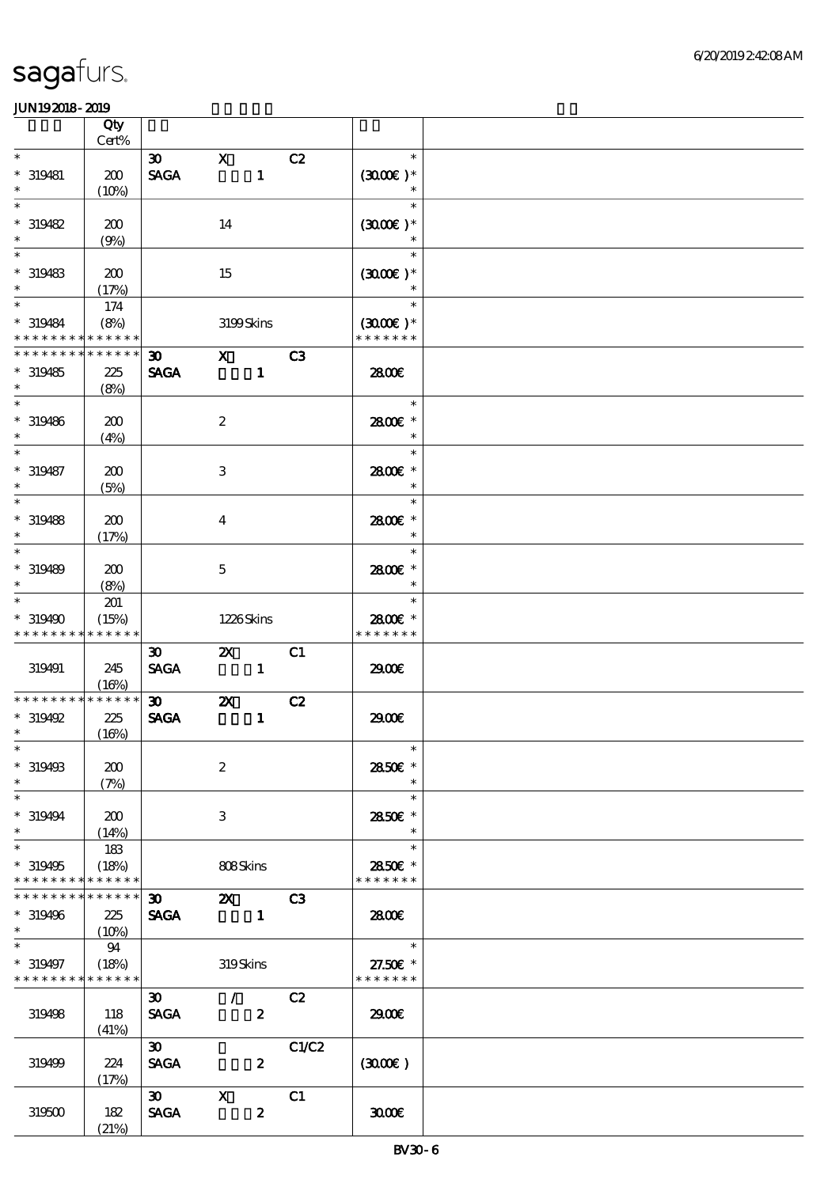sagafurs.

JUN19 2018 - 2019

| | Qty Cert% | | | | | |
|---|---|---|---|---|---|---|
| * | | 30 | X | C2 | * | |
| * 319481 | 200 | SAGA | 1 | | (30.00€)* | |
| * | (10%) | | | | * | |
| * | | | | | * | |
| * 319482 | 200 | | 14 | | (30.00€)* | |
| * | (9%) | | | | * | |
| * | | | | | * | |
| * 319483 | 200 | | 15 | | (30.00€)* | |
| * | (17%) | | | | * | |
| * | 174 | | | | * | |
| * 319484 | (8%) | | 3199 Skins | | (30.00€)* | |
| * * * * * * * * * * * * * * | | | | | * * * * * * * | |
| * * * * * * * * * * * * * * | | 30 | X | C3 | | |
| * 319485 | 225 | SAGA | 1 | | 28.00€ | |
| * | (8%) | | | | | |
| * | | | | | * | |
| * 319486 | 200 | | 2 | | 28.00€ * | |
| * | (4%) | | | | * | |
| * | | | | | * | |
| * 319487 | 200 | | 3 | | 28.00€ * | |
| * | (5%) | | | | * | |
| * | | | | | * | |
| * 319488 | 200 | | 4 | | 28.00€ * | |
| * | (17%) | | | | * | |
| * | | | | | * | |
| * 319489 | 200 | | 5 | | 28.00€ * | |
| * | (8%) | | | | * | |
| * | 201 | | | | * | |
| * 319490 | (15%) | | 1226 Skins | | 28.00€ * | |
| * * * * * * * * * * * * * * | | | | | * * * * * * * | |
| | | 30 | 2X | C1 | | |
| 319491 | 245 | SAGA | 1 | | 29.00€ | |
| | (16%) | | | | | |
| * * * * * * * * * * * * * * | | 30 | 2X | C2 | | |
| * 319492 | 225 | SAGA | 1 | | 29.00€ | |
| * | (16%) | | | | | |
| * | | | | | * | |
| * 319493 | 200 | | 2 | | 28.50€ * | |
| * | (7%) | | | | * | |
| * | | | | | * | |
| * 319494 | 200 | | 3 | | 28.50€ * | |
| * | (14%) | | | | * | |
| * | 183 | | | | * | |
| * 319495 | (18%) | | 808 Skins | | 28.50€ * | |
| * * * * * * * * * * * * * * | | | | | * * * * * * * | |
| * * * * * * * * * * * * * * | | 30 | 2X | C3 | | |
| * 319496 | 225 | SAGA | 1 | | 28.00€ | |
| * | (10%) | | | | | |
| * | 94 | | | | * | |
| * 319497 | (18%) | | 319 Skins | | 27.50€ * | |
| * * * * * * * * * * * * * * | | | | | * * * * * * * | |
| | | 30 | / | C2 | | |
| 319498 | 118 | SAGA | 2 | | 29.00€ | |
| | (41%) | | | | | |
| | | 30 | | C1/C2 | | |
| 319499 | 224 | SAGA | 2 | | (30.00€) | |
| | (17%) | | | | | |
| | | 30 | X | C1 | | |
| 319500 | 182 | SAGA | 2 | | 30.00€ | |
| | (21%) | | | | | |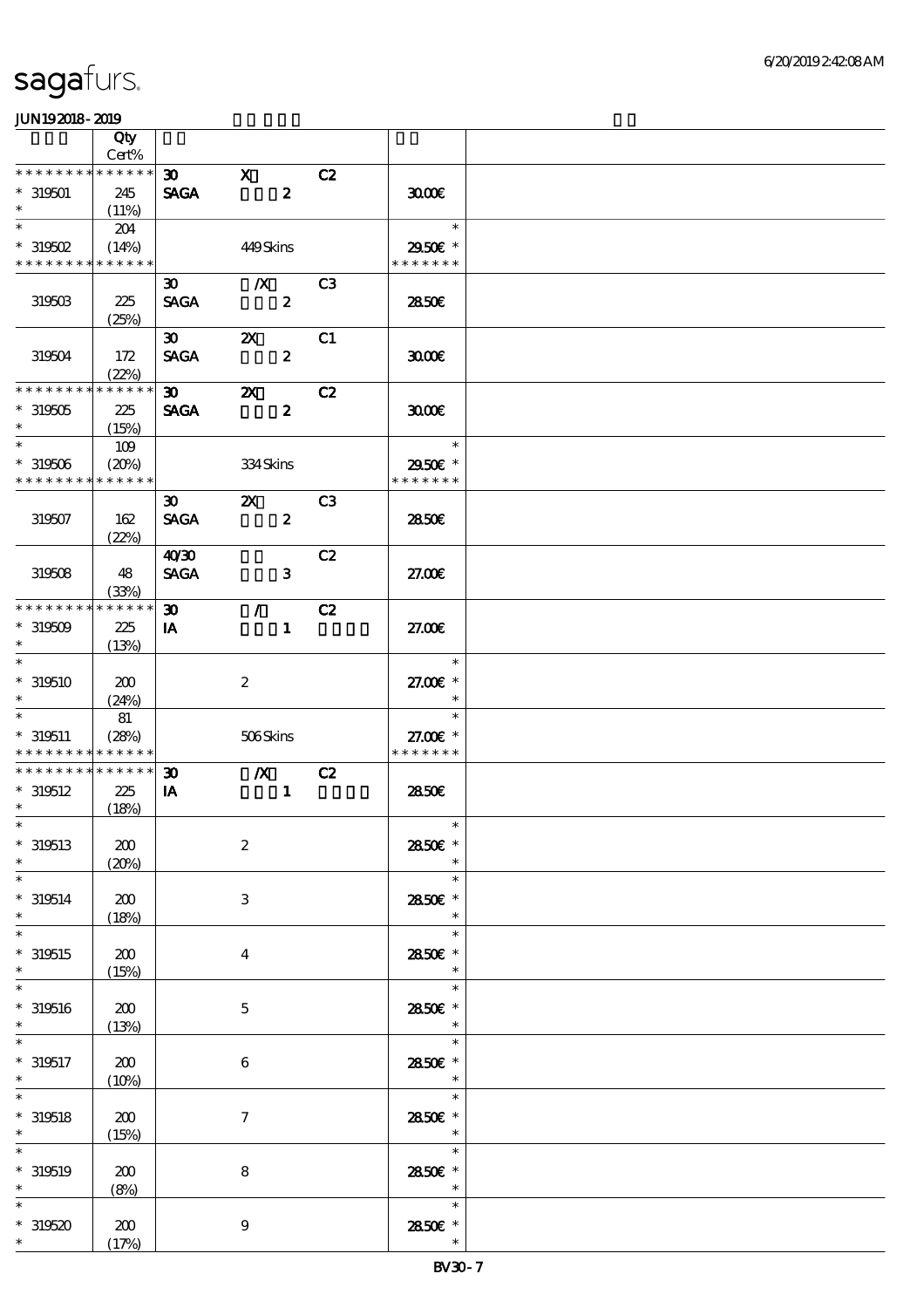# sagafurs.

JUN19 2018 - 2019

| | Qty Cert% | | | | | |
|---|---|---|---|---|---|---|
| * * * * * * * * * * * * * * | | 30 | X | C2 | | |
| * 319501 | 245 | SAGA | 2 | | 30.00€ | |
| * | (11%) | | | | | |
| * | 204 | | | | * | |
| * 319502 | (14%) | | 449 Skins | | 29.50€ * | |
| * * * * * * * * * * * * * * | | | | | * * * * * * * | |
| | | 30 | /X | C3 | | |
| 319503 | 225 | SAGA | 2 | | 28.50€ | |
| | (25%) | | | | | |
| | | 30 | 2X | C1 | | |
| 319504 | 172 | SAGA | 2 | | 30.00€ | |
| | (22%) | | | | | |
| * * * * * * * * * * * * * * | | 30 | 2X | C2 | | |
| * 319505 | 225 | SAGA | 2 | | 30.00€ | |
| * | (15%) | | | | | |
| * | 109 | | | | * | |
| * 319506 | (20%) | | 334 Skins | | 29.50€ * | |
| * * * * * * * * * * * * * * | | | | | * * * * * * * | |
| | | 30 | 2X | C3 | | |
| 319507 | 162 | SAGA | 2 | | 28.50€ | |
| | (22%) | | | | | |
| | | 40/30 | | C2 | | |
| 319508 | 48 | SAGA | 3 | | 27.00€ | |
| | (33%) | | | | | |
| * * * * * * * * * * * * * * | | 30 | / | C2 | | |
| * 319509 | 225 | IA | 1 | | 27.00€ | |
| * | (13%) | | | | | |
| * | | | | | * | |
| * 319510 | 200 | | 2 | | 27.00€ * | |
| * | (24%) | | | | * | |
| * | 81 | | | | * | |
| * 319511 | (28%) | | 506 Skins | | 27.00€ * | |
| * * * * * * * * * * * * * * | | | | | * * * * * * * | |
| * * * * * * * * * * * * * * | | 30 | /X | C2 | | |
| * 319512 | 225 | IA | 1 | | 28.50€ | |
| * | (18%) | | | | | |
| * | | | | | * | |
| * 319513 | 200 | | 2 | | 28.50€ * | |
| * | (20%) | | | | * | |
| * | | | | | * | |
| * 319514 | 200 | | 3 | | 28.50€ * | |
| * | (18%) | | | | * | |
| * | | | | | * | |
| * 319515 | 200 | | 4 | | 28.50€ * | |
| * | (15%) | | | | * | |
| * | | | | | * | |
| * 319516 | 200 | | 5 | | 28.50€ * | |
| * | (13%) | | | | * | |
| * | | | | | * | |
| * 319517 | 200 | | 6 | | 28.50€ * | |
| * | (10%) | | | | * | |
| * | | | | | * | |
| * 319518 | 200 | | 7 | | 28.50€ * | |
| * | (15%) | | | | * | |
| * | | | | | * | |
| * 319519 | 200 | | 8 | | 28.50€ * | |
| * | (8%) | | | | * | |
| * | | | | | * | |
| * 319520 | 200 | | 9 | | 28.50€ * | |
| * | (17%) | | | | * | |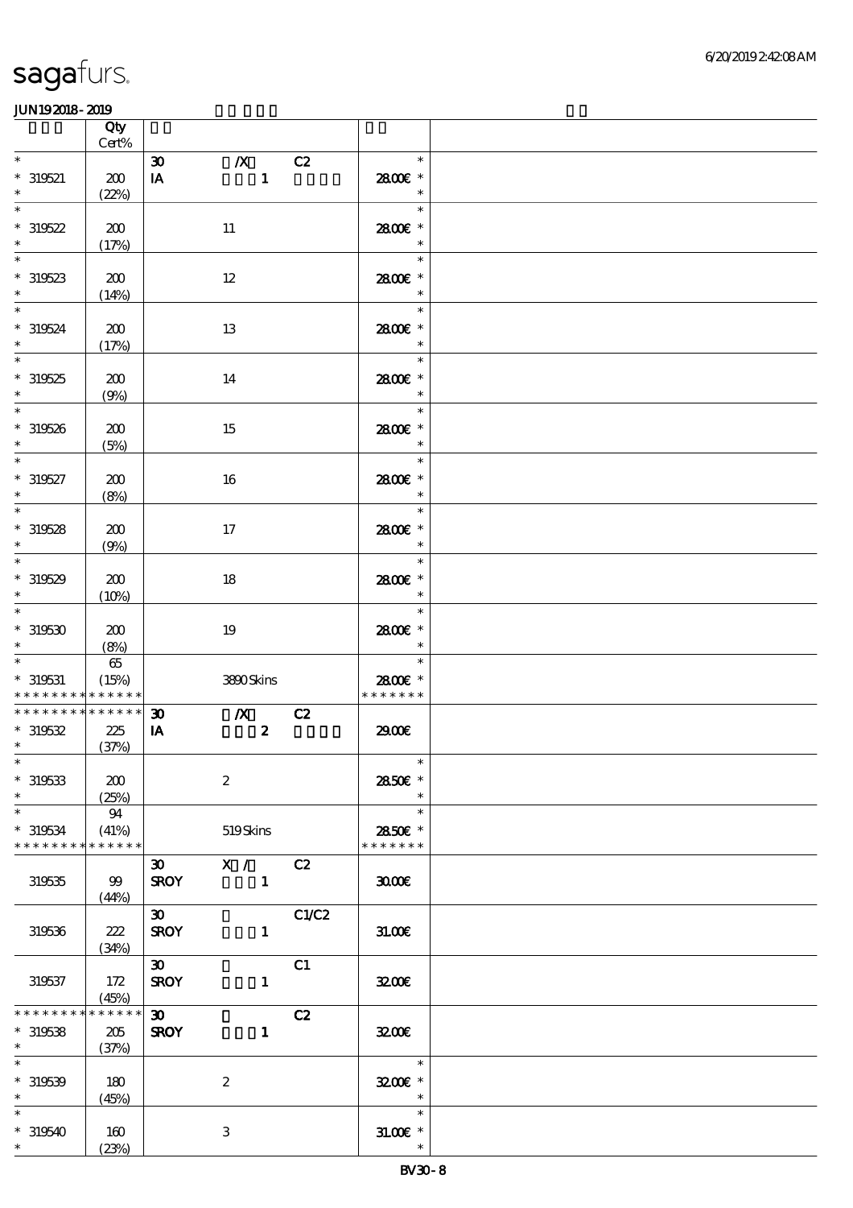| | Qty Cert% | | | | | |
|---|---|---|---|---|---|---|
| * | | 30 | /X | C2 | * | |
| * 319521 | 200 | IA | 1 | | 28.00€ * | |
| * | (22%) | | | | * | |
| * 319522 | 200 | | 11 | | 28.00€ * | |
| * | (17%) | | | | * | |
| * 319523 | 200 | | 12 | | 28.00€ * | |
| * | (14%) | | | | * | |
| * 319524 | 200 | | 13 | | 28.00€ * | |
| * | (17%) | | | | * | |
| * 319525 | 200 | | 14 | | 28.00€ * | |
| * | (9%) | | | | * | |
| * 319526 | 200 | | 15 | | 28.00€ * | |
| * | (5%) | | | | * | |
| * 319527 | 200 | | 16 | | 28.00€ * | |
| * | (8%) | | | | * | |
| * 319528 | 200 | | 17 | | 28.00€ * | |
| * | (9%) | | | | * | |
| * 319529 | 200 | | 18 | | 28.00€ * | |
| * | (10%) | | | | * | |
| * 319530 | 200 | | 19 | | 28.00€ * | |
| * | (8%) | | | | * | |
| * | 65 | | | | * | |
| * 319531 | (15%) | | 3890 Skins | | 28.00€ * | |
| * * * * * * * * * * * * * * | | | | | * * * * * * * | |
| * * * * * * * * * * * * * * | | 30 | /X | C2 | | |
| * 319532 | 225 | IA | 2 | | 29.00€ | |
| * | (37%) | | | | | |
| * 319533 | 200 | | 2 | | 28.50€ * | |
| * | (25%) | | | | * | |
| * | 94 | | | | * | |
| * 319534 | (41%) | | 519 Skins | | 28.50€ * | |
| * * * * * * * * * * * * * * | | | | | * * * * * * * | |
| | | 30 | X / | C2 | | |
| 319535 | 99 | SROY | 1 | | 30.00€ | |
| | (44%) | | | | | |
| | | 30 | | C1/C2 | | |
| 319536 | 222 | SROY | 1 | | 31.00€ | |
| | (34%) | | | | | |
| | | 30 | | C1 | | |
| 319537 | 172 | SROY | 1 | | 32.00€ | |
| | (45%) | | | | | |
| * * * * * * * * * * * * * * | | 30 | | C2 | | |
| * 319538 | 205 | SROY | 1 | | 32.00€ | |
| * | (37%) | | | | | |
| * 319539 | 180 | | 2 | | 32.00€ * | |
| * | (45%) | | | | * | |
| * 319540 | 160 | | 3 | | 31.00€ * | |
| * | (23%) | | | | * | |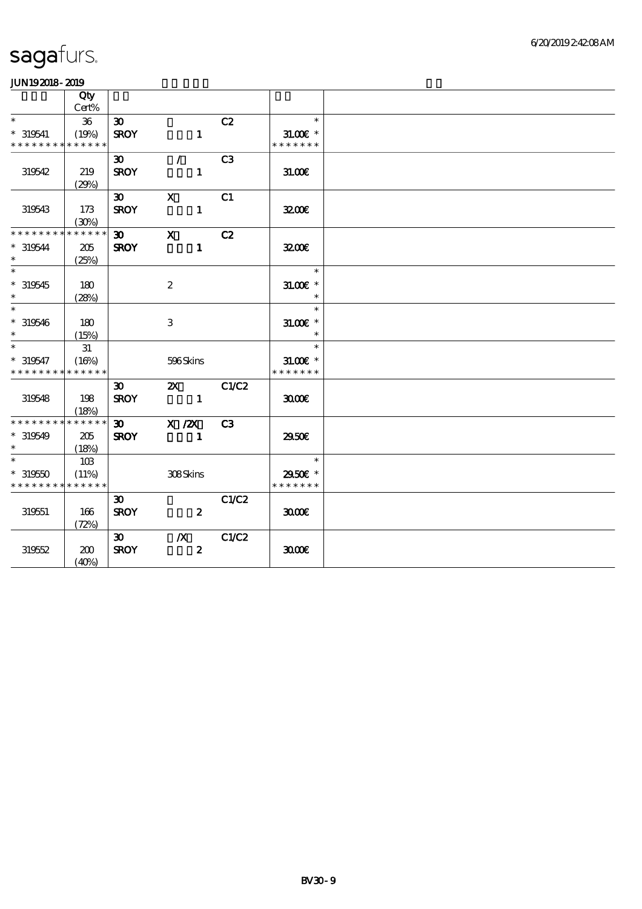# sagafurs.

JUN192018-2019

| | Qty Cert% | | | | | |
|---|---|---|---|---|---|---|
| * | 36 | 30 | | C2 | * | |
| * 319541 | (19%) | SROY | 1 | | 31.00€ * | |
| * * * * * * * * * * * * * * | | | | | * * * * * * * | |
| | | 30 | / | C3 | | |
| 319542 | 219 (29%) | SROY | 1 | | 31.00€ | |
| | | 30 | X | C1 | | |
| 319543 | 173 (30%) | SROY | 1 | | 32.00€ | |
| * * * * * * * * * * * * * * | | 30 | X | C2 | | |
| * 319544 | 205 | SROY | 1 | | 32.00€ | |
| * | (25%) | | | | | |
| * | | | | | * | |
| * 319545 | 180 | | 2 | | 31.00€ * | |
| * | (28%) | | | | * | |
| * | | | | | * | |
| * 319546 | 180 | | 3 | | 31.00€ * | |
| * | (15%) | | | | * | |
| * | 31 | | | | * | |
| * 319547 | (16%) | | 596 Skins | | 31.00€ * | |
| * * * * * * * * * * * * * * | | | | | * * * * * * * | |
| | | 30 | 2X | C1/C2 | | |
| 319548 | 198 (18%) | SROY | 1 | | 30.00€ | |
| * * * * * * * * * * * * * * | | 30 | X /2X | C3 | | |
| * 319549 | 205 | SROY | 1 | | 29.50€ | |
| * | (18%) | | | | | |
| * | 103 | | | | * | |
| * 319550 | (11%) | | 308 Skins | | 29.50€ * | |
| * * * * * * * * * * * * * * | | | | | * * * * * * * | |
| | | 30 | | C1/C2 | | |
| 319551 | 166 (72%) | SROY | 2 | | 30.00€ | |
| | | 30 | /X | C1/C2 | | |
| 319552 | 200 (40%) | SROY | 2 | | 30.00€ | |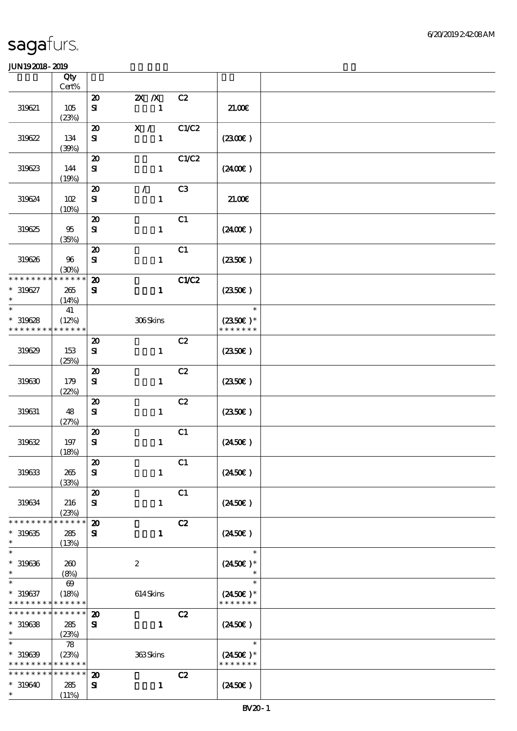JUN19 2018 - 2019

| | Qty Cert% | | | | | |
|---|---|---|---|---|---|---|
| 319621 | 105 (23%) | 20 SI | 2X /X 1 | C2 | 21.00€ | |
| 319622 | 134 (39%) | 20 SI | X / 1 | C1/C2 | (23.00€ ) | |
| 319623 | 144 (19%) | 20 SI | 1 | C1/C2 | (24.00€ ) | |
| 319624 | 102 (10%) | 20 SI | / 1 | C3 | 21.00€ | |
| 319625 | 95 (35%) | 20 SI | 1 | C1 | (24.00€ ) | |
| 319626 | 96 (30%) | 20 SI | 1 | C1 | (23.50€ ) | |
| * * * * * * * * * * * * * * * 319627 * | 265 (14%) | 20 SI | 1 | C1/C2 | (23.50€ ) | |
| * * 319628 * * * * * * * * * * * * * * | 41 (12%) | | 306 Skins | | * (23.50€ )* * * * * * * * | |
| 319629 | 153 (25%) | 20 SI | 1 | C2 | (23.50€ ) | |
| 319630 | 179 (22%) | 20 SI | 1 | C2 | (23.50€ ) | |
| 319631 | 48 (27%) | 20 SI | 1 | C2 | (23.50€ ) | |
| 319632 | 197 (18%) | 20 SI | 1 | C1 | (24.50€ ) | |
| 319633 | 265 (33%) | 20 SI | 1 | C1 | (24.50€ ) | |
| 319634 | 216 (23%) | 20 SI | 1 | C1 | (24.50€ ) | |
| * * * * * * * * * * * * * * * 319635 * | 285 (13%) | 20 SI | 1 | C2 | (24.50€ ) | |
| * * 319636 * | 260 (8%) | | 2 | | * (24.50€ )* * | |
| * * 319637 * * * * * * * * * * * * * * | 69 (18%) | | 614 Skins | | * (24.50€ )* * * * * * * * | |
| * * * * * * * * * * * * * * * 319638 * | 285 (23%) | 20 SI | 1 | C2 | (24.50€ ) | |
| * * 319639 * * * * * * * * * * * * * * | 78 (23%) | | 363 Skins | | * (24.50€ )* * * * * * * * | |
| * * * * * * * * * * * * * * * 319640 * | 285 (11%) | 20 SI | 1 | C2 | (24.50€ ) | |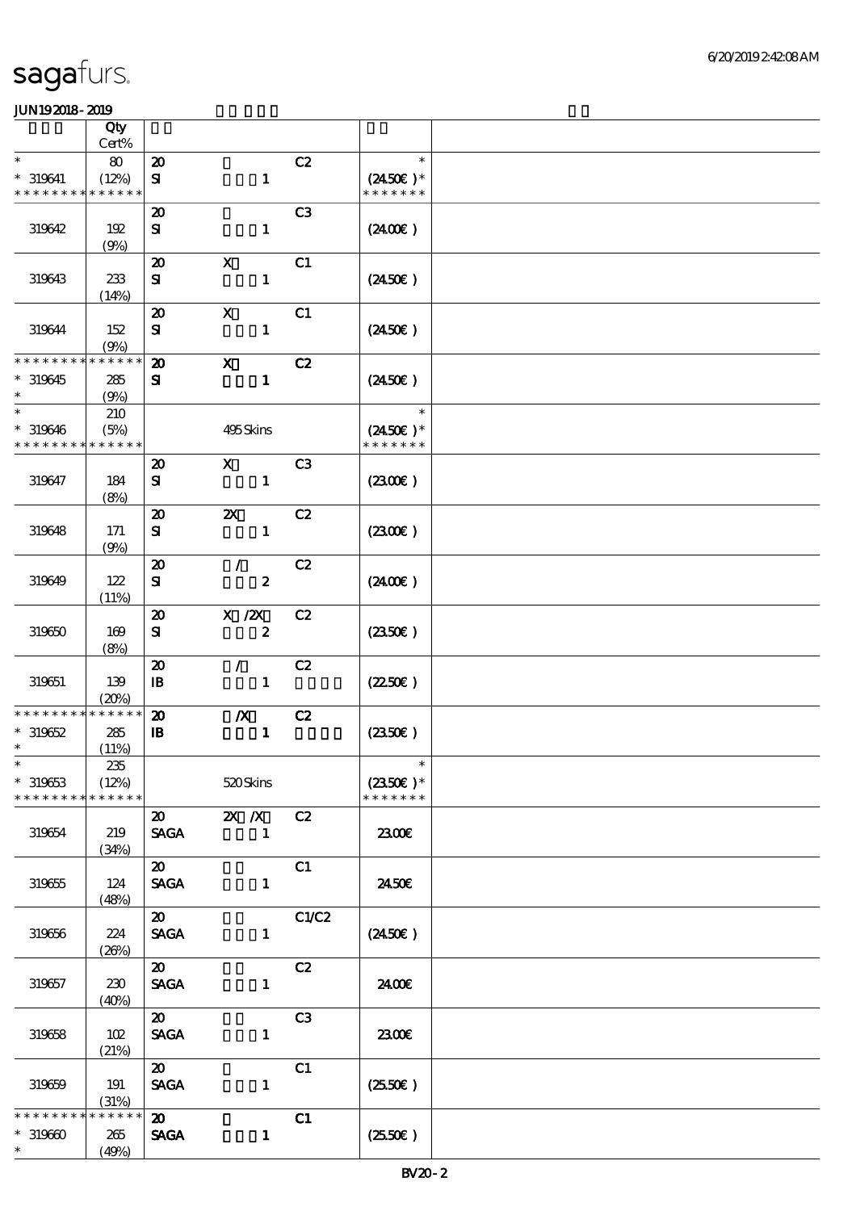# sagafurs.

JUN19 2018 - 2019

| | Qty Cert% | | | | | |
|---|---|---|---|---|---|---|
| * <br> * 319641 <br> * * * * * * * * * * * * * * | 80 <br> (12%) | 20 <br> SI | 1 | C2 | * <br> (24.50€) * <br> * * * * * * * | |
| 319642 | 192 <br> (9%) | 20 <br> SI | 1 | C3 | (24.00€) | |
| 319643 | 233 <br> (14%) | 20 <br> SI | X <br> 1 | C1 | (24.50€) | |
| 319644 | 152 <br> (9%) | 20 <br> SI | X <br> 1 | C1 | (24.50€) | |
| * * * * * * * * * * * * * * <br> * 319645 <br> * | 285 <br> (9%) | 20 <br> SI | X <br> 1 | C2 | (24.50€) | |
| * <br> * 319646 <br> * * * * * * * * * * * * * * | 210 <br> (5%) | | 495 Skins | | * <br> (24.50€) * <br> * * * * * * * | |
| 319647 | 184 <br> (8%) | 20 <br> SI | X <br> 1 | C3 | (23.00€) | |
| 319648 | 171 <br> (9%) | 20 <br> SI | 2X <br> 1 | C2 | (23.00€) | |
| 319649 | 122 <br> (11%) | 20 <br> SI | / <br> 2 | C2 | (24.00€) | |
| 319650 | 169 <br> (8%) | 20 <br> SI | X /2X <br> 2 | C2 | (23.50€) | |
| 319651 | 139 <br> (20%) | 20 <br> IB | / <br> 1 | C2 | (22.50€) | |
| * * * * * * * * * * * * * * <br> * 319652 <br> * | 285 <br> (11%) | 20 <br> IB | /X <br> 1 | C2 | (23.50€) | |
| * <br> * 319653 <br> * * * * * * * * * * * * * * | 235 <br> (12%) | | 520 Skins | | * <br> (23.50€) * <br> * * * * * * * | |
| 319654 | 219 <br> (34%) | 20 <br> SAGA | 2X /X <br> 1 | C2 | 23.00€ | |
| 319655 | 124 <br> (48%) | 20 <br> SAGA | 1 | C1 | 24.50€ | |
| 319656 | 224 <br> (26%) | 20 <br> SAGA | 1 | C1/C2 | (24.50€) | |
| 319657 | 230 <br> (40%) | 20 <br> SAGA | 1 | C2 | 24.00€ | |
| 319658 | 102 <br> (21%) | 20 <br> SAGA | 1 | C3 | 23.00€ | |
| 319659 | 191 <br> (31%) | 20 <br> SAGA | 1 | C1 | (25.50€) | |
| * * * * * * * * * * * * * * <br> * 319660 <br> * | 265 <br> (49%) | 20 <br> SAGA | 1 | C1 | (25.50€) | |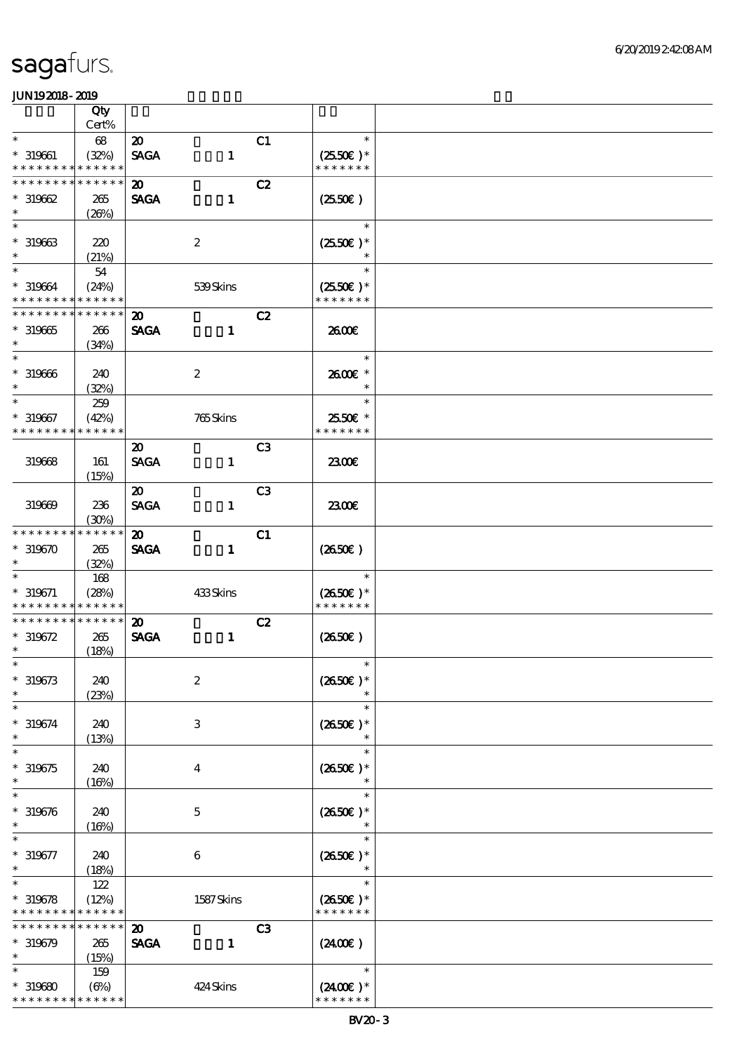# sagafurs.

JUN19 2018 - 2019

| | Qty<br>Cert% | | | |
|---|---|---|---|---|
| * <br>* 319661<br>* * * * * * * * * * * * * * | 68<br>(32%) | 20 C1<br>SAGA 1 | * <br>(25.50€ )*<br>* * * * * * * | |
| * * * * * * * * * * * * * * <br>* 319662<br>* | 265<br>(26%) | 20 C2<br>SAGA 1 | (25.50€ ) | |
| * <br>* 319663<br>* | 220<br>(21%) | 2 | * <br>(25.50€ )*<br>* | |
| * <br>* 319664<br>* * * * * * * * * * * * * * | 54<br>(24%) | 539 Skins | * <br>(25.50€ )*<br>* * * * * * * | |
| * * * * * * * * * * * * * * <br>* 319665<br>* | 266<br>(34%) | 20 C2<br>SAGA 1 | 26.00€ | |
| * <br>* 319666<br>* | 240<br>(32%) | 2 | * <br>26.00€ *<br>* | |
| * <br>* 319667<br>* * * * * * * * * * * * * * | 259<br>(42%) | 765 Skins | * <br>25.50€ *<br>* * * * * * * | |
| 319668 | 161<br>(15%) | 20 C3<br>SAGA 1 | 23.00€ | |
| 319669 | 236<br>(30%) | 20 C3<br>SAGA 1 | 23.00€ | |
| * * * * * * * * * * * * * * <br>* 319670<br>* | 265<br>(32%) | 20 C1<br>SAGA 1 | (26.50€ ) | |
| * <br>* 319671<br>* * * * * * * * * * * * * * | 168<br>(28%) | 433 Skins | * <br>(26.50€ )*<br>* * * * * * * | |
| * * * * * * * * * * * * * * <br>* 319672<br>* | 265<br>(18%) | 20 C2<br>SAGA 1 | (26.50€ ) | |
| * <br>* 319673<br>* | 240<br>(23%) | 2 | * <br>(26.50€ )*<br>* | |
| * <br>* 319674<br>* | 240<br>(13%) | 3 | * <br>(26.50€ )*<br>* | |
| * <br>* 319675<br>* | 240<br>(16%) | 4 | * <br>(26.50€ )*<br>* | |
| * <br>* 319676<br>* | 240<br>(16%) | 5 | * <br>(26.50€ )*<br>* | |
| * <br>* 319677<br>* | 240<br>(18%) | 6 | * <br>(26.50€ )*<br>* | |
| * <br>* 319678<br>* * * * * * * * * * * * * * | 122<br>(12%) | 1587 Skins | * <br>(26.50€ )*<br>* * * * * * * | |
| * * * * * * * * * * * * * * <br>* 319679<br>* | 265<br>(15%) | 20 C3<br>SAGA 1 | (24.00€ ) | |
| * <br>* 319680<br>* * * * * * * * * * * * * * | 159<br>(6%) | 424 Skins | * <br>(24.00€ )*<br>* * * * * * * | |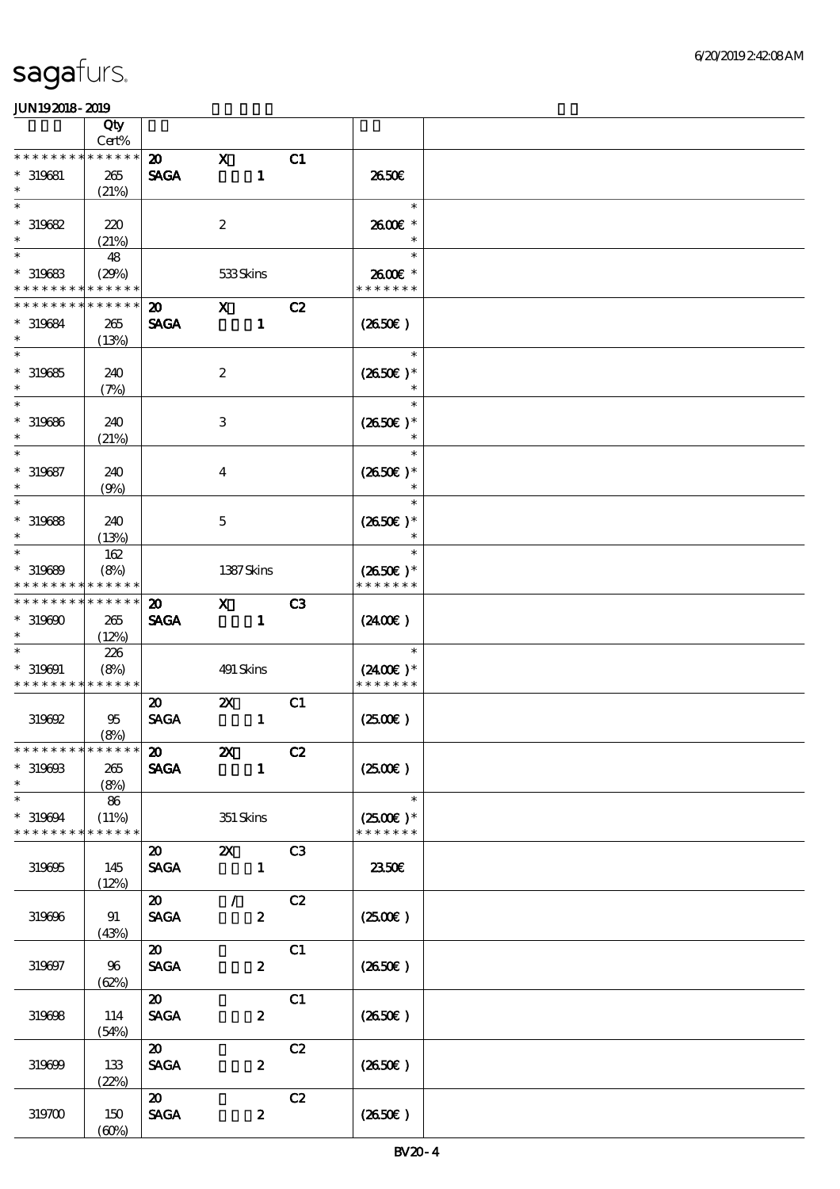| | Qty<br>Cert% | | | | | |
|---|---|---|---|---|---|---|
| * * * * * * * * * * * * * * | | 20 | X | C1 | | |
| * 319681 | 265 | SAGA | 1 | | 26.50€ | |
| * | (21%) | | | | | |
| * | | | | | * | |
| * 319682 | 220 | | 2 | | 26.00€ * | |
| * | (21%) | | | | * | |
| * | 48 | | | | * | |
| * 319683 | (29%) | | 533 Skins | | 26.00€ * | |
| * * * * * * * * * * * * * * | | | | | * * * * * * * | |
| * * * * * * * * * * * * * * | | 20 | X | C2 | | |
| * 319684 | 265 | SAGA | 1 | | (26.50€ ) | |
| * | (13%) | | | | | |
| * | | | | | * | |
| * 319685 | 240 | | 2 | | (26.50€ )* | |
| * | (7%) | | | | * | |
| * | | | | | * | |
| * 319686 | 240 | | 3 | | (26.50€ )* | |
| * | (21%) | | | | * | |
| * | | | | | * | |
| * 319687 | 240 | | 4 | | (26.50€ )* | |
| * | (9%) | | | | * | |
| * | | | | | * | |
| * 319688 | 240 | | 5 | | (26.50€ )* | |
| * | (13%) | | | | * | |
| * | 162 | | | | * | |
| * 319689 | (8%) | | 1387 Skins | | (26.50€ )* | |
| * * * * * * * * * * * * * * | | | | | * * * * * * * | |
| * * * * * * * * * * * * * * | | 20 | X | C3 | | |
| * 319690 | 265 | SAGA | 1 | | (24.00€ ) | |
| * | (12%) | | | | | |
| * | 226 | | | | * | |
| * 319691 | (8%) | | 491 Skins | | (24.00€ )* | |
| * * * * * * * * * * * * * * | | | | | * * * * * * * | |
| | | 20 | 2X | C1 | | |
| 319692 | 95<br>(8%) | SAGA | 1 | | (25.00€ ) | |
| * * * * * * * * * * * * * * | | 20 | 2X | C2 | | |
| * 319693 | 265 | SAGA | 1 | | (25.00€ ) | |
| * | (8%) | | | | | |
| * | 86 | | | | * | |
| * 319694 | (11%) | | 351 Skins | | (25.00€ )* | |
| * * * * * * * * * * * * * * | | | | | * * * * * * * | |
| | | 20 | 2X | C3 | | |
| 319695 | 145<br>(12%) | SAGA | 1 | | 23.50€ | |
| | | 20 | / | C2 | | |
| 319696 | 91<br>(43%) | SAGA | 2 | | (25.00€ ) | |
| | | 20 | | C1 | | |
| 319697 | 96<br>(62%) | SAGA | 2 | | (26.50€ ) | |
| | | 20 | | C1 | | |
| 319698 | 114<br>(54%) | SAGA | 2 | | (26.50€ ) | |
| | | 20 | | C2 | | |
| 319699 | 133<br>(22%) | SAGA | 2 | | (26.50€ ) | |
| | | 20 | | C2 | | |
| 319700 | 150<br>(60%) | SAGA | 2 | | (26.50€ ) | |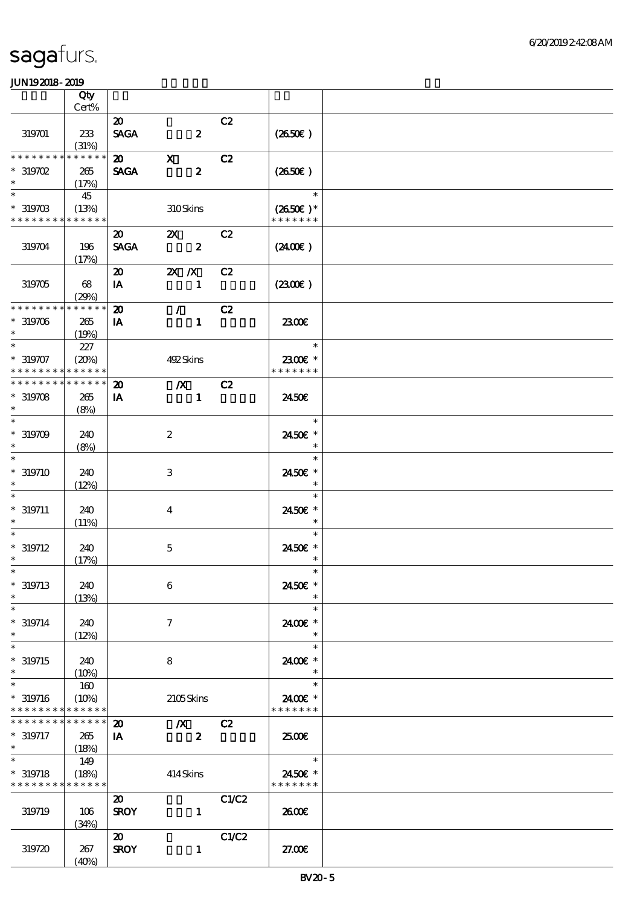# sagafurs.

JUN192018-2019

| | Qty Cert% | | | | | |
|---|---|---|---|---|---|---|
| 319701 | 233 (31%) | 20 SAGA | 2 | C2 | (26.50€) | |
| * * * * * * * * * * * * * * 319702 * | 265 (17%) | 20 SAGA | X 2 | C2 | (26.50€) | |
| * * 319703 * * * * * * * * * * * * * * | 45 (13%) | | 310 Skins | | * (26.50€) * * * * * * * * | |
| 319704 | 196 (17%) | 20 SAGA | 2X 2 | C2 | (24.00€) | |
| 319705 | 68 (29%) | 20 IA | 2X /X 1 | C2 | (23.00€) | |
| * * * * * * * * * * * * * * 319706 * | 265 (19%) | 20 IA | / 1 | C2 | 23.00€ | |
| * * 319707 * * * * * * * * * * * * * * | 227 (20%) | | 492 Skins | | * 23.00€ * * * * * * * * | |
| * * * * * * * * * * * * * * 319708 * | 265 (8%) | 20 IA | /X 1 | C2 | 24.50€ | |
| * * 319709 * | 240 (8%) | | 2 | | * 24.50€ * * | |
| * * 319710 * | 240 (12%) | | 3 | | * 24.50€ * * | |
| * * 319711 * | 240 (11%) | | 4 | | * 24.50€ * * | |
| * * 319712 * | 240 (17%) | | 5 | | * 24.50€ * * | |
| * * 319713 * | 240 (13%) | | 6 | | * 24.50€ * * | |
| * * 319714 * | 240 (12%) | | 7 | | * 24.00€ * * | |
| * * 319715 * | 240 (10%) | | 8 | | * 24.00€ * * | |
| * * 319716 * * * * * * * * * * * * * * | 160 (10%) | | 2105 Skins | | * 24.00€ * * * * * * * * | |
| * * * * * * * * * * * * * * 319717 * | 265 (18%) | 20 IA | /X 2 | C2 | 25.00€ | |
| * * 319718 * * * * * * * * * * * * * * | 149 (18%) | | 414 Skins | | * 24.50€ * * * * * * * * | |
| 319719 | 106 (34%) | 20 SROY | 1 | C1/C2 | 26.00€ | |
| 319720 | 267 (40%) | 20 SROY | 1 | C1/C2 | 27.00€ | |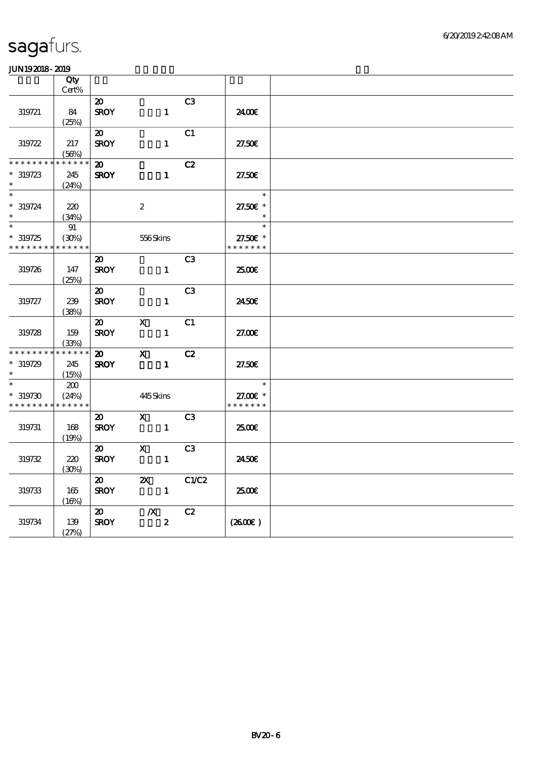# sagafurs.

JUN192018-2019

| | Qty Cert% | | | | | |
|---|---|---|---|---|---|---|
| 319721 | 84 (25%) | 20 SROY | 1 | C3 | 24.00€ | |
| 319722 | 217 (56%) | 20 SROY | 1 | C1 | 27.50€ | |
| * * * * * * * * * * * * * * 319723 * | 245 (24%) | 20 SROY | 1 | C2 | 27.50€ | |
| * * 319724 * | 220 (34%) | | 2 | | * 27.50€ * * | |
| * * 319725 * * * * * * * * * * * * * | 91 (30%) | | 556 Skins | | * 27.50€ * * * * * * * * | |
| 319726 | 147 (25%) | 20 SROY | 1 | C3 | 25.00€ | |
| 319727 | 239 (38%) | 20 SROY | 1 | C3 | 24.50€ | |
| 319728 | 159 (33%) | 20 SROY | X 1 | C1 | 27.00€ | |
| * * * * * * * * * * * * * * 319729 * | 245 (15%) | 20 SROY | X 1 | C2 | 27.50€ | |
| * * 319730 * * * * * * * * * * * * * | 200 (24%) | | 445 Skins | | * 27.00€ * * * * * * * * | |
| 319731 | 168 (19%) | 20 SROY | X 1 | C3 | 25.00€ | |
| 319732 | 220 (30%) | 20 SROY | X 1 | C3 | 24.50€ | |
| 319733 | 165 (16%) | 20 SROY | 2X 1 | C1/C2 | 25.00€ | |
| 319734 | 139 (27%) | 20 SROY | /X 2 | C2 | (26.00€) | |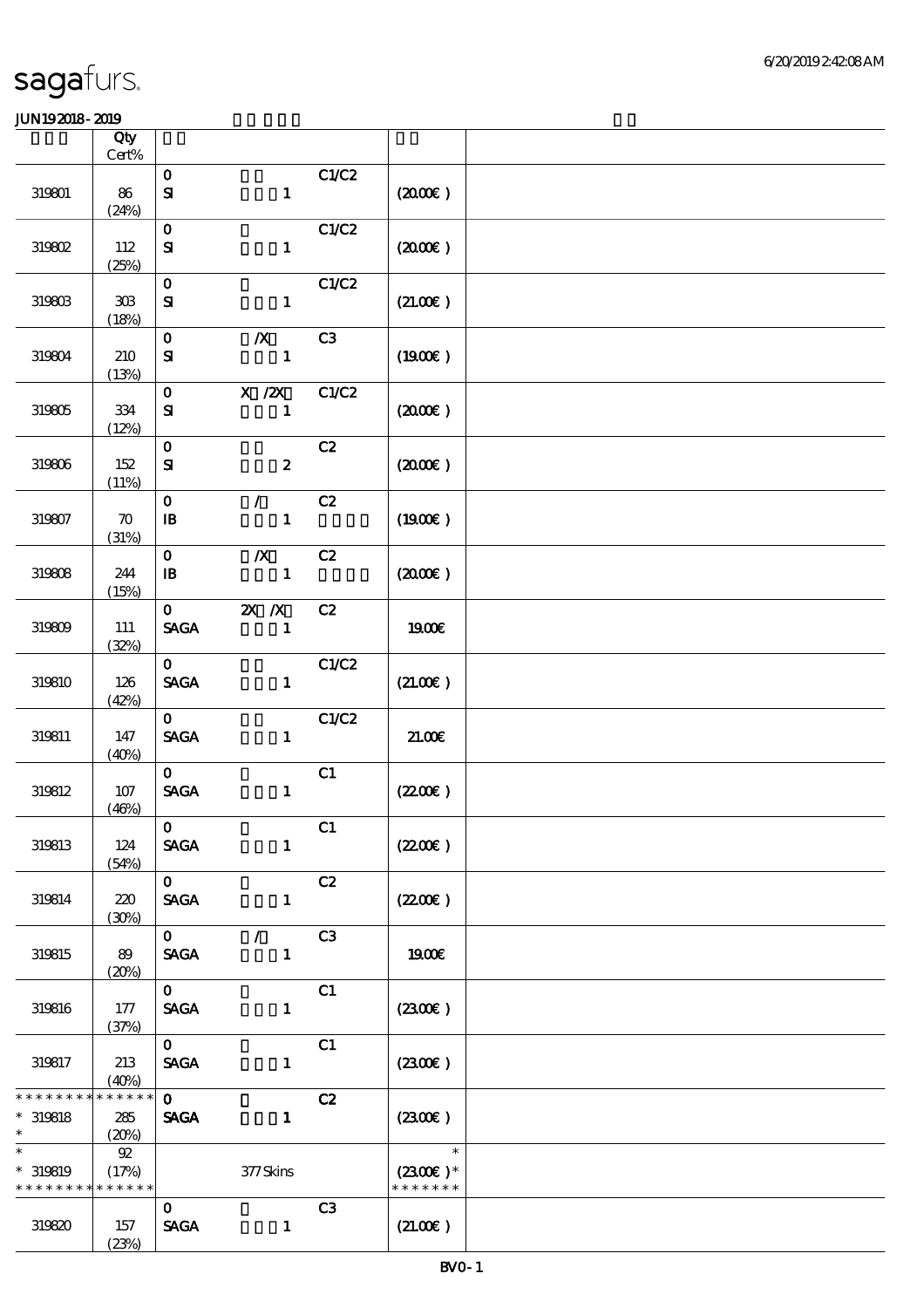sagafurs.

JUN19 2018 - 2019

| | Qty Cert% | | | | | |
|---|---|---|---|---|---|---|
| 319801 | 86 (24%) | 0 SI | 1 | C1/C2 | (20.00€) | |
| 319802 | 112 (25%) | 0 SI | 1 | C1/C2 | (20.00€) | |
| 319803 | 303 (18%) | 0 SI | 1 | C1/C2 | (21.00€) | |
| 319804 | 210 (13%) | 0 SI | /X 1 | C3 | (19.00€) | |
| 319805 | 334 (12%) | 0 SI | X /2X 1 | C1/C2 | (20.00€) | |
| 319806 | 152 (11%) | 0 SI | 2 | C2 | (20.00€) | |
| 319807 | 70 (31%) | 0 IB | / 1 | C2 | (19.00€) | |
| 319808 | 244 (15%) | 0 IB | /X 1 | C2 | (20.00€) | |
| 319809 | 111 (32%) | 0 SAGA | 2X /X 1 | C2 | 19.00€ | |
| 319810 | 126 (42%) | 0 SAGA | 1 | C1/C2 | (21.00€) | |
| 319811 | 147 (40%) | 0 SAGA | 1 | C1/C2 | 21.00€ | |
| 319812 | 107 (46%) | 0 SAGA | 1 | C1 | (22.00€) | |
| 319813 | 124 (54%) | 0 SAGA | 1 | C1 | (22.00€) | |
| 319814 | 220 (30%) | 0 SAGA | 1 | C2 | (22.00€) | |
| 319815 | 89 (20%) | 0 SAGA | / 1 | C3 | 19.00€ | |
| 319816 | 177 (37%) | 0 SAGA | 1 | C1 | (23.00€) | |
| 319817 | 213 (40%) | 0 SAGA | 1 | C1 | (23.00€) | |
| * * * * * * * * * * * * * * 319818 * | 285 (20%) | 0 SAGA | 1 | C2 | (23.00€) | |
| * 319819 * * * * * * * * * * * * * | 92 (17%) | | 377 Skins | | * (23.00€) * * * * * * * * | |
| 319820 | 157 (23%) | 0 SAGA | 1 | C3 | (21.00€) | |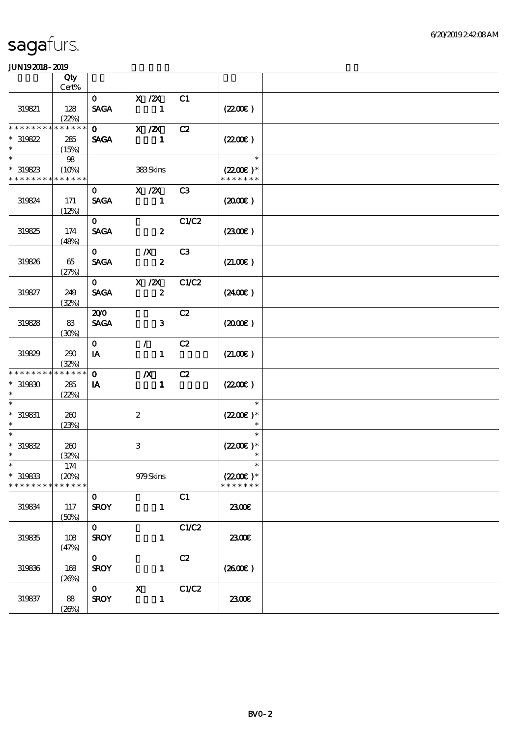# sagafurs.

6/20/2019 2:42:08 AM

JUN19 2018 - 2019

| | Qty Cert% | | | | | |
|---|---|---|---|---|---|---|
| 319821 | 128 (22%) | 0 SAGA | X /2X 1 | C1 | (22.00€) | |
| * * * * * * * * * * * * * * 319822 * | 285 (15%) | 0 SAGA | X /2X 1 | C2 | (22.00€) | |
| * * 319823 * * * * * * * * * * * * * * | 98 (10%) | | 383 Skins | | * (22.00€) * * * * * * * * | |
| 319824 | 171 (12%) | 0 SAGA | X /2X 1 | C3 | (20.00€) | |
| 319825 | 174 (48%) | 0 SAGA | 2 | C1/C2 | (23.00€) | |
| 319826 | 65 (27%) | 0 SAGA | /X 2 | C3 | (21.00€) | |
| 319827 | 249 (32%) | 0 SAGA | X /2X 2 | C1/C2 | (24.00€) | |
| 319828 | 83 (30%) | 20/0 SAGA | 3 | C2 | (20.00€) | |
| 319829 | 290 (32%) | 0 IA | / 1 | C2 | (21.00€) | |
| * * * * * * * * * * * * * * 319830 * | 285 (22%) | 0 IA | /X 1 | C2 | (22.00€) | |
| * * 319831 * | 260 (23%) | | 2 | | * (22.00€) * * | |
| * * 319832 * | 260 (32%) | | 3 | | * (22.00€) * * | |
| * * 319833 * * * * * * * * * * * * * * | 174 (20%) | | 979 Skins | | * (22.00€) * * * * * * * * | |
| 319834 | 117 (50%) | 0 SROY | 1 | C1 | 23.00€ | |
| 319835 | 108 (47%) | 0 SROY | 1 | C1/C2 | 23.00€ | |
| 319836 | 168 (26%) | 0 SROY | 1 | C2 | (26.00€) | |
| 319837 | 88 (26%) | 0 SROY | X 1 | C1/C2 | 23.00€ | |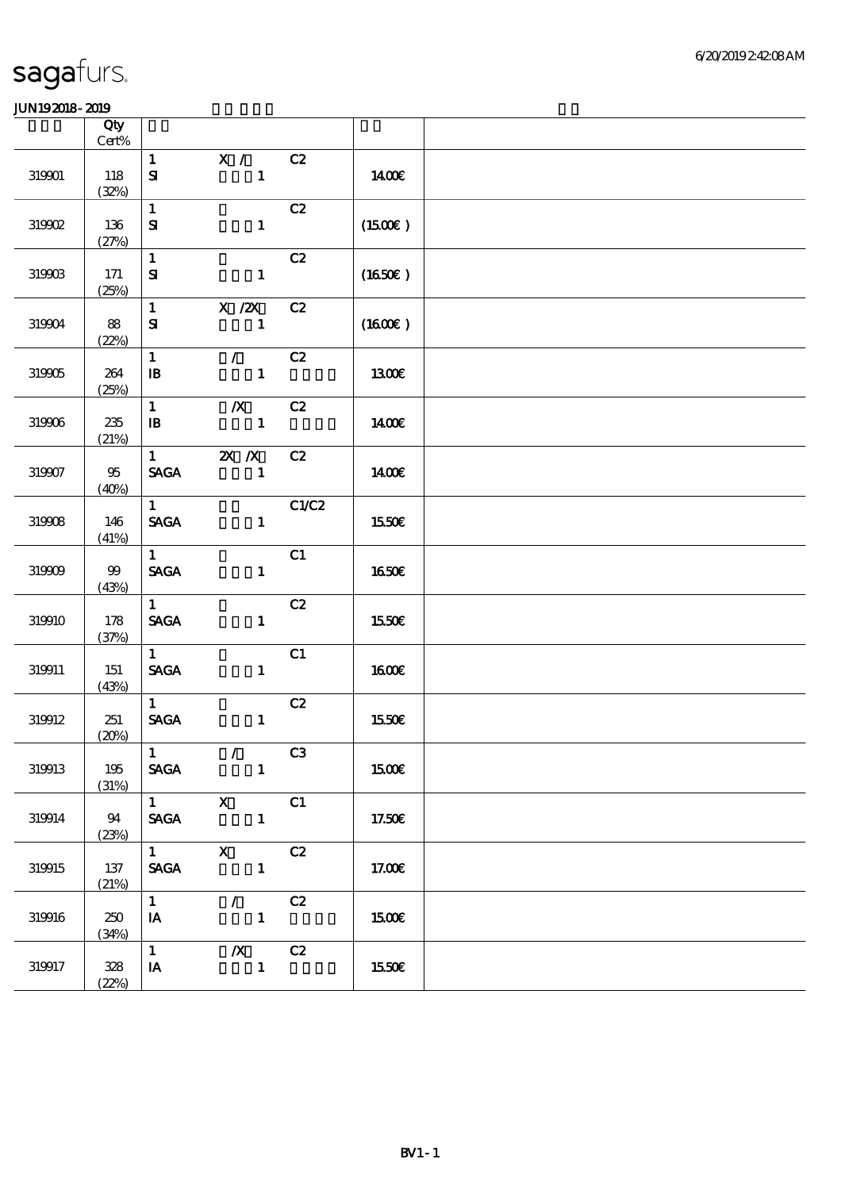sagafurs.

JUN19 2018 - 2019

| | Qty Cert% | | | | |
|---|---|---|---|---|---|
| 319901 | 118 (32%) | 1 SI | X / 1 | C2 | 14.00€ |
| 319902 | 136 (27%) | 1 SI | 1 | C2 | (15.00€ ) |
| 319903 | 171 (25%) | 1 SI | 1 | C2 | (16.50€ ) |
| 319904 | 88 (22%) | 1 SI | X /2X 1 | C2 | (16.00€ ) |
| 319905 | 264 (25%) | 1 IB | / 1 | C2 | 13.00€ |
| 319906 | 235 (21%) | 1 IB | /X 1 | C2 | 14.00€ |
| 319907 | 95 (40%) | 1 SAGA | 2X /X 1 | C2 | 14.00€ |
| 319908 | 146 (41%) | 1 SAGA | 1 | C1/C2 | 15.50€ |
| 319909 | 99 (43%) | 1 SAGA | 1 | C1 | 16.50€ |
| 319910 | 178 (37%) | 1 SAGA | 1 | C2 | 15.50€ |
| 319911 | 151 (43%) | 1 SAGA | 1 | C1 | 16.00€ |
| 319912 | 251 (20%) | 1 SAGA | 1 | C2 | 15.50€ |
| 319913 | 195 (31%) | 1 SAGA | / 1 | C3 | 15.00€ |
| 319914 | 94 (23%) | 1 SAGA | X 1 | C1 | 17.50€ |
| 319915 | 137 (21%) | 1 SAGA | X 1 | C2 | 17.00€ |
| 319916 | 250 (34%) | 1 IA | / 1 | C2 | 15.00€ |
| 319917 | 328 (22%) | 1 IA | /X 1 | C2 | 15.50€ |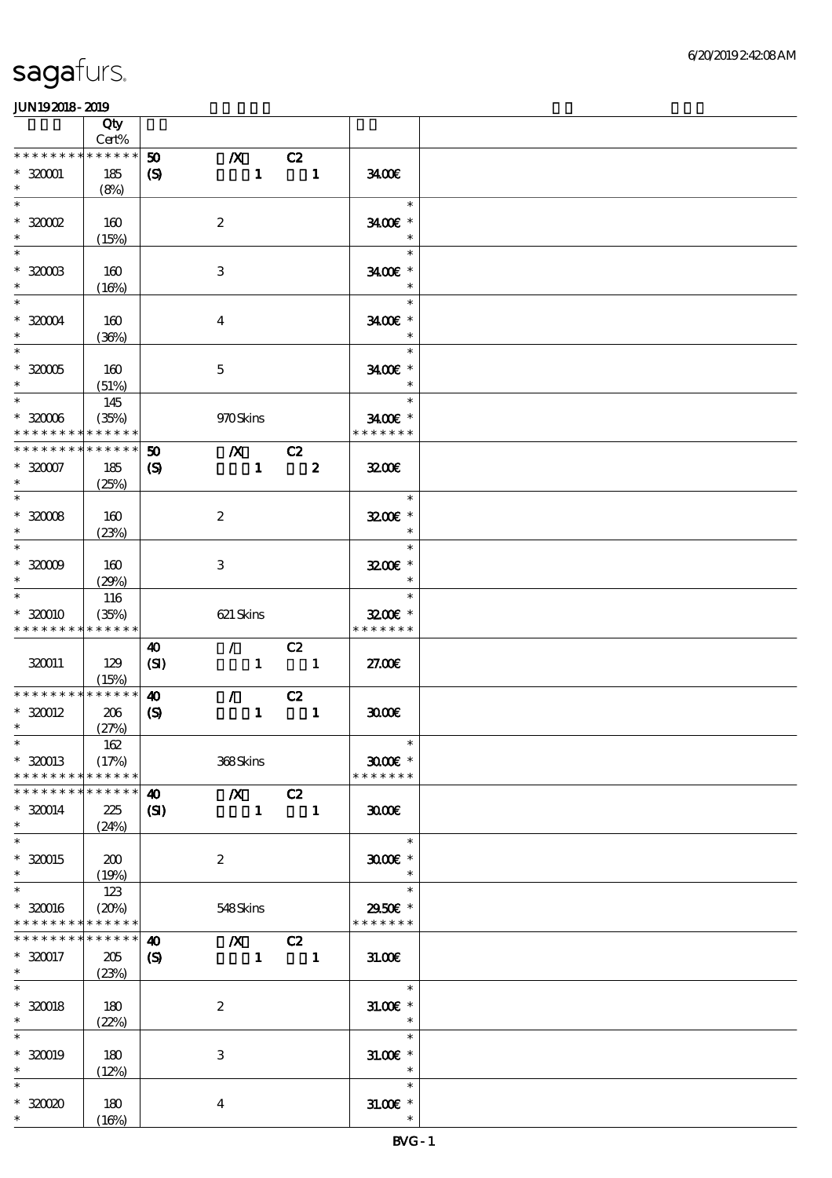| | Qty Cert% | | | | |
|---|---|---|---|---|---|
| * * * * * * * * * * * * * * | 50 | /X | C2 | | |
| * 320001 * | 185 (8%) | (S) | 1 | 1 | 34.00€ |
| * * 320002 * | 160 (15%) | | 2 | | 34.00€ |
| * * 320003 * | 160 (16%) | | 3 | | 34.00€ |
| * * 320004 * | 160 (36%) | | 4 | | 34.00€ |
| * * 320005 * | 160 (51%) | | 5 | | 34.00€ |
| * * 320006 * * * * * * * * * * * * * | 145 (35%) | | 970 Skins | | 34.00€ |
| * * * * * * * * * * * * * * | 50 | /X | C2 | | |
| * 320007 * | 185 (25%) | (S) | 1 | 2 | 32.00€ |
| * * 320008 * | 160 (23%) | | 2 | | 32.00€ |
| * * 320009 * | 160 (29%) | | 3 | | 32.00€ |
| * * 320010 * * * * * * * * * * * * * | 116 (35%) | | 621 Skins | | 32.00€ |
| | | 40 | / | C2 | |
| 320011 | 129 (15%) | (SI) | 1 | 1 | 27.00€ |
| * * * * * * * * * * * * * * | 40 | / | C2 | | |
| * 320012 * | 206 (27%) | (S) | 1 | 1 | 30.00€ |
| * * 320013 * * * * * * * * * * * * * | 162 (17%) | | 368 Skins | | 30.00€ |
| * * * * * * * * * * * * * * | 40 | /X | C2 | | |
| * 320014 * | 225 (24%) | (SI) | 1 | 1 | 30.00€ |
| * * 320015 * | 200 (19%) | | 2 | | 30.00€ |
| * * 320016 * * * * * * * * * * * * * | 123 (20%) | | 548 Skins | | 29.50€ |
| * * * * * * * * * * * * * * | 40 | /X | C2 | | |
| * 320017 * | 205 (23%) | (S) | 1 | 1 | 31.00€ |
| * * 320018 * | 180 (22%) | | 2 | | 31.00€ |
| * * 320019 * | 180 (12%) | | 3 | | 31.00€ |
| * * 320020 * | 180 (16%) | | 4 | | 31.00€ |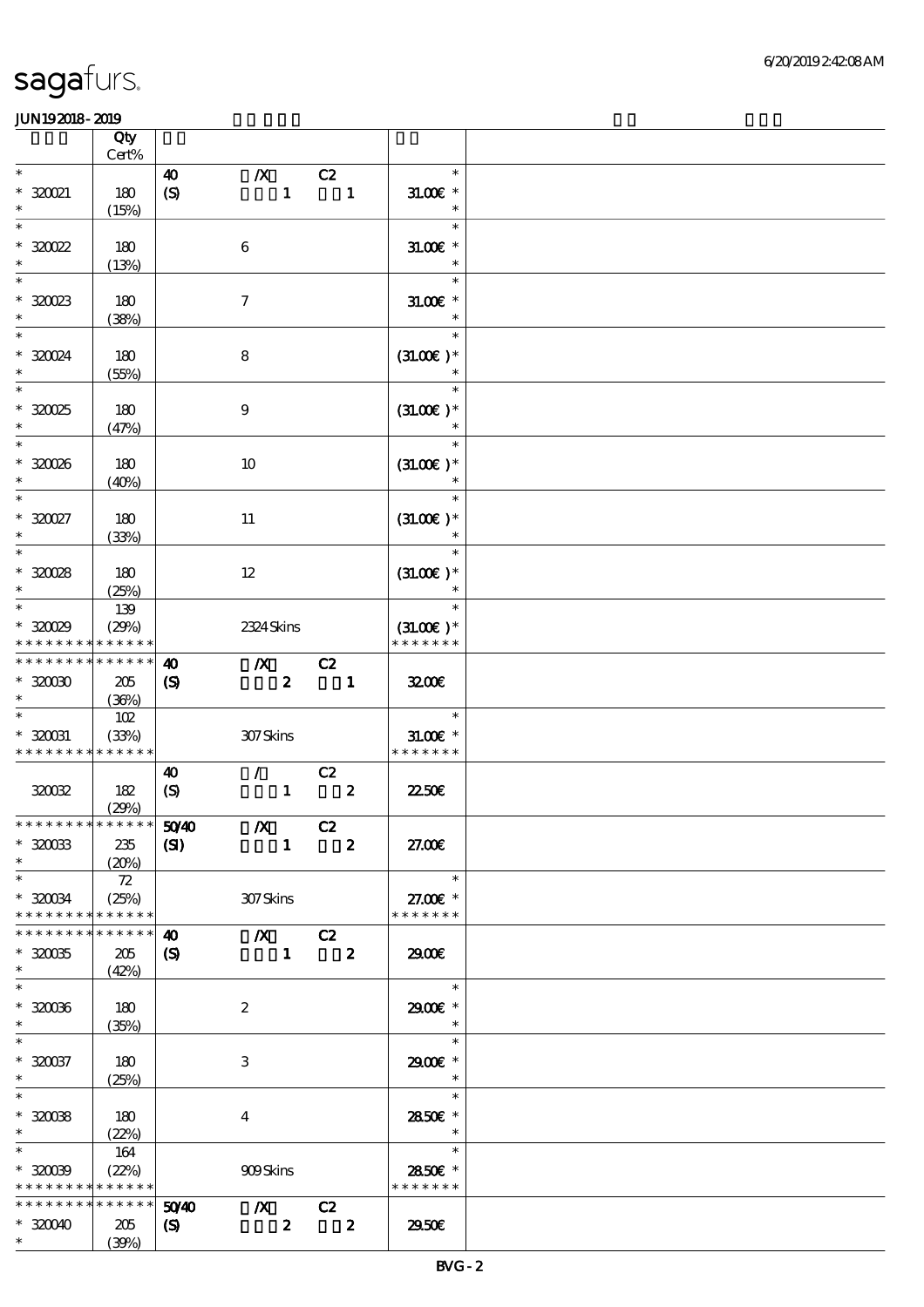| | Qty Cert% | | | | |
|---|---|---|---|---|---|
| * | | 40 | /X | C2 | * |
| * 320021 | 180 | (S) | 1 | 1 | 31.00€ * |
| * | (15%) | | | | * |
| * | | | | | * |
| * 320022 | 180 | | 6 | | 31.00€ * |
| * | (13%) | | | | * |
| * | | | | | * |
| * 320023 | 180 | | 7 | | 31.00€ * |
| * | (38%) | | | | * |
| * | | | | | * |
| * 320024 | 180 | | 8 | | (31.00€ )* |
| * | (55%) | | | | * |
| * | | | | | * |
| * 320025 | 180 | | 9 | | (31.00€ )* |
| * | (47%) | | | | * |
| * | | | | | * |
| * 320026 | 180 | | 10 | | (31.00€ )* |
| * | (40%) | | | | * |
| * | | | | | * |
| * 320027 | 180 | | 11 | | (31.00€ )* |
| * | (33%) | | | | * |
| * | | | | | * |
| * 320028 | 180 | | 12 | | (31.00€ )* |
| * | (25%) | | | | * |
| * | 139 | | | | * |
| * 320029 | (29%) | | 2324 Skins | | (31.00€ )* |
| * * * * * * * * * * * * * * | | | | | * * * * * * * |
| * * * * * * * * * * * * * * | | 40 | /X | C2 | |
| * 320030 | 205 | (S) | 2 | 1 | 32.00€ |
| * | (36%) | | | | |
| * | 102 | | | | * |
| * 320031 | (33%) | | 307 Skins | | 31.00€ * |
| * * * * * * * * * * * * * * | | | | | * * * * * * * |
| | | 40 | / | C2 | |
| 320032 | 182 | (S) | 1 | 2 | 22.50€ |
| | (29%) | | | | |
| * * * * * * * * * * * * * * | | 50/40 | /X | C2 | |
| * 320033 | 235 | (SI) | 1 | 2 | 27.00€ |
| * | (20%) | | | | |
| * | 72 | | | | * |
| * 320034 | (25%) | | 307 Skins | | 27.00€ * |
| * * * * * * * * * * * * * * | | | | | * * * * * * * |
| * * * * * * * * * * * * * * | | 40 | /X | C2 | |
| * 320035 | 205 | (S) | 1 | 2 | 29.00€ |
| * | (42%) | | | | |
| * | | | | | * |
| * 320036 | 180 | | 2 | | 29.00€ * |
| * | (35%) | | | | * |
| * | | | | | * |
| * 320037 | 180 | | 3 | | 29.00€ * |
| * | (25%) | | | | * |
| * | | | | | * |
| * 320038 | 180 | | 4 | | 28.50€ * |
| * | (22%) | | | | * |
| * | 164 | | | | * |
| * 320039 | (22%) | | 909 Skins | | 28.50€ * |
| * * * * * * * * * * * * * * | | | | | * * * * * * * |
| * * * * * * * * * * * * * * | | 50/40 | /X | C2 | |
| * 320040 | 205 | (S) | 2 | 2 | 29.50€ |
| * | (39%) | | | | |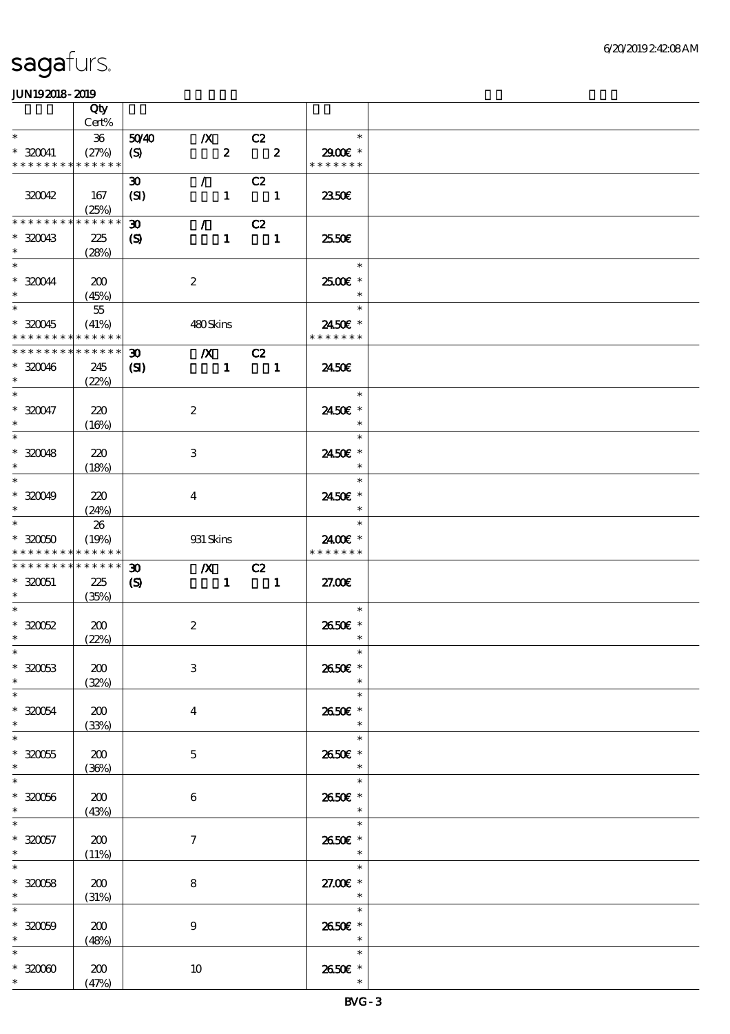| | Qty Cert% | | | | | |
|---|---|---|---|---|---|---|
| * | 36 | 50/40 | /X | C2 | | * |
| * 320041 | (27%) | (S) | 2 | 2 | 29.00€ | * |
| * * * * * * * * * * * * * * | | | | | * * * * * * * | |
| | | 30 | / | C2 | | |
| 320042 | 167 (25%) | (SI) | 1 | 1 | 23.50€ | |
| * * * * * * * * * * * * * * | | 30 | / | C2 | | |
| * 320043 | 225 | (S) | 1 | 1 | 25.50€ | |
| * | (28%) | | | | | |
| * | | | | | | * |
| * 320044 | 200 | | 2 | | 25.00€ | * |
| * | (45%) | | | | | * |
| * | 55 | | | | | * |
| * 320045 | (41%) | | 480 Skins | | 24.50€ | * |
| * * * * * * * * * * * * * * | | | | | * * * * * * * | |
| * * * * * * * * * * * * * * | | 30 | /X | C2 | | |
| * 320046 | 245 | (SI) | 1 | 1 | 24.50€ | |
| * | (22%) | | | | | |
| * | | | | | | * |
| * 320047 | 220 | | 2 | | 24.50€ | * |
| * | (16%) | | | | | * |
| * | | | | | | * |
| * 320048 | 220 | | 3 | | 24.50€ | * |
| * | (18%) | | | | | * |
| * | | | | | | * |
| * 320049 | 220 | | 4 | | 24.50€ | * |
| * | (24%) | | | | | * |
| * | 26 | | | | | * |
| * 320050 | (19%) | | 931 Skins | | 24.00€ | * |
| * * * * * * * * * * * * * * | | | | | * * * * * * * | |
| * * * * * * * * * * * * * * | | 30 | /X | C2 | | |
| * 320051 | 225 | (S) | 1 | 1 | 27.00€ | |
| * | (35%) | | | | | |
| * | | | | | | * |
| * 320052 | 200 | | 2 | | 26.50€ | * |
| * | (22%) | | | | | * |
| * | | | | | | * |
| * 320053 | 200 | | 3 | | 26.50€ | * |
| * | (32%) | | | | | * |
| * | | | | | | * |
| * 320054 | 200 | | 4 | | 26.50€ | * |
| * | (33%) | | | | | * |
| * | | | | | | * |
| * 320055 | 200 | | 5 | | 26.50€ | * |
| * | (36%) | | | | | * |
| * | | | | | | * |
| * 320056 | 200 | | 6 | | 26.50€ | * |
| * | (43%) | | | | | * |
| * | | | | | | * |
| * 320057 | 200 | | 7 | | 26.50€ | * |
| * | (11%) | | | | | * |
| * | | | | | | * |
| * 320058 | 200 | | 8 | | 27.00€ | * |
| * | (31%) | | | | | * |
| * | | | | | | * |
| * 320059 | 200 | | 9 | | 26.50€ | * |
| * | (48%) | | | | | * |
| * | | | | | | * |
| * 320060 | 200 | | 10 | | 26.50€ | * |
| * | (47%) | | | | | * |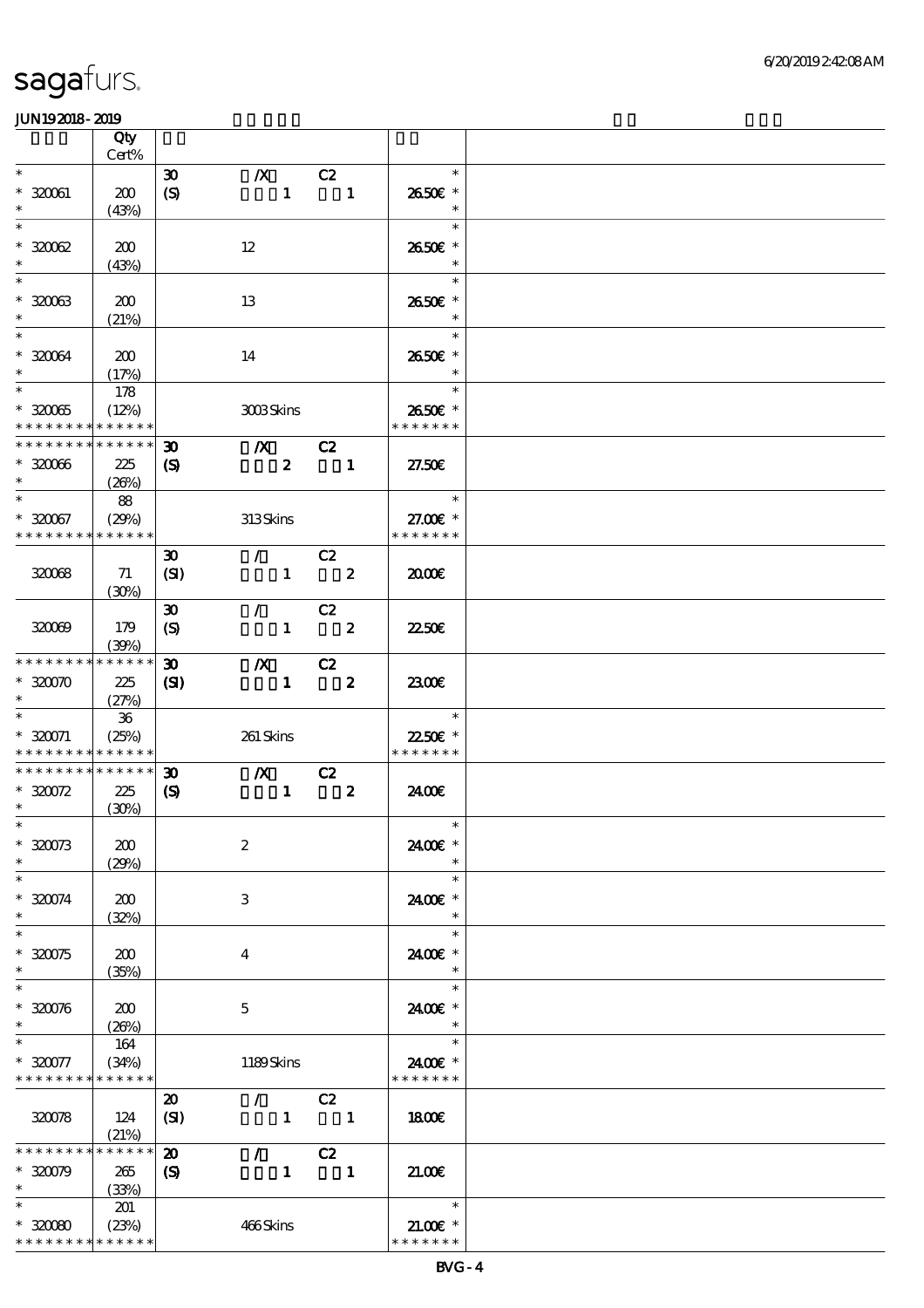# sagafurs.

JUN192018-2019

| | Qty Cert% | | | |
|---|---|---|---|---|
| * | | 30 /X C2 | * | |
| * 320061 | 200 | (S) 1 1 | 26.50€ * | |
| * | (43%) | | * | |
| * | | | * | |
| * 320062 | 200 | 12 | 26.50€ * | |
| * | (43%) | | * | |
| * | | | * | |
| * 320063 | 200 | 13 | 26.50€ * | |
| * | (21%) | | * | |
| * | | | * | |
| * 320064 | 200 | 14 | 26.50€ * | |
| * | (17%) | | * | |
| * | 178 | | * | |
| * 320065 | (12%) | 3003 Skins | 26.50€ * | |
| * * * * * * * * * * * * * * | | | * * * * * * * | |
| * * * * * * * * * * * * * * | | 30 /X C2 | | |
| * 320066 | 225 | (S) 2 1 | 27.50€ | |
| * | (26%) | | | |
| * | 88 | | * | |
| * 320067 | (29%) | 313 Skins | 27.00€ * | |
| * * * * * * * * * * * * * * | | | * * * * * * * | |
| | | 30 / C2 | | |
| 320068 | 71 (30%) | (SI) 1 2 | 20.00€ | |
| | | 30 / C2 | | |
| 320069 | 179 (39%) | (S) 1 2 | 22.50€ | |
| * * * * * * * * * * * * * * | | 30 /X C2 | | |
| * 320070 | 225 | (SI) 1 2 | 23.00€ | |
| * | (27%) | | | |
| * | 36 | | * | |
| * 320071 | (25%) | 261 Skins | 22.50€ * | |
| * * * * * * * * * * * * * * | | | * * * * * * * | |
| * * * * * * * * * * * * * * | | 30 /X C2 | | |
| * 320072 | 225 | (S) 1 2 | 24.00€ | |
| * | (30%) | | | |
| * | | | * | |
| * 320073 | 200 | 2 | 24.00€ * | |
| * | (29%) | | * | |
| * | | | * | |
| * 320074 | 200 | 3 | 24.00€ * | |
| * | (32%) | | * | |
| * | | | * | |
| * 320075 | 200 | 4 | 24.00€ * | |
| * | (35%) | | * | |
| * | | | * | |
| * 320076 | 200 | 5 | 24.00€ * | |
| * | (26%) | | * | |
| * | 164 | | * | |
| * 320077 | (34%) | 1189 Skins | 24.00€ * | |
| * * * * * * * * * * * * * * | | | * * * * * * * | |
| | | 20 / C2 | | |
| 320078 | 124 (21%) | (SI) 1 1 | 18.00€ | |
| * * * * * * * * * * * * * * | | 20 / C2 | | |
| * 320079 | 265 | (S) 1 1 | 21.00€ | |
| * | (33%) | | | |
| * | 201 | | * | |
| * 320080 | (23%) | 466 Skins | 21.00€ * | |
| * * * * * * * * * * * * * * | | | * * * * * * * | |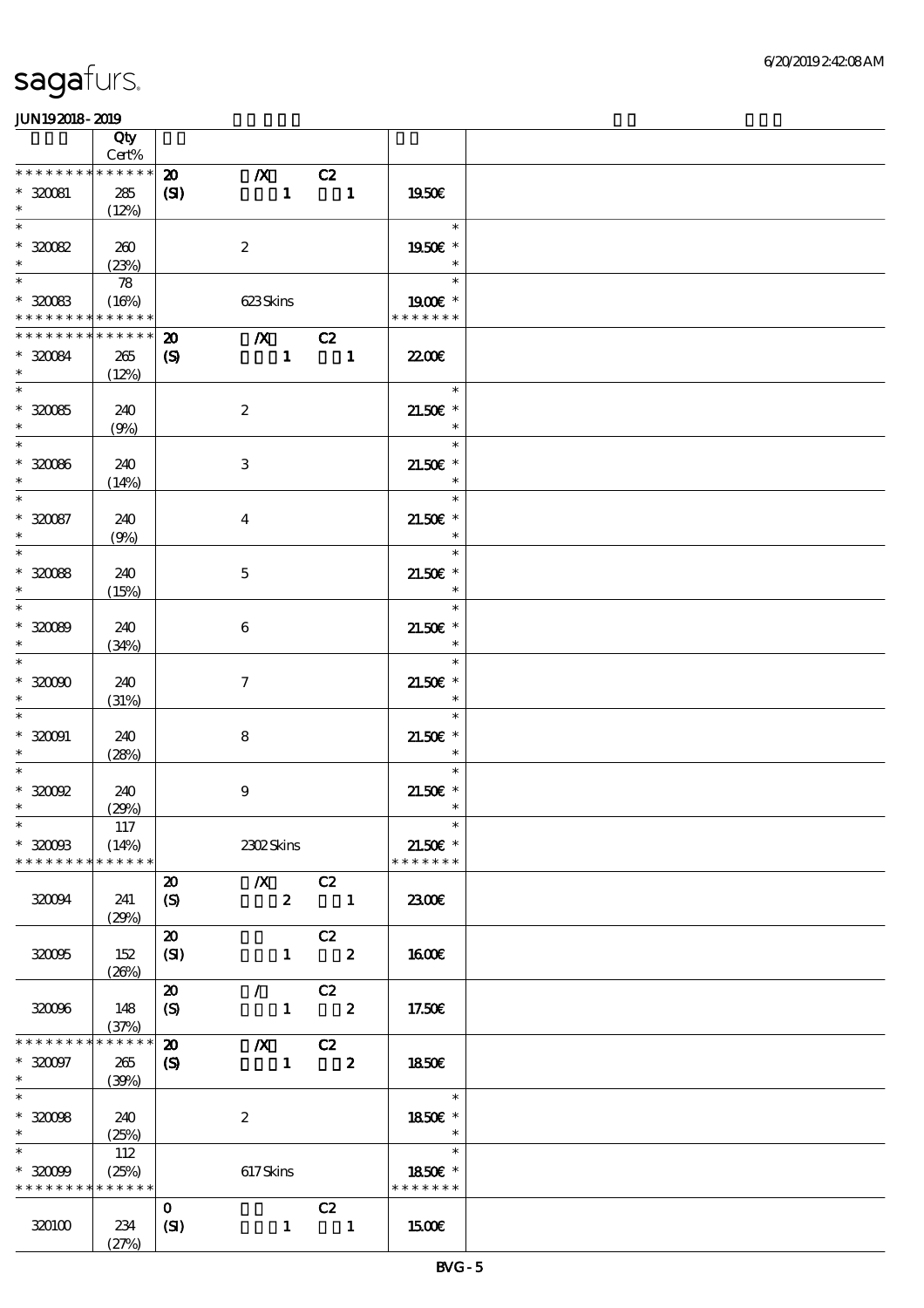| | Qty<br>Cert% | | |
|---|---|---|---|
| * * * * * * * * * * * * * * | 20 &nbsp; /X &nbsp; C2 | | |
| * 320081 | 285 | (SI) &nbsp; 1 &nbsp; 1 | 19.50€ |
| * | (12%) | | |
| * | | | * |
| * 320082 | 260 | 2 | 19.50€ * |
| * | (23%) | | * |
| * | 78 | | * |
| * 320083 | (16%) | 623 Skins | 19.00€ * |
| * * * * * * * * * * * * * * | | | * * * * * * * |
| * * * * * * * * * * * * * * | 20 &nbsp; /X &nbsp; C2 | | |
| * 320084 | 265 | (S) &nbsp; 1 &nbsp; 1 | 22.00€ |
| * | (12%) | | |
| * | | | * |
| * 320085 | 240 | 2 | 21.50€ * |
| * | (9%) | | * |
| * | | | * |
| * 320086 | 240 | 3 | 21.50€ * |
| * | (14%) | | * |
| * | | | * |
| * 320087 | 240 | 4 | 21.50€ * |
| * | (9%) | | * |
| * | | | * |
| * 320088 | 240 | 5 | 21.50€ * |
| * | (15%) | | * |
| * | | | * |
| * 320089 | 240 | 6 | 21.50€ * |
| * | (34%) | | * |
| * | | | * |
| * 320090 | 240 | 7 | 21.50€ * |
| * | (31%) | | * |
| * | | | * |
| * 320091 | 240 | 8 | 21.50€ * |
| * | (28%) | | * |
| * | | | * |
| * 320092 | 240 | 9 | 21.50€ * |
| * | (29%) | | * |
| * | 117 | | * |
| * 320093 | (14%) | 2302 Skins | 21.50€ * |
| * * * * * * * * * * * * * * | | | * * * * * * * |
| | | 20 &nbsp; /X &nbsp; C2 | |
| 320094 | 241<br>(29%) | (S) &nbsp; 2 &nbsp; 1 | 23.00€ |
| | | 20 &nbsp; C2 | |
| 320095 | 152<br>(26%) | (SI) &nbsp; 1 &nbsp; 2 | 16.00€ |
| | | 20 &nbsp; / &nbsp; C2 | |
| 320096 | 148<br>(37%) | (S) &nbsp; 1 &nbsp; 2 | 17.50€ |
| * * * * * * * * * * * * * * | 20 &nbsp; /X &nbsp; C2 | | |
| * 320097 | 265 | (S) &nbsp; 1 &nbsp; 2 | 18.50€ |
| * | (39%) | | |
| * | | | * |
| * 320098 | 240 | 2 | 18.50€ * |
| * | (25%) | | * |
| * | 112 | | * |
| * 320099 | (25%) | 617 Skins | 18.50€ * |
| * * * * * * * * * * * * * * | | | * * * * * * * |
| | | 0 &nbsp; C2 | |
| 320100 | 234<br>(27%) | (SI) &nbsp; 1 &nbsp; 1 | 15.00€ |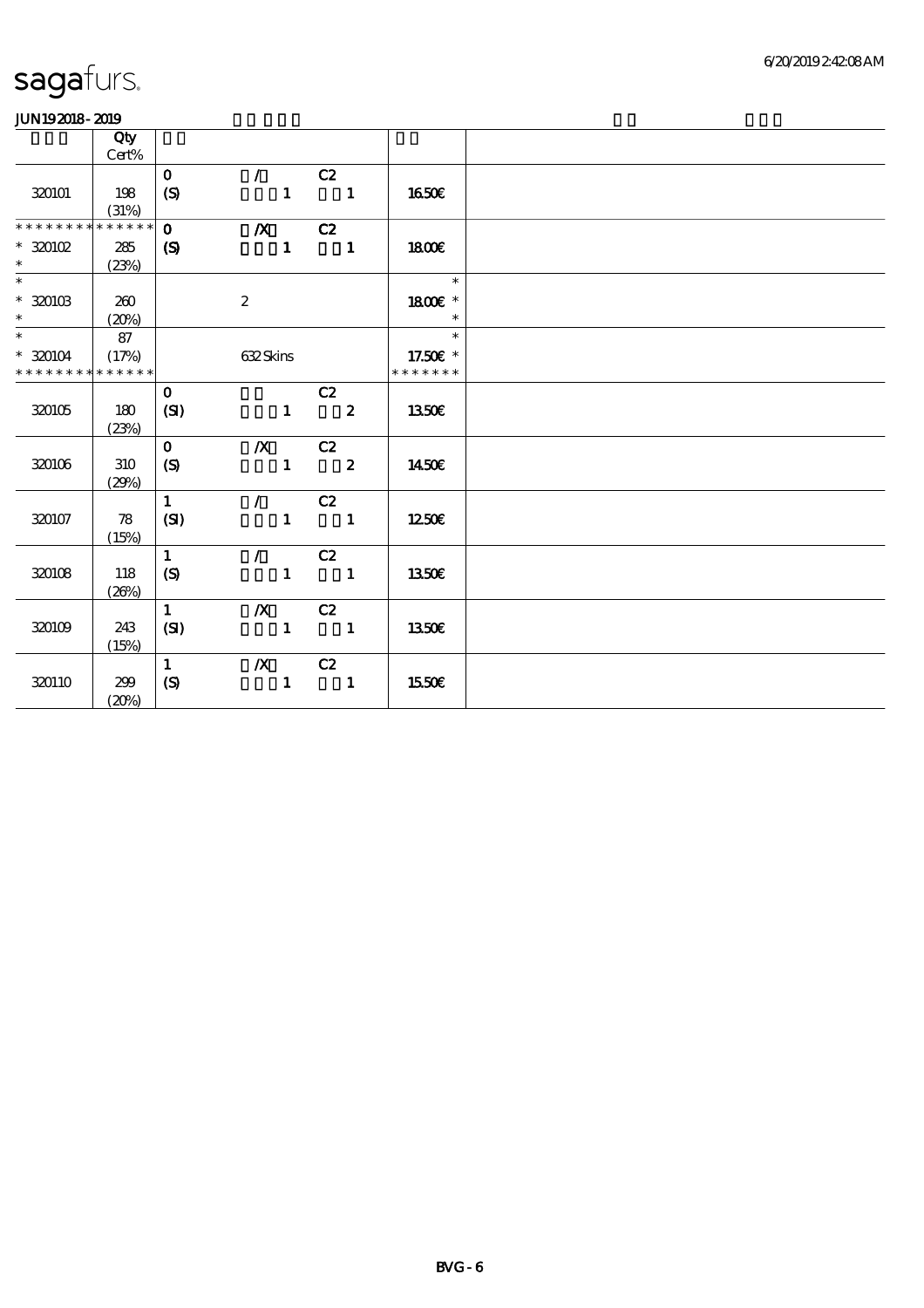# sagafurs.

JUN19 2018 - 2019

| | Qty Cert% | | | | | |
|---|---|---|---|---|---|---|
| 320101 | 198 (31%) | 0 (S) | / 1 | C2 1 | 16.50€ | |
| ************** | | 0 | /X | C2 | | |
| * 320102 * | 285 (23%) | (S) | 1 | 1 | 18.00€ | |
| * | | | | | * | |
| * 320103 * | 260 (20%) | | 2 | | 18.00€ * * | |
| * | 87 | | | | * | |
| * 320104 | (17%) | | 632 Skins | | 17.50€ * | |
| ************** | | | | | ******* | |
| 320105 | 180 (23%) | 0 (SI) | 1 | C2 2 | 13.50€ | |
| 320106 | 310 (29%) | 0 (S) | /X 1 | C2 2 | 14.50€ | |
| 320107 | 78 (15%) | 1 (SI) | / 1 | C2 1 | 12.50€ | |
| 320108 | 118 (26%) | 1 (S) | / 1 | C2 1 | 13.50€ | |
| 320109 | 243 (15%) | 1 (SI) | /X 1 | C2 1 | 13.50€ | |
| 320110 | 299 (20%) | 1 (S) | /X 1 | C2 1 | 15.50€ | |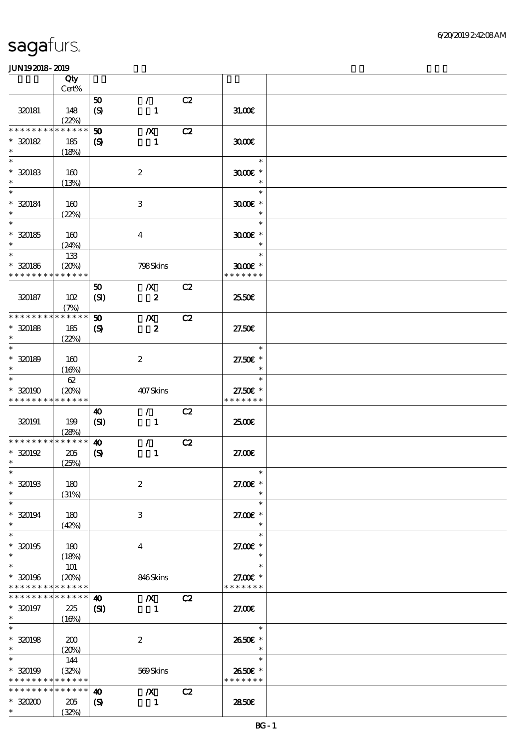sagafurs.

6/20/2019 2:42:08 AM

JUN19 2018 - 2019

| | Qty Cert% | | | | | |
|---|---|---|---|---|---|---|
| 320181 | 148 (22%) | 50 (S) | / 1 | C2 | 31.00€ | |
| * * * * * * * * * * * * * * 320182 * | 185 (18%) | 50 (S) | /X 1 | C2 | 30.00€ | |
| * * 320183 * | 160 (13%) | | 2 | | * 30.00€ * * | |
| * * 320184 * | 160 (22%) | | 3 | | * 30.00€ * * | |
| * * 320185 * | 160 (24%) | | 4 | | * 30.00€ * * | |
| * * 320186 * * * * * * * * * * * * * | 133 (20%) | | 798 Skins | | * 30.00€ * * * * * * * * | |
| 320187 | 102 (7%) | 50 (SI) | /X 2 | C2 | 25.50€ | |
| * * * * * * * * * * * * * * 320188 * | 185 (22%) | 50 (S) | /X 2 | C2 | 27.50€ | |
| * * 320189 * | 160 (16%) | | 2 | | * 27.50€ * * | |
| * * 320190 * * * * * * * * * * * * * | 62 (20%) | | 407 Skins | | * 27.50€ * * * * * * * * | |
| 320191 | 199 (28%) | 40 (SI) | / 1 | C2 | 25.00€ | |
| * * * * * * * * * * * * * * 320192 * | 205 (25%) | 40 (S) | / 1 | C2 | 27.00€ | |
| * * 320193 * | 180 (31%) | | 2 | | * 27.00€ * * | |
| * * 320194 * | 180 (42%) | | 3 | | * 27.00€ * * | |
| * * 320195 * | 180 (18%) | | 4 | | * 27.00€ * * | |
| * * 320196 * * * * * * * * * * * * * | 101 (20%) | | 846 Skins | | * 27.00€ * * * * * * * * | |
| * * * * * * * * * * * * * * 320197 * | 225 (16%) | 40 (SI) | /X 1 | C2 | 27.00€ | |
| * * 320198 * | 200 (20%) | | 2 | | * 26.50€ * * | |
| * * 320199 * * * * * * * * * * * * * | 144 (32%) | | 569 Skins | | * 26.50€ * * * * * * * * | |
| * * * * * * * * * * * * * * 320200 * | 205 (32%) | 40 (S) | /X 1 | C2 | 28.50€ | |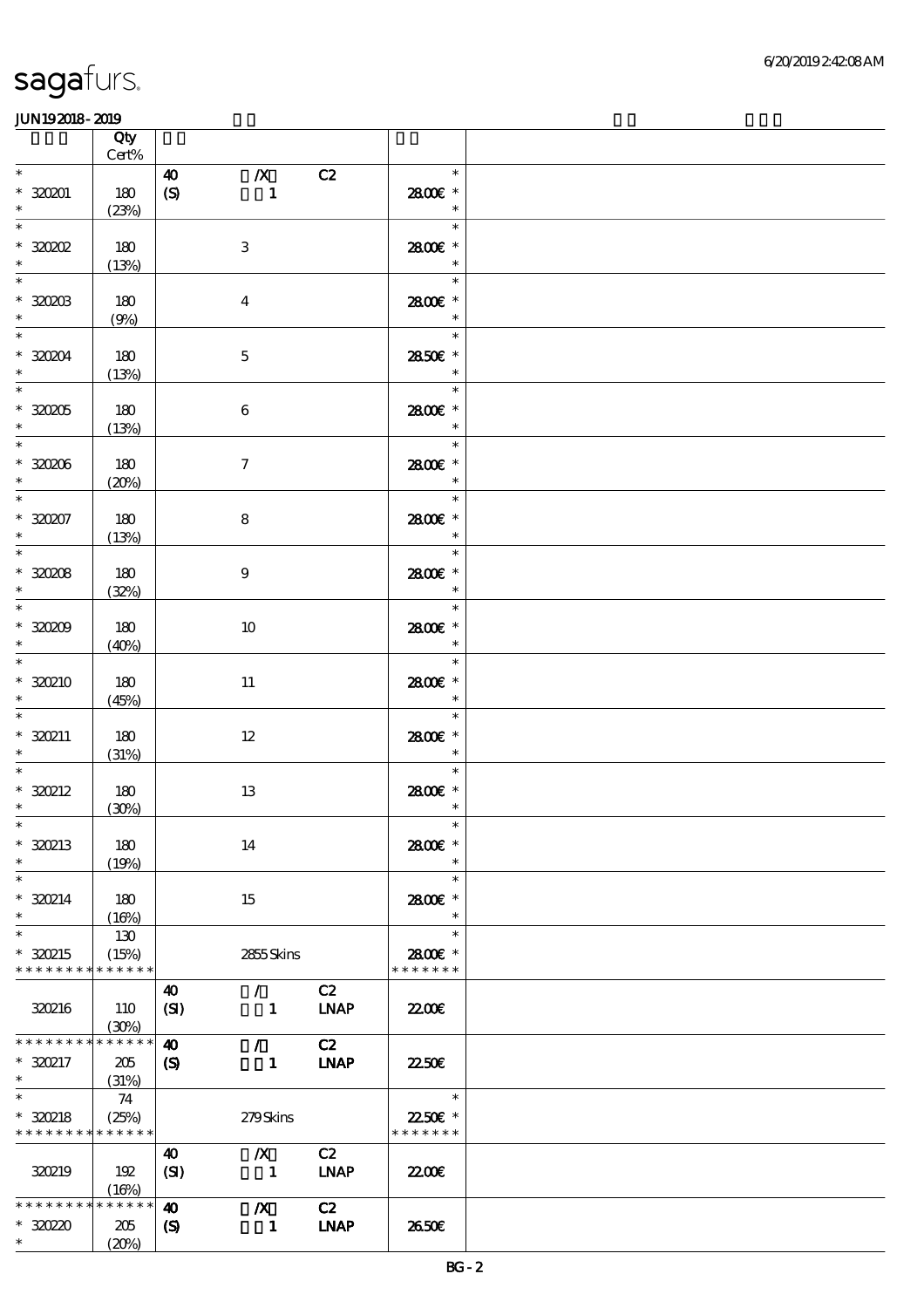# sagafurs.

**JUN192018 - 2019**

| | Qty Cert% | | | | | |
|---|---|---|---|---|---|---|
| * 320201 * | 180 (23%) | 40 (S) | /X 1 | C2 | * 28.00€ * * | |
| * 320202 * | 180 (13%) | | 3 | | * 28.00€ * * | |
| * 320203 * | 180 (9%) | | 4 | | * 28.00€ * * | |
| * 320204 * | 180 (13%) | | 5 | | * 28.50€ * * | |
| * 320205 * | 180 (13%) | | 6 | | * 28.00€ * * | |
| * 320206 * | 180 (20%) | | 7 | | * 28.00€ * * | |
| * 320207 * | 180 (13%) | | 8 | | * 28.00€ * * | |
| * 320208 * | 180 (32%) | | 9 | | * 28.00€ * * | |
| * 320209 * | 180 (40%) | | 10 | | * 28.00€ * * | |
| * 320210 * | 180 (45%) | | 11 | | * 28.00€ * * | |
| * 320211 * | 180 (31%) | | 12 | | * 28.00€ * * | |
| * 320212 * | 180 (30%) | | 13 | | * 28.00€ * * | |
| * 320213 * | 180 (19%) | | 14 | | * 28.00€ * * | |
| * 320214 * | 180 (16%) | | 15 | | * 28.00€ * * | |
| * 320215 * * * * * * * * * * * * * * | 130 (15%) | | 2855 Skins | | * 28.00€ * * * * * * * * | |
| 320216 | 110 (30%) | 40 (SI) | / 1 | C2 LNAP | 22.00€ | |
| * * * * * * * * * * * * * * 320217 * | 205 (31%) | 40 (S) | / 1 | C2 LNAP | 22.50€ | |
| * 320218 * * * * * * * * * * * * * * | 74 (25%) | | 279 Skins | | * 22.50€ * * * * * * * * | |
| 320219 | 192 (16%) | 40 (SI) | /X 1 | C2 LNAP | 22.00€ | |
| * * * * * * * * * * * * * * 320220 * | 205 (20%) | 40 (S) | /X 1 | C2 LNAP | 26.50€ | |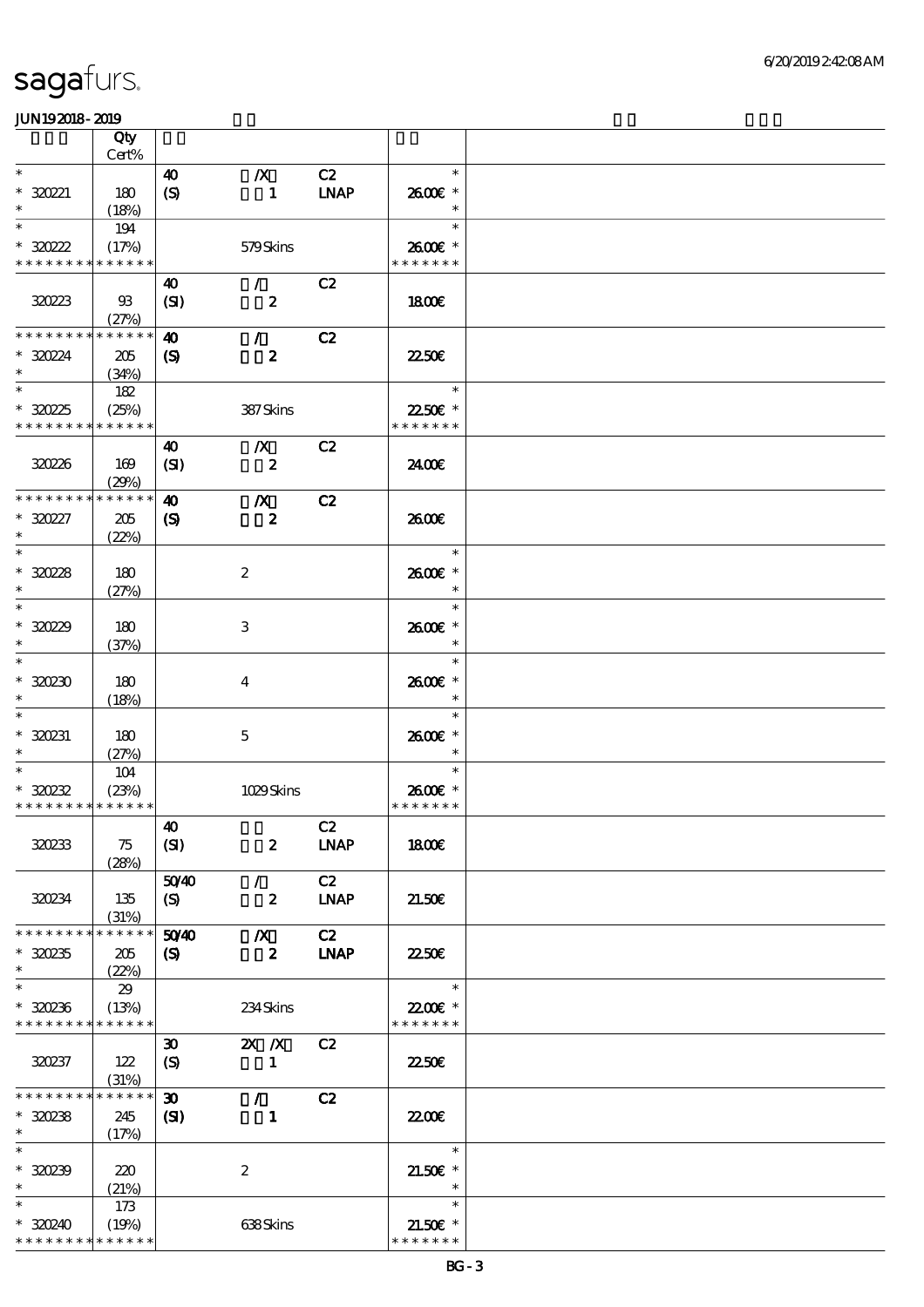# sagafurs.

JUN19 2018 - 2019

| | Qty Cert% | | | | | |
|---|---|---|---|---|---|---|
| * | | 40 | /X | C2 | * | |
| * 320221 | 180 | (S) | 1 | LNAP | 26.00€ * | |
| * | (18%) | | | | * | |
| * | 194 | | | | * | |
| * 320222 | (17%) | | 579 Skins | | 26.00€ * | |
| * * * * * * * * * * * * * * | | | | | * * * * * * * | |
| | | 40 | / | C2 | | |
| 320223 | 93 | (SI) | 2 | | 18.00€ | |
| | (27%) | | | | | |
| * * * * * * * * * * * * * * | | 40 | / | C2 | | |
| * 320224 | 205 | (S) | 2 | | 22.50€ | |
| * | (34%) | | | | | |
| * | 182 | | | | * | |
| * 320225 | (25%) | | 387 Skins | | 22.50€ * | |
| * * * * * * * * * * * * * * | | | | | * * * * * * * | |
| | | 40 | /X | C2 | | |
| 320226 | 169 | (SI) | 2 | | 24.00€ | |
| | (29%) | | | | | |
| * * * * * * * * * * * * * * | | 40 | /X | C2 | | |
| * 320227 | 205 | (S) | 2 | | 26.00€ | |
| * | (22%) | | | | | |
| * | | | | | * | |
| * 320228 | 180 | | 2 | | 26.00€ * | |
| * | (27%) | | | | * | |
| * | | | | | * | |
| * 320229 | 180 | | 3 | | 26.00€ * | |
| * | (37%) | | | | * | |
| * | | | | | * | |
| * 320230 | 180 | | 4 | | 26.00€ * | |
| * | (18%) | | | | * | |
| * | | | | | * | |
| * 320231 | 180 | | 5 | | 26.00€ * | |
| * | (27%) | | | | * | |
| * | 104 | | | | * | |
| * 320232 | (23%) | | 1029 Skins | | 26.00€ * | |
| * * * * * * * * * * * * * * | | | | | * * * * * * * | |
| | | 40 | | C2 | | |
| 320233 | 75 | (SI) | 2 | LNAP | 18.00€ | |
| | (28%) | | | | | |
| | | 50/40 | / | C2 | | |
| 320234 | 135 | (S) | 2 | LNAP | 21.50€ | |
| | (31%) | | | | | |
| * * * * * * * * * * * * * * | | 50/40 | /X | C2 | | |
| * 320235 | 205 | (S) | 2 | LNAP | 22.50€ | |
| * | (22%) | | | | | |
| * | 29 | | | | * | |
| * 320236 | (13%) | | 234 Skins | | 22.00€ * | |
| * * * * * * * * * * * * * * | | | | | * * * * * * * | |
| | | 30 | 2X /X | C2 | | |
| 320237 | 122 | (S) | 1 | | 22.50€ | |
| | (31%) | | | | | |
| * * * * * * * * * * * * * * | | 30 | / | C2 | | |
| * 320238 | 245 | (SI) | 1 | | 22.00€ | |
| * | (17%) | | | | | |
| * | | | | | * | |
| * 320239 | 220 | | 2 | | 21.50€ * | |
| * | (21%) | | | | * | |
| * | 173 | | | | * | |
| * 320240 | (19%) | | 638 Skins | | 21.50€ * | |
| * * * * * * * * * * * * * * | | | | | * * * * * * * | |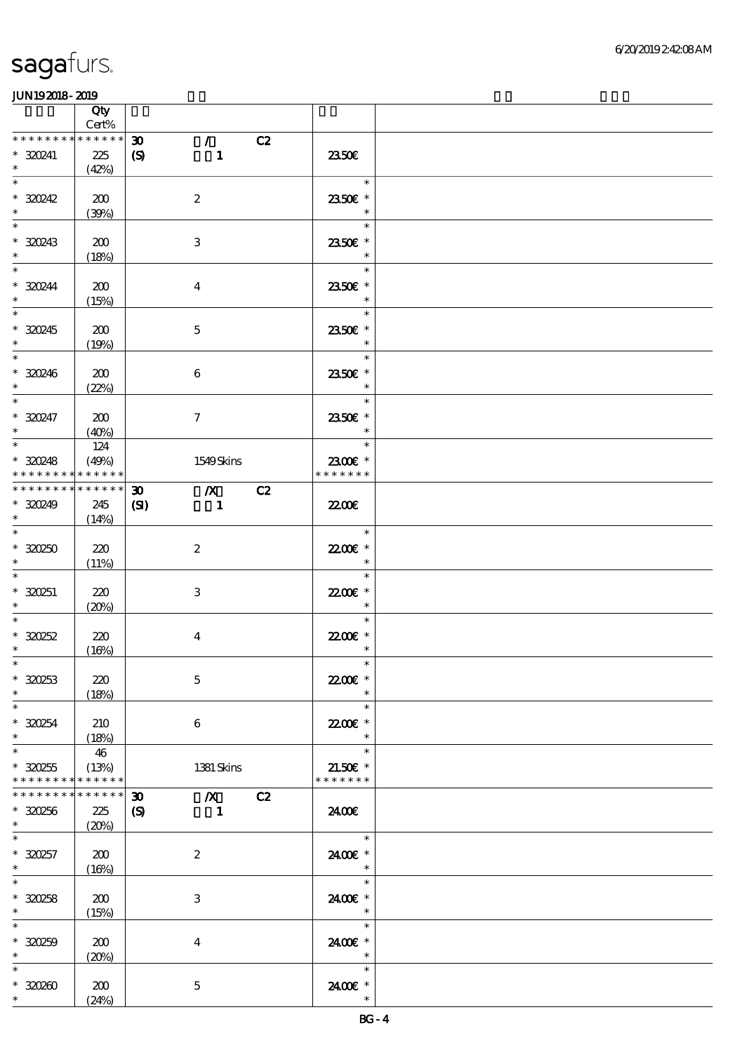sagafurs.

JUN19 2018 - 2019

| | Qty Cert% | | | |
|---|---|---|---|---|
| * * * * * * * * * * * * * * | 30 | / C2 | | |
| * 320241 | 225 | (S) 1 | 23.50€ | |
| * | (42%) | | | |
| * 320242 | 200 | 2 | 23.50€ * | |
| * | (39%) | | | |
| * 320243 | 200 | 3 | 23.50€ * | |
| * | (18%) | | | |
| * 320244 | 200 | 4 | 23.50€ * | |
| * | (15%) | | | |
| * 320245 | 200 | 5 | 23.50€ * | |
| * | (19%) | | | |
| * 320246 | 200 | 6 | 23.50€ * | |
| * | (22%) | | | |
| * 320247 | 200 | 7 | 23.50€ * | |
| * | (40%) | | | |
| * | 124 | | | |
| * 320248 | (49%) | 1549 Skins | 23.00€ * | |
| * * * * * * * * * * * * * * | | | * * * * * * * | |
| * * * * * * * * * * * * * * | 30 | /X C2 | | |
| * 320249 | 245 | (SI) 1 | 22.00€ | |
| * | (14%) | | | |
| * 320250 | 220 | 2 | 22.00€ * | |
| * | (11%) | | | |
| * 320251 | 220 | 3 | 22.00€ * | |
| * | (20%) | | | |
| * 320252 | 220 | 4 | 22.00€ * | |
| * | (16%) | | | |
| * 320253 | 220 | 5 | 22.00€ * | |
| * | (18%) | | | |
| * 320254 | 210 | 6 | 22.00€ * | |
| * | (18%) | | | |
| * | 46 | | | |
| * 320255 | (13%) | 1381 Skins | 21.50€ * | |
| * * * * * * * * * * * * * * | | | * * * * * * * | |
| * * * * * * * * * * * * * * | 30 | /X C2 | | |
| * 320256 | 225 | (S) 1 | 24.00€ | |
| * | (20%) | | | |
| * 320257 | 200 | 2 | 24.00€ * | |
| * | (16%) | | | |
| * 320258 | 200 | 3 | 24.00€ * | |
| * | (15%) | | | |
| * 320259 | 200 | 4 | 24.00€ * | |
| * | (20%) | | | |
| * 320260 | 200 | 5 | 24.00€ * | |
| * | (24%) | | | |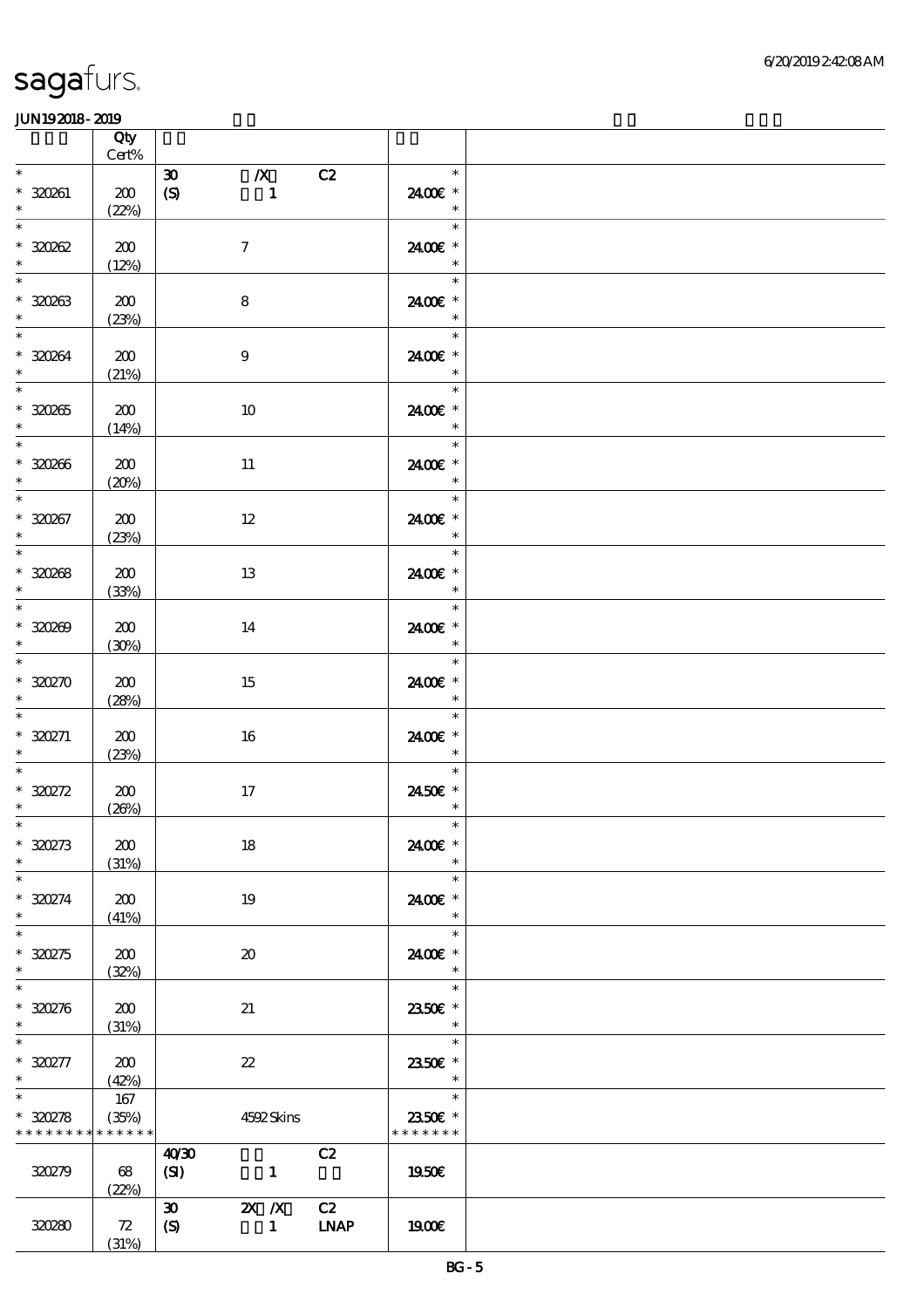sagafurs.

JUN19 2018 - 2019

| | Qty Cert% | | | | | |
|---|---|---|---|---|---|---|
| * | | 30 | /X | C2 | * | |
| * 320261 | 200 | (S) | 1 | | 24.00€ * | |
| * | (22%) | | | | * | |
| * 320262 | 200 | | 7 | | 24.00€ * | |
| * | (12%) | | | | * | |
| * 320263 | 200 | | 8 | | 24.00€ * | |
| * | (23%) | | | | * | |
| * 320264 | 200 | | 9 | | 24.00€ * | |
| * | (21%) | | | | * | |
| * 320265 | 200 | | 10 | | 24.00€ * | |
| * | (14%) | | | | * | |
| * 320266 | 200 | | 11 | | 24.00€ * | |
| * | (20%) | | | | * | |
| * 320267 | 200 | | 12 | | 24.00€ * | |
| * | (23%) | | | | * | |
| * 320268 | 200 | | 13 | | 24.00€ * | |
| * | (33%) | | | | * | |
| * 320269 | 200 | | 14 | | 24.00€ * | |
| * | (30%) | | | | * | |
| * 320270 | 200 | | 15 | | 24.00€ * | |
| * | (28%) | | | | * | |
| * 320271 | 200 | | 16 | | 24.00€ * | |
| * | (23%) | | | | * | |
| * 320272 | 200 | | 17 | | 24.50€ * | |
| * | (26%) | | | | * | |
| * 320273 | 200 | | 18 | | 24.00€ * | |
| * | (31%) | | | | * | |
| * 320274 | 200 | | 19 | | 24.00€ * | |
| * | (41%) | | | | * | |
| * 320275 | 200 | | 20 | | 24.00€ * | |
| * | (32%) | | | | * | |
| * 320276 | 200 | | 21 | | 23.50€ * | |
| * | (31%) | | | | * | |
| * 320277 | 200 | | 22 | | 23.50€ * | |
| * | (42%) | | | | * | |
| * | 167 | | | | * | |
| * 320278 | (35%) | | 4592 Skins | | 23.50€ * | |
| ************* | | | | | ******* | |
| 320279 | 68 (22%) | 40/30 (SI) | 1 | C2 | 19.50€ | |
| 320280 | 72 (31%) | 30 (S) | 2X /X 1 | C2 LNAP | 19.00€ | |

BG - 5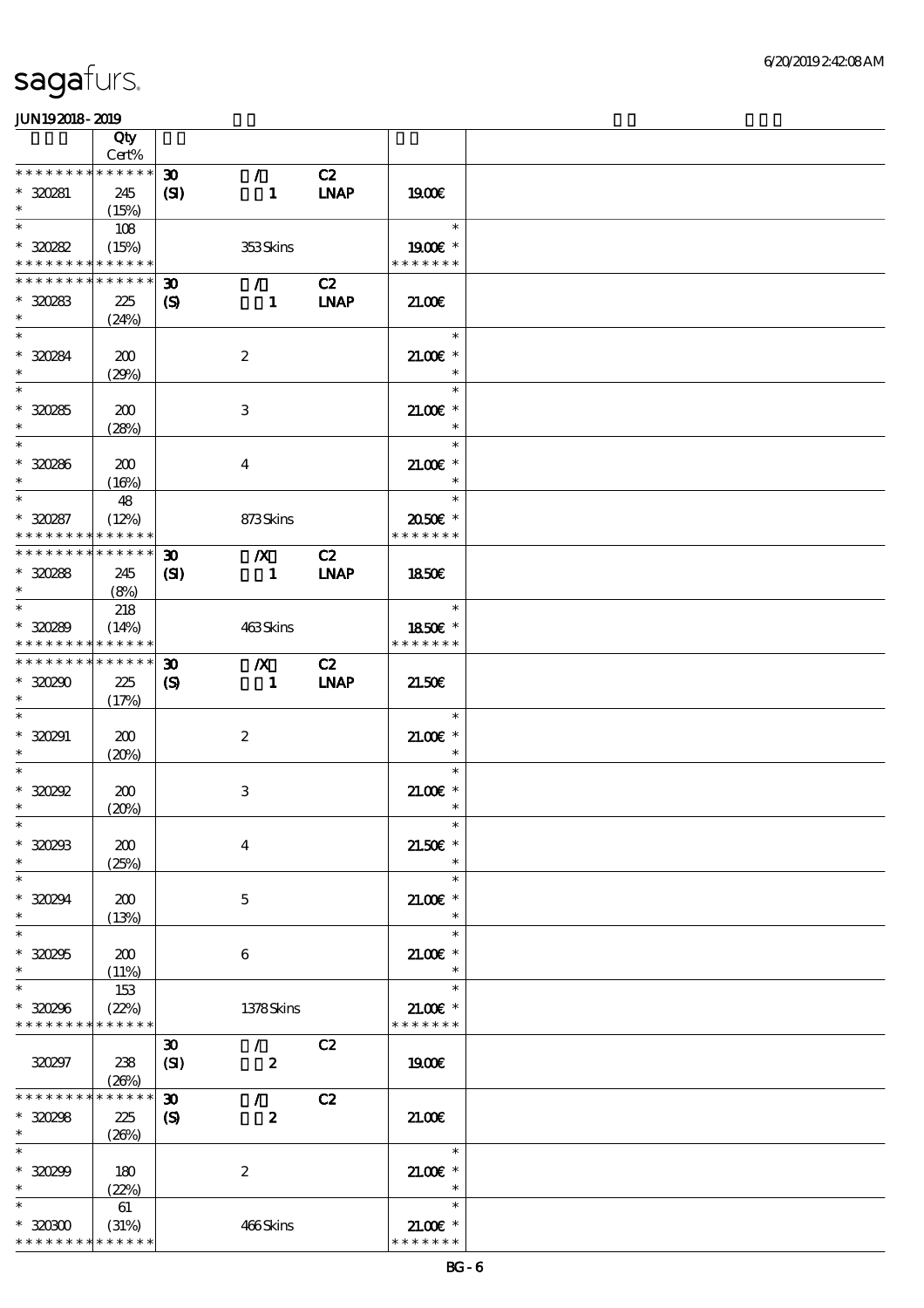sagafurs.

JUN19 2018 - 2019

| | Qty Cert% | | | | | |
|---|---|---|---|---|---|---|
| * * * * * * * * * * * * * * | | 30 | / | C2 | | |
| * 320281 | 245 | (SI) | 1 | LNAP | 19.00€ | |
| * | (15%) | | | | | |
| * | 108 | | | | * | |
| * 320282 | (15%) | | 353 Skins | | 19.00€ * | |
| * * * * * * * * * * * * * * | | | | | * * * * * * * | |
| * * * * * * * * * * * * * * | | 30 | / | C2 | | |
| * 320283 | 225 | (S) | 1 | LNAP | 21.00€ | |
| * | (24%) | | | | | |
| * | | | | | * | |
| * 320284 | 200 | | 2 | | 21.00€ * | |
| * | (29%) | | | | * | |
| * | | | | | * | |
| * 320285 | 200 | | 3 | | 21.00€ * | |
| * | (28%) | | | | * | |
| * | | | | | * | |
| * 320286 | 200 | | 4 | | 21.00€ * | |
| * | (16%) | | | | * | |
| * | 48 | | | | * | |
| * 320287 | (12%) | | 873 Skins | | 20.50€ * | |
| * * * * * * * * * * * * * * | | | | | * * * * * * * | |
| * * * * * * * * * * * * * * | | 30 | /X | C2 | | |
| * 320288 | 245 | (SI) | 1 | LNAP | 18.50€ | |
| * | (8%) | | | | | |
| * | 218 | | | | * | |
| * 320289 | (14%) | | 463 Skins | | 18.50€ * | |
| * * * * * * * * * * * * * * | | | | | * * * * * * * | |
| * * * * * * * * * * * * * * | | 30 | /X | C2 | | |
| * 320290 | 225 | (S) | 1 | LNAP | 21.50€ | |
| * | (17%) | | | | | |
| * | | | | | * | |
| * 320291 | 200 | | 2 | | 21.00€ * | |
| * | (20%) | | | | * | |
| * | | | | | * | |
| * 320292 | 200 | | 3 | | 21.00€ * | |
| * | (20%) | | | | * | |
| * | | | | | * | |
| * 320293 | 200 | | 4 | | 21.50€ * | |
| * | (25%) | | | | * | |
| * | | | | | * | |
| * 320294 | 200 | | 5 | | 21.00€ * | |
| * | (13%) | | | | * | |
| * | | | | | * | |
| * 320295 | 200 | | 6 | | 21.00€ * | |
| * | (11%) | | | | * | |
| * | 153 | | | | * | |
| * 320296 | (22%) | | 1378 Skins | | 21.00€ * | |
| * * * * * * * * * * * * * * | | | | | * * * * * * * | |
| | | 30 | / | C2 | | |
| 320297 | 238 | (SI) | 2 | | 19.00€ | |
| | (26%) | | | | | |
| * * * * * * * * * * * * * * | | 30 | / | C2 | | |
| * 320298 | 225 | (S) | 2 | | 21.00€ | |
| * | (26%) | | | | | |
| * | | | | | * | |
| * 320299 | 180 | | 2 | | 21.00€ * | |
| * | (22%) | | | | * | |
| * | 61 | | | | * | |
| * 320300 | (31%) | | 466 Skins | | 21.00€ * | |
| * * * * * * * * * * * * * * | | | | | * * * * * * * | |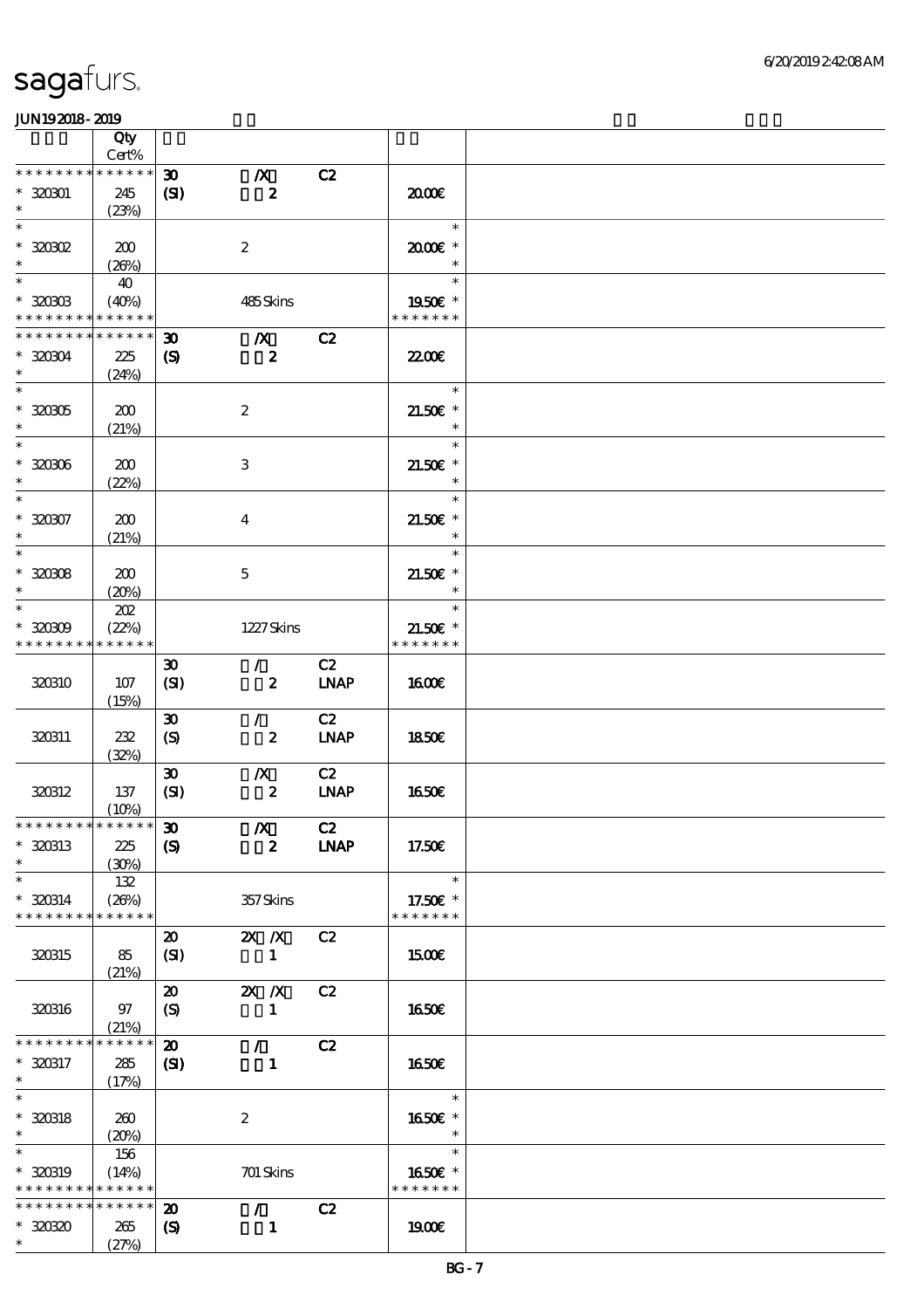| | Qty Cert% | | | | | |
|---|---|---|---|---|---|---|
| * * * * * * * * * * * * * * | | 30 | /X | C2 | | |
| * 320301 | 245 | (SI) | 2 | | 20.00€ | |
| * | (23%) | | | | | |
| * | | | | | * | |
| * 320302 | 200 | | 2 | | 20.00€ * | |
| * | (26%) | | | | * | |
| * | 40 | | | | * | |
| * 320303 | (40%) | | 485 Skins | | 19.50€ * | |
| * * * * * * * * * * * * * * | | | | | * * * * * * * | |
| * * * * * * * * * * * * * * | | 30 | /X | C2 | | |
| * 320304 | 225 | (S) | 2 | | 22.00€ | |
| * | (24%) | | | | | |
| * | | | | | * | |
| * 320305 | 200 | | 2 | | 21.50€ * | |
| * | (21%) | | | | * | |
| * | | | | | * | |
| * 320306 | 200 | | 3 | | 21.50€ * | |
| * | (22%) | | | | * | |
| * | | | | | * | |
| * 320307 | 200 | | 4 | | 21.50€ * | |
| * | (21%) | | | | * | |
| * | | | | | * | |
| * 320308 | 200 | | 5 | | 21.50€ * | |
| * | (20%) | | | | * | |
| * | 202 | | | | * | |
| * 320309 | (22%) | | 1227 Skins | | 21.50€ * | |
| * * * * * * * * * * * * * * | | | | | * * * * * * * | |
| | | 30 | / | C2 | | |
| 320310 | 107 | (SI) | 2 | LNAP | 16.00€ | |
| | (15%) | | | | | |
| | | 30 | / | C2 | | |
| 320311 | 232 | (S) | 2 | LNAP | 18.50€ | |
| | (32%) | | | | | |
| | | 30 | /X | C2 | | |
| 320312 | 137 | (SI) | 2 | LNAP | 16.50€ | |
| | (10%) | | | | | |
| * * * * * * * * * * * * * * | | 30 | /X | C2 | | |
| * 320313 | 225 | (S) | 2 | LNAP | 17.50€ | |
| * | (30%) | | | | | |
| * | 132 | | | | * | |
| * 320314 | (26%) | | 357 Skins | | 17.50€ * | |
| * * * * * * * * * * * * * * | | | | | * * * * * * * | |
| | | 20 | 2X /X | C2 | | |
| 320315 | 85 | (SI) | 1 | | 15.00€ | |
| | (21%) | | | | | |
| | | 20 | 2X /X | C2 | | |
| 320316 | 97 | (S) | 1 | | 16.50€ | |
| | (21%) | | | | | |
| * * * * * * * * * * * * * * | | 20 | / | C2 | | |
| * 320317 | 285 | (SI) | 1 | | 16.50€ | |
| * | (17%) | | | | | |
| * | | | | | * | |
| * 320318 | 260 | | 2 | | 16.50€ * | |
| * | (20%) | | | | * | |
| * | 156 | | | | * | |
| * 320319 | (14%) | | 701 Skins | | 16.50€ * | |
| * * * * * * * * * * * * * * | | | | | * * * * * * * | |
| * * * * * * * * * * * * * * | | 20 | / | C2 | | |
| * 320320 | 265 | (S) | 1 | | 19.00€ | |
| * | (27%) | | | | | |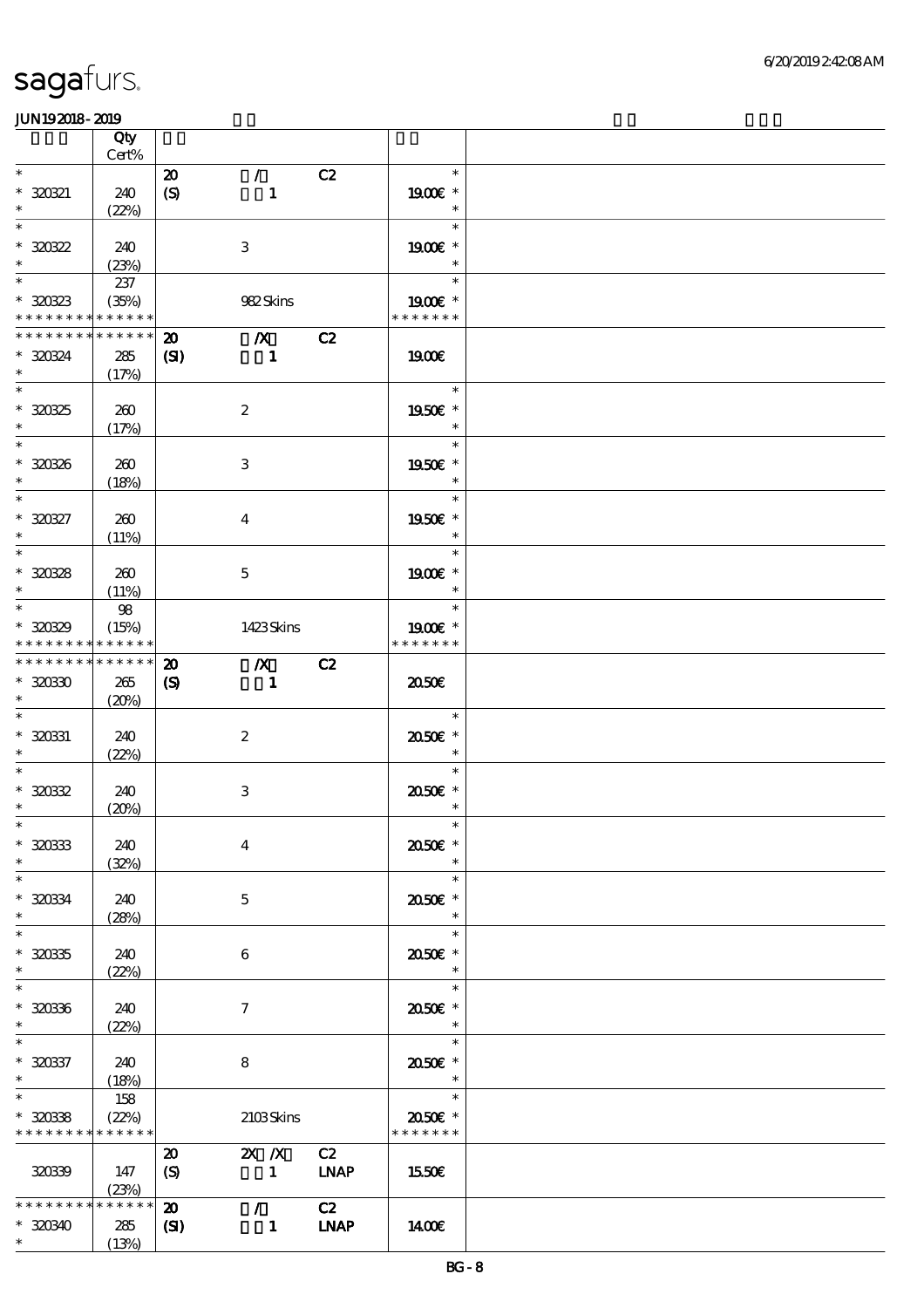| | Qty<br>Cert% | | | |
|---|---|---|---|---|
| * 320321 * | 240 (22%) | 20 (S) / 1 C2 | 19.00€ | |
| * 320322 * | 240 (23%) | 3 | 19.00€ | |
| * 320323 * * * * * * * * * * * * * | 237 (35%) | 982 Skins | 19.00€ * * * * * * * | |
| * * * * * * * * * * * * * * 320324 * | 285 (17%) | 20 (SI) /X 1 C2 | 19.00€ | |
| * 320325 * | 260 (17%) | 2 | 19.50€ | |
| * 320326 * | 260 (18%) | 3 | 19.50€ | |
| * 320327 * | 260 (11%) | 4 | 19.50€ | |
| * 320328 * | 260 (11%) | 5 | 19.00€ | |
| * 320329 * * * * * * * * * * * * * | 98 (15%) | 1423 Skins | 19.00€ * * * * * * * | |
| * * * * * * * * * * * * * * 320330 * | 265 (20%) | 20 (S) /X 1 C2 | 20.50€ | |
| * 320331 * | 240 (22%) | 2 | 20.50€ | |
| * 320332 * | 240 (20%) | 3 | 20.50€ | |
| * 320333 * | 240 (32%) | 4 | 20.50€ | |
| * 320334 * | 240 (28%) | 5 | 20.50€ | |
| * 320335 * | 240 (22%) | 6 | 20.50€ | |
| * 320336 * | 240 (22%) | 7 | 20.50€ | |
| * 320337 * | 240 (18%) | 8 | 20.50€ | |
| * 320338 * * * * * * * * * * * * * | 158 (22%) | 2103 Skins | 20.50€ * * * * * * * | |
| 320339 | 147 (23%) | 20 (S) 2X /X 1 C2 LNAP | 15.50€ | |
| * * * * * * * * * * * * * * 320340 * | 285 (13%) | 20 (SI) / 1 C2 LNAP | 14.00€ | |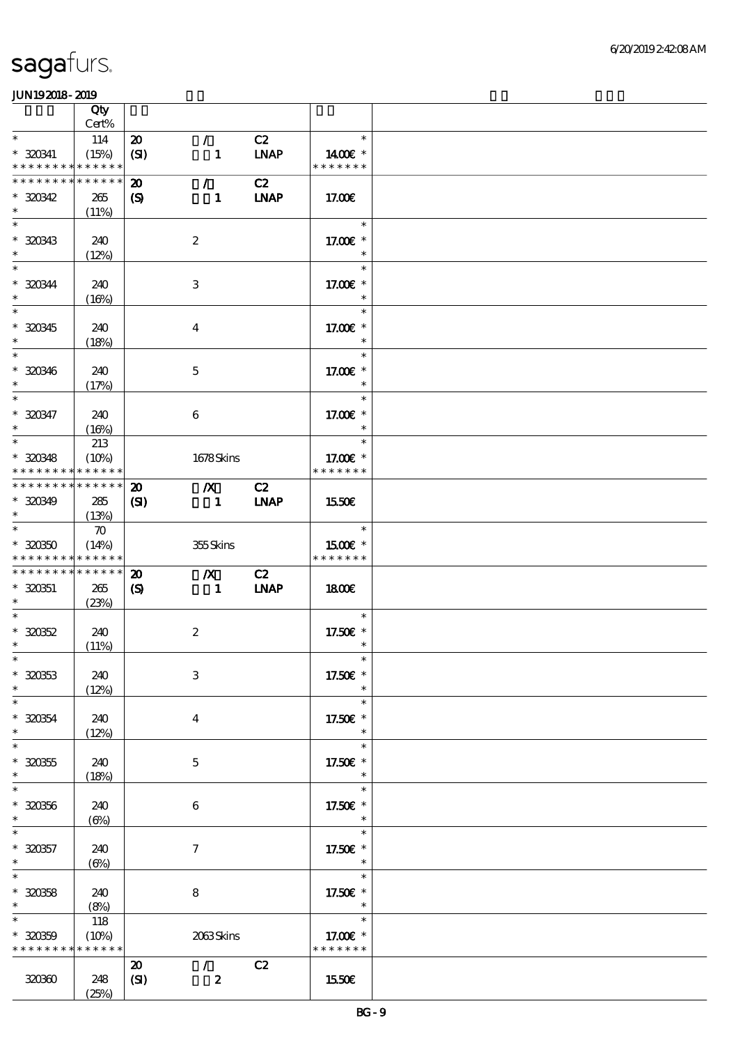sagafurs.

JUN192018-2019

| | Qty Cert% | | | | |
|---|---|---|---|---|---|
| * * 320341 * * * * * * * * * * * * * * | 114 (15%) | 20 (SI) | / 1 | C2 LNAP | * 14.00€ * * * * * * * * |
| * * * * * * * * * * * * * * * 320342 * | 265 (11%) | 20 (S) | / 1 | C2 LNAP | 17.00€ |
| * * 320343 * | 240 (12%) | | 2 | | * 17.00€ * * |
| * * 320344 * | 240 (16%) | | 3 | | * 17.00€ * * |
| * * 320345 * | 240 (18%) | | 4 | | * 17.00€ * * |
| * * 320346 * | 240 (17%) | | 5 | | * 17.00€ * * |
| * * 320347 * | 240 (16%) | | 6 | | * 17.00€ * * |
| * * 320348 * * * * * * * * * * * * * * | 213 (10%) | | 1678 Skins | | * 17.00€ * * * * * * * * |
| * * * * * * * * * * * * * * * 320349 * | 285 (13%) | 20 (SI) | /X 1 | C2 LNAP | 15.50€ |
| * * 320350 * * * * * * * * * * * * * * | 70 (14%) | | 355 Skins | | * 15.00€ * * * * * * * * |
| * * * * * * * * * * * * * * * 320351 * | 265 (23%) | 20 (S) | /X 1 | C2 LNAP | 18.00€ |
| * * 320352 * | 240 (11%) | | 2 | | * 17.50€ * * |
| * * 320353 * | 240 (12%) | | 3 | | * 17.50€ * * |
| * * 320354 * | 240 (12%) | | 4 | | * 17.50€ * * |
| * * 320355 * | 240 (18%) | | 5 | | * 17.50€ * * |
| * * 320356 * | 240 (6%) | | 6 | | * 17.50€ * * |
| * * 320357 * | 240 (6%) | | 7 | | * 17.50€ * * |
| * * 320358 * | 240 (8%) | | 8 | | * 17.50€ * * |
| * * 320359 * * * * * * * * * * * * * * | 118 (10%) | | 2063 Skins | | * 17.00€ * * * * * * * * |
| 320360 | 248 (25%) | 20 (SI) | / 2 | C2 | 15.50€ |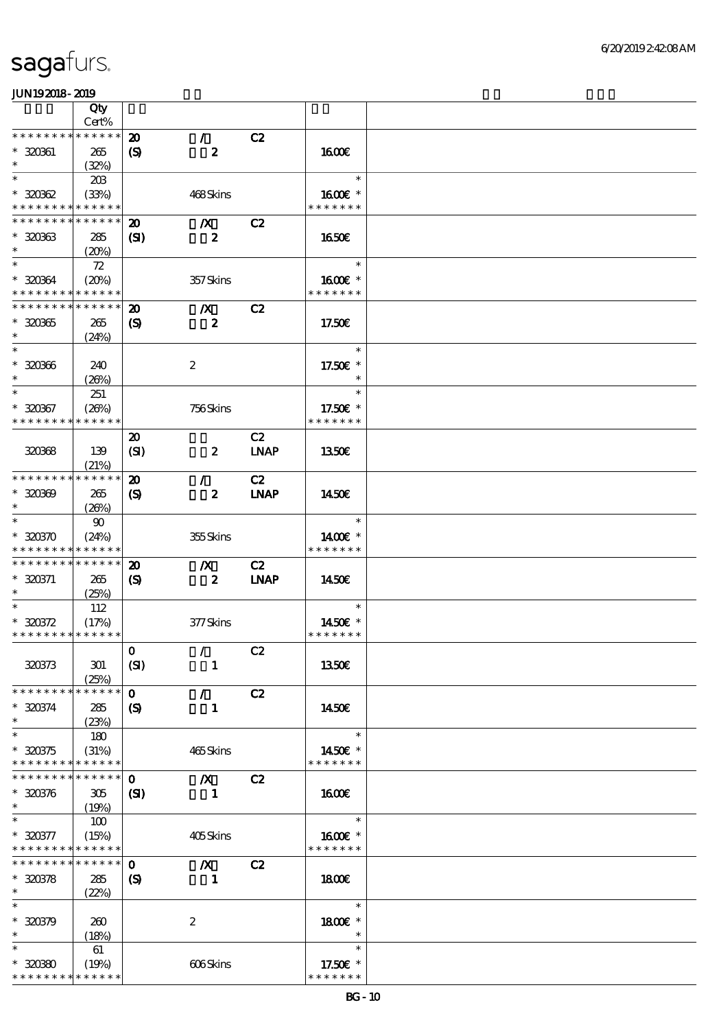sagafurs.

JUN19 2018 - 2019

| | Qty Cert% | | | | | |
|---|---|---|---|---|---|---|
| * * * * * * * * * * * * * * | | 20 | / | C2 | | |
| * 320361 | 265 | (S) | 2 | | 16.00€ | |
| * | (32%) | | | | | |
| * | 203 | | | | * | |
| * 320362 | (33%) | | 468 Skins | | 16.00€ * | |
| * * * * * * * * * * * * * * | | | | | * * * * * * * | |
| * * * * * * * * * * * * * * | | 20 | /X | C2 | | |
| * 320363 | 285 | (SI) | 2 | | 16.50€ | |
| * | (20%) | | | | | |
| * | 72 | | | | * | |
| * 320364 | (20%) | | 357 Skins | | 16.00€ * | |
| * * * * * * * * * * * * * * | | | | | * * * * * * * | |
| * * * * * * * * * * * * * * | | 20 | /X | C2 | | |
| * 320365 | 265 | (S) | 2 | | 17.50€ | |
| * | (24%) | | | | | |
| * | | | | | * | |
| * 320366 | 240 | | 2 | | 17.50€ * | |
| * | (26%) | | | | * | |
| * | 251 | | | | * | |
| * 320367 | (26%) | | 756 Skins | | 17.50€ * | |
| * * * * * * * * * * * * * * | | | | | * * * * * * * | |
| | | 20 | | C2 | | |
| 320368 | 139 | (SI) | 2 | LNAP | 13.50€ | |
| | (21%) | | | | | |
| * * * * * * * * * * * * * * | | 20 | / | C2 | | |
| * 320369 | 265 | (S) | 2 | LNAP | 14.50€ | |
| * | (26%) | | | | | |
| * | 90 | | | | * | |
| * 320370 | (24%) | | 355 Skins | | 14.00€ * | |
| * * * * * * * * * * * * * * | | | | | * * * * * * * | |
| * * * * * * * * * * * * * * | | 20 | /X | C2 | | |
| * 320371 | 265 | (S) | 2 | LNAP | 14.50€ | |
| * | (25%) | | | | | |
| * | 112 | | | | * | |
| * 320372 | (17%) | | 377 Skins | | 14.50€ * | |
| * * * * * * * * * * * * * * | | | | | * * * * * * * | |
| | | 0 | / | C2 | | |
| 320373 | 301 | (SI) | 1 | | 13.50€ | |
| | (25%) | | | | | |
| * * * * * * * * * * * * * * | | 0 | / | C2 | | |
| * 320374 | 285 | (S) | 1 | | 14.50€ | |
| * | (23%) | | | | | |
| * | 180 | | | | * | |
| * 320375 | (31%) | | 465 Skins | | 14.50€ * | |
| * * * * * * * * * * * * * * | | | | | * * * * * * * | |
| * * * * * * * * * * * * * * | | 0 | /X | C2 | | |
| * 320376 | 305 | (SI) | 1 | | 16.00€ | |
| * | (19%) | | | | | |
| * | 100 | | | | * | |
| * 320377 | (15%) | | 405 Skins | | 16.00€ * | |
| * * * * * * * * * * * * * * | | | | | * * * * * * * | |
| * * * * * * * * * * * * * * | | 0 | /X | C2 | | |
| * 320378 | 285 | (S) | 1 | | 18.00€ | |
| * | (22%) | | | | | |
| * | | | | | * | |
| * 320379 | 260 | | 2 | | 18.00€ * | |
| * | (18%) | | | | * | |
| * | 61 | | | | * | |
| * 320380 | (19%) | | 606 Skins | | 17.50€ * | |
| * * * * * * * * * * * * * * | | | | | * * * * * * * | |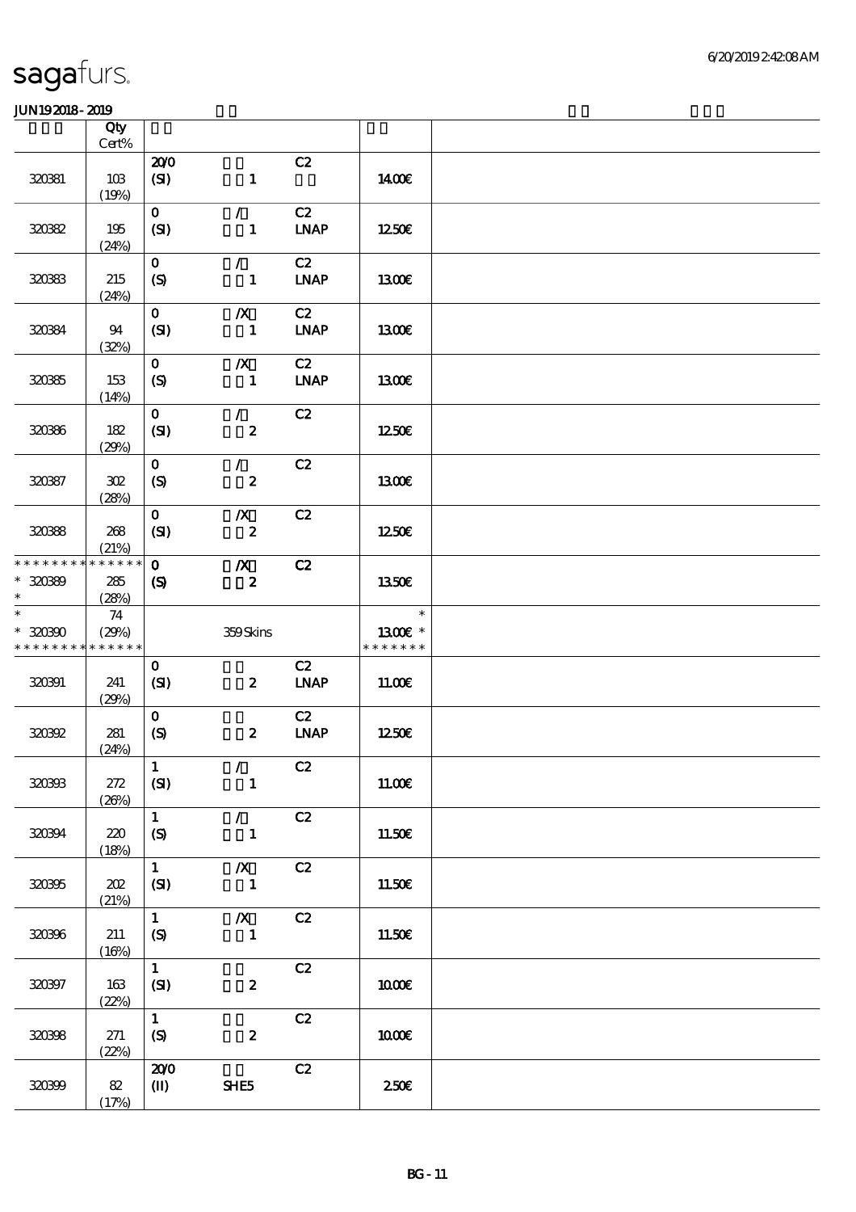sagafurs.

JUN192018-2019

| | Qty Cert% | | | | | |
|---|---|---|---|---|---|---|
| 320381 | 103 (19%) | 20/0 (SI) | 1 | C2 | 14.00€ | |
| 320382 | 195 (24%) | 0 (SI) | / 1 | C2 LNAP | 12.50€ | |
| 320383 | 215 (24%) | 0 (S) | / 1 | C2 LNAP | 13.00€ | |
| 320384 | 94 (32%) | 0 (SI) | /X 1 | C2 LNAP | 13.00€ | |
| 320385 | 153 (14%) | 0 (S) | /X 1 | C2 LNAP | 13.00€ | |
| 320386 | 182 (29%) | 0 (SI) | / 2 | C2 | 12.50€ | |
| 320387 | 302 (28%) | 0 (S) | / 2 | C2 | 13.00€ | |
| 320388 | 268 (21%) | 0 (SI) | /X 2 | C2 | 12.50€ | |
| * * * * * * * * * * * * * * 320389 * | 285 (28%) | 0 (S) | /X 2 | C2 | 13.50€ | |
| * * 320390 * * * * * * * * * * * * * | 74 (29%) | | 359 Skins | | * 13.00€ * * * * * * * * | |
| 320391 | 241 (29%) | 0 (SI) | 2 | C2 LNAP | 11.00€ | |
| 320392 | 281 (24%) | 0 (S) | 2 | C2 LNAP | 12.50€ | |
| 320393 | 272 (26%) | 1 (SI) | / 1 | C2 | 11.00€ | |
| 320394 | 220 (18%) | 1 (S) | / 1 | C2 | 11.50€ | |
| 320395 | 202 (21%) | 1 (SI) | /X 1 | C2 | 11.50€ | |
| 320396 | 211 (16%) | 1 (S) | /X 1 | C2 | 11.50€ | |
| 320397 | 163 (22%) | 1 (SI) | 2 | C2 | 10.00€ | |
| 320398 | 271 (22%) | 1 (S) | 2 | C2 | 10.00€ | |
| 320399 | 82 (17%) | 20/0 (II) | SHE5 | C2 | 2.50€ | |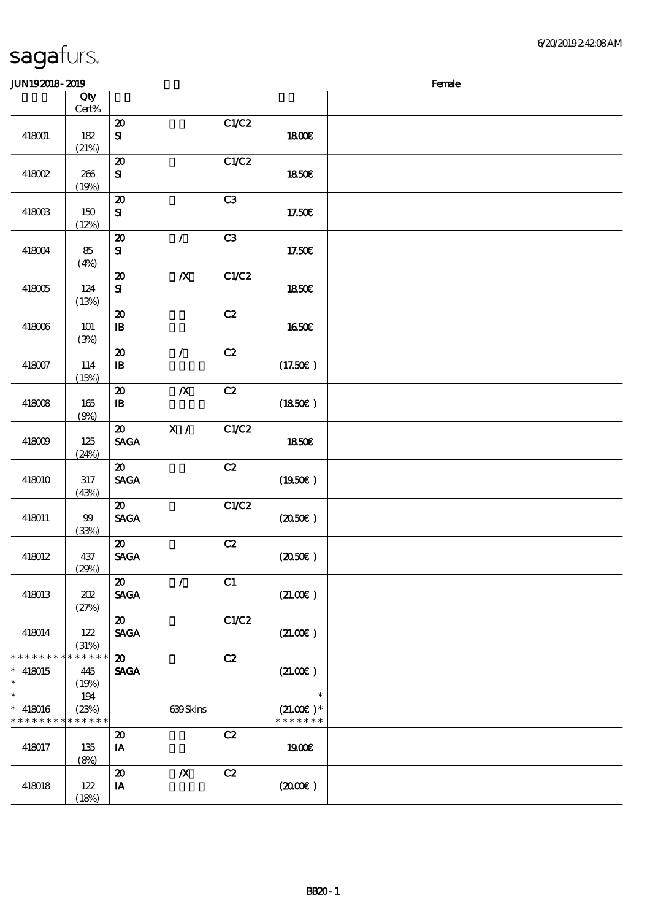# sagafurs.

JUN19 2018 - 2019 — Female

| | Qty<br>Cert% | | | | | |
|---|---|---|---|---|---|---|
| 418001 | 182<br>(21%) | 20<br>SI | | C1/C2 | 18.00€ | |
| 418002 | 266<br>(19%) | 20<br>SI | | C1/C2 | 18.50€ | |
| 418003 | 150<br>(12%) | 20<br>SI | | C3 | 17.50€ | |
| 418004 | 85<br>(4%) | 20<br>SI | / | C3 | 17.50€ | |
| 418005 | 124<br>(13%) | 20<br>SI | /X | C1/C2 | 18.50€ | |
| 418006 | 101<br>(3%) | 20<br>IB | | C2 | 16.50€ | |
| 418007 | 114<br>(15%) | 20<br>IB | / | C2 | (17.50€) | |
| 418008 | 165<br>(9%) | 20<br>IB | /X | C2 | (18.50€) | |
| 418009 | 125<br>(24%) | 20<br>SAGA | X / | C1/C2 | 18.50€ | |
| 418010 | 317<br>(43%) | 20<br>SAGA | | C2 | (19.50€) | |
| 418011 | 99<br>(33%) | 20<br>SAGA | | C1/C2 | (20.50€) | |
| 418012 | 437<br>(29%) | 20<br>SAGA | | C2 | (20.50€) | |
| 418013 | 202<br>(27%) | 20<br>SAGA | / | C1 | (21.00€) | |
| 418014 | 122<br>(31%) | 20<br>SAGA | | C1/C2 | (21.00€) | |
| * 418015 | 445<br>(19%) | 20<br>SAGA | | C2 | (21.00€) | |
| * 418016 | 194<br>(23%) | | 639 Skins | | (21.00€)* | |
| 418017 | 135<br>(8%) | 20<br>IA | | C2 | 19.00€ | |
| 418018 | 122<br>(18%) | 20<br>IA | /X | C2 | (20.00€) | |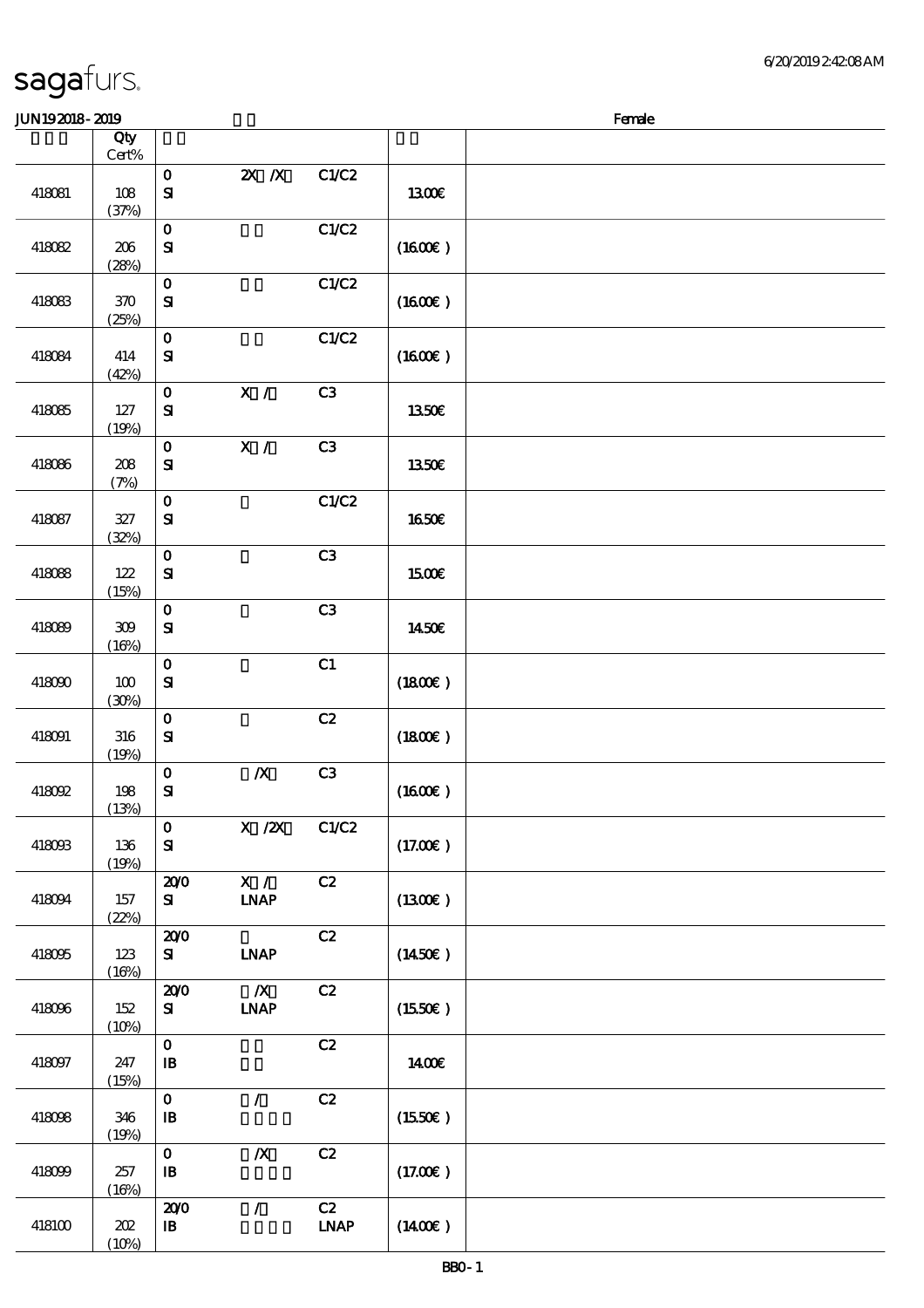JUN19 2018 - 2019 | Female

| | Qty Cert% | | | | | |
|---|---|---|---|---|---|---|
| 418081 | 108 (37%) | 0 SI | 2X /X | C1/C2 | 13.00€ | |
| 418082 | 206 (28%) | 0 SI | | C1/C2 | (16.00€ ) | |
| 418083 | 370 (25%) | 0 SI | | C1/C2 | (16.00€ ) | |
| 418084 | 414 (42%) | 0 SI | | C1/C2 | (16.00€ ) | |
| 418085 | 127 (19%) | 0 SI | X / | C3 | 13.50€ | |
| 418086 | 208 (7%) | 0 SI | X / | C3 | 13.50€ | |
| 418087 | 327 (32%) | 0 SI | | C1/C2 | 16.50€ | |
| 418088 | 122 (15%) | 0 SI | | C3 | 15.00€ | |
| 418089 | 309 (16%) | 0 SI | | C3 | 14.50€ | |
| 418090 | 100 (30%) | 0 SI | | C1 | (18.00€ ) | |
| 418091 | 316 (19%) | 0 SI | | C2 | (18.00€ ) | |
| 418092 | 198 (13%) | 0 SI | /X | C3 | (16.00€ ) | |
| 418093 | 136 (19%) | 0 SI | X /2X | C1/C2 | (17.00€ ) | |
| 418094 | 157 (22%) | 20/0 SI | X / LNAP | C2 | (13.00€ ) | |
| 418095 | 123 (16%) | 20/0 SI | LNAP | C2 | (14.50€ ) | |
| 418096 | 152 (10%) | 20/0 SI | /X LNAP | C2 | (15.50€ ) | |
| 418097 | 247 (15%) | 0 IB | | C2 | 14.00€ | |
| 418098 | 346 (19%) | 0 IB | / | C2 | (15.50€ ) | |
| 418099 | 257 (16%) | 0 IB | /X | C2 | (17.00€ ) | |
| 418100 | 202 (10%) | 20/0 IB | / | C2 LNAP | (14.00€ ) | |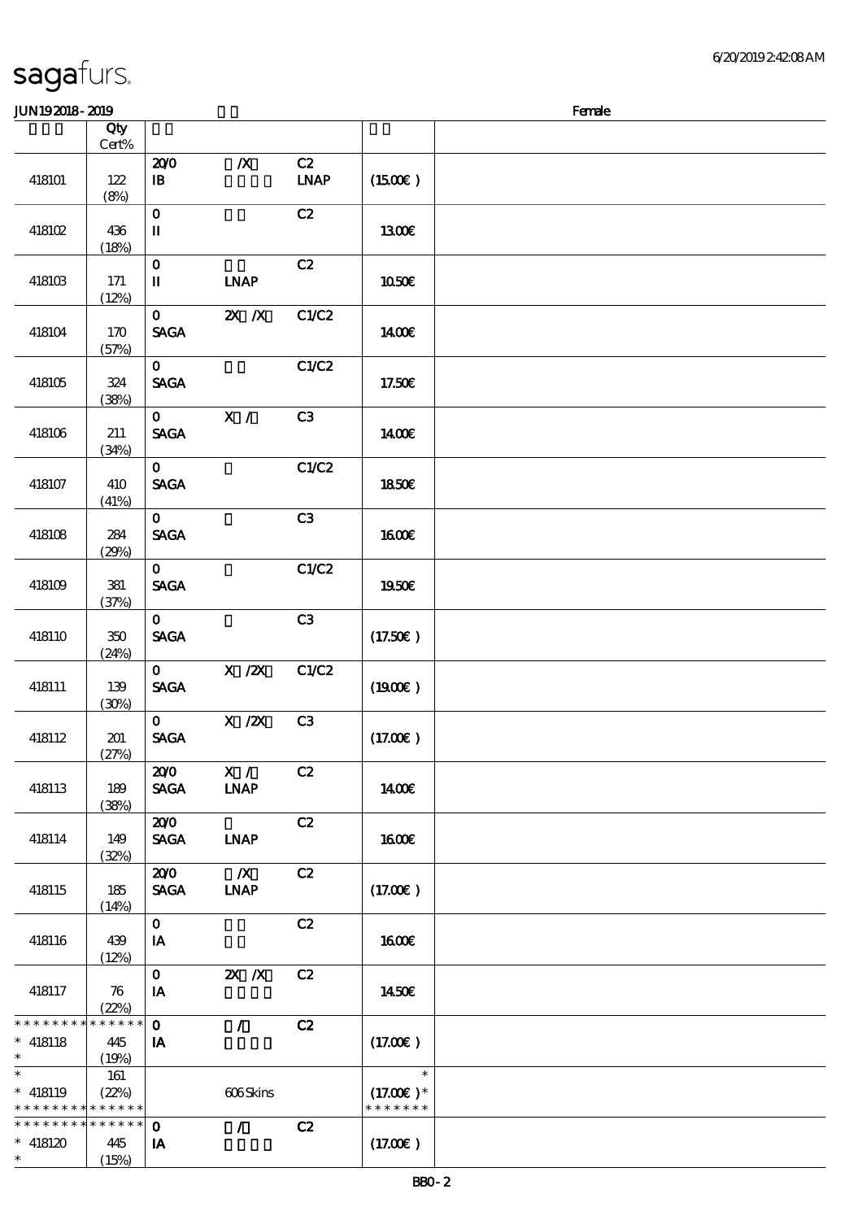# sagafurs.

JUN19 2018 - 2019 — Female

| | Qty Cert% | | | | | |
|---|---|---|---|---|---|---|
| 418101 | 122 (8%) | 20/0 IB | /X | C2 LNAP | (15.00€) | |
| 418102 | 436 (18%) | 0 II | | C2 | 13.00€ | |
| 418103 | 171 (12%) | 0 II | LNAP | C2 | 10.50€ | |
| 418104 | 170 (57%) | 0 SAGA | 2X /X | C1/C2 | 14.00€ | |
| 418105 | 324 (38%) | 0 SAGA | | C1/C2 | 17.50€ | |
| 418106 | 211 (34%) | 0 SAGA | X / | C3 | 14.00€ | |
| 418107 | 410 (41%) | 0 SAGA | | C1/C2 | 18.50€ | |
| 418108 | 284 (29%) | 0 SAGA | | C3 | 16.00€ | |
| 418109 | 381 (37%) | 0 SAGA | | C1/C2 | 19.50€ | |
| 418110 | 350 (24%) | 0 SAGA | | C3 | (17.50€) | |
| 418111 | 139 (30%) | 0 SAGA | X /2X | C1/C2 | (19.00€) | |
| 418112 | 201 (27%) | 0 SAGA | X /2X | C3 | (17.00€) | |
| 418113 | 189 (38%) | 20/0 SAGA | X / LNAP | C2 | 14.00€ | |
| 418114 | 149 (32%) | 20/0 SAGA | LNAP | C2 | 16.00€ | |
| 418115 | 185 (14%) | 20/0 SAGA | /X LNAP | C2 | (17.00€) | |
| 418116 | 439 (12%) | 0 IA | | C2 | 16.00€ | |
| 418117 | 76 (22%) | 0 IA | 2X /X | C2 | 14.50€ | |
| * * * * * * * * * * * * * * * 418118 * | 445 (19%) | 0 IA | / | C2 | (17.00€) | |
| * 418119 * * * * * * * * * * * * * * | 161 (22%) | | 606 Skins | | * (17.00€) * * * * * * * * | |
| * * * * * * * * * * * * * * * 418120 * | 445 (15%) | 0 IA | / | C2 | (17.00€) | |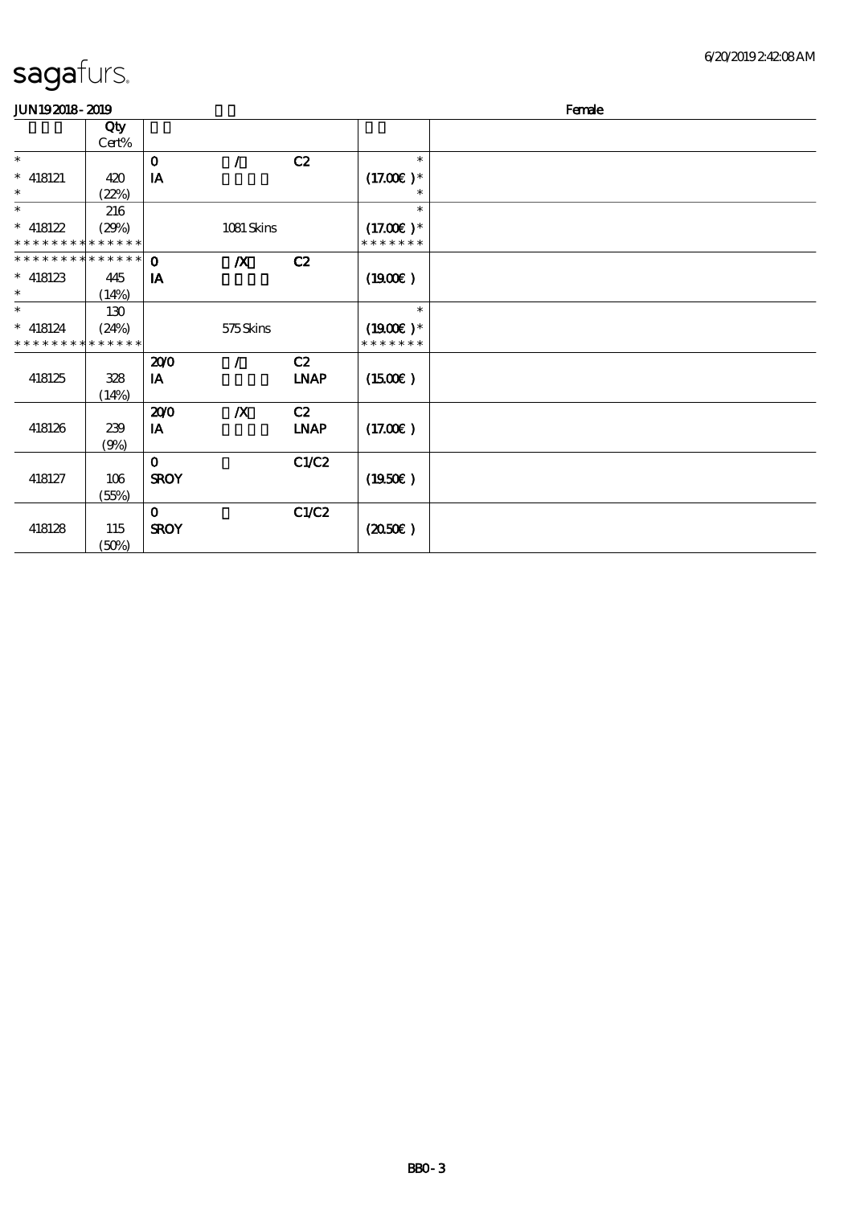sagafurs.

JUN19 2018 - 2019 Female

| | Qty Cert% | | | | | |
|---|---|---|---|---|---|---|
| * | | 0 | / | C2 | * | |
| * 418121 | 420 | IA | | | (17.00€) * | |
| * | (22%) | | | | * | |
| * | 216 | | | | * | |
| * 418122 | (29%) | | 1081 Skins | | (17.00€) * | |
| * * * * * * * * * * * * * * | | | | | * * * * * * * | |
| * * * * * * * * * * * * * * | | 0 | /X | C2 | | |
| * 418123 | 445 | IA | | | (19.00€) | |
| * | (14%) | | | | | |
| * | 130 | | | | * | |
| * 418124 | (24%) | | 575 Skins | | (19.00€) * | |
| * * * * * * * * * * * * * * | | | | | * * * * * * * | |
| | | 20/0 | / | C2 | | |
| 418125 | 328 | IA | | LNAP | (15.00€) | |
| | (14%) | | | | | |
| | | 20/0 | /X | C2 | | |
| 418126 | 239 | IA | | LNAP | (17.00€) | |
| | (9%) | | | | | |
| | | 0 | | C1/C2 | | |
| 418127 | 106 | SROY | | | (19.50€) | |
| | (55%) | | | | | |
| | | 0 | | C1/C2 | | |
| 418128 | 115 | SROY | | | (20.50€) | |
| | (50%) | | | | | |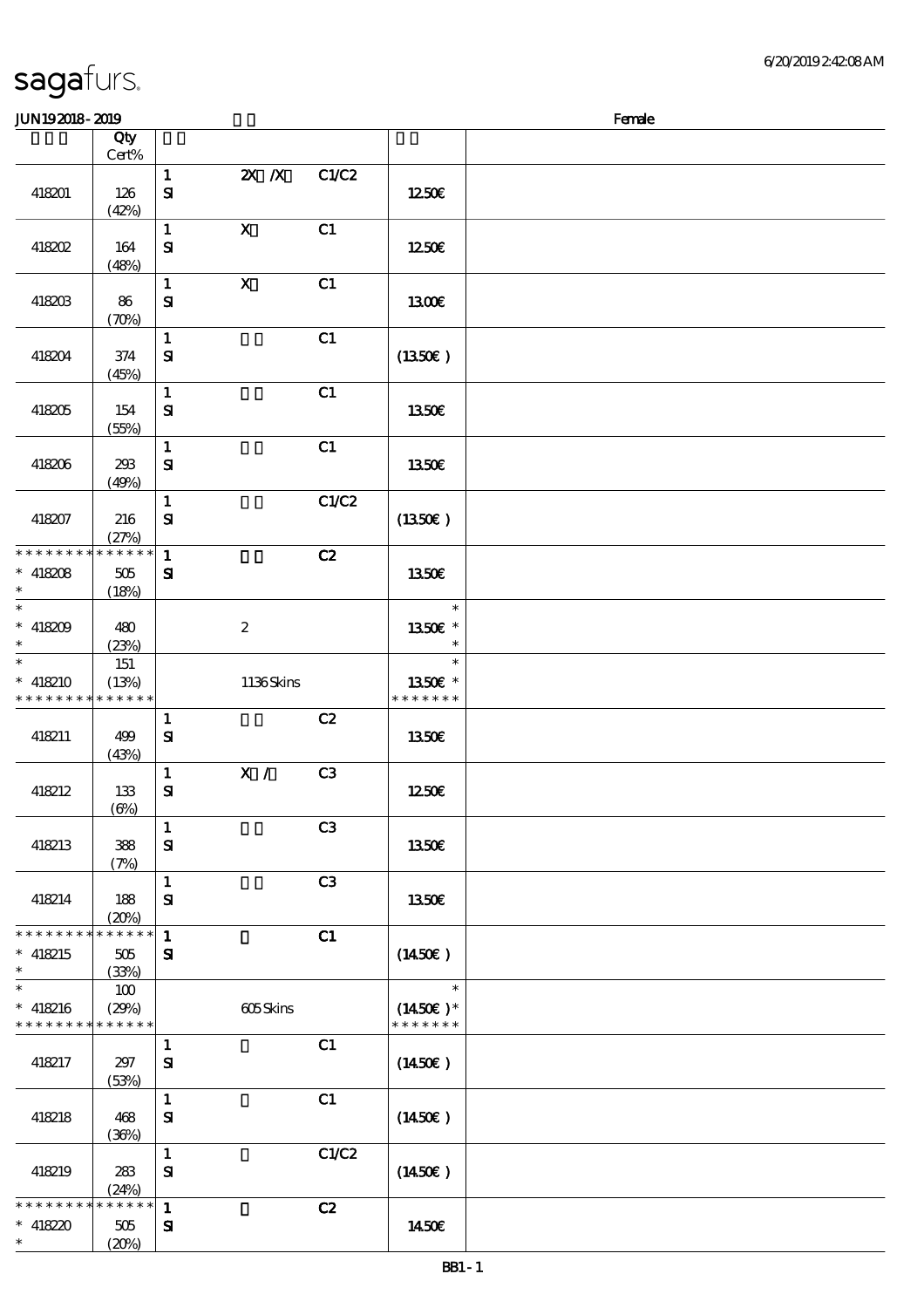# sagafurs.

JUN19 2018 - 2019 | Female

| | Qty Cert% | | | | | |
|---|---|---|---|---|---|---|
| 418201 | 126 (42%) | 1 SI | 2X /X | C1/C2 | 12.50€ | |
| 418202 | 164 (48%) | 1 SI | X | C1 | 12.50€ | |
| 418203 | 86 (70%) | 1 SI | X | C1 | 13.00€ | |
| 418204 | 374 (45%) | 1 SI | | C1 | (13.50€) | |
| 418205 | 154 (55%) | 1 SI | | C1 | 13.50€ | |
| 418206 | 293 (49%) | 1 SI | | C1 | 13.50€ | |
| 418207 | 216 (27%) | 1 SI | | C1/C2 | (13.50€) | |
| * * * * * * * * * * * * * * * 418208 * | 505 (18%) | 1 SI | | C2 | 13.50€ | |
| * * 418209 * | 480 (23%) | | 2 | | * 13.50€ * * | |
| * * 418210 * * * * * * * * * * * * * * | 151 (13%) | | 1136 Skins | | * 13.50€ * * * * * * * * | |
| 418211 | 499 (43%) | 1 SI | | C2 | 13.50€ | |
| 418212 | 133 (6%) | 1 SI | X / | C3 | 12.50€ | |
| 418213 | 388 (7%) | 1 SI | | C3 | 13.50€ | |
| 418214 | 188 (20%) | 1 SI | | C3 | 13.50€ | |
| * * * * * * * * * * * * * * * 418215 * | 505 (33%) | 1 SI | | C1 | (14.50€) | |
| * * 418216 * * * * * * * * * * * * * * | 100 (29%) | | 605 Skins | | * (14.50€) * * * * * * * * | |
| 418217 | 297 (53%) | 1 SI | | C1 | (14.50€) | |
| 418218 | 468 (36%) | 1 SI | | C1 | (14.50€) | |
| 418219 | 283 (24%) | 1 SI | | C1/C2 | (14.50€) | |
| * * * * * * * * * * * * * * * 418220 * | 505 (20%) | 1 SI | | C2 | 14.50€ | |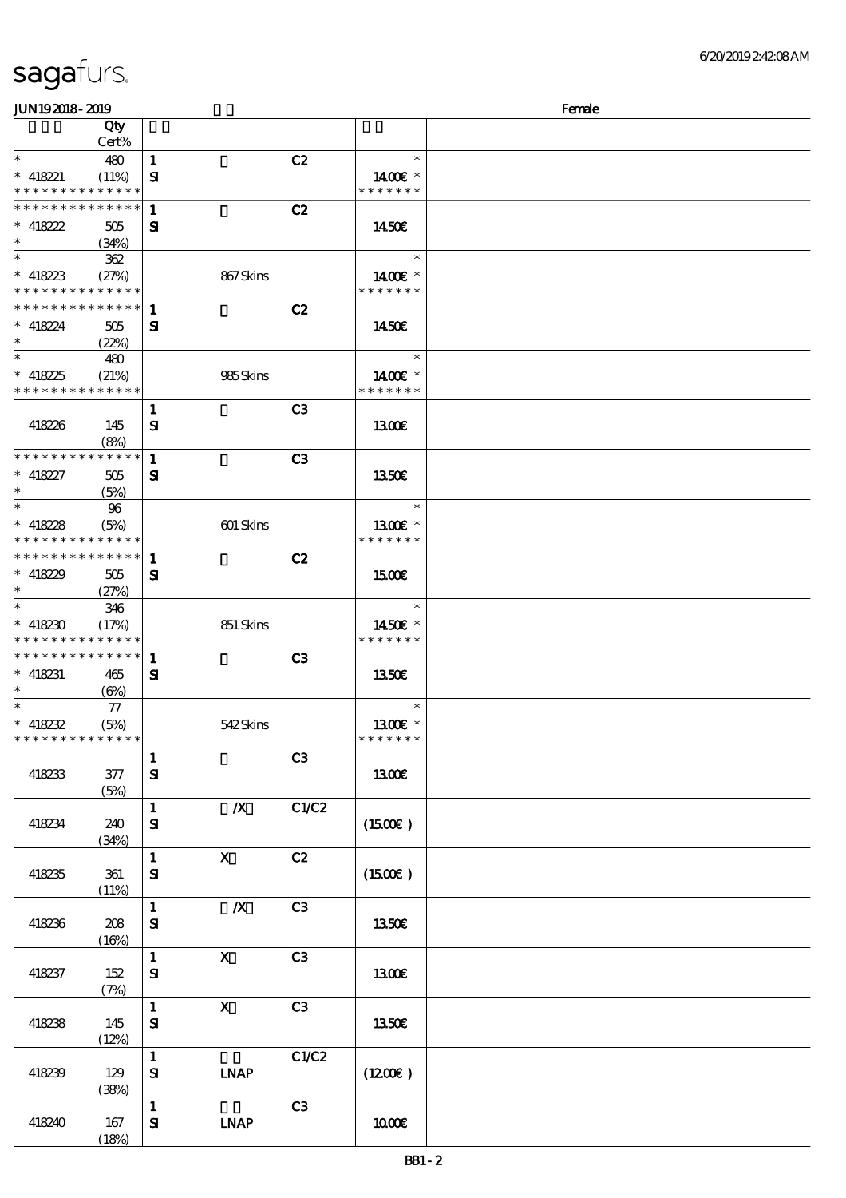sagafurs.

JUN19 2018 - 2019 Female

| | Qty Cert% | | | | | |
|---|---|---|---|---|---|---|
| * | 480 | 1 | | C2 | * | |
| * 418221 | (11%) | SI | | | 14.00€ * | |
| * * * * * * * * * * * * * * | | | | | * * * * * * * | |
| * * * * * * * * * * * * * * | | 1 | | C2 | | |
| * 418222 | 505 | SI | | | 14.50€ | |
| * | (34%) | | | | | |
| * | 362 | | | | * | |
| * 418223 | (27%) | | 867 Skins | | 14.00€ * | |
| * * * * * * * * * * * * * * | | | | | * * * * * * * | |
| * * * * * * * * * * * * * * | | 1 | | C2 | | |
| * 418224 | 505 | SI | | | 14.50€ | |
| * | (22%) | | | | | |
| * | 480 | | | | * | |
| * 418225 | (21%) | | 985 Skins | | 14.00€ * | |
| * * * * * * * * * * * * * * | | | | | * * * * * * * | |
| | | 1 | | C3 | | |
| 418226 | 145 | SI | | | 13.00€ | |
| | (8%) | | | | | |
| * * * * * * * * * * * * * * | | 1 | | C3 | | |
| * 418227 | 505 | SI | | | 13.50€ | |
| * | (5%) | | | | | |
| * | 96 | | | | * | |
| * 418228 | (5%) | | 601 Skins | | 13.00€ * | |
| * * * * * * * * * * * * * * | | | | | * * * * * * * | |
| * * * * * * * * * * * * * * | | 1 | | C2 | | |
| * 418229 | 505 | SI | | | 15.00€ | |
| * | (27%) | | | | | |
| * | 346 | | | | * | |
| * 418230 | (17%) | | 851 Skins | | 14.50€ * | |
| * * * * * * * * * * * * * * | | | | | * * * * * * * | |
| * * * * * * * * * * * * * * | | 1 | | C3 | | |
| * 418231 | 465 | SI | | | 13.50€ | |
| * | (6%) | | | | | |
| * | 77 | | | | * | |
| * 418232 | (5%) | | 542 Skins | | 13.00€ * | |
| * * * * * * * * * * * * * * | | | | | * * * * * * * | |
| | | 1 | | C3 | | |
| 418233 | 377 | SI | | | 13.00€ | |
| | (5%) | | | | | |
| | | 1 | /X | C1/C2 | | |
| 418234 | 240 | SI | | | (15.00€ ) | |
| | (34%) | | | | | |
| | | 1 | X | C2 | | |
| 418235 | 361 | SI | | | (15.00€ ) | |
| | (11%) | | | | | |
| | | 1 | /X | C3 | | |
| 418236 | 208 | SI | | | 13.50€ | |
| | (16%) | | | | | |
| | | 1 | X | C3 | | |
| 418237 | 152 | SI | | | 13.00€ | |
| | (7%) | | | | | |
| | | 1 | X | C3 | | |
| 418238 | 145 | SI | | | 13.50€ | |
| | (12%) | | | | | |
| | | 1 | | C1/C2 | | |
| 418239 | 129 | SI | LNAP | | (12.00€ ) | |
| | (38%) | | | | | |
| | | 1 | | C3 | | |
| 418240 | 167 | SI | LNAP | | 10.00€ | |
| | (18%) | | | | | |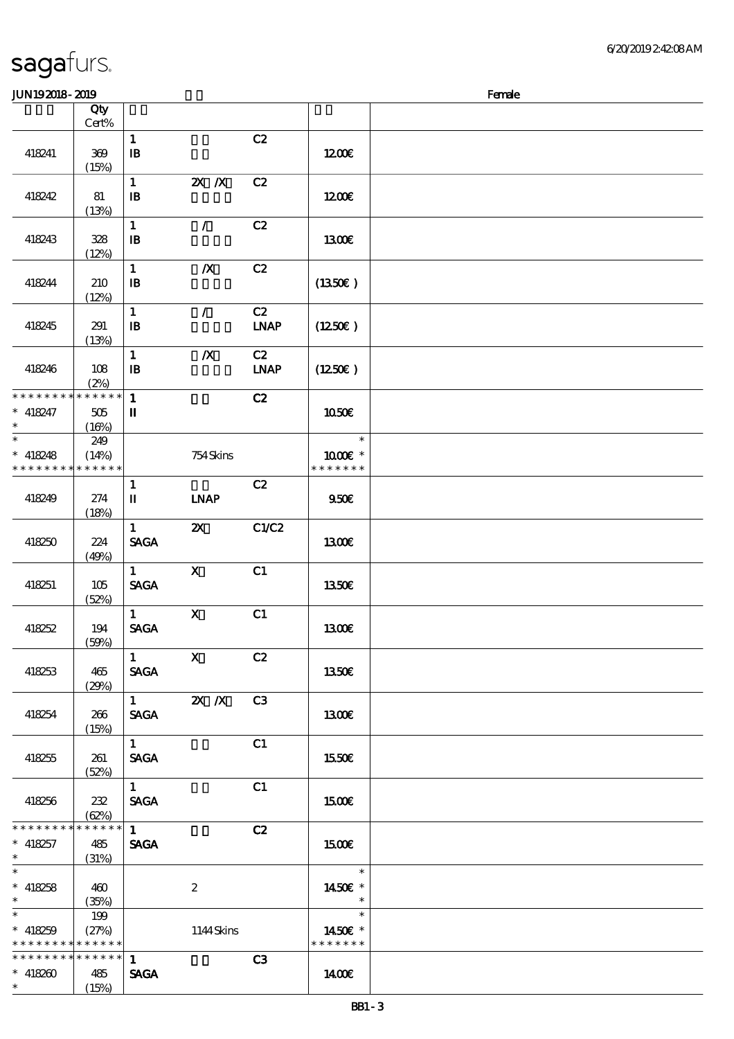# sagafurs.

JUN19 2018 - 2019 Female

| | Qty Cert% | | | | | |
|---|---|---|---|---|---|---|
| 418241 | 369 (15%) | 1 IB | | C2 | 12.00€ | |
| 418242 | 81 (13%) | 1 IB | 2X /X | C2 | 12.00€ | |
| 418243 | 328 (12%) | 1 IB | / | C2 | 13.00€ | |
| 418244 | 210 (12%) | 1 IB | /X | C2 | (13.50€) | |
| 418245 | 291 (13%) | 1 IB | / | C2 LNAP | (12.50€) | |
| 418246 | 108 (2%) | 1 IB | /X | C2 LNAP | (12.50€) | |
| * * * * * * * * * * * * * * * 418247 * | 505 (16%) | 1 II | | C2 | 10.50€ | |
| * * 418248 * * * * * * * * * * * * * * | 249 (14%) | | 754 Skins | | * 10.00€ * * * * * * * * | |
| 418249 | 274 (18%) | 1 II | LNAP | C2 | 9.50€ | |
| 418250 | 224 (49%) | 1 SAGA | 2X | C1/C2 | 13.00€ | |
| 418251 | 105 (52%) | 1 SAGA | X | C1 | 13.50€ | |
| 418252 | 194 (59%) | 1 SAGA | X | C1 | 13.00€ | |
| 418253 | 465 (29%) | 1 SAGA | X | C2 | 13.50€ | |
| 418254 | 266 (15%) | 1 SAGA | 2X /X | C3 | 13.00€ | |
| 418255 | 261 (52%) | 1 SAGA | | C1 | 15.50€ | |
| 418256 | 232 (62%) | 1 SAGA | | C1 | 15.00€ | |
| * * * * * * * * * * * * * * * 418257 * | 485 (31%) | 1 SAGA | | C2 | 15.00€ | |
| * * 418258 * | 460 (35%) | | 2 | | * 14.50€ * * | |
| * * 418259 * * * * * * * * * * * * * * | 199 (27%) | | 1144 Skins | | * 14.50€ * * * * * * * * | |
| * * * * * * * * * * * * * * * 418260 * | 485 (15%) | 1 SAGA | | C3 | 14.00€ | |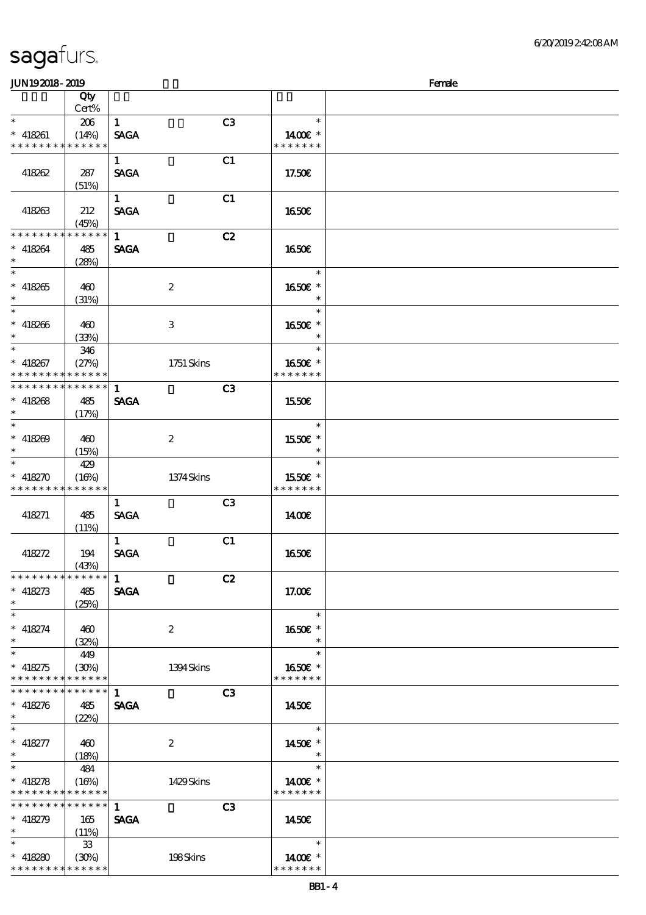sagafurs.

JUN192018-2019 Female

| | Qty Cert% | | | | |
|---|---|---|---|---|---|
| * <br> * 418261 <br> * * * * * * * * * * * * * * | 206 <br> (14%) | 1 <br> SAGA | | C3 | * <br> 14.00€ * <br> * * * * * * * |
| 418262 | 287 <br> (51%) | 1 <br> SAGA | | C1 | 17.50€ |
| 418263 | 212 <br> (45%) | 1 <br> SAGA | | C1 | 16.50€ |
| * * * * * * * * * * * * * * <br> * 418264 <br> * | 485 <br> (28%) | 1 <br> SAGA | | C2 | 16.50€ |
| * <br> * 418265 <br> * | 460 <br> (31%) | | 2 | | * <br> 16.50€ * <br> * |
| * <br> * 418266 <br> * | 460 <br> (33%) | | 3 | | * <br> 16.50€ * <br> * |
| * <br> * 418267 <br> * * * * * * * * * * * * * * | 346 <br> (27%) | | 1751 Skins | | * <br> 16.50€ * <br> * * * * * * * |
| * * * * * * * * * * * * * * <br> * 418268 <br> * | 485 <br> (17%) | 1 <br> SAGA | | C3 | 15.50€ |
| * <br> * 418269 <br> * | 460 <br> (15%) | | 2 | | * <br> 15.50€ * <br> * |
| * <br> * 418270 <br> * * * * * * * * * * * * * * | 429 <br> (16%) | | 1374 Skins | | * <br> 15.50€ * <br> * * * * * * * |
| 418271 | 485 <br> (11%) | 1 <br> SAGA | | C3 | 14.00€ |
| 418272 | 194 <br> (43%) | 1 <br> SAGA | | C1 | 16.50€ |
| * * * * * * * * * * * * * * <br> * 418273 <br> * | 485 <br> (25%) | 1 <br> SAGA | | C2 | 17.00€ |
| * <br> * 418274 <br> * | 460 <br> (32%) | | 2 | | * <br> 16.50€ * <br> * |
| * <br> * 418275 <br> * * * * * * * * * * * * * * | 449 <br> (30%) | | 1394 Skins | | * <br> 16.50€ * <br> * * * * * * * |
| * * * * * * * * * * * * * * <br> * 418276 <br> * | 485 <br> (22%) | 1 <br> SAGA | | C3 | 14.50€ |
| * <br> * 418277 <br> * | 460 <br> (18%) | | 2 | | * <br> 14.50€ * <br> * |
| * <br> * 418278 <br> * * * * * * * * * * * * * * | 484 <br> (16%) | | 1429 Skins | | * <br> 14.00€ * <br> * * * * * * * |
| * * * * * * * * * * * * * * <br> * 418279 <br> * | 165 <br> (11%) | 1 <br> SAGA | | C3 | 14.50€ |
| * <br> * 418280 <br> * * * * * * * * * * * * * * | 33 <br> (30%) | | 198 Skins | | * <br> 14.00€ * <br> * * * * * * * |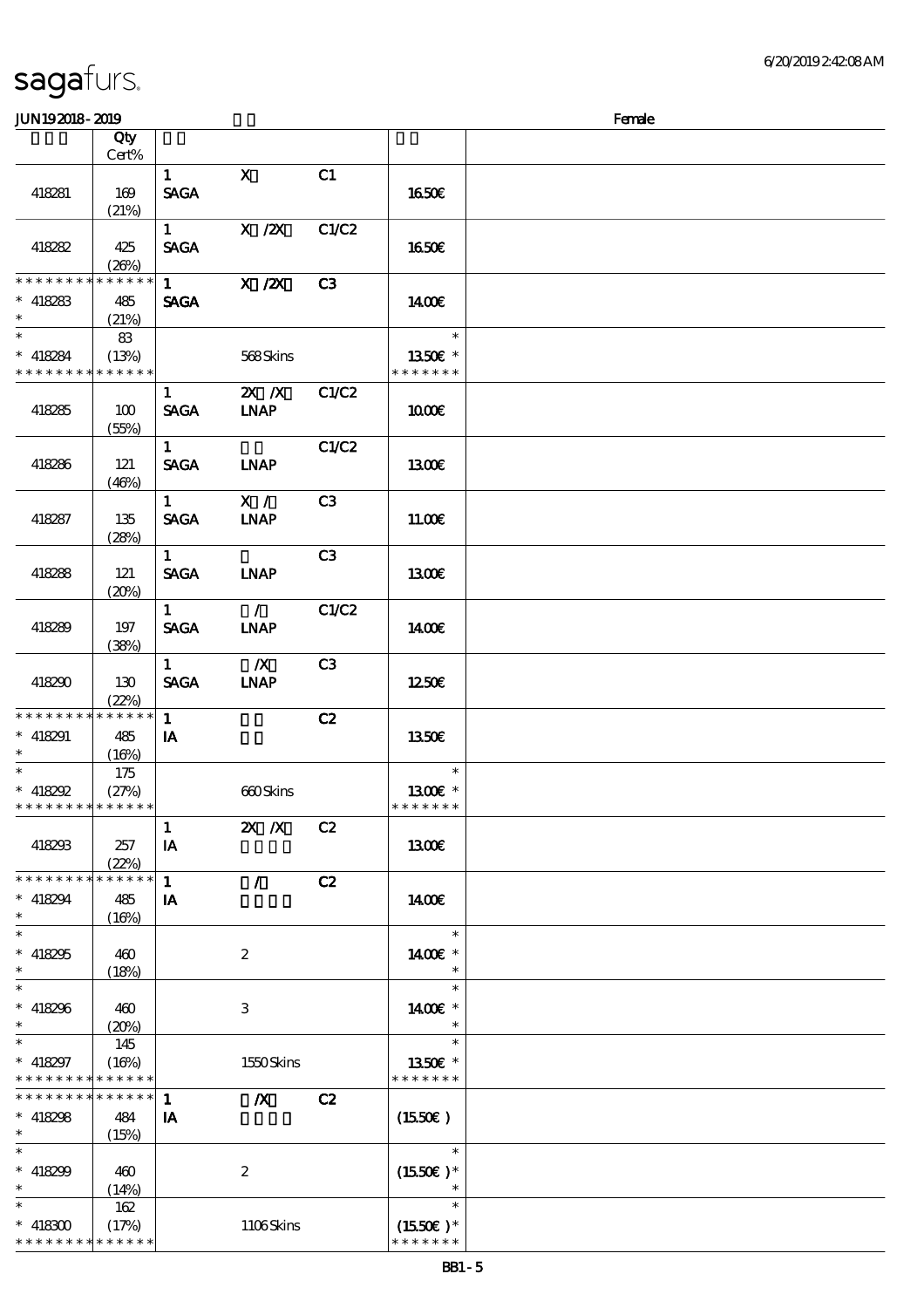# sagafurs.

JUN19 2018 - 2019 Female

| | Qty Cert% | | | | | |
|---|---|---|---|---|---|---|
| 418281 | 169 (21%) | 1 SAGA | X | C1 | 16.50€ | |
| 418282 | 425 (26%) | 1 SAGA | X /2X | C1/C2 | 16.50€ | |
| * * * * * * * * * * * * * * * 418283 * | 485 (21%) | 1 SAGA | X /2X | C3 | 14.00€ | |
| * * 418284 * * * * * * * * * * * * * * | 83 (13%) | | 568 Skins | | * 13.50€ * * * * * * * * | |
| 418285 | 100 (55%) | 1 SAGA | 2X /X LNAP | C1/C2 | 10.00€ | |
| 418286 | 121 (46%) | 1 SAGA | LNAP | C1/C2 | 13.00€ | |
| 418287 | 135 (28%) | 1 SAGA | X / LNAP | C3 | 11.00€ | |
| 418288 | 121 (20%) | 1 SAGA | LNAP | C3 | 13.00€ | |
| 418289 | 197 (38%) | 1 SAGA | / LNAP | C1/C2 | 14.00€ | |
| 418290 | 130 (22%) | 1 SAGA | /X LNAP | C3 | 12.50€ | |
| * * * * * * * * * * * * * * * 418291 * | 485 (16%) | 1 IA | | C2 | 13.50€ | |
| * * 418292 * * * * * * * * * * * * * * | 175 (27%) | | 660 Skins | | * 13.00€ * * * * * * * * | |
| 418293 | 257 (22%) | 1 IA | 2X /X | C2 | 13.00€ | |
| * * * * * * * * * * * * * * * 418294 * | 485 (16%) | 1 IA | / | C2 | 14.00€ | |
| * * 418295 * | 460 (18%) | | 2 | | * 14.00€ * * | |
| * * 418296 * | 460 (20%) | | 3 | | * 14.00€ * * | |
| * * 418297 * * * * * * * * * * * * * * | 145 (16%) | | 1550 Skins | | * 13.50€ * * * * * * * * | |
| * * * * * * * * * * * * * * * 418298 * | 484 (15%) | 1 IA | /X | C2 | (15.50€) | |
| * * 418299 * | 460 (14%) | | 2 | | * (15.50€) * * | |
| * * 418300 * * * * * * * * * * * * * * | 162 (17%) | | 1106 Skins | | * (15.50€) * * * * * * * * | |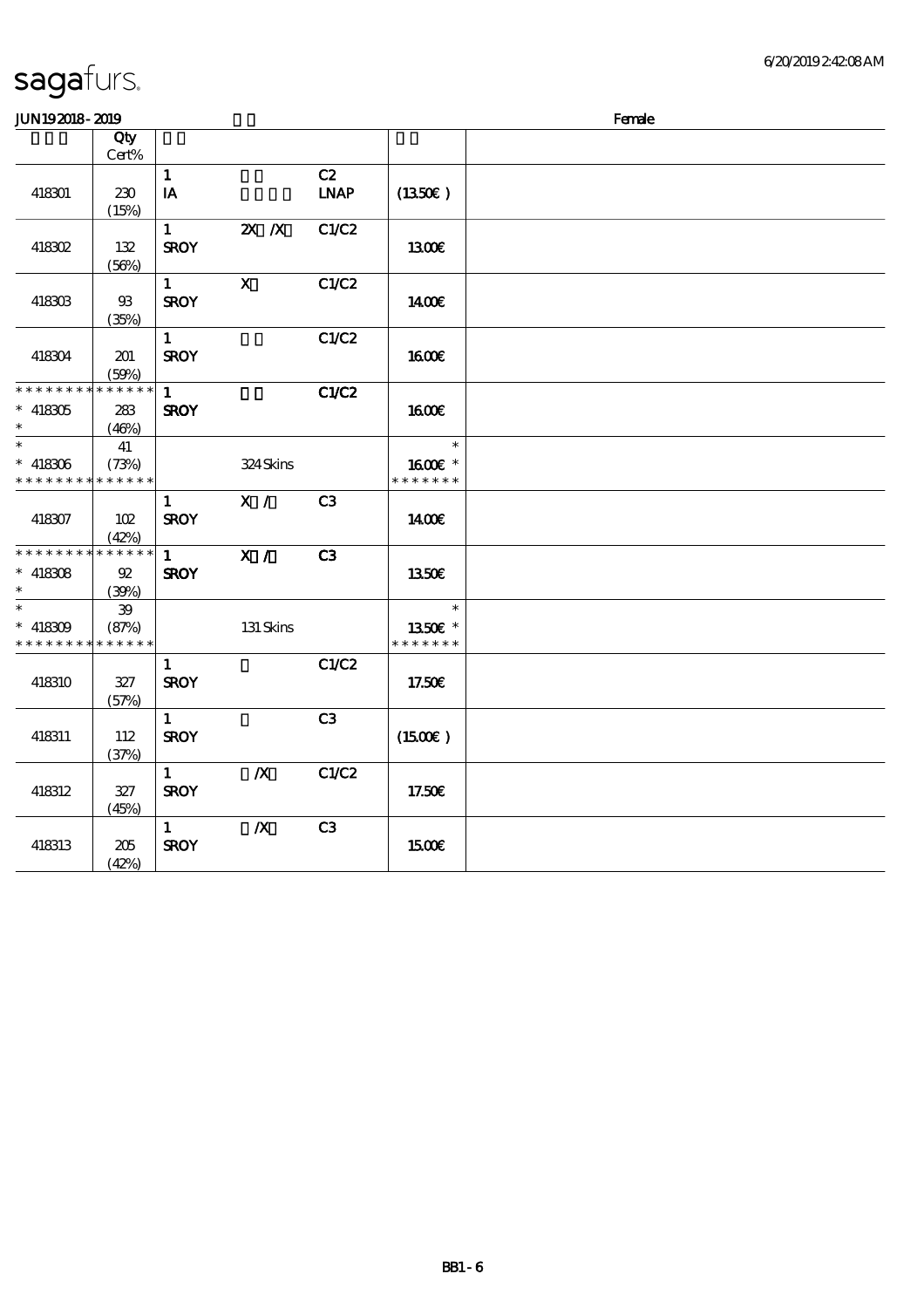sagafurs.

JUN19 2018 - 2019 Female

| | Qty Cert% | | | | | |
|---|---|---|---|---|---|---|
| 418301 | 230 (15%) | 1 IA | | C2 LNAP | (13.50€ ) | |
| 418302 | 132 (56%) | 1 SROY | 2X /X | C1/C2 | 13.00€ | |
| 418303 | 93 (35%) | 1 SROY | X | C1/C2 | 14.00€ | |
| 418304 | 201 (59%) | 1 SROY | | C1/C2 | 16.00€ | |
| * * * * * * * * * * * * * * * 418305 * | 283 (46%) | 1 SROY | | C1/C2 | 16.00€ | |
| * * 418306 * * * * * * * * * * * * * * | 41 (73%) | | 324 Skins | | * 16.00€ * * * * * * * * | |
| 418307 | 102 (42%) | 1 SROY | X / | C3 | 14.00€ | |
| * * * * * * * * * * * * * * * 418308 * | 92 (39%) | 1 SROY | X / | C3 | 13.50€ | |
| * * 418309 * * * * * * * * * * * * * * | 39 (87%) | | 131 Skins | | * 13.50€ * * * * * * * * | |
| 418310 | 327 (57%) | 1 SROY | | C1/C2 | 17.50€ | |
| 418311 | 112 (37%) | 1 SROY | | C3 | (15.00€ ) | |
| 418312 | 327 (45%) | 1 SROY | /X | C1/C2 | 17.50€ | |
| 418313 | 205 (42%) | 1 SROY | /X | C3 | 15.00€ | |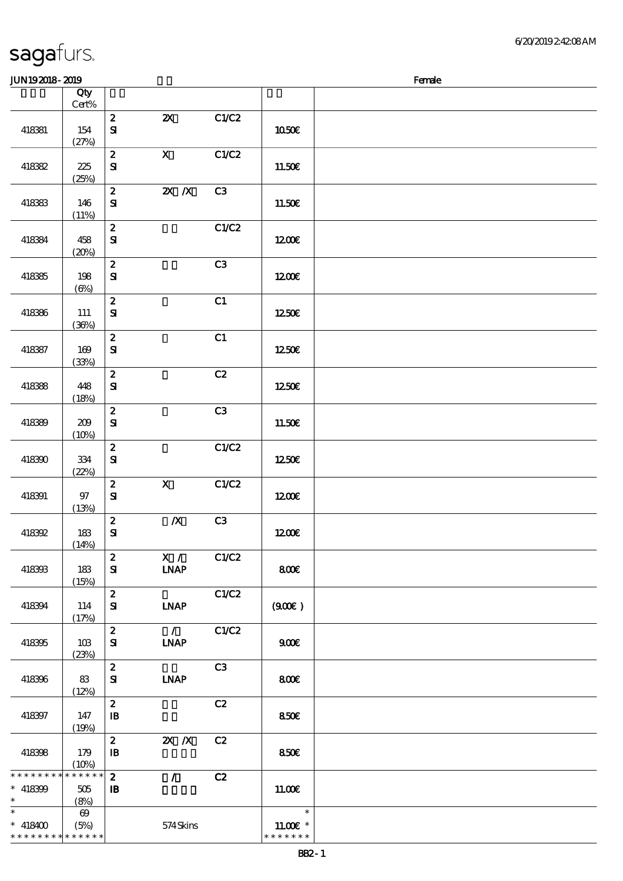**JUN19 2018 - 2019** | **Female**

| | Qty Cert% | | | | | |
|---|---|---|---|---|---|---|
| 418381 | 154 (27%) | 2 SI | 2X | C1/C2 | 10.50€ | |
| 418382 | 225 (25%) | 2 SI | X | C1/C2 | 11.50€ | |
| 418383 | 146 (11%) | 2 SI | 2X /X | C3 | 11.50€ | |
| 418384 | 458 (20%) | 2 SI | | C1/C2 | 12.00€ | |
| 418385 | 198 (6%) | 2 SI | | C3 | 12.00€ | |
| 418386 | 111 (36%) | 2 SI | | C1 | 12.50€ | |
| 418387 | 169 (33%) | 2 SI | | C1 | 12.50€ | |
| 418388 | 448 (18%) | 2 SI | | C2 | 12.50€ | |
| 418389 | 209 (10%) | 2 SI | | C3 | 11.50€ | |
| 418390 | 334 (22%) | 2 SI | | C1/C2 | 12.50€ | |
| 418391 | 97 (13%) | 2 SI | X | C1/C2 | 12.00€ | |
| 418392 | 183 (14%) | 2 SI | /X | C3 | 12.00€ | |
| 418393 | 183 (15%) | 2 SI | X / LNAP | C1/C2 | 8.00€ | |
| 418394 | 114 (17%) | 2 SI | LNAP | C1/C2 | (9.00€ ) | |
| 418395 | 103 (23%) | 2 SI | / LNAP | C1/C2 | 9.00€ | |
| 418396 | 83 (12%) | 2 SI | LNAP | C3 | 8.00€ | |
| 418397 | 147 (19%) | 2 IB | | C2 | 8.50€ | |
| 418398 | 179 (10%) | 2 IB | 2X /X | C2 | 8.50€ | |
| * * * * * * * * * * * * * * * 418399 * | 505 (8%) | 2 IB | / | C2 | 11.00€ | |
| * * 418400 * * * * * * * * * * * * * * | 69 (5%) | | 574 Skins | | * 11.00€ * * * * * * * * | |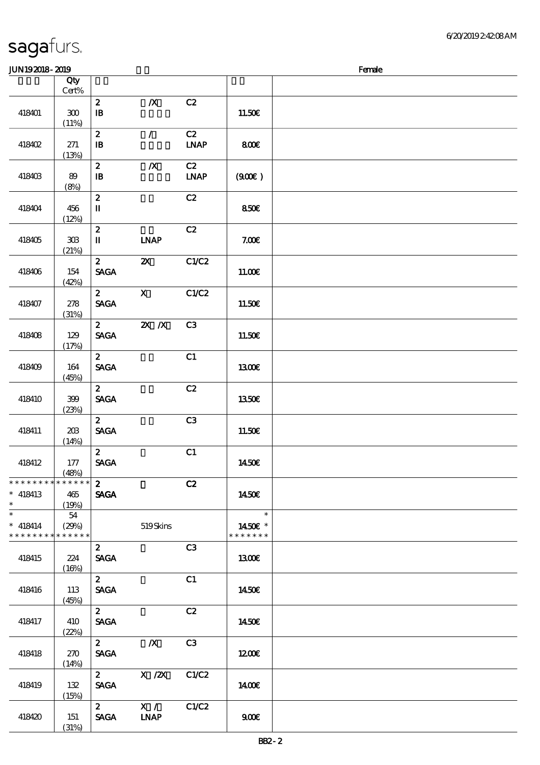sagafurs.

JUN19 2018 - 2019 Female

| | Qty Cert% | | | | | |
|---|---|---|---|---|---|---|
| 418401 | 300 (11%) | 2 IB | /X | C2 | 11.50€ | |
| 418402 | 271 (13%) | 2 IB | / | C2 LNAP | 8.00€ | |
| 418403 | 89 (8%) | 2 IB | /X | C2 LNAP | (9.00€ ) | |
| 418404 | 456 (12%) | 2 II | | C2 | 8.50€ | |
| 418405 | 303 (21%) | 2 II | LNAP | C2 | 7.00€ | |
| 418406 | 154 (42%) | 2 SAGA | 2X | C1/C2 | 11.00€ | |
| 418407 | 278 (31%) | 2 SAGA | X | C1/C2 | 11.50€ | |
| 418408 | 129 (17%) | 2 SAGA | 2X /X | C3 | 11.50€ | |
| 418409 | 164 (45%) | 2 SAGA | | C1 | 13.00€ | |
| 418410 | 399 (23%) | 2 SAGA | | C2 | 13.50€ | |
| 418411 | 203 (14%) | 2 SAGA | | C3 | 11.50€ | |
| 418412 | 177 (48%) | 2 SAGA | | C1 | 14.50€ | |
| * 418413 | 465 (19%) | 2 SAGA | | C2 | 14.50€ | |
| * 418414 | 54 (29%) | | 519 Skins | | 14.50€ * | |
| 418415 | 224 (16%) | 2 SAGA | | C3 | 13.00€ | |
| 418416 | 113 (45%) | 2 SAGA | | C1 | 14.50€ | |
| 418417 | 410 (22%) | 2 SAGA | | C2 | 14.50€ | |
| 418418 | 270 (14%) | 2 SAGA | /X | C3 | 12.00€ | |
| 418419 | 132 (15%) | 2 SAGA | X /2X | C1/C2 | 14.00€ | |
| 418420 | 151 (31%) | 2 SAGA | X / LNAP | C1/C2 | 9.00€ | |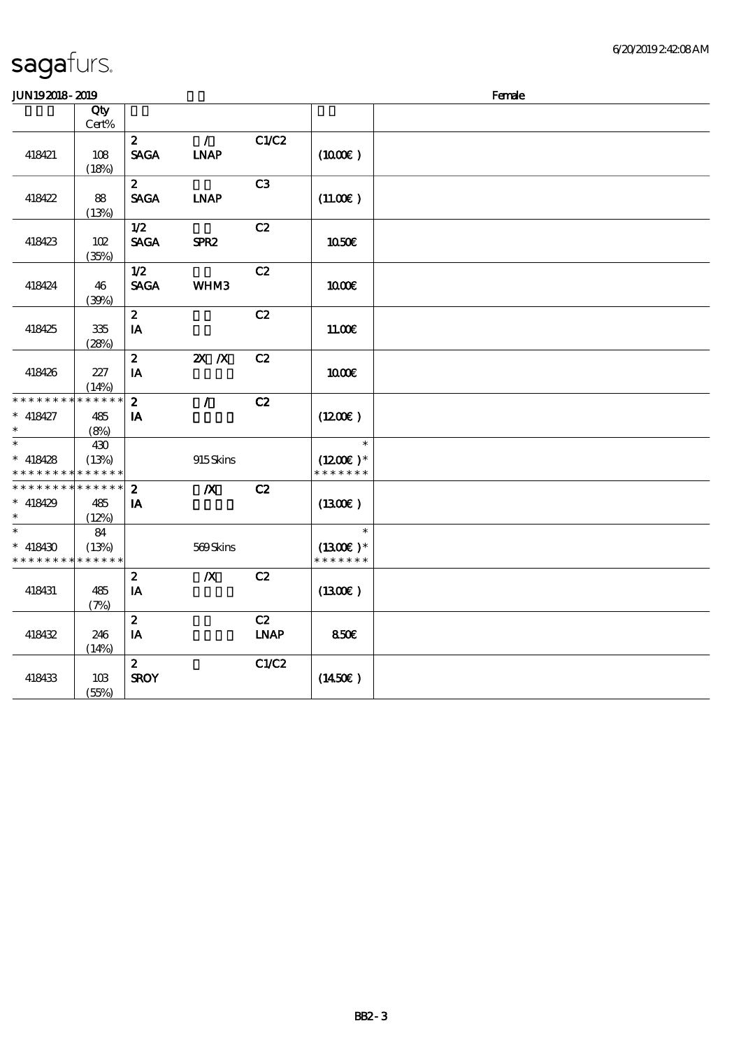# sagafurs.

JUN19 2018 - 2019 Female

| | Qty Cert% | | | | |
|---|---|---|---|---|---|
| 418421 | 108 (18%) | 2 SAGA | / LNAP | C1/C2 | (10.00€) |
| 418422 | 88 (13%) | 2 SAGA | LNAP | C3 | (11.00€) |
| 418423 | 102 (35%) | 1/2 SAGA | SPR2 | C2 | 10.50€ |
| 418424 | 46 (39%) | 1/2 SAGA | WHM3 | C2 | 10.00€ |
| 418425 | 335 (28%) | 2 IA | | C2 | 11.00€ |
| 418426 | 227 (14%) | 2 IA | 2X /X | C2 | 10.00€ |
| * * * * * * * * * * * * * * * 418427 * | 485 (8%) | 2 IA | / | C2 | (12.00€) |
| * * 418428 * * * * * * * * * * * * * * | 430 (13%) | | 915 Skins | | * (12.00€) * * * * * * * * |
| * * * * * * * * * * * * * * * 418429 * | 485 (12%) | 2 IA | /X | C2 | (13.00€) |
| * * 418430 * * * * * * * * * * * * * * | 84 (13%) | | 569 Skins | | * (13.00€) * * * * * * * * |
| 418431 | 485 (7%) | 2 IA | /X | C2 | (13.00€) |
| 418432 | 246 (14%) | 2 IA | | C2 LNAP | 8.50€ |
| 418433 | 103 (55%) | 2 SROY | | C1/C2 | (14.50€) |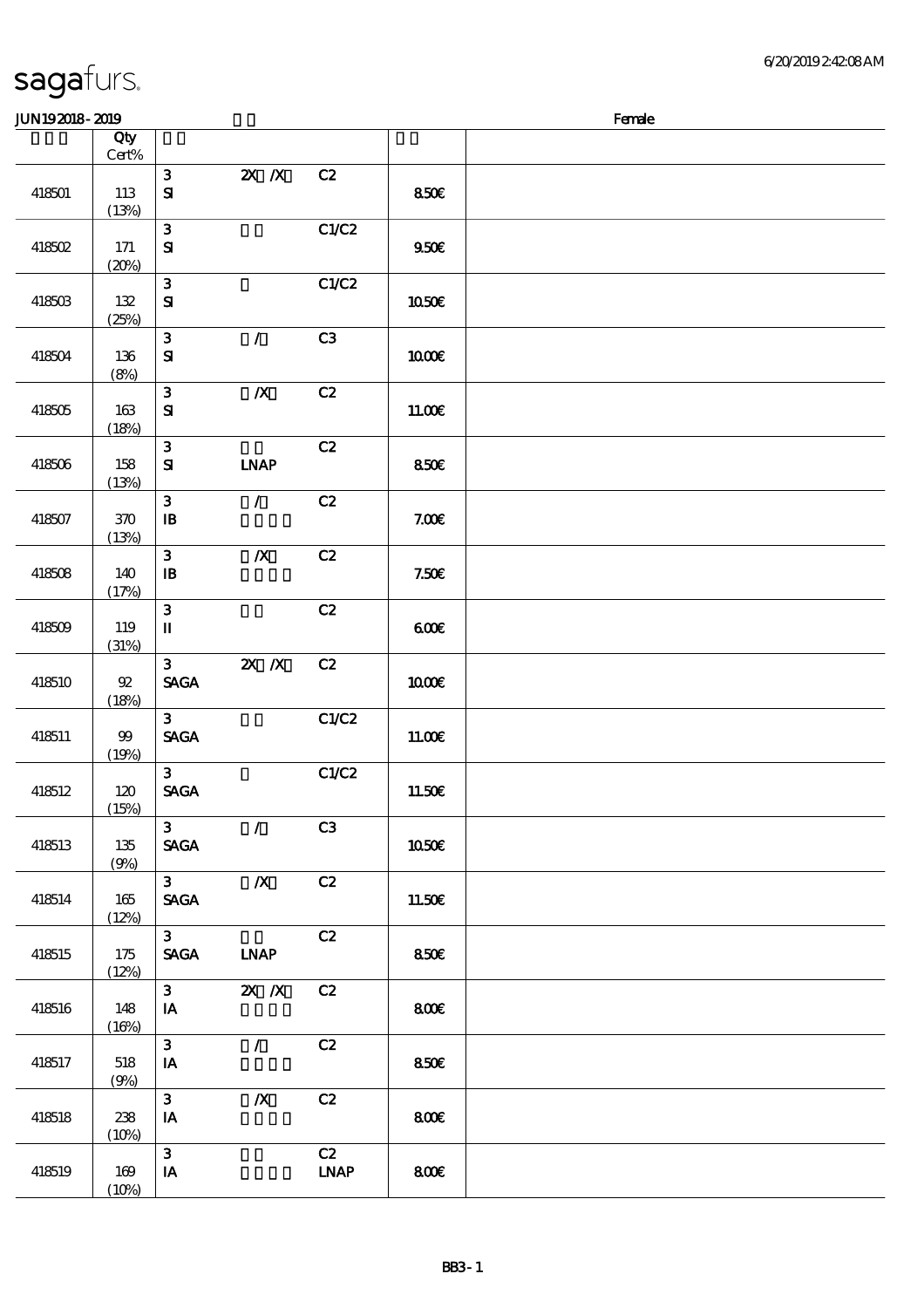sagafurs.

JUN19 2018 - 2019 Female

| | Qty Cert% | | | | | |
|---|---|---|---|---|---|---|
| 418501 | 113 (13%) | 3 SI | 2X /X | C2 | 8.50€ | |
| 418502 | 171 (20%) | 3 SI | | C1/C2 | 9.50€ | |
| 418503 | 132 (25%) | 3 SI | | C1/C2 | 10.50€ | |
| 418504 | 136 (8%) | 3 SI | / | C3 | 10.00€ | |
| 418505 | 163 (18%) | 3 SI | /X | C2 | 11.00€ | |
| 418506 | 158 (13%) | 3 SI | LNAP | C2 | 8.50€ | |
| 418507 | 370 (13%) | 3 IB | / | C2 | 7.00€ | |
| 418508 | 140 (17%) | 3 IB | /X | C2 | 7.50€ | |
| 418509 | 119 (31%) | 3 II | | C2 | 6.00€ | |
| 418510 | 92 (18%) | 3 SAGA | 2X /X | C2 | 10.00€ | |
| 418511 | 99 (19%) | 3 SAGA | | C1/C2 | 11.00€ | |
| 418512 | 120 (15%) | 3 SAGA | | C1/C2 | 11.50€ | |
| 418513 | 135 (9%) | 3 SAGA | / | C3 | 10.50€ | |
| 418514 | 165 (12%) | 3 SAGA | /X | C2 | 11.50€ | |
| 418515 | 175 (12%) | 3 SAGA | LNAP | C2 | 8.50€ | |
| 418516 | 148 (16%) | 3 IA | 2X /X | C2 | 8.00€ | |
| 418517 | 518 (9%) | 3 IA | / | C2 | 8.50€ | |
| 418518 | 238 (10%) | 3 IA | /X | C2 | 8.00€ | |
| 418519 | 169 (10%) | 3 IA | | C2 LNAP | 8.00€ | |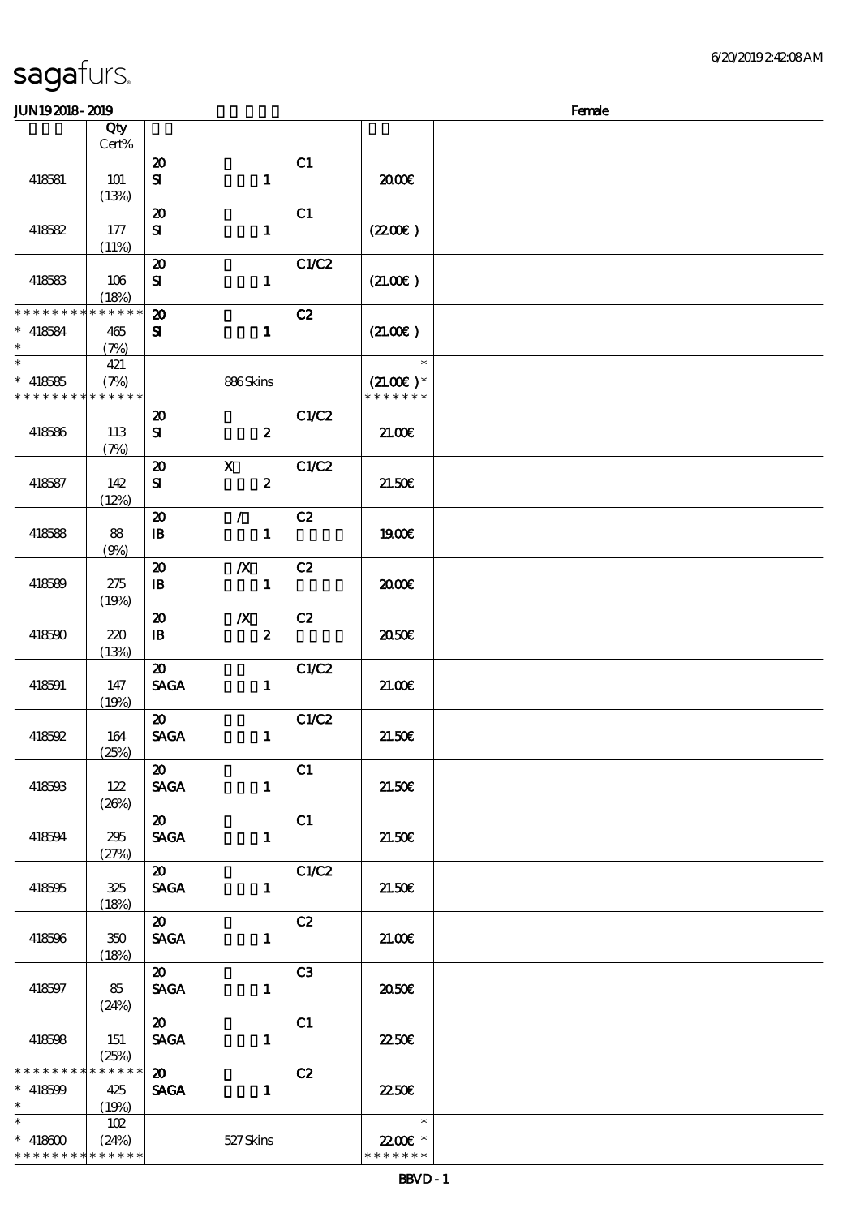# sagafurs.

JUN192018-2019 Female

| | Qty Cert% | | | | | |
|---|---|---|---|---|---|---|
| 418581 | 101 (13%) | 20 SI | 1 | C1 | 20.00€ | |
| 418582 | 177 (11%) | 20 SI | 1 | C1 | (22.00€) | |
| 418583 | 106 (18%) | 20 SI | 1 | C1/C2 | (21.00€) | |
| * * * * * * * * * * * * * * 418584 * | 465 (7%) | 20 SI | 1 | C2 | (21.00€) | |
| * * 418585 * * * * * * * * * * * * * | 421 (7%) | | 886 Skins | | * (21.00€) * * * * * * * * | |
| 418586 | 113 (7%) | 20 SI | 2 | C1/C2 | 21.00€ | |
| 418587 | 142 (12%) | 20 SI | X 2 | C1/C2 | 21.50€ | |
| 418588 | 88 (9%) | 20 IB | / 1 | C2 | 19.00€ | |
| 418589 | 275 (19%) | 20 IB | /X 1 | C2 | 20.00€ | |
| 418590 | 220 (13%) | 20 IB | /X 2 | C2 | 20.50€ | |
| 418591 | 147 (19%) | 20 SAGA | 1 | C1/C2 | 21.00€ | |
| 418592 | 164 (25%) | 20 SAGA | 1 | C1/C2 | 21.50€ | |
| 418593 | 122 (26%) | 20 SAGA | 1 | C1 | 21.50€ | |
| 418594 | 295 (27%) | 20 SAGA | 1 | C1 | 21.50€ | |
| 418595 | 325 (18%) | 20 SAGA | 1 | C1/C2 | 21.50€ | |
| 418596 | 350 (18%) | 20 SAGA | 1 | C2 | 21.00€ | |
| 418597 | 85 (24%) | 20 SAGA | 1 | C3 | 20.50€ | |
| 418598 | 151 (25%) | 20 SAGA | 1 | C1 | 22.50€ | |
| * * * * * * * * * * * * * * 418599 * | 425 (19%) | 20 SAGA | 1 | C2 | 22.50€ | |
| * * 418600 * * * * * * * * * * * * * | 102 (24%) | | 527 Skins | | * 22.00€ * * * * * * * * | |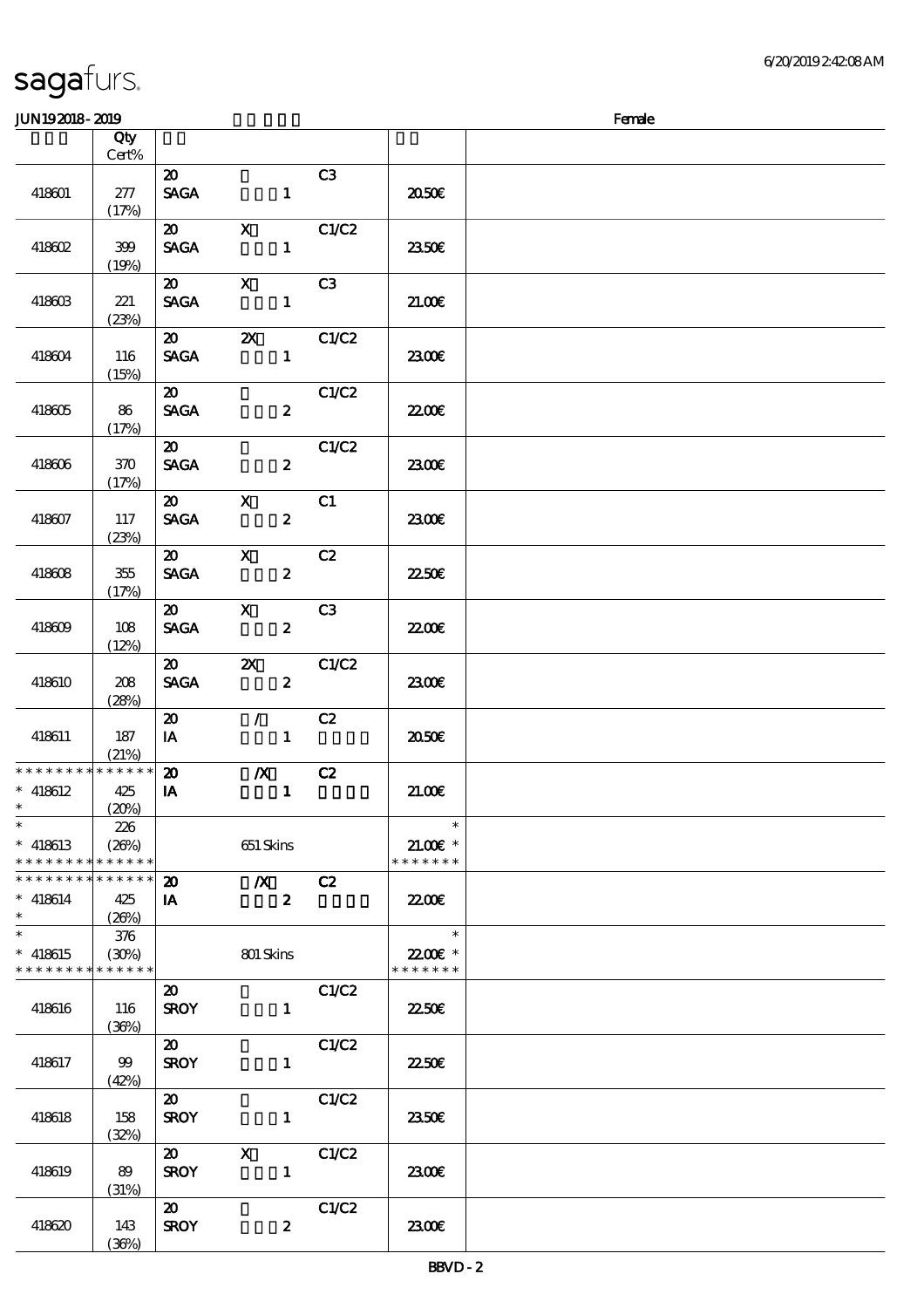# sagafurs.

JUN19 2018 - 2019 Female

| | Qty Cert% | | | |
|---|---|---|---|---|
| 418601 | 277 (17%) | 20 SAGA 1 C3 | 20.50€ | |
| 418602 | 399 (19%) | 20 X SAGA 1 C1/C2 | 23.50€ | |
| 418603 | 221 (23%) | 20 X SAGA 1 C3 | 21.00€ | |
| 418604 | 116 (15%) | 20 2X SAGA 1 C1/C2 | 23.00€ | |
| 418605 | 86 (17%) | 20 SAGA 2 C1/C2 | 22.00€ | |
| 418606 | 370 (17%) | 20 SAGA 2 C1/C2 | 23.00€ | |
| 418607 | 117 (23%) | 20 X SAGA 2 C1 | 23.00€ | |
| 418608 | 355 (17%) | 20 X SAGA 2 C2 | 22.50€ | |
| 418609 | 108 (12%) | 20 X SAGA 2 C3 | 22.00€ | |
| 418610 | 208 (28%) | 20 2X SAGA 2 C1/C2 | 23.00€ | |
| 418611 | 187 (21%) | 20 / IA 1 C2 | 20.50€ | |
| * * * * * * * * * * * * * * * 418612 * | 425 (20%) | 20 /X IA 1 C2 | 21.00€ | |
| * * 418613 * * * * * * * * * * * * * * | 226 (26%) | 651 Skins | * 21.00€ * * * * * * * * | |
| * * * * * * * * * * * * * * * 418614 * | 425 (26%) | 20 /X IA 2 C2 | 22.00€ | |
| * * 418615 * * * * * * * * * * * * * * | 376 (30%) | 801 Skins | * 22.00€ * * * * * * * * | |
| 418616 | 116 (36%) | 20 SROY 1 C1/C2 | 22.50€ | |
| 418617 | 99 (42%) | 20 SROY 1 C1/C2 | 22.50€ | |
| 418618 | 158 (32%) | 20 SROY 1 C1/C2 | 23.50€ | |
| 418619 | 89 (31%) | 20 X SROY 1 C1/C2 | 23.00€ | |
| 418620 | 143 (36%) | 20 SROY 2 C1/C2 | 23.00€ | |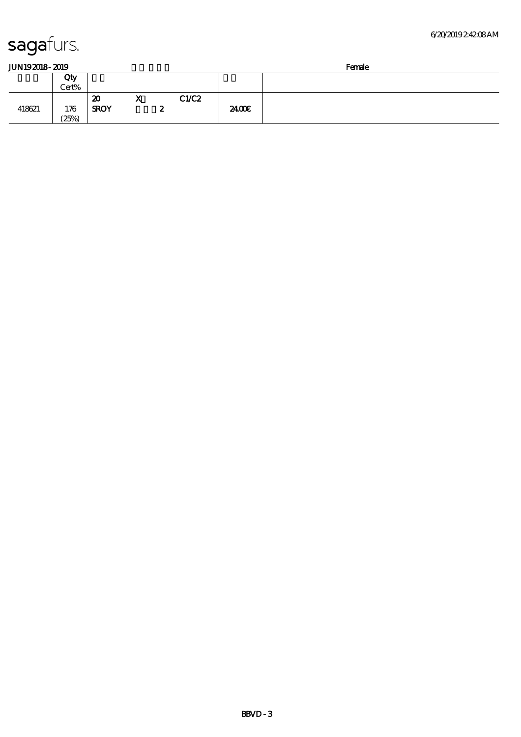JUN19 2018 - 2019 Female

|  | Qty Cert% |  |  |  |  |  |
|---|---|---|---|---|---|---|
| 418621 | 176 (25%) | 20 SROY | X 2 | C1/C2 | 24.00€ |  |

BBVD - 3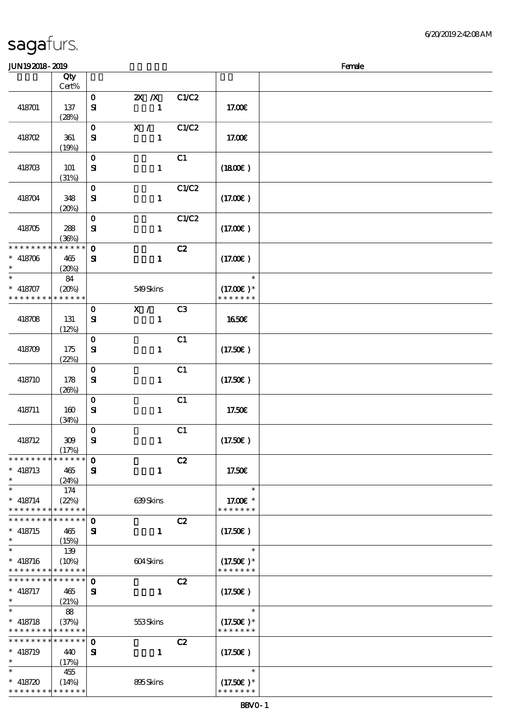# sagafurs.

JUN192018 - 2019 Female

| | Qty Cert% | | | | |
|---|---|---|---|---|---|
| 418701 | 137 (28%) | 0 SI | 2X /X 1 | C1/C2 | 17.00€ |
| 418702 | 361 (19%) | 0 SI | X / 1 | C1/C2 | 17.00€ |
| 418703 | 101 (31%) | 0 SI | 1 | C1 | (18.00€) |
| 418704 | 348 (20%) | 0 SI | 1 | C1/C2 | (17.00€) |
| 418705 | 288 (36%) | 0 SI | 1 | C1/C2 | (17.00€) |
| * * * * * * * * * * * * * * * 418706 * | 465 (20%) | 0 SI | 1 | C2 | (17.00€) |
| * * 418707 * * * * * * * * * * * * * * | 84 (20%) | | 549 Skins | | * (17.00€) * * * * * * * * |
| 418708 | 131 (12%) | 0 SI | X / 1 | C3 | 16.50€ |
| 418709 | 175 (22%) | 0 SI | 1 | C1 | (17.50€) |
| 418710 | 178 (26%) | 0 SI | 1 | C1 | (17.50€) |
| 418711 | 160 (34%) | 0 SI | 1 | C1 | 17.50€ |
| 418712 | 309 (17%) | 0 SI | 1 | C1 | (17.50€) |
| * * * * * * * * * * * * * * * 418713 * | 465 (24%) | 0 SI | 1 | C2 | 17.50€ |
| * * 418714 * * * * * * * * * * * * * * | 174 (22%) | | 639 Skins | | * 17.00€ * * * * * * * * |
| * * * * * * * * * * * * * * * 418715 * | 465 (15%) | 0 SI | 1 | C2 | (17.50€) |
| * * 418716 * * * * * * * * * * * * * * | 139 (10%) | | 604 Skins | | * (17.50€) * * * * * * * * |
| * * * * * * * * * * * * * * * 418717 * | 465 (21%) | 0 SI | 1 | C2 | (17.50€) |
| * * 418718 * * * * * * * * * * * * * * | 88 (37%) | | 553 Skins | | * (17.50€) * * * * * * * * |
| * * * * * * * * * * * * * * * 418719 * | 440 (17%) | 0 SI | 1 | C2 | (17.50€) |
| * * 418720 * * * * * * * * * * * * * * | 455 (14%) | | 895 Skins | | * (17.50€) * * * * * * * * |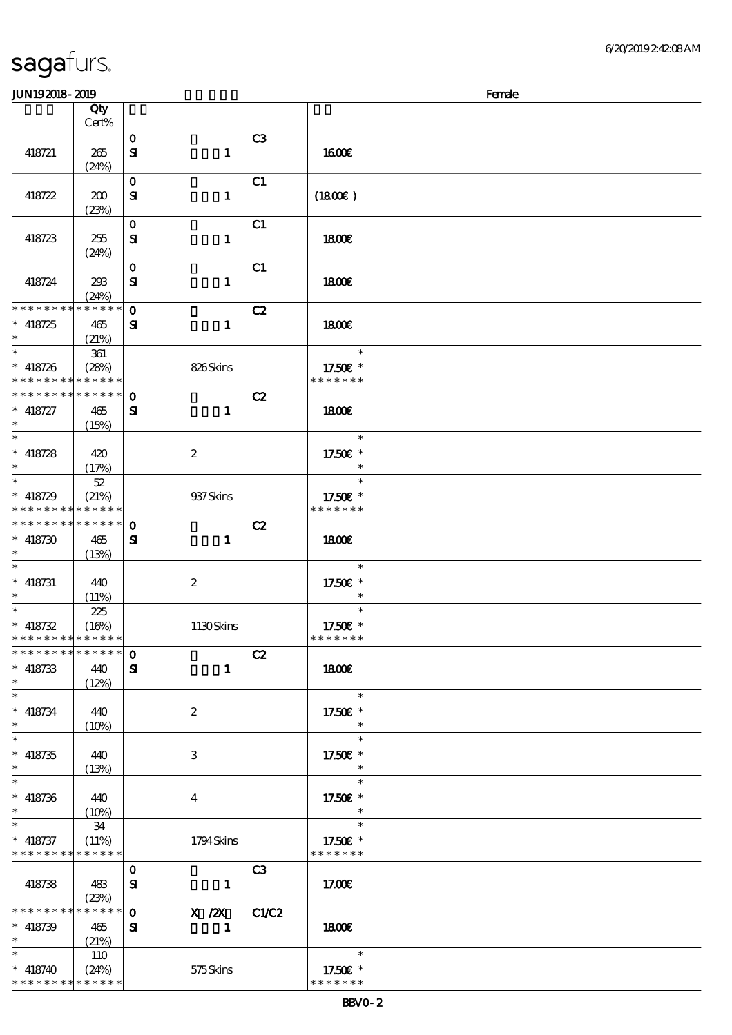sagafurs.

JUN192018 - 2019 Female

| | Qty Cert% | | | |
|---|---|---|---|---|
| 418721 | 265 (24%) | 0 SI 1 | C3 | 16.00€ |
| 418722 | 200 (23%) | 0 SI 1 | C1 | (18.00€ ) |
| 418723 | 255 (24%) | 0 SI 1 | C1 | 18.00€ |
| 418724 | 293 (24%) | 0 SI 1 | C1 | 18.00€ |
| * * * * * * * * * * * * * * * 418725 * | 465 (21%) | 0 SI 1 | C2 | 18.00€ |
| * * 418726 * * * * * * * * * * * * * * | 361 (28%) | 826 Skins | | * 17.50€ * * * * * * * * |
| * * * * * * * * * * * * * * * 418727 * | 465 (15%) | 0 SI 1 | C2 | 18.00€ |
| * * 418728 * | 420 (17%) | 2 | | * 17.50€ * * |
| * * 418729 * * * * * * * * * * * * * * | 52 (21%) | 937 Skins | | * 17.50€ * * * * * * * * |
| * * * * * * * * * * * * * * * 418730 * | 465 (13%) | 0 SI 1 | C2 | 18.00€ |
| * * 418731 * | 440 (11%) | 2 | | * 17.50€ * * |
| * * 418732 * * * * * * * * * * * * * * | 225 (16%) | 1130 Skins | | * 17.50€ * * * * * * * * |
| * * * * * * * * * * * * * * * 418733 * | 440 (12%) | 0 SI 1 | C2 | 18.00€ |
| * * 418734 * | 440 (10%) | 2 | | * 17.50€ * * |
| * * 418735 * | 440 (13%) | 3 | | * 17.50€ * * |
| * * 418736 * | 440 (10%) | 4 | | * 17.50€ * * |
| * * 418737 * * * * * * * * * * * * * * | 34 (11%) | 1794 Skins | | * 17.50€ * * * * * * * * |
| 418738 | 483 (23%) | 0 SI 1 | C3 | 17.00€ |
| * * * * * * * * * * * * * * * 418739 * | 465 (21%) | 0 X /2X SI 1 | C1/C2 | 18.00€ |
| * * 418740 * * * * * * * * * * * * * * | 110 (24%) | 575 Skins | | * 17.50€ * * * * * * * * |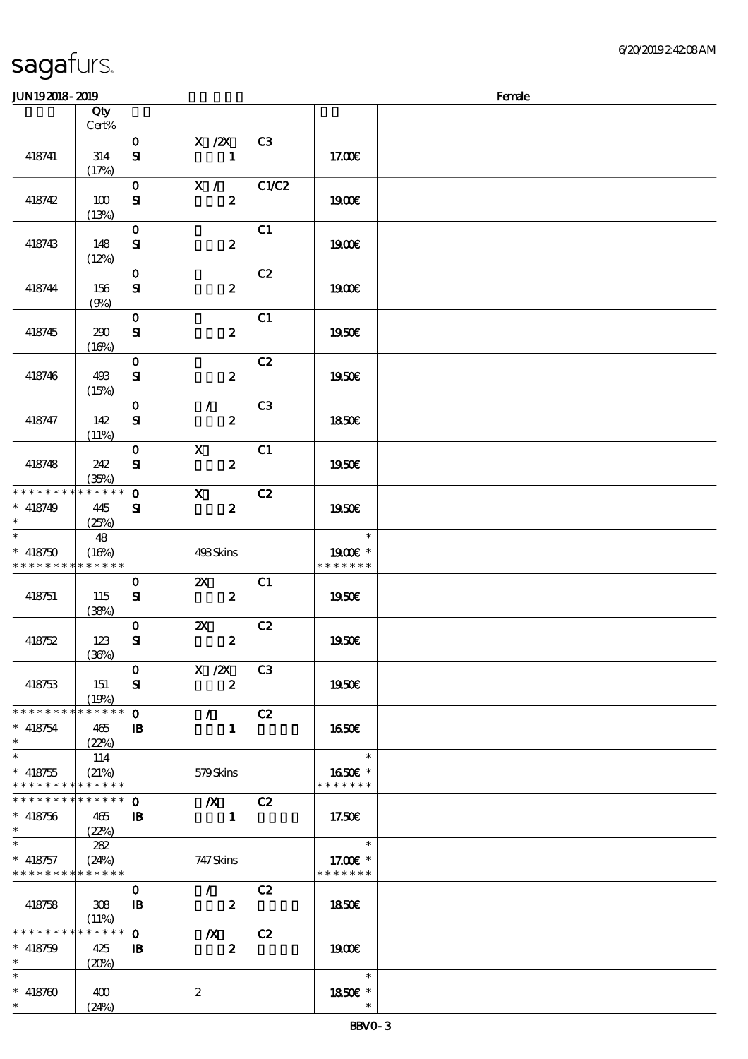sagafurs.

6/20/2019 2:42:08 AM

JUN19 2018 - 2019 Female

| | Qty Cert% | | | | | |
|---|---|---|---|---|---|---|
| 418741 | 314 (17%) | 0 SI | X /2X 1 | C3 | 17.00€ | |
| 418742 | 100 (13%) | 0 SI | X / 2 | C1/C2 | 19.00€ | |
| 418743 | 148 (12%) | 0 SI | 2 | C1 | 19.00€ | |
| 418744 | 156 (9%) | 0 SI | 2 | C2 | 19.00€ | |
| 418745 | 290 (16%) | 0 SI | 2 | C1 | 19.50€ | |
| 418746 | 493 (15%) | 0 SI | 2 | C2 | 19.50€ | |
| 418747 | 142 (11%) | 0 SI | / 2 | C3 | 18.50€ | |
| 418748 | 242 (35%) | 0 SI | X 2 | C1 | 19.50€ | |
| * * * * * * * * * * * * * * * 418749 * | 445 (25%) | 0 SI | X 2 | C2 | 19.50€ | |
| * * 418750 * * * * * * * * * * * * * * | 48 (16%) | | 493 Skins | | * 19.00€ * * * * * * * * | |
| 418751 | 115 (38%) | 0 SI | 2X 2 | C1 | 19.50€ | |
| 418752 | 123 (36%) | 0 SI | 2X 2 | C2 | 19.50€ | |
| 418753 | 151 (19%) | 0 SI | X /2X 2 | C3 | 19.50€ | |
| * * * * * * * * * * * * * * * 418754 * | 465 (22%) | 0 IB | / 1 | C2 | 16.50€ | |
| * * 418755 * * * * * * * * * * * * * * | 114 (21%) | | 579 Skins | | * 16.50€ * * * * * * * * | |
| * * * * * * * * * * * * * * * 418756 * | 465 (22%) | 0 IB | /X 1 | C2 | 17.50€ | |
| * * 418757 * * * * * * * * * * * * * * | 282 (24%) | | 747 Skins | | * 17.00€ * * * * * * * * | |
| 418758 | 308 (11%) | 0 IB | / 2 | C2 | 18.50€ | |
| * * * * * * * * * * * * * * * 418759 * | 425 (20%) | 0 IB | /X 2 | C2 | 19.00€ | |
| * * 418760 * | 400 (24%) | | 2 | | * 18.50€ * * | |

BBV0 - 3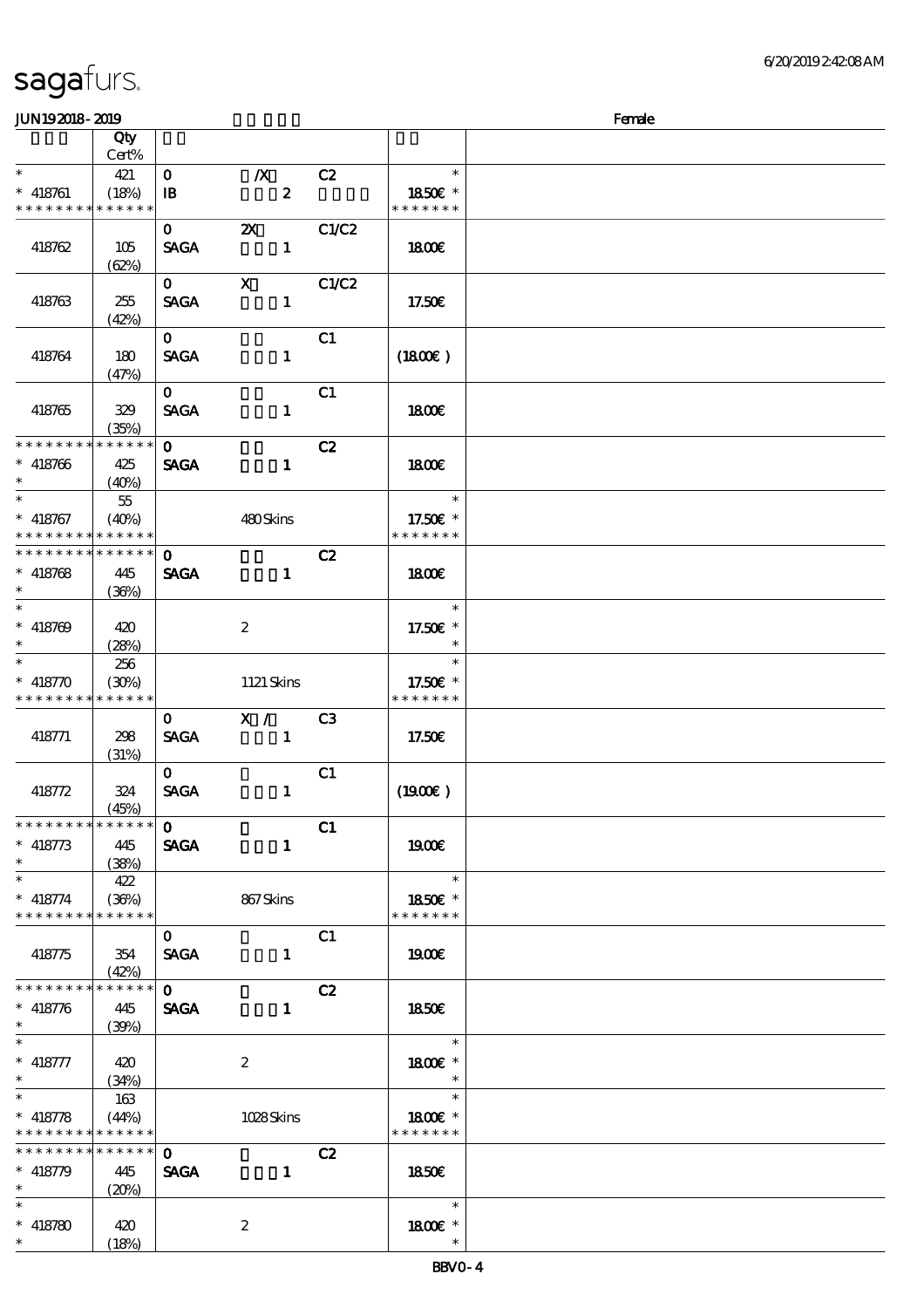| | Qty<br>Cert% | | | | | |
|---|---|---|---|---|---|---|
| * | 421 | 0 | /X | C2 | * | |
| * 418761 | (18%) | IB | 2 | | 18.50€ * | |
| * * * * * * * * * * * * * * | | | | | * * * * * * * | |
| | | 0 | 2X | C1/C2 | | |
| 418762 | 105<br>(62%) | SAGA | 1 | | 18.00€ | |
| | | 0 | X | C1/C2 | | |
| 418763 | 255<br>(42%) | SAGA | 1 | | 17.50€ | |
| | | 0 | | C1 | | |
| 418764 | 180<br>(47%) | SAGA | 1 | | (18.00€) | |
| | | 0 | | C1 | | |
| 418765 | 329<br>(35%) | SAGA | 1 | | 18.00€ | |
| * * * * * * * * * * * * * * | | 0 | | C2 | | |
| * 418766 | 425 | SAGA | 1 | | 18.00€ | |
| * | (40%) | | | | | |
| * | 55 | | | | * | |
| * 418767 | (40%) | | 480 Skins | | 17.50€ * | |
| * * * * * * * * * * * * * * | | | | | * * * * * * * | |
| * * * * * * * * * * * * * * | | 0 | | C2 | | |
| * 418768 | 445 | SAGA | 1 | | 18.00€ | |
| * | (36%) | | | | | |
| * | | | | | * | |
| * 418769 | 420 | | 2 | | 17.50€ * | |
| * | (28%) | | | | * | |
| * | 256 | | | | * | |
| * 418770 | (30%) | | 1121 Skins | | 17.50€ * | |
| * * * * * * * * * * * * * * | | | | | * * * * * * * | |
| | | 0 | X / | C3 | | |
| 418771 | 298<br>(31%) | SAGA | 1 | | 17.50€ | |
| | | 0 | | C1 | | |
| 418772 | 324<br>(45%) | SAGA | 1 | | (19.00€) | |
| * * * * * * * * * * * * * * | | 0 | | C1 | | |
| * 418773 | 445 | SAGA | 1 | | 19.00€ | |
| * | (38%) | | | | | |
| * | 422 | | | | * | |
| * 418774 | (36%) | | 867 Skins | | 18.50€ * | |
| * * * * * * * * * * * * * * | | | | | * * * * * * * | |
| | | 0 | | C1 | | |
| 418775 | 354<br>(42%) | SAGA | 1 | | 19.00€ | |
| * * * * * * * * * * * * * * | | 0 | | C2 | | |
| * 418776 | 445 | SAGA | 1 | | 18.50€ | |
| * | (39%) | | | | | |
| * | | | | | * | |
| * 418777 | 420 | | 2 | | 18.00€ * | |
| * | (34%) | | | | * | |
| * | 163 | | | | * | |
| * 418778 | (44%) | | 1028 Skins | | 18.00€ * | |
| * * * * * * * * * * * * * * | | | | | * * * * * * * | |
| * * * * * * * * * * * * * * | | 0 | | C2 | | |
| * 418779 | 445 | SAGA | 1 | | 18.50€ | |
| * | (20%) | | | | | |
| * | | | | | * | |
| * 418780 | 420 | | 2 | | 18.00€ * | |
| * | (18%) | | | | * | |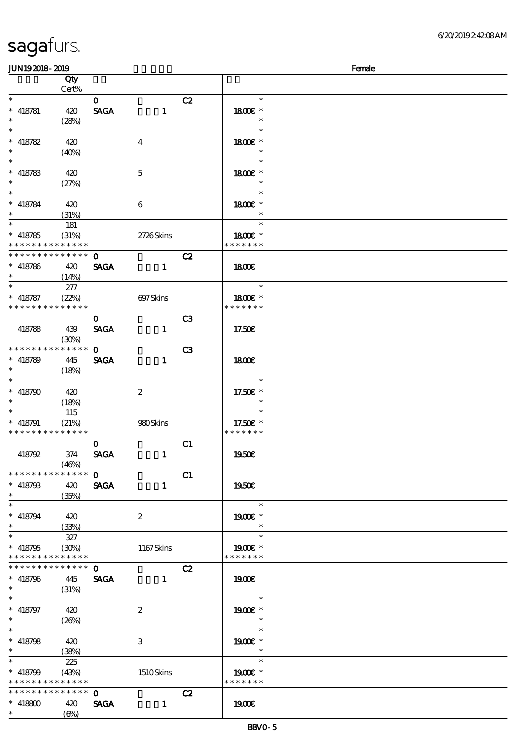sagafurs.

JUN19 2018 - 2019 Female

| | Qty Cert% | | | | |
|---|---|---|---|---|---|
| * | | 0 | C2 | * | |
| * 418781 | 420 | SAGA 1 | | 18.00€ * | |
| * | (28%) | | | * | |
| * | | | | * | |
| * 418782 | 420 | 4 | | 18.00€ * | |
| * | (40%) | | | * | |
| * | | | | * | |
| * 418783 | 420 | 5 | | 18.00€ * | |
| * | (27%) | | | * | |
| * | | | | * | |
| * 418784 | 420 | 6 | | 18.00€ * | |
| * | (31%) | | | * | |
| * | 181 | | | * | |
| * 418785 | (31%) | 2726 Skins | | 18.00€ * | |
| * * * * * * * * * * * * * * | | | | * * * * * * * | |
| * * * * * * * * * * * * * * | | 0 | C2 | | |
| * 418786 | 420 | SAGA 1 | | 18.00€ | |
| * | (14%) | | | | |
| * | 277 | | | * | |
| * 418787 | (22%) | 697 Skins | | 18.00€ * | |
| * * * * * * * * * * * * * * | | | | * * * * * * * | |
| | | 0 | C3 | | |
| 418788 | 439 | SAGA 1 | | 17.50€ | |
| | (30%) | | | | |
| * * * * * * * * * * * * * * | | 0 | C3 | | |
| * 418789 | 445 | SAGA 1 | | 18.00€ | |
| * | (18%) | | | | |
| * | | | | * | |
| * 418790 | 420 | 2 | | 17.50€ * | |
| * | (18%) | | | * | |
| * | 115 | | | * | |
| * 418791 | (21%) | 980 Skins | | 17.50€ * | |
| * * * * * * * * * * * * * * | | | | * * * * * * * | |
| | | 0 | C1 | | |
| 418792 | 374 | SAGA 1 | | 19.50€ | |
| | (46%) | | | | |
| * * * * * * * * * * * * * * | | 0 | C1 | | |
| * 418793 | 420 | SAGA 1 | | 19.50€ | |
| * | (35%) | | | | |
| * | | | | * | |
| * 418794 | 420 | 2 | | 19.00€ * | |
| * | (33%) | | | * | |
| * | 327 | | | * | |
| * 418795 | (30%) | 1167 Skins | | 19.00€ * | |
| * * * * * * * * * * * * * * | | | | * * * * * * * | |
| * * * * * * * * * * * * * * | | 0 | C2 | | |
| * 418796 | 445 | SAGA 1 | | 19.00€ | |
| * | (31%) | | | | |
| * | | | | * | |
| * 418797 | 420 | 2 | | 19.00€ * | |
| * | (26%) | | | * | |
| * | | | | * | |
| * 418798 | 420 | 3 | | 19.00€ * | |
| * | (38%) | | | * | |
| * | 225 | | | * | |
| * 418799 | (43%) | 1510 Skins | | 19.00€ * | |
| * * * * * * * * * * * * * * | | | | * * * * * * * | |
| * * * * * * * * * * * * * * | | 0 | C2 | | |
| * 418800 | 420 | SAGA 1 | | 19.00€ | |
| * | (6%) | | | | |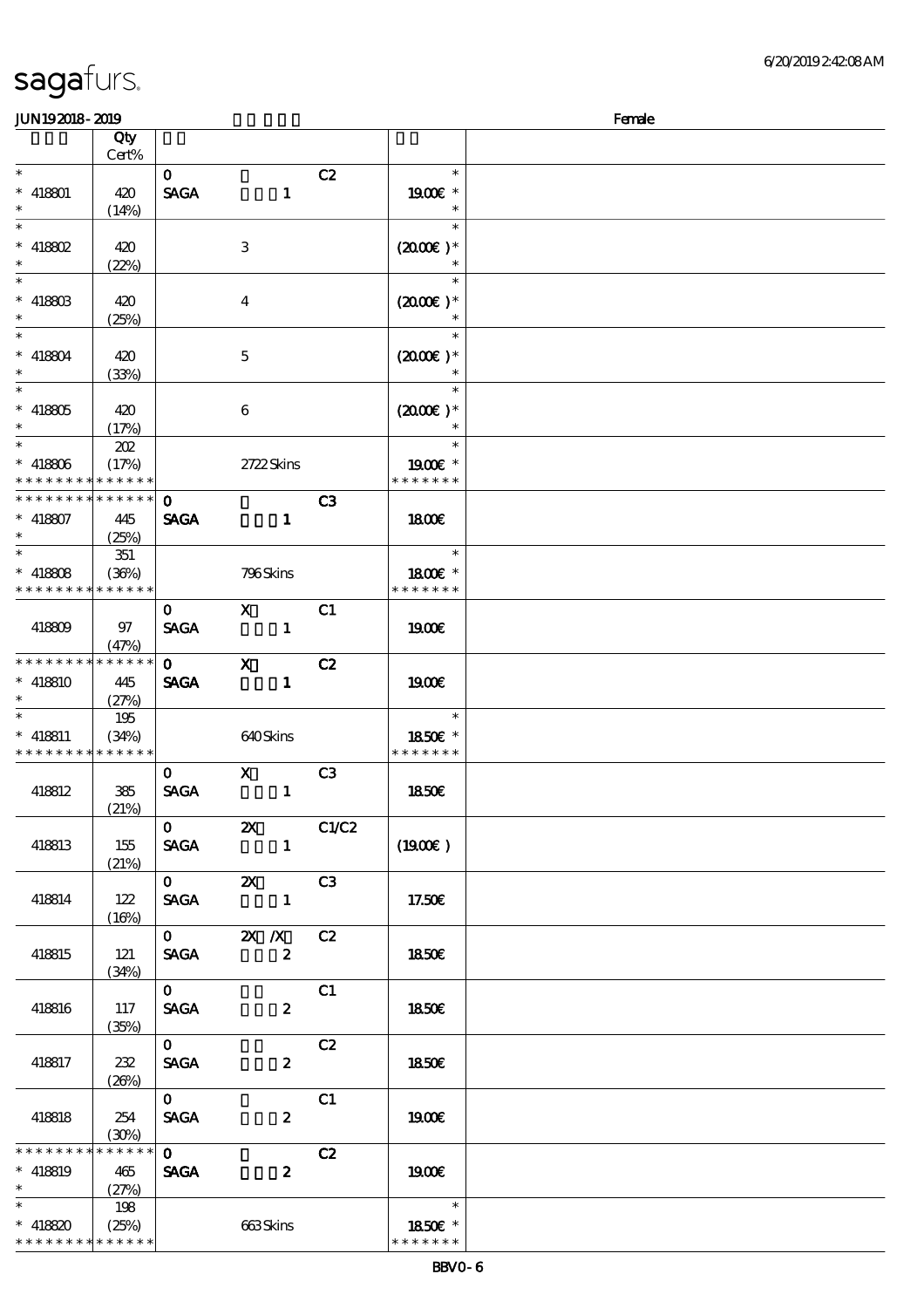sagafurs.

JUN19 2018 - 2019 Female

| | Qty Cert% | | | | | |
|---|---|---|---|---|---|---|
| * | | 0 | | C2 | * | |
| * 418801 | 420 | SAGA | 1 | | 19.00€ * | |
| * | (14%) | | | | * | |
| * | | | | | * | |
| * 418802 | 420 | | 3 | | (20.00€ )* | |
| * | (22%) | | | | * | |
| * | | | | | * | |
| * 418803 | 420 | | 4 | | (20.00€ )* | |
| * | (25%) | | | | * | |
| * | | | | | * | |
| * 418804 | 420 | | 5 | | (20.00€ )* | |
| * | (33%) | | | | * | |
| * | | | | | * | |
| * 418805 | 420 | | 6 | | (20.00€ )* | |
| * | (17%) | | | | * | |
| * | 202 | | | | * | |
| * 418806 | (17%) | | 2722 Skins | | 19.00€ * | |
| * * * * * * * * * * * * * * | | | | | * * * * * * * | |
| * * * * * * * * * * * * * * | | 0 | | C3 | | |
| * 418807 | 445 | SAGA | 1 | | 18.00€ | |
| * | (25%) | | | | | |
| * | 351 | | | | * | |
| * 418808 | (36%) | | 796 Skins | | 18.00€ * | |
| * * * * * * * * * * * * * * | | | | | * * * * * * * | |
| | | 0 | X | C1 | | |
| 418809 | 97 | SAGA | 1 | | 19.00€ | |
| | (47%) | | | | | |
| * * * * * * * * * * * * * * | | 0 | X | C2 | | |
| * 418810 | 445 | SAGA | 1 | | 19.00€ | |
| * | (27%) | | | | | |
| * | 195 | | | | * | |
| * 418811 | (34%) | | 640 Skins | | 18.50€ * | |
| * * * * * * * * * * * * * * | | | | | * * * * * * * | |
| | | 0 | X | C3 | | |
| 418812 | 385 | SAGA | 1 | | 18.50€ | |
| | (21%) | | | | | |
| | | 0 | 2X | C1/C2 | | |
| 418813 | 155 | SAGA | 1 | | (19.00€ ) | |
| | (21%) | | | | | |
| | | 0 | 2X | C3 | | |
| 418814 | 122 | SAGA | 1 | | 17.50€ | |
| | (16%) | | | | | |
| | | 0 | 2X /X | C2 | | |
| 418815 | 121 | SAGA | 2 | | 18.50€ | |
| | (34%) | | | | | |
| | | 0 | | C1 | | |
| 418816 | 117 | SAGA | 2 | | 18.50€ | |
| | (35%) | | | | | |
| | | 0 | | C2 | | |
| 418817 | 232 | SAGA | 2 | | 18.50€ | |
| | (26%) | | | | | |
| | | 0 | | C1 | | |
| 418818 | 254 | SAGA | 2 | | 19.00€ | |
| | (30%) | | | | | |
| * * * * * * * * * * * * * * | | 0 | | C2 | | |
| * 418819 | 465 | SAGA | 2 | | 19.00€ | |
| * | (27%) | | | | | |
| * | 198 | | | | * | |
| * 418820 | (25%) | | 663 Skins | | 18.50€ * | |
| * * * * * * * * * * * * * * | | | | | * * * * * * * | |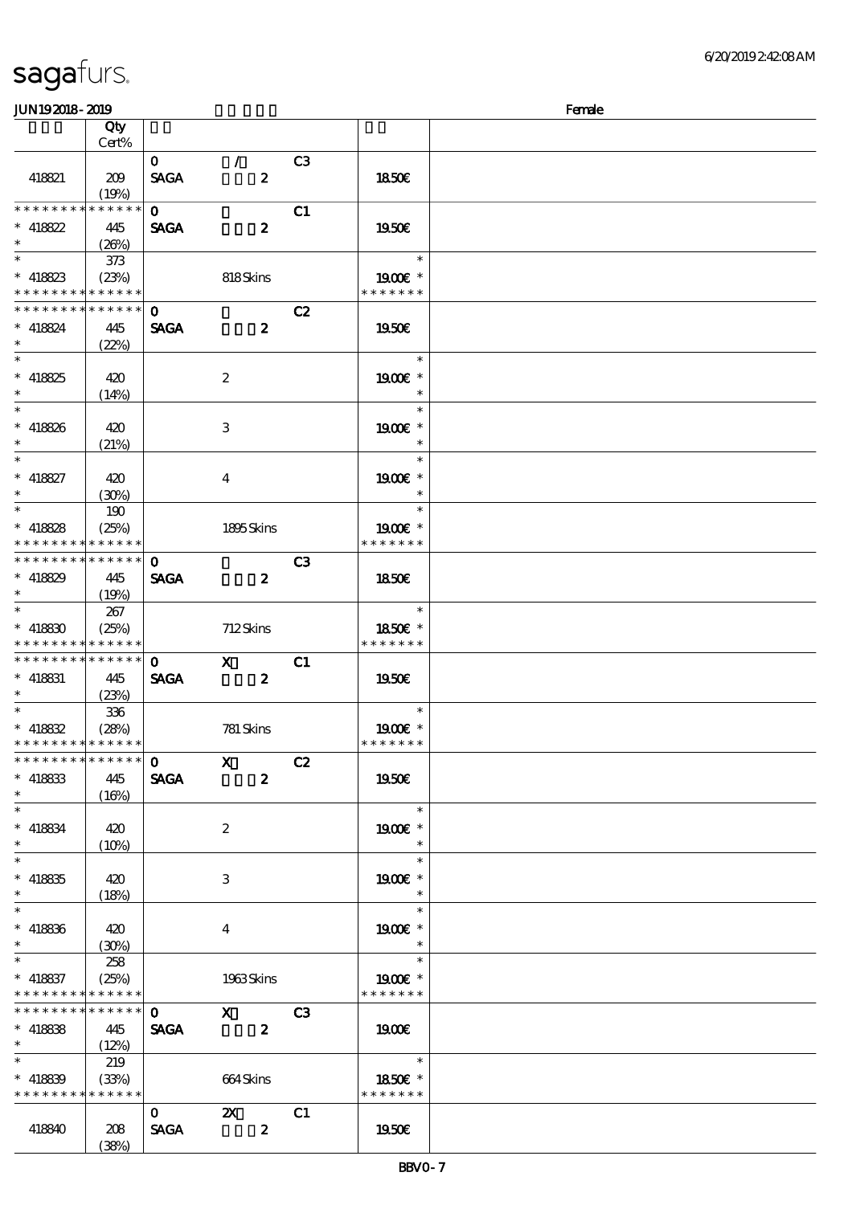| | Qty Cert% | | | | | |
|---|---|---|---|---|---|---|
| 418821 | 209 (19%) | 0 SAGA | / 2 | C3 | 18.50€ | |
| * * * * * * * * * * * * * * 418822 * | 445 (26%) | 0 SAGA | 2 | C1 | 19.50€ | |
| * * 418823 * * * * * * * * * * * * * * | 373 (23%) | | 818 Skins | | * 19.00€ * * * * * * * * | |
| * * * * * * * * * * * * * * 418824 * | 445 (22%) | 0 SAGA | 2 | C2 | 19.50€ | |
| * * 418825 * | 420 (14%) | | 2 | | * 19.00€ * * | |
| * * 418826 * | 420 (21%) | | 3 | | * 19.00€ * * | |
| * * 418827 * | 420 (30%) | | 4 | | * 19.00€ * * | |
| * * 418828 * * * * * * * * * * * * * * | 190 (25%) | | 1895 Skins | | * 19.00€ * * * * * * * * | |
| * * * * * * * * * * * * * * 418829 * | 445 (19%) | 0 SAGA | 2 | C3 | 18.50€ | |
| * * 418830 * * * * * * * * * * * * * * | 267 (25%) | | 712 Skins | | * 18.50€ * * * * * * * * | |
| * * * * * * * * * * * * * * 418831 * | 445 (23%) | 0 SAGA | X 2 | C1 | 19.50€ | |
| * * 418832 * * * * * * * * * * * * * * | 336 (28%) | | 781 Skins | | * 19.00€ * * * * * * * * | |
| * * * * * * * * * * * * * * 418833 * | 445 (16%) | 0 SAGA | X 2 | C2 | 19.50€ | |
| * * 418834 * | 420 (10%) | | 2 | | * 19.00€ * * | |
| * * 418835 * | 420 (18%) | | 3 | | * 19.00€ * * | |
| * * 418836 * | 420 (30%) | | 4 | | * 19.00€ * * | |
| * * 418837 * * * * * * * * * * * * * * | 258 (25%) | | 1963 Skins | | * 19.00€ * * * * * * * * | |
| * * * * * * * * * * * * * * 418838 * | 445 (12%) | 0 SAGA | X 2 | C3 | 19.00€ | |
| * * 418839 * * * * * * * * * * * * * * | 219 (33%) | | 664 Skins | | * 18.50€ * * * * * * * * | |
| 418840 | 208 (38%) | 0 SAGA | 2X 2 | C1 | 19.50€ | |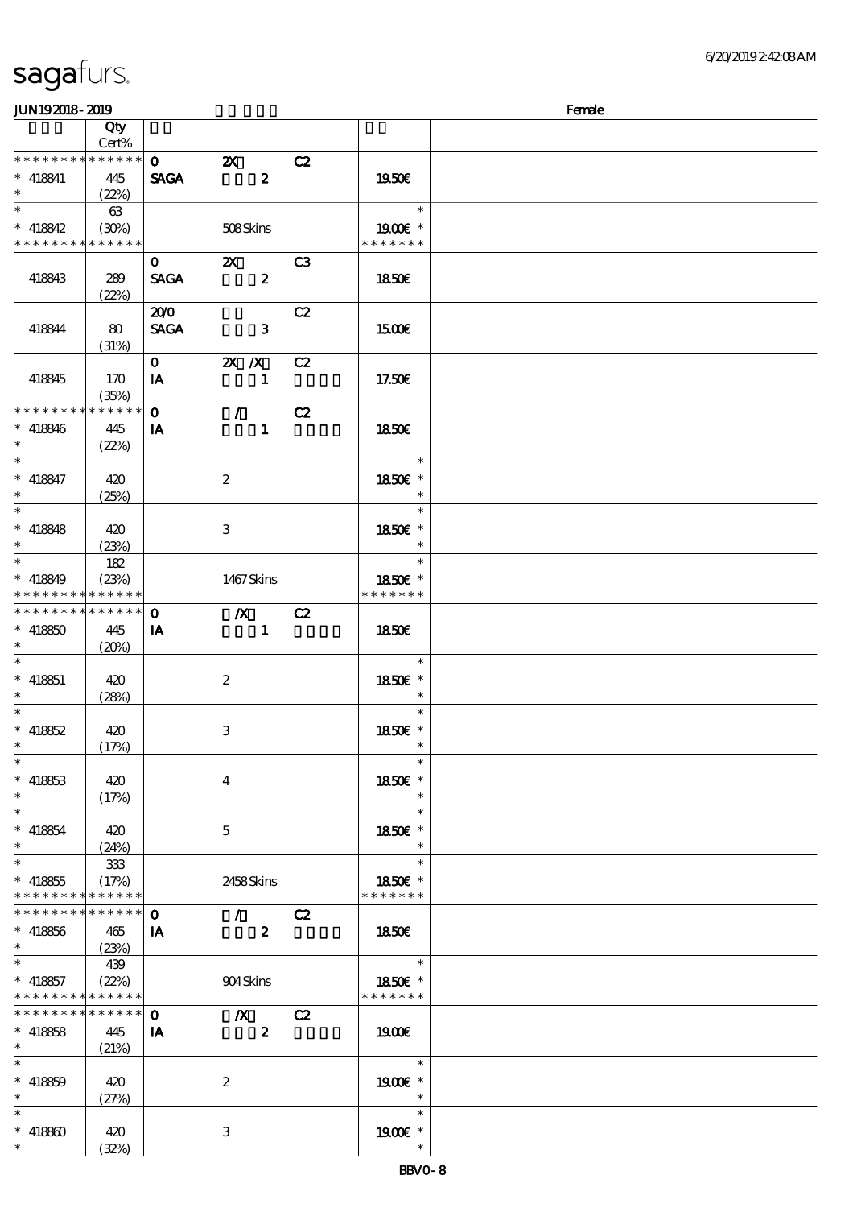sagafurs.

| JUN19 2018 - 2019 | | | | | | Female |
|---|---|---|---|---|---|---|
| | Qty Cert% | | | | | |
| * * * * * * * * * * * * * * | | 0 | 2X | C2 | | |
| * 418841 * | 445 (22%) | SAGA | 2 | | 19.50€ | |
| * | 63 | | | | * | |
| * 418842 * * * * * * * * * * * * * | (30%) | | 508 Skins | | 19.00€ * * * * * * * * | |
| | | 0 | 2X | C3 | | |
| 418843 | 289 (22%) | SAGA | 2 | | 18.50€ | |
| | | 20/0 | | C2 | | |
| 418844 | 80 (31%) | SAGA | 3 | | 15.00€ | |
| | | 0 | 2X /X | C2 | | |
| 418845 | 170 (35%) | IA | 1 | | 17.50€ | |
| * * * * * * * * * * * * * * | | 0 | / | C2 | | |
| * 418846 * | 445 (22%) | IA | 1 | | 18.50€ | |
| * * 418847 * | 420 (25%) | | 2 | | * 18.50€ * * | |
| * * 418848 * | 420 (23%) | | 3 | | * 18.50€ * * | |
| * | 182 | | | | * | |
| * 418849 * * * * * * * * * * * * * | (23%) | | 1467 Skins | | 18.50€ * * * * * * * * | |
| * * * * * * * * * * * * * * | | 0 | /X | C2 | | |
| * 418850 * | 445 (20%) | IA | 1 | | 18.50€ | |
| * * 418851 * | 420 (28%) | | 2 | | * 18.50€ * * | |
| * * 418852 * | 420 (17%) | | 3 | | * 18.50€ * * | |
| * * 418853 * | 420 (17%) | | 4 | | * 18.50€ * * | |
| * * 418854 * | 420 (24%) | | 5 | | * 18.50€ * * | |
| * | 333 | | | | * | |
| * 418855 * * * * * * * * * * * * * | (17%) | | 2458 Skins | | 18.50€ * * * * * * * * | |
| * * * * * * * * * * * * * * | | 0 | / | C2 | | |
| * 418856 * | 465 (23%) | IA | 2 | | 18.50€ | |
| * | 439 | | | | * | |
| * 418857 * * * * * * * * * * * * * | (22%) | | 904 Skins | | 18.50€ * * * * * * * * | |
| * * * * * * * * * * * * * * | | 0 | /X | C2 | | |
| * 418858 * | 445 (21%) | IA | 2 | | 19.00€ | |
| * * 418859 * | 420 (27%) | | 2 | | * 19.00€ * * | |
| * * 418860 * | 420 (32%) | | 3 | | * 19.00€ * * | |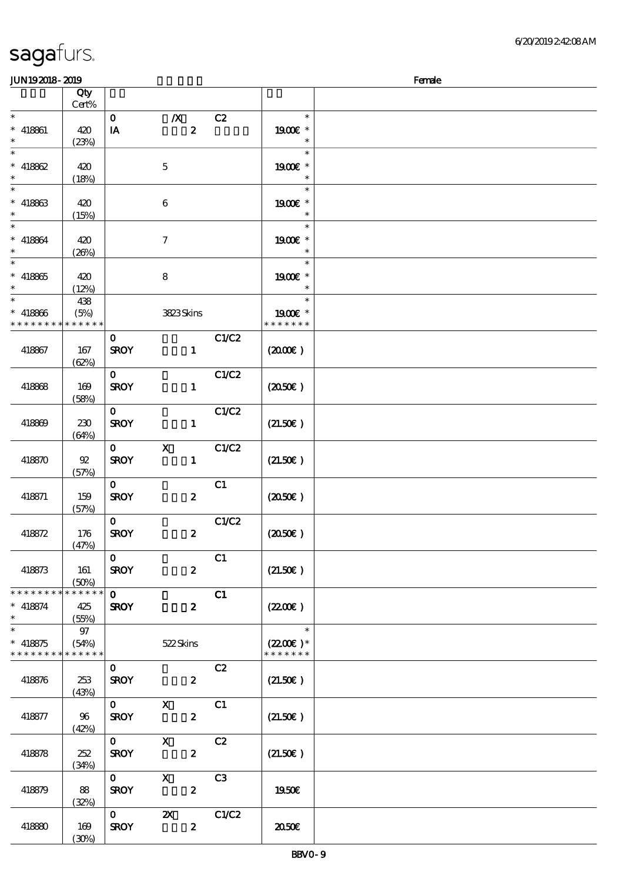# sagafurs.

JUN19 2018 - 2019 Female

| | Qty Cert% | | | | | |
|---|---|---|---|---|---|---|
| * | | 0 | /X | C2 | * | |
| * 418861 | 420 | IA | 2 | | 19.00€ * | |
| * | (23%) | | | | * | |
| * | | | | | * | |
| * 418862 | 420 | | 5 | | 19.00€ * | |
| * | (18%) | | | | * | |
| * | | | | | * | |
| * 418863 | 420 | | 6 | | 19.00€ * | |
| * | (15%) | | | | * | |
| * | | | | | * | |
| * 418864 | 420 | | 7 | | 19.00€ * | |
| * | (26%) | | | | * | |
| * | | | | | * | |
| * 418865 | 420 | | 8 | | 19.00€ * | |
| * | (12%) | | | | * | |
| * | 438 | | | | * | |
| * 418866 | (5%) | | 3823 Skins | | 19.00€ * | |
| * * * * * * * * * * * * * * | | | | | * * * * * * * | |
| 418867 | 167 (62%) | 0 SROY | 1 | C1/C2 | (20.00€) | |
| 418868 | 169 (58%) | 0 SROY | 1 | C1/C2 | (20.50€) | |
| 418869 | 230 (64%) | 0 SROY | 1 | C1/C2 | (21.50€) | |
| 418870 | 92 (57%) | 0 SROY | X 1 | C1/C2 | (21.50€) | |
| 418871 | 159 (57%) | 0 SROY | 2 | C1 | (20.50€) | |
| 418872 | 176 (47%) | 0 SROY | 2 | C1/C2 | (20.50€) | |
| 418873 | 161 (50%) | 0 SROY | 2 | C1 | (21.50€) | |
| * * * * * * * * * * * * * * | | 0 | | C1 | | |
| * 418874 | 425 | SROY | 2 | | (22.00€) | |
| * | (55%) | | | | | |
| * | 97 | | | | * | |
| * 418875 | (54%) | | 522 Skins | | (22.00€) * | |
| * * * * * * * * * * * * * * | | | | | * * * * * * * | |
| 418876 | 253 (43%) | 0 SROY | 2 | C2 | (21.50€) | |
| 418877 | 96 (42%) | 0 SROY | X 2 | C1 | (21.50€) | |
| 418878 | 252 (34%) | 0 SROY | X 2 | C2 | (21.50€) | |
| 418879 | 88 (32%) | 0 SROY | X 2 | C3 | 19.50€ | |
| 418880 | 169 (30%) | 0 SROY | 2X 2 | C1/C2 | 20.50€ | |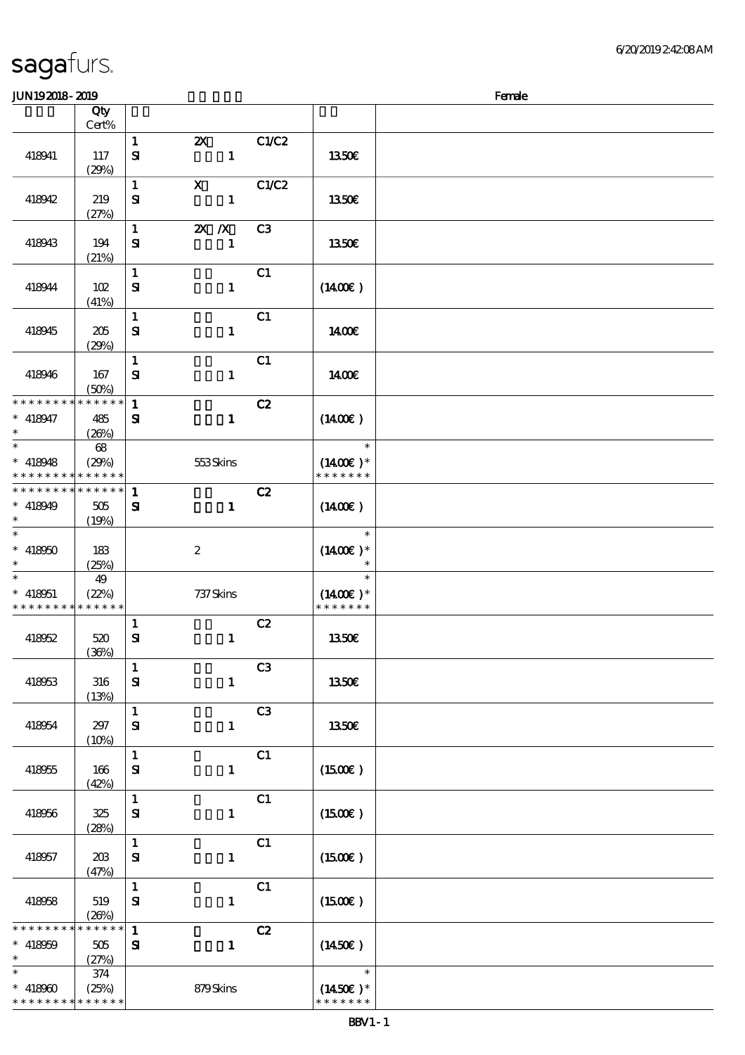# sagafurs.

JUN19 2018 - 2019 Female

| | Qty Cert% | | | | | |
|---|---|---|---|---|---|---|
| 418941 | 117 (29%) | 1 SI | 2X 1 | C1/C2 | 13.50€ | |
| 418942 | 219 (27%) | 1 SI | X 1 | C1/C2 | 13.50€ | |
| 418943 | 194 (21%) | 1 SI | 2X /X 1 | C3 | 13.50€ | |
| 418944 | 102 (41%) | 1 SI | 1 | C1 | (14.00€) | |
| 418945 | 205 (29%) | 1 SI | 1 | C1 | 14.00€ | |
| 418946 | 167 (50%) | 1 SI | 1 | C1 | 14.00€ | |
| * * * * * * * * * * * * * * * 418947 * | 485 (26%) | 1 SI | 1 | C2 | (14.00€) | |
| * * 418948 * * * * * * * * * * * * * * | 68 (29%) | | 553 Skins | | * (14.00€)* * * * * * * * | |
| * * * * * * * * * * * * * * * 418949 * | 505 (19%) | 1 SI | 1 | C2 | (14.00€) | |
| * * 418950 * | 183 (25%) | | 2 | | * (14.00€)* * | |
| * * 418951 * * * * * * * * * * * * * * | 49 (22%) | | 737 Skins | | * (14.00€)* * * * * * * * | |
| 418952 | 520 (36%) | 1 SI | 1 | C2 | 13.50€ | |
| 418953 | 316 (13%) | 1 SI | 1 | C3 | 13.50€ | |
| 418954 | 297 (10%) | 1 SI | 1 | C3 | 13.50€ | |
| 418955 | 166 (42%) | 1 SI | 1 | C1 | (15.00€) | |
| 418956 | 325 (28%) | 1 SI | 1 | C1 | (15.00€) | |
| 418957 | 203 (47%) | 1 SI | 1 | C1 | (15.00€) | |
| 418958 | 519 (26%) | 1 SI | 1 | C1 | (15.00€) | |
| * * * * * * * * * * * * * * * 418959 * | 505 (27%) | 1 SI | 1 | C2 | (14.50€) | |
| * * 418960 * * * * * * * * * * * * * * | 374 (25%) | | 879 Skins | | * (14.50€)* * * * * * * * | |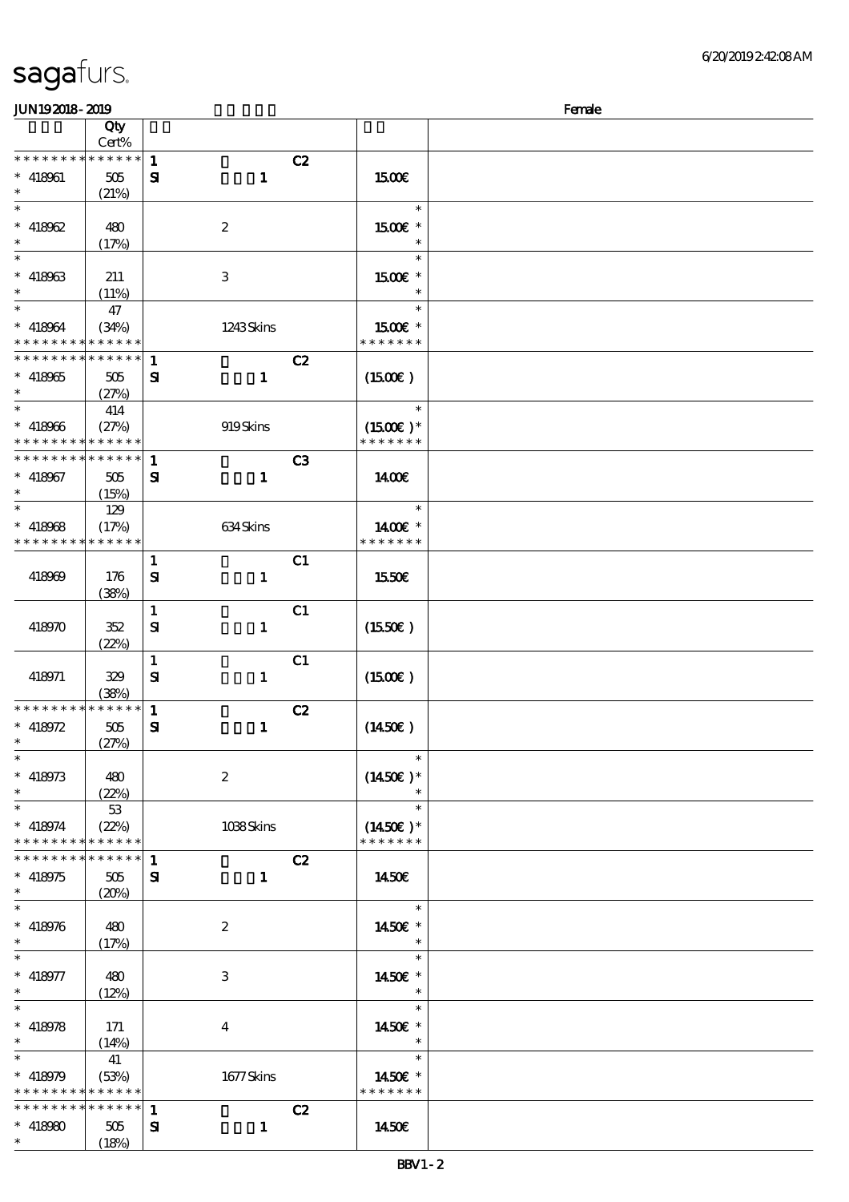sagafurs.

JUN19 2018 - 2019 Female

| | Qty Cert% | | | |
|---|---|---|---|---|
| * * * * * * * * * * * * * * | 1 C2 | | | |
| * 418961 * | 505 (21%) | SI 1 | 15.00€ | |
| * 418962 * | 480 (17%) | 2 | 15.00€ * | |
| * 418963 * | 211 (11%) | 3 | 15.00€ * | |
| * 418964 * * * * * * * * * * * * * | 47 (34%) | 1243 Skins | 15.00€ * * * * * * * * | |
| * * * * * * * * * * * * * * | 1 C2 | | | |
| * 418965 * | 505 (27%) | SI 1 | (15.00€ ) | |
| * 418966 * * * * * * * * * * * * * | 414 (27%) | 919 Skins | (15.00€ )* * * * * * * * | |
| * * * * * * * * * * * * * * | 1 C3 | | | |
| * 418967 * | 505 (15%) | SI 1 | 14.00€ | |
| * 418968 * * * * * * * * * * * * * | 129 (17%) | 634 Skins | 14.00€ * * * * * * * * | |
| 418969 | 176 (38%) | 1 C1 SI 1 | 15.50€ | |
| 418970 | 352 (22%) | 1 C1 SI 1 | (15.50€ ) | |
| 418971 | 329 (38%) | 1 C1 SI 1 | (15.00€ ) | |
| * * * * * * * * * * * * * * | 1 C2 | | | |
| * 418972 * | 505 (27%) | SI 1 | (14.50€ ) | |
| * 418973 * | 480 (22%) | 2 | (14.50€ )* | |
| * 418974 * * * * * * * * * * * * * | 53 (22%) | 1038 Skins | (14.50€ )* * * * * * * * | |
| * * * * * * * * * * * * * * | 1 C2 | | | |
| * 418975 * | 505 (20%) | SI 1 | 14.50€ | |
| * 418976 * | 480 (17%) | 2 | 14.50€ * | |
| * 418977 * | 480 (12%) | 3 | 14.50€ * | |
| * 418978 * | 171 (14%) | 4 | 14.50€ * | |
| * 418979 * * * * * * * * * * * * * | 41 (53%) | 1677 Skins | 14.50€ * * * * * * * * | |
| * * * * * * * * * * * * * * | 1 C2 | | | |
| * 418980 * | 505 (18%) | SI 1 | 14.50€ | |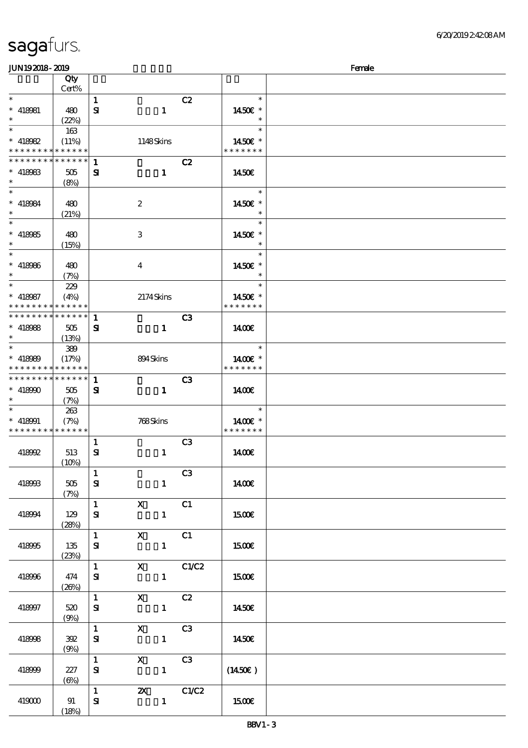JUN19 2018 - 2019 Female

| | Qty Cert% | | | | | |
|---|---|---|---|---|---|---|
| * | | 1 | | C2 | * | |
| * 418981 | 480 | SI | 1 | | 14.50€ * | |
| * | (22%) | | | | * | |
| * | 163 | | | | * | |
| * 418982 | (11%) | | 1148 Skins | | 14.50€ * | |
| * * * * * * * * * * * * * * | | | | | * * * * * * * | |
| * * * * * * * * * * * * * * | | 1 | | C2 | | |
| * 418983 | 505 | SI | 1 | | 14.50€ | |
| * | (8%) | | | | | |
| * | | | | | * | |
| * 418984 | 480 | | 2 | | 14.50€ * | |
| * | (21%) | | | | * | |
| * | | | | | * | |
| * 418985 | 480 | | 3 | | 14.50€ * | |
| * | (15%) | | | | * | |
| * | | | | | * | |
| * 418986 | 480 | | 4 | | 14.50€ * | |
| * | (7%) | | | | * | |
| * | 229 | | | | * | |
| * 418987 | (4%) | | 2174 Skins | | 14.50€ * | |
| * * * * * * * * * * * * * * | | | | | * * * * * * * | |
| * * * * * * * * * * * * * * | | 1 | | C3 | | |
| * 418988 | 505 | SI | 1 | | 14.00€ | |
| * | (13%) | | | | | |
| * | 389 | | | | * | |
| * 418989 | (17%) | | 894 Skins | | 14.00€ * | |
| * * * * * * * * * * * * * * | | | | | * * * * * * * | |
| * * * * * * * * * * * * * * | | 1 | | C3 | | |
| * 418990 | 505 | SI | 1 | | 14.00€ | |
| * | (7%) | | | | | |
| * | 263 | | | | * | |
| * 418991 | (7%) | | 768 Skins | | 14.00€ * | |
| * * * * * * * * * * * * * * | | | | | * * * * * * * | |
| | | 1 | | C3 | | |
| 418992 | 513 (10%) | SI | 1 | | 14.00€ | |
| | | 1 | | C3 | | |
| 418993 | 505 (7%) | SI | 1 | | 14.00€ | |
| | | 1 | X | C1 | | |
| 418994 | 129 (28%) | SI | 1 | | 15.00€ | |
| | | 1 | X | C1 | | |
| 418995 | 135 (23%) | SI | 1 | | 15.00€ | |
| | | 1 | X | C1/C2 | | |
| 418996 | 474 (26%) | SI | 1 | | 15.00€ | |
| | | 1 | X | C2 | | |
| 418997 | 520 (9%) | SI | 1 | | 14.50€ | |
| | | 1 | X | C3 | | |
| 418998 | 392 (9%) | SI | 1 | | 14.50€ | |
| | | 1 | X | C3 | | |
| 418999 | 227 (6%) | SI | 1 | | (14.50€) | |
| | | 1 | 2X | C1/C2 | | |
| 419000 | 91 (18%) | SI | 1 | | 15.00€ | |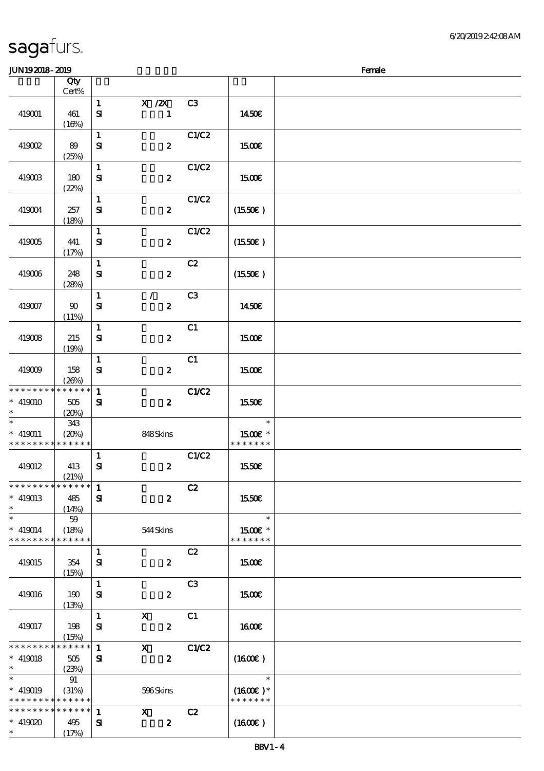# sagafurs.

JUN19 2018 - 2019 | Female

| | Qty Cert% | | | | | |
|---|---|---|---|---|---|---|
| 419001 | 461 (16%) | 1 SI | X /2X 1 | C3 | 14.50€ | |
| 419002 | 89 (25%) | 1 SI | 2 | C1/C2 | 15.00€ | |
| 419003 | 180 (22%) | 1 SI | 2 | C1/C2 | 15.00€ | |
| 419004 | 257 (18%) | 1 SI | 2 | C1/C2 | (15.50€) | |
| 419005 | 441 (17%) | 1 SI | 2 | C1/C2 | (15.50€) | |
| 419006 | 248 (28%) | 1 SI | 2 | C2 | (15.50€) | |
| 419007 | 90 (11%) | 1 SI | / 2 | C3 | 14.50€ | |
| 419008 | 215 (19%) | 1 SI | 2 | C1 | 15.00€ | |
| 419009 | 158 (26%) | 1 SI | 2 | C1 | 15.00€ | |
| * * * * * * * * * * * * * * * 419010 * | 505 (20%) | 1 SI | 2 | C1/C2 | 15.50€ | |
| * * 419011 * * * * * * * * * * * * * * | 343 (20%) | | 848 Skins | | * 15.00€ * * * * * * * * | |
| 419012 | 413 (21%) | 1 SI | 2 | C1/C2 | 15.50€ | |
| * * * * * * * * * * * * * * * 419013 * | 485 (14%) | 1 SI | 2 | C2 | 15.50€ | |
| * * 419014 * * * * * * * * * * * * * * | 59 (18%) | | 544 Skins | | * 15.00€ * * * * * * * * | |
| 419015 | 354 (15%) | 1 SI | 2 | C2 | 15.00€ | |
| 419016 | 190 (13%) | 1 SI | 2 | C3 | 15.00€ | |
| 419017 | 198 (15%) | 1 SI | X 2 | C1 | 16.00€ | |
| * * * * * * * * * * * * * * * 419018 * | 505 (23%) | 1 SI | X 2 | C1/C2 | (16.00€) | |
| * * 419019 * * * * * * * * * * * * * * | 91 (31%) | | 596 Skins | | * (16.00€) * * * * * * * * | |
| * * * * * * * * * * * * * * * 419020 * | 495 (17%) | 1 SI | X 2 | C2 | (16.00€) | |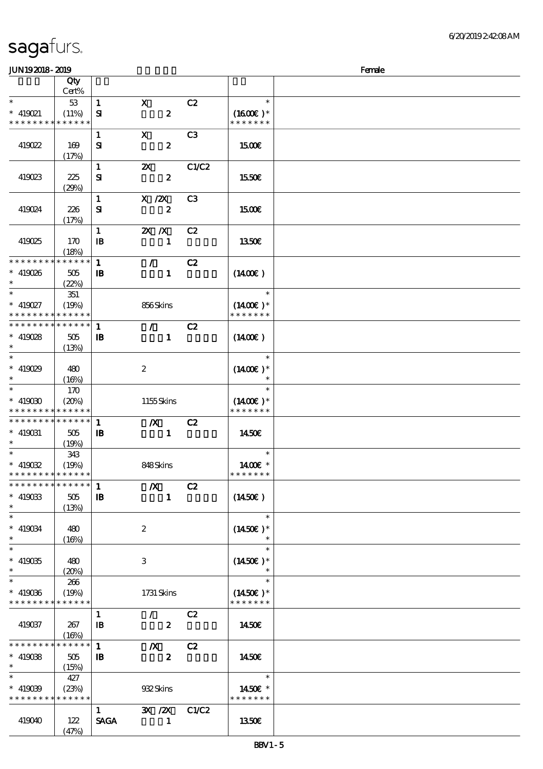# sagafurs.

JUN192018 - 2019 Female

| | Qty Cert% | | | | | |
|---|---|---|---|---|---|---|
| * | 53 | 1 | X | C2 | * | |
| * 419021 | (11%) | SI | 2 | | (1600€)* | |
| * * * * * * * * * * * * * * | | | | | * * * * * * * | |
| | | 1 | X | C3 | | |
| 419022 | 169 (17%) | SI | 2 | | 1500€ | |
| | | 1 | 2X | C1/C2 | | |
| 419023 | 225 (29%) | SI | 2 | | 1550€ | |
| | | 1 | X /2X | C3 | | |
| 419024 | 226 (17%) | SI | 2 | | 1500€ | |
| | | 1 | 2X /X | C2 | | |
| 419025 | 170 (18%) | IB | 1 | | 1350€ | |
| * * * * * * * * * * * * * * | | 1 | / | C2 | | |
| * 419026 | 505 (22%) | IB | 1 | | (1400€) | |
| * | 351 | | | | * | |
| * 419027 | (19%) | | 856 Skins | | (1400€)* | |
| * * * * * * * * * * * * * * | | | | | * * * * * * * | |
| * * * * * * * * * * * * * * | | 1 | / | C2 | | |
| * 419028 | 505 (13%) | IB | 1 | | (1400€) | |
| * | | | | | * | |
| * 419029 | 480 (16%) | | 2 | | (1400€)* | |
| * | 170 | | | | * | |
| * 419030 | (20%) | | 1155 Skins | | (1400€)* | |
| * * * * * * * * * * * * * * | | | | | * * * * * * * | |
| * * * * * * * * * * * * * * | | 1 | /X | C2 | | |
| * 419031 | 505 (19%) | IB | 1 | | 1450€ | |
| * | 343 | | | | * | |
| * 419032 | (19%) | | 848 Skins | | 1400€ * | |
| * * * * * * * * * * * * * * | | | | | * * * * * * * | |
| * * * * * * * * * * * * * * | | 1 | /X | C2 | | |
| * 419033 | 505 (13%) | IB | 1 | | (1450€) | |
| * | | | | | * | |
| * 419034 | 480 (16%) | | 2 | | (1450€)* | |
| * | | | | | * | |
| * 419035 | 480 (20%) | | 3 | | (1450€)* | |
| * | 266 | | | | * | |
| * 419036 | (19%) | | 1731 Skins | | (1450€)* | |
| * * * * * * * * * * * * * * | | | | | * * * * * * * | |
| | | 1 | / | C2 | | |
| 419037 | 267 (16%) | IB | 2 | | 1450€ | |
| * * * * * * * * * * * * * * | | 1 | /X | C2 | | |
| * 419038 | 505 (15%) | IB | 2 | | 1450€ | |
| * | 427 | | | | * | |
| * 419039 | (23%) | | 932 Skins | | 1450€ * | |
| * * * * * * * * * * * * * * | | | | | * * * * * * * | |
| | | 1 | 3X /2X | C1/C2 | | |
| 419040 | 122 (47%) | SAGA | 1 | | 1350€ | |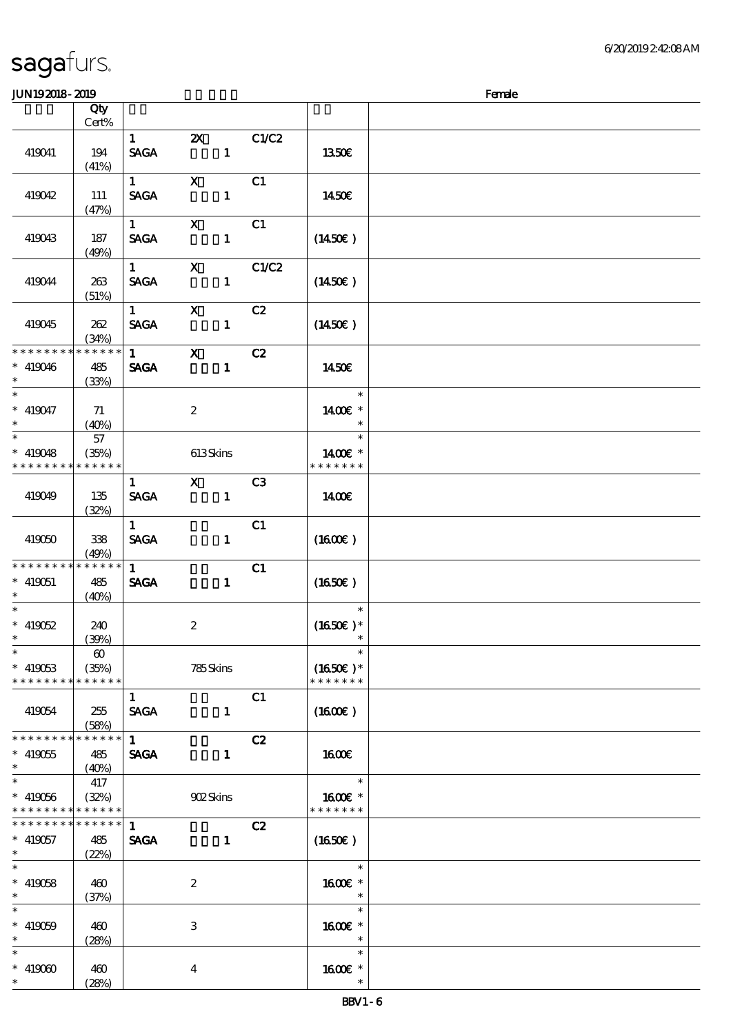sagafurs.

JUN192018-2019 Female

| | Qty Cert% | | | | | |
|---|---|---|---|---|---|---|
| | | 1 | 2X | C1/C2 | | |
| 419041 | 194 (41%) | SAGA | 1 | | 13.50€ | |
| | | 1 | X | C1 | | |
| 419042 | 111 (47%) | SAGA | 1 | | 14.50€ | |
| | | 1 | X | C1 | | |
| 419043 | 187 (49%) | SAGA | 1 | | (14.50€) | |
| | | 1 | X | C1/C2 | | |
| 419044 | 263 (51%) | SAGA | 1 | | (14.50€) | |
| | | 1 | X | C2 | | |
| 419045 | 262 (34%) | SAGA | 1 | | (14.50€) | |
| * * * * * * * * * * * * * * | | 1 | X | C2 | | |
| * 419046 * | 485 (33%) | SAGA | 1 | | 14.50€ | |
| * | | | | | * | |
| * 419047 * | 71 (40%) | | 2 | | 14.00€ * | |
| * | 57 | | | | * | |
| * 419048 * * * * * * * * * * * * * * | (35%) | | 613 Skins | | 14.00€ * * * * * * * * | |
| | | 1 | X | C3 | | |
| 419049 | 135 (32%) | SAGA | 1 | | 14.00€ | |
| | | 1 | | C1 | | |
| 419050 | 338 (49%) | SAGA | 1 | | (16.00€) | |
| * * * * * * * * * * * * * * | | 1 | | C1 | | |
| * 419051 * | 485 (40%) | SAGA | 1 | | (16.50€) | |
| * | | | | | * | |
| * 419052 * | 240 (39%) | | 2 | | (16.50€) * | |
| * | 60 | | | | * | |
| * 419053 * * * * * * * * * * * * * * | (35%) | | 785 Skins | | (16.50€) * * * * * * * * | |
| | | 1 | | C1 | | |
| 419054 | 255 (58%) | SAGA | 1 | | (16.00€) | |
| * * * * * * * * * * * * * * | | 1 | | C2 | | |
| * 419055 * | 485 (40%) | SAGA | 1 | | 16.00€ | |
| * | 417 | | | | * | |
| * 419056 * * * * * * * * * * * * * * | (32%) | | 902 Skins | | 16.00€ * * * * * * * * | |
| * * * * * * * * * * * * * * | | 1 | | C2 | | |
| * 419057 * | 485 (22%) | SAGA | 1 | | (16.50€) | |
| * | | | | | * | |
| * 419058 * | 460 (37%) | | 2 | | 16.00€ * | |
| * | | | | | * | |
| * 419059 * | 460 (28%) | | 3 | | 16.00€ * | |
| * | | | | | * | |
| * 419060 * | 460 (28%) | | 4 | | 16.00€ * | |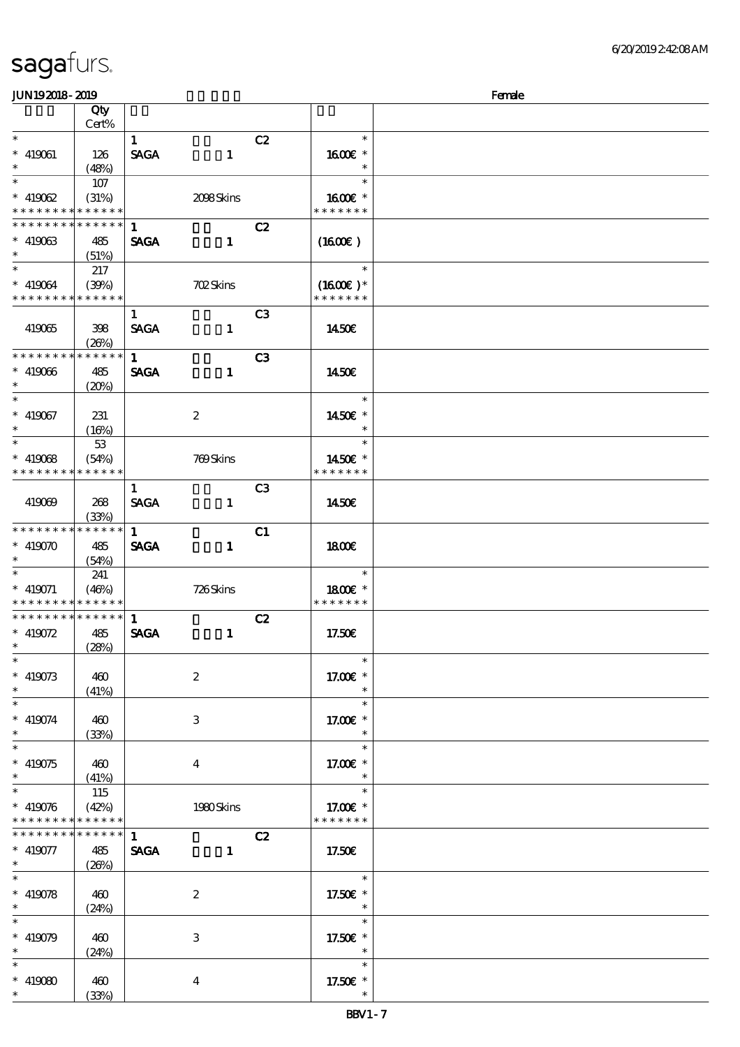sagafurs.

JUN192018-2019 Female

| | Qty Cert% | | | |
|---|---|---|---|---|
| * | | 1 C2 | * | |
| * 419061 | 126 | SAGA 1 | 16.00€ * | |
| * | (48%) | | * | |
| * | 107 | | * | |
| * 419062 | (31%) | 2098 Skins | 16.00€ * | |
| * * * * * * * * * * * * * * | | | * * * * * * * | |
| * * * * * * * * * * * * * * | | 1 C2 | | |
| * 419063 | 485 | SAGA 1 | (16.00€) | |
| * | (51%) | | | |
| * | 217 | | * | |
| * 419064 | (39%) | 702 Skins | (16.00€) * | |
| * * * * * * * * * * * * * * | | | * * * * * * * | |
| | | 1 C3 | | |
| 419065 | 398 | SAGA 1 | 14.50€ | |
| | (26%) | | | |
| * * * * * * * * * * * * * * | | 1 C3 | | |
| * 419066 | 485 | SAGA 1 | 14.50€ | |
| * | (20%) | | | |
| * | | | * | |
| * 419067 | 231 | 2 | 14.50€ * | |
| * | (16%) | | * | |
| * | 53 | | * | |
| * 419068 | (54%) | 769 Skins | 14.50€ * | |
| * * * * * * * * * * * * * * | | | * * * * * * * | |
| | | 1 C3 | | |
| 419069 | 268 | SAGA 1 | 14.50€ | |
| | (33%) | | | |
| * * * * * * * * * * * * * * | | 1 C1 | | |
| * 419070 | 485 | SAGA 1 | 18.00€ | |
| * | (54%) | | | |
| * | 241 | | * | |
| * 419071 | (46%) | 726 Skins | 18.00€ * | |
| * * * * * * * * * * * * * * | | | * * * * * * * | |
| * * * * * * * * * * * * * * | | 1 C2 | | |
| * 419072 | 485 | SAGA 1 | 17.50€ | |
| * | (28%) | | | |
| * | | | * | |
| * 419073 | 460 | 2 | 17.00€ * | |
| * | (41%) | | * | |
| * | | | * | |
| * 419074 | 460 | 3 | 17.00€ * | |
| * | (33%) | | * | |
| * | | | * | |
| * 419075 | 460 | 4 | 17.00€ * | |
| * | (41%) | | * | |
| * | 115 | | * | |
| * 419076 | (42%) | 1980 Skins | 17.00€ * | |
| * * * * * * * * * * * * * * | | | * * * * * * * | |
| * * * * * * * * * * * * * * | | 1 C2 | | |
| * 419077 | 485 | SAGA 1 | 17.50€ | |
| * | (26%) | | | |
| * | | | * | |
| * 419078 | 460 | 2 | 17.50€ * | |
| * | (24%) | | * | |
| * | | | * | |
| * 419079 | 460 | 3 | 17.50€ * | |
| * | (24%) | | * | |
| * | | | * | |
| * 419080 | 460 | 4 | 17.50€ * | |
| * | (33%) | | * | |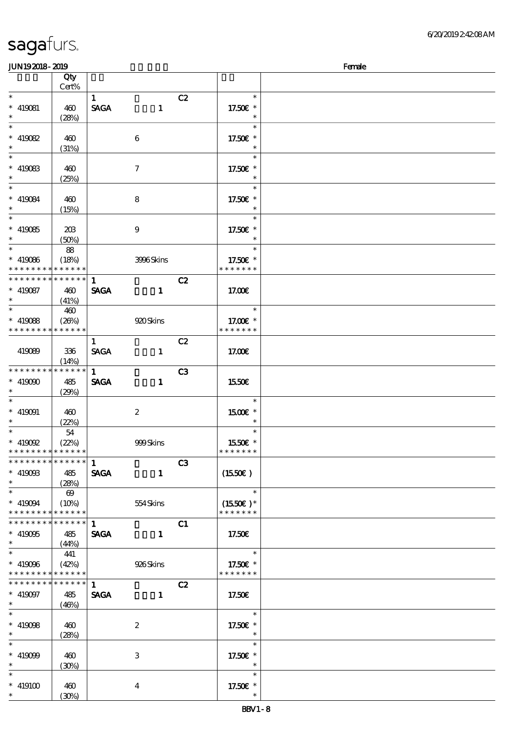sagafurs.

6/20/2019 2:42:08 AM

JUN19 2018 - 2019 Female

| | Qty Cert% | | | | |
|---|---|---|---|---|---|
| * | | 1 | | C2 | * |
| * 419081 | 460 | SAGA | 1 | | 17.50€ * |
| * | (28%) | | | | * |
| * | | | | | * |
| * 419082 | 460 | | 6 | | 17.50€ * |
| * | (31%) | | | | * |
| * | | | | | * |
| * 419083 | 460 | | 7 | | 17.50€ * |
| * | (25%) | | | | * |
| * | | | | | * |
| * 419084 | 460 | | 8 | | 17.50€ * |
| * | (15%) | | | | * |
| * | | | | | * |
| * 419085 | 203 | | 9 | | 17.50€ * |
| * | (50%) | | | | * |
| * | 88 | | | | * |
| * 419086 | (18%) | | 3996 Skins | | 17.50€ * |
| * * * * * * * * * * * * * * | | | | | * * * * * * * |
| * * * * * * * * * * * * * * | | 1 | | C2 | |
| * 419087 | 460 | SAGA | 1 | | 17.00€ |
| * | (41%) | | | | |
| * | 460 | | | | * |
| * 419088 | (26%) | | 920 Skins | | 17.00€ * |
| * * * * * * * * * * * * * * | | | | | * * * * * * * |
| | | 1 | | C2 | |
| 419089 | 336 | SAGA | 1 | | 17.00€ |
| | (14%) | | | | |
| * * * * * * * * * * * * * * | | 1 | | C3 | |
| * 419090 | 485 | SAGA | 1 | | 15.50€ |
| * | (29%) | | | | |
| * | | | | | * |
| * 419091 | 460 | | 2 | | 15.00€ * |
| * | (22%) | | | | * |
| * | 54 | | | | * |
| * 419092 | (22%) | | 999 Skins | | 15.50€ * |
| * * * * * * * * * * * * * * | | | | | * * * * * * * |
| * * * * * * * * * * * * * * | | 1 | | C3 | |
| * 419093 | 485 | SAGA | 1 | | (15.50€ ) |
| * | (28%) | | | | |
| * | 69 | | | | * |
| * 419094 | (10%) | | 554 Skins | | (15.50€ )* |
| * * * * * * * * * * * * * * | | | | | * * * * * * * |
| * * * * * * * * * * * * * * | | 1 | | C1 | |
| * 419095 | 485 | SAGA | 1 | | 17.50€ |
| * | (44%) | | | | |
| * | 441 | | | | * |
| * 419096 | (42%) | | 926 Skins | | 17.50€ * |
| * * * * * * * * * * * * * * | | | | | * * * * * * * |
| * * * * * * * * * * * * * * | | 1 | | C2 | |
| * 419097 | 485 | SAGA | 1 | | 17.50€ |
| * | (46%) | | | | |
| * | | | | | * |
| * 419098 | 460 | | 2 | | 17.50€ * |
| * | (28%) | | | | * |
| * | | | | | * |
| * 419099 | 460 | | 3 | | 17.50€ * |
| * | (30%) | | | | * |
| * | | | | | * |
| * 419100 | 460 | | 4 | | 17.50€ * |
| * | (30%) | | | | * |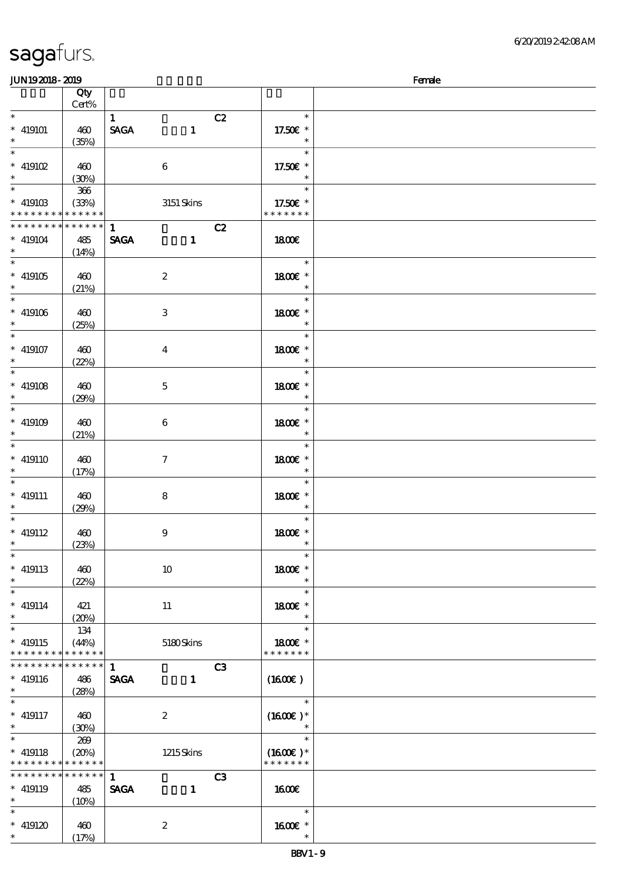sagafurs.

JUN19 2018 - 2019 Female

| | Qty Cert% | | | |
|---|---|---|---|---|
| * | | 1 C2 | * | |
| * 419101 | 460 | SAGA 1 | 17.50€ * | |
| * | (35%) | | * | |
| * | | | * | |
| * 419102 | 460 | 6 | 17.50€ * | |
| * | (30%) | | * | |
| * | 366 | | * | |
| * 419103 | (33%) | 3151 Skins | 17.50€ * | |
| * * * * * * * * * * * * * * | | | * * * * * * * | |
| * * * * * * * * * * * * * * | | 1 C2 | | |
| * 419104 | 485 | SAGA 1 | 18.00€ | |
| * | (14%) | | | |
| * | | | * | |
| * 419105 | 460 | 2 | 18.00€ * | |
| * | (21%) | | * | |
| * | | | * | |
| * 419106 | 460 | 3 | 18.00€ * | |
| * | (25%) | | * | |
| * | | | * | |
| * 419107 | 460 | 4 | 18.00€ * | |
| * | (22%) | | * | |
| * | | | * | |
| * 419108 | 460 | 5 | 18.00€ * | |
| * | (29%) | | * | |
| * | | | * | |
| * 419109 | 460 | 6 | 18.00€ * | |
| * | (21%) | | * | |
| * | | | * | |
| * 419110 | 460 | 7 | 18.00€ * | |
| * | (17%) | | * | |
| * | | | * | |
| * 419111 | 460 | 8 | 18.00€ * | |
| * | (29%) | | * | |
| * | | | * | |
| * 419112 | 460 | 9 | 18.00€ * | |
| * | (23%) | | * | |
| * | | | * | |
| * 419113 | 460 | 10 | 18.00€ * | |
| * | (22%) | | * | |
| * | | | * | |
| * 419114 | 421 | 11 | 18.00€ * | |
| * | (20%) | | * | |
| * | 134 | | * | |
| * 419115 | (44%) | 5180 Skins | 18.00€ * | |
| * * * * * * * * * * * * * * | | | * * * * * * * | |
| * * * * * * * * * * * * * * | | 1 C3 | | |
| * 419116 | 486 | SAGA 1 | (16.00€) | |
| * | (28%) | | | |
| * | | | * | |
| * 419117 | 460 | 2 | (16.00€) * | |
| * | (30%) | | * | |
| * | 269 | | * | |
| * 419118 | (20%) | 1215 Skins | (16.00€) * | |
| * * * * * * * * * * * * * * | | | * * * * * * * | |
| * * * * * * * * * * * * * * | | 1 C3 | | |
| * 419119 | 485 | SAGA 1 | 16.00€ | |
| * | (10%) | | | |
| * | | | * | |
| * 419120 | 460 | 2 | 16.00€ * | |
| * | (17%) | | * | |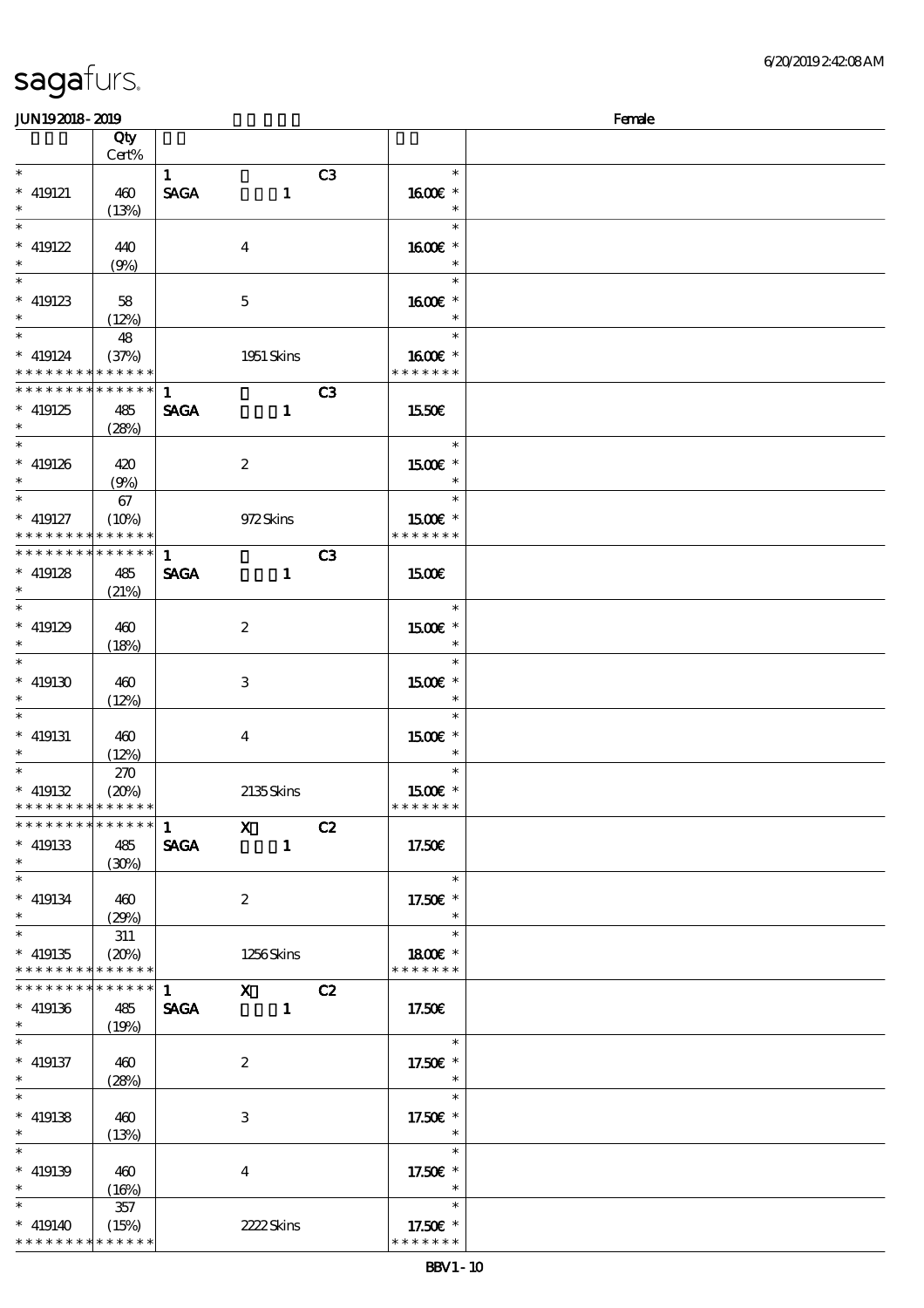# sagafurs.

JUN192018-2019 Female

| | Qty Cert% | | | | |
|---|---|---|---|---|---|
| * | | 1 | | C3 | * |
| * 419121 | 460 | SAGA | 1 | | 16.00€ * |
| * | (13%) | | | | * |
| * | | | | | * |
| * 419122 | 440 | | 4 | | 16.00€ * |
| * | (9%) | | | | * |
| * | | | | | * |
| * 419123 | 58 | | 5 | | 16.00€ * |
| * | (12%) | | | | * |
| * | 48 | | | | * |
| * 419124 | (37%) | | 1951 Skins | | 16.00€ * |
| * * * * * * * * * * * * * * | | | | | * * * * * * * |
| * * * * * * * * * * * * * * | | 1 | | C3 | |
| * 419125 | 485 | SAGA | 1 | | 15.50€ |
| * | (28%) | | | | |
| * | | | | | * |
| * 419126 | 420 | | 2 | | 15.00€ * |
| * | (9%) | | | | * |
| * | 67 | | | | * |
| * 419127 | (10%) | | 972 Skins | | 15.00€ * |
| * * * * * * * * * * * * * * | | | | | * * * * * * * |
| * * * * * * * * * * * * * * | | 1 | | C3 | |
| * 419128 | 485 | SAGA | 1 | | 15.00€ |
| * | (21%) | | | | |
| * | | | | | * |
| * 419129 | 460 | | 2 | | 15.00€ * |
| * | (18%) | | | | * |
| * | | | | | * |
| * 419130 | 460 | | 3 | | 15.00€ * |
| * | (12%) | | | | * |
| * | | | | | * |
| * 419131 | 460 | | 4 | | 15.00€ * |
| * | (12%) | | | | * |
| * | 270 | | | | * |
| * 419132 | (20%) | | 2135 Skins | | 15.00€ * |
| * * * * * * * * * * * * * * | | | | | * * * * * * * |
| * * * * * * * * * * * * * * | | 1 | X | C2 | |
| * 419133 | 485 | SAGA | 1 | | 17.50€ |
| * | (30%) | | | | |
| * | | | | | * |
| * 419134 | 460 | | 2 | | 17.50€ * |
| * | (29%) | | | | * |
| * | 311 | | | | * |
| * 419135 | (20%) | | 1256 Skins | | 18.00€ * |
| * * * * * * * * * * * * * * | | | | | * * * * * * * |
| * * * * * * * * * * * * * * | | 1 | X | C2 | |
| * 419136 | 485 | SAGA | 1 | | 17.50€ |
| * | (19%) | | | | |
| * | | | | | * |
| * 419137 | 460 | | 2 | | 17.50€ * |
| * | (28%) | | | | * |
| * | | | | | * |
| * 419138 | 460 | | 3 | | 17.50€ * |
| * | (13%) | | | | * |
| * | | | | | * |
| * 419139 | 460 | | 4 | | 17.50€ * |
| * | (16%) | | | | * |
| * | 357 | | | | * |
| * 419140 | (15%) | | 2222 Skins | | 17.50€ * |
| * * * * * * * * * * * * * * | | | | | * * * * * * * |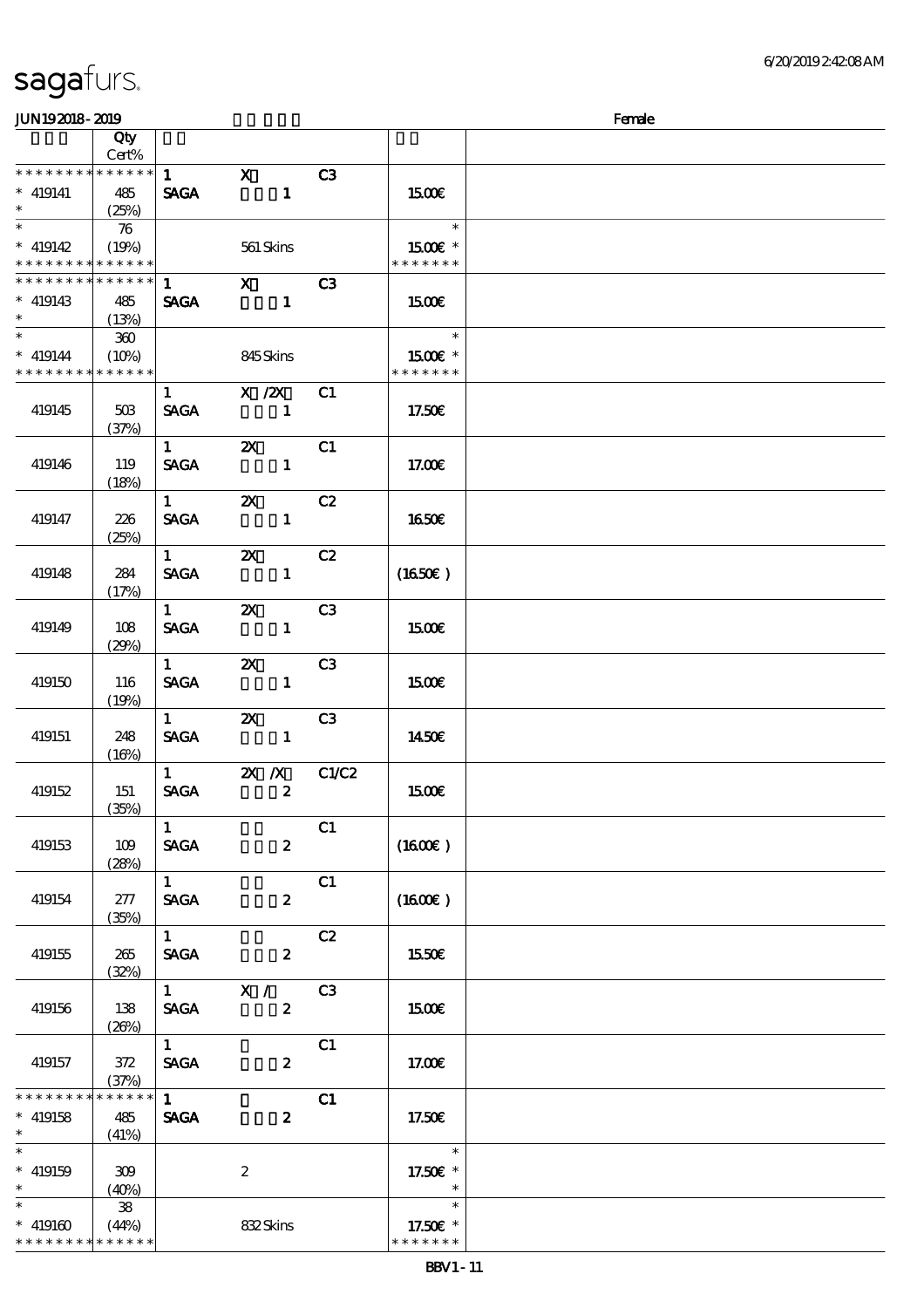sagafurs.

JUN19 2018 - 2019 Female

| | Qty Cert% | | | | | |
|---|---|---|---|---|---|---|
| * * * * * * * * * * * * * * | | 1 | X | C3 | | |
| * 419141 | 485 | SAGA | 1 | | 15.00€ | |
| * | (25%) | | | | | |
| * | 76 | | | | * | |
| * 419142 | (19%) | | 561 Skins | | 15.00€ * | |
| * * * * * * * * * * * * * * | | | | | * * * * * * * | |
| * * * * * * * * * * * * * * | | 1 | X | C3 | | |
| * 419143 | 485 | SAGA | 1 | | 15.00€ | |
| * | (13%) | | | | | |
| * | 360 | | | | * | |
| * 419144 | (10%) | | 845 Skins | | 15.00€ * | |
| * * * * * * * * * * * * * * | | | | | * * * * * * * | |
| | | 1 | X /2X | C1 | | |
| 419145 | 503 (37%) | SAGA | 1 | | 17.50€ | |
| | | 1 | 2X | C1 | | |
| 419146 | 119 (18%) | SAGA | 1 | | 17.00€ | |
| | | 1 | 2X | C2 | | |
| 419147 | 226 (25%) | SAGA | 1 | | 16.50€ | |
| | | 1 | 2X | C2 | | |
| 419148 | 284 (17%) | SAGA | 1 | | (16.50€ ) | |
| | | 1 | 2X | C3 | | |
| 419149 | 108 (29%) | SAGA | 1 | | 15.00€ | |
| | | 1 | 2X | C3 | | |
| 419150 | 116 (19%) | SAGA | 1 | | 15.00€ | |
| | | 1 | 2X | C3 | | |
| 419151 | 248 (16%) | SAGA | 1 | | 14.50€ | |
| | | 1 | 2X /X | C1/C2 | | |
| 419152 | 151 (35%) | SAGA | 2 | | 15.00€ | |
| | | 1 | | C1 | | |
| 419153 | 109 (28%) | SAGA | 2 | | (16.00€ ) | |
| | | 1 | | C1 | | |
| 419154 | 277 (35%) | SAGA | 2 | | (16.00€ ) | |
| | | 1 | | C2 | | |
| 419155 | 265 (32%) | SAGA | 2 | | 15.50€ | |
| | | 1 | X / | C3 | | |
| 419156 | 138 (26%) | SAGA | 2 | | 15.00€ | |
| | | 1 | | C1 | | |
| 419157 | 372 (37%) | SAGA | 2 | | 17.00€ | |
| * * * * * * * * * * * * * * | | 1 | | C1 | | |
| * 419158 | 485 | SAGA | 2 | | 17.50€ | |
| * | (41%) | | | | | |
| * | | | | | * | |
| * 419159 | 309 | | 2 | | 17.50€ * | |
| * | (40%) | | | | * | |
| * | 38 | | | | * | |
| * 419160 | (44%) | | 832 Skins | | 17.50€ * | |
| * * * * * * * * * * * * * * | | | | | * * * * * * * | |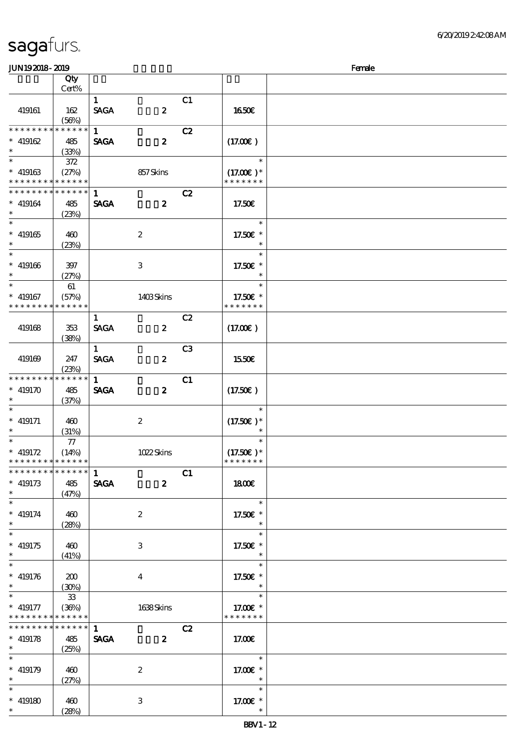| | Qty Cert% | | | | |
|---|---|---|---|---|---|
| 419161 | 162 (56%) | 1 SAGA 2 C1 | 16.50€ | |
| * * * * * * * * * * * * * * * 419162 * | 485 (33%) | 1 SAGA 2 C2 | (17.00€) | |
| * * 419163 * * * * * * * * * * * * * * | 372 (27%) | 857 Skins | * (17.00€) * * * * * * * * | |
| * * * * * * * * * * * * * * * 419164 * | 485 (23%) | 1 SAGA 2 C2 | 17.50€ | |
| * * 419165 * | 460 (23%) | 2 | * 17.50€ * * | |
| * * 419166 * | 397 (27%) | 3 | * 17.50€ * * | |
| * * 419167 * * * * * * * * * * * * * * | 61 (57%) | 1403 Skins | * 17.50€ * * * * * * * * | |
| 419168 | 353 (38%) | 1 SAGA 2 C2 | (17.00€) | |
| 419169 | 247 (23%) | 1 SAGA 2 C3 | 15.50€ | |
| * * * * * * * * * * * * * * * 419170 * | 485 (37%) | 1 SAGA 2 C1 | (17.50€) | |
| * * 419171 * | 460 (31%) | 2 | * (17.50€) * * | |
| * * 419172 * * * * * * * * * * * * * * | 77 (14%) | 1022 Skins | * (17.50€) * * * * * * * * | |
| * * * * * * * * * * * * * * * 419173 * | 485 (47%) | 1 SAGA 2 C1 | 18.00€ | |
| * * 419174 * | 460 (28%) | 2 | * 17.50€ * * | |
| * * 419175 * | 460 (41%) | 3 | * 17.50€ * * | |
| * * 419176 * | 200 (30%) | 4 | * 17.50€ * * | |
| * * 419177 * * * * * * * * * * * * * * | 33 (36%) | 1638 Skins | * 17.00€ * * * * * * * * | |
| * * * * * * * * * * * * * * * 419178 * | 485 (25%) | 1 SAGA 2 C2 | 17.00€ | |
| * * 419179 * | 460 (27%) | 2 | * 17.00€ * * | |
| * * 419180 * | 460 (28%) | 3 | * 17.00€ * * | |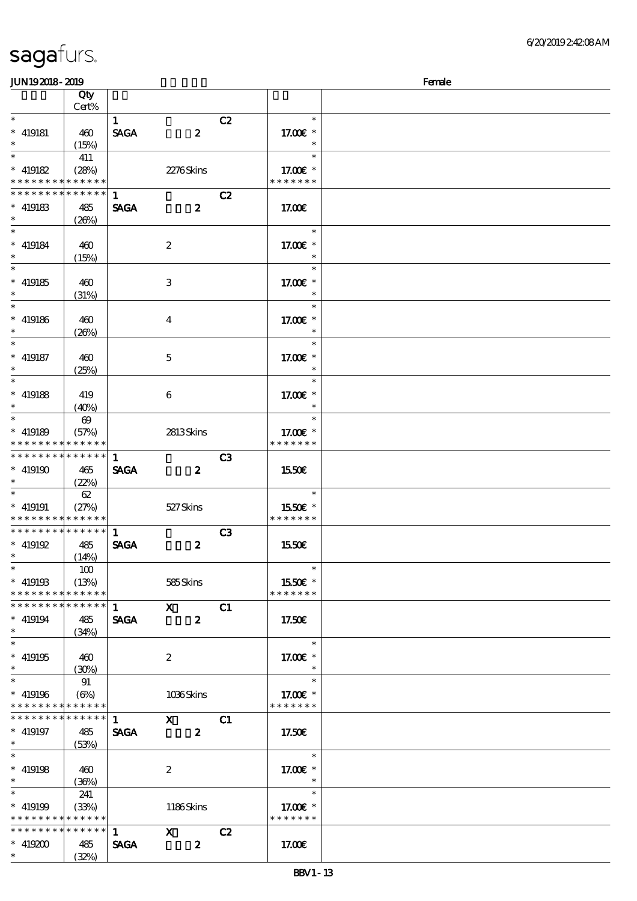sagafurs.

JUN19 2018 - 2019 Female

| | Qty Cert% | | | | |
|---|---|---|---|---|---|
| * | | 1 | | C2 | * |
| * 419181 | 460 | SAGA | 2 | | 17.00€ * |
| * | (15%) | | | | * |
| * | 411 | | | | * |
| * 419182 | (28%) | | 2276 Skins | | 17.00€ * |
| * * * * * * * * * * * * * * | | | | | * * * * * * * |
| * * * * * * * * * * * * * * | | 1 | | C2 | |
| * 419183 | 485 | SAGA | 2 | | 17.00€ |
| * | (26%) | | | | |
| * | | | | | * |
| * 419184 | 460 | | 2 | | 17.00€ * |
| * | (15%) | | | | * |
| * | | | | | * |
| * 419185 | 460 | | 3 | | 17.00€ * |
| * | (31%) | | | | * |
| * | | | | | * |
| * 419186 | 460 | | 4 | | 17.00€ * |
| * | (26%) | | | | * |
| * | | | | | * |
| * 419187 | 460 | | 5 | | 17.00€ * |
| * | (25%) | | | | * |
| * | | | | | * |
| * 419188 | 419 | | 6 | | 17.00€ * |
| * | (40%) | | | | * |
| * | 69 | | | | * |
| * 419189 | (57%) | | 2813 Skins | | 17.00€ * |
| * * * * * * * * * * * * * * | | | | | * * * * * * * |
| * * * * * * * * * * * * * * | | 1 | | C3 | |
| * 419190 | 465 | SAGA | 2 | | 15.50€ |
| * | (22%) | | | | |
| * | 62 | | | | * |
| * 419191 | (27%) | | 527 Skins | | 15.50€ * |
| * * * * * * * * * * * * * * | | | | | * * * * * * * |
| * * * * * * * * * * * * * * | | 1 | | C3 | |
| * 419192 | 485 | SAGA | 2 | | 15.50€ |
| * | (14%) | | | | |
| * | 100 | | | | * |
| * 419193 | (13%) | | 585 Skins | | 15.50€ * |
| * * * * * * * * * * * * * * | | | | | * * * * * * * |
| * * * * * * * * * * * * * * | | 1 | X | C1 | |
| * 419194 | 485 | SAGA | 2 | | 17.50€ |
| * | (34%) | | | | |
| * | | | | | * |
| * 419195 | 460 | | 2 | | 17.00€ * |
| * | (30%) | | | | * |
| * | 91 | | | | * |
| * 419196 | (6%) | | 1036 Skins | | 17.00€ * |
| * * * * * * * * * * * * * * | | | | | * * * * * * * |
| * * * * * * * * * * * * * * | | 1 | X | C1 | |
| * 419197 | 485 | SAGA | 2 | | 17.50€ |
| * | (53%) | | | | |
| * | | | | | * |
| * 419198 | 460 | | 2 | | 17.00€ * |
| * | (36%) | | | | * |
| * | 241 | | | | * |
| * 419199 | (33%) | | 1186 Skins | | 17.00€ * |
| * * * * * * * * * * * * * * | | | | | * * * * * * * |
| * * * * * * * * * * * * * * | | 1 | X | C2 | |
| * 419200 | 485 | SAGA | 2 | | 17.00€ |
| * | (32%) | | | | |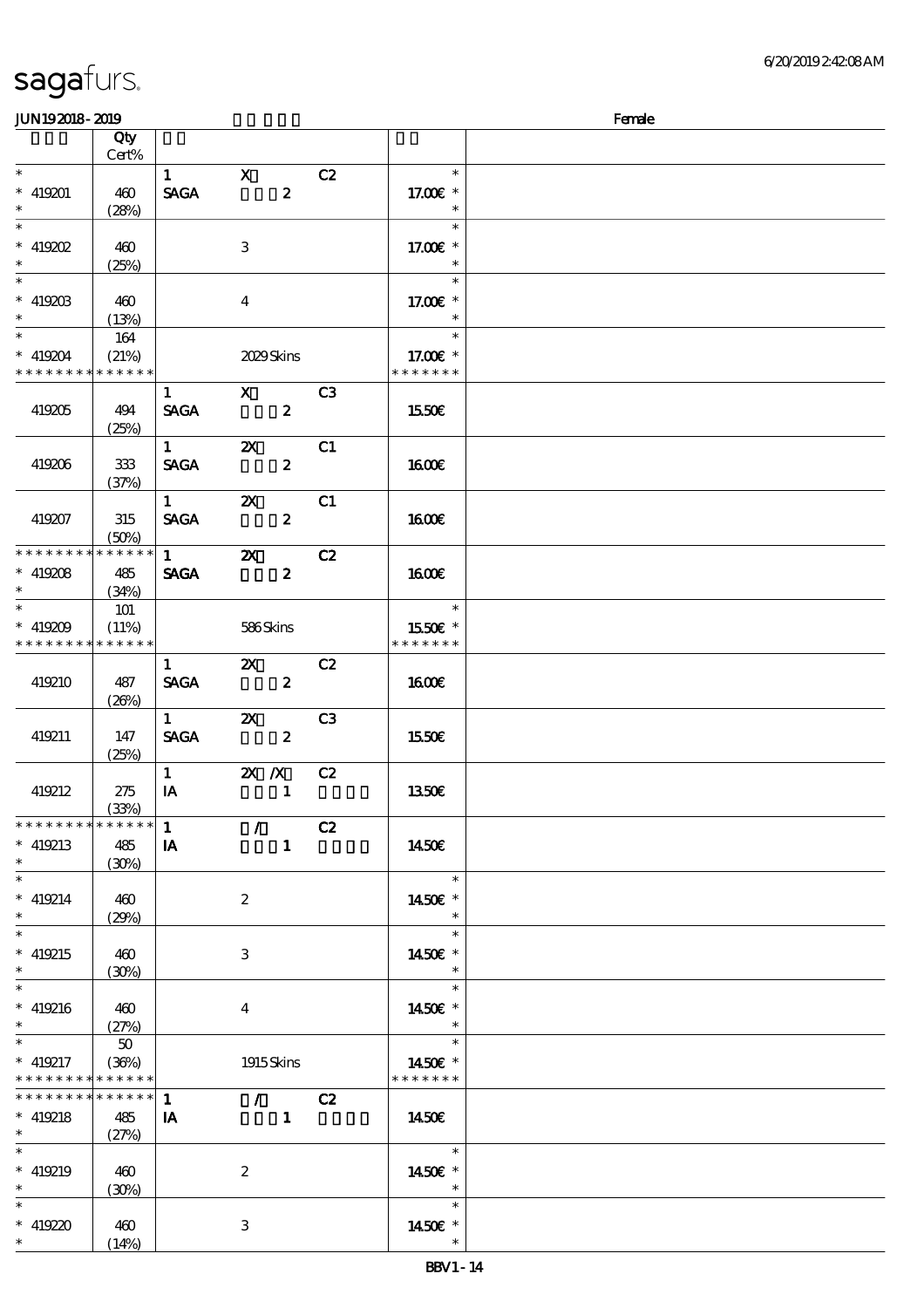# sagafurs.

JUN19 2018 - 2019 Female

| | Qty Cert% | | | | | |
|---|---|---|---|---|---|---|
| * | | 1 | X | C2 | * | |
| * 419201 | 460 | SAGA | 2 | | 17.00€ * | |
| * | (28%) | | | | * | |
| * | | | | | * | |
| * 419202 | 460 | | 3 | | 17.00€ * | |
| * | (25%) | | | | * | |
| * | | | | | * | |
| * 419203 | 460 | | 4 | | 17.00€ * | |
| * | (13%) | | | | * | |
| * | 164 | | | | * | |
| * 419204 | (21%) | | 2029 Skins | | 17.00€ * | |
| * * * * * * * * * * * * * * | | | | | * * * * * * * | |
| | | 1 | X | C3 | | |
| 419205 | 494 (25%) | SAGA | 2 | | 15.50€ | |
| | | 1 | 2X | C1 | | |
| 419206 | 333 (37%) | SAGA | 2 | | 16.00€ | |
| | | 1 | 2X | C1 | | |
| 419207 | 315 (50%) | SAGA | 2 | | 16.00€ | |
| * * * * * * * * * * * * * * | | 1 | 2X | C2 | | |
| * 419208 | 485 | SAGA | 2 | | 16.00€ | |
| * | (34%) | | | | | |
| * | 101 | | | | * | |
| * 419209 | (11%) | | 586 Skins | | 15.50€ * | |
| * * * * * * * * * * * * * * | | | | | * * * * * * * | |
| | | 1 | 2X | C2 | | |
| 419210 | 487 (26%) | SAGA | 2 | | 16.00€ | |
| | | 1 | 2X | C3 | | |
| 419211 | 147 (25%) | SAGA | 2 | | 15.50€ | |
| | | 1 | 2X /X | C2 | | |
| 419212 | 275 (33%) | IA | 1 | | 13.50€ | |
| * * * * * * * * * * * * * * | | 1 | / | C2 | | |
| * 419213 | 485 | IA | 1 | | 14.50€ | |
| * | (30%) | | | | | |
| * | | | | | * | |
| * 419214 | 460 | | 2 | | 14.50€ * | |
| * | (29%) | | | | * | |
| * | | | | | * | |
| * 419215 | 460 | | 3 | | 14.50€ * | |
| * | (30%) | | | | * | |
| * | | | | | * | |
| * 419216 | 460 | | 4 | | 14.50€ * | |
| * | (27%) | | | | * | |
| * | 50 | | | | * | |
| * 419217 | (36%) | | 1915 Skins | | 14.50€ * | |
| * * * * * * * * * * * * * * | | | | | * * * * * * * | |
| * * * * * * * * * * * * * * | | 1 | / | C2 | | |
| * 419218 | 485 | IA | 1 | | 14.50€ | |
| * | (27%) | | | | | |
| * | | | | | * | |
| * 419219 | 460 | | 2 | | 14.50€ * | |
| * | (30%) | | | | * | |
| * | | | | | * | |
| * 419220 | 460 | | 3 | | 14.50€ * | |
| * | (14%) | | | | * | |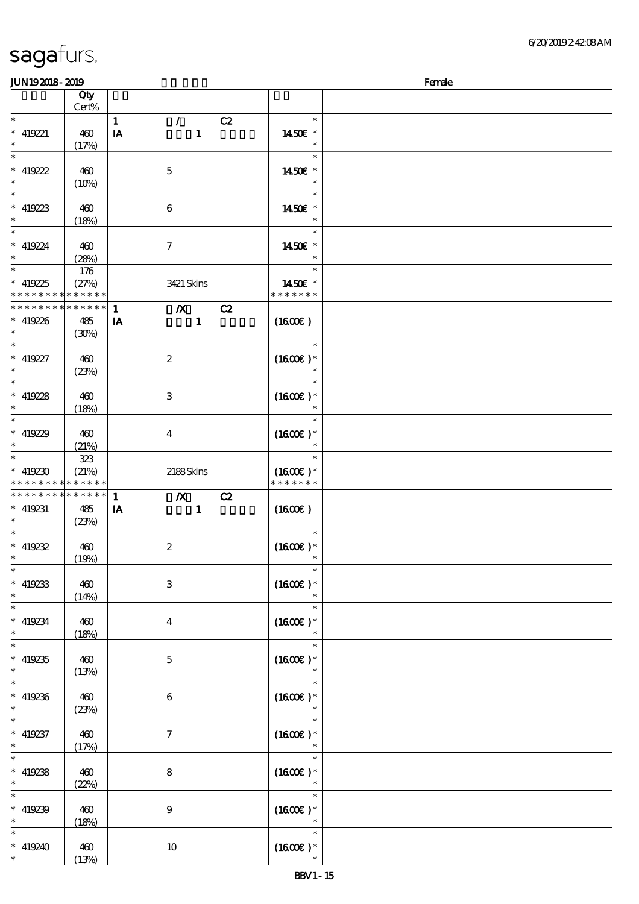sagafurs.

JUN192018-2019 Female

| | Qty Cert% | | |
|---|---|---|---|
| * | | 1 / C2 | * |
| * 419221 | 460 | IA 1 | 14.50€ * |
| * | (17%) | | * |
| * | | | * |
| * 419222 | 460 | 5 | 14.50€ * |
| * | (10%) | | * |
| * | | | * |
| * 419223 | 460 | 6 | 14.50€ * |
| * | (18%) | | * |
| * | | | * |
| * 419224 | 460 | 7 | 14.50€ * |
| * | (28%) | | * |
| * | 176 | | * |
| * 419225 | (27%) | 3421 Skins | 14.50€ * |
| * * * * * * * * * * * * * * | | | * * * * * * * |
| * * * * * * * * * * * * * * | | 1 /X C2 | |
| * 419226 | 485 | IA 1 | (16.00€ ) |
| * | (30%) | | |
| * | | | * |
| * 419227 | 460 | 2 | (16.00€ )* |
| * | (23%) | | * |
| * | | | * |
| * 419228 | 460 | 3 | (16.00€ )* |
| * | (18%) | | * |
| * | | | * |
| * 419229 | 460 | 4 | (16.00€ )* |
| * | (21%) | | * |
| * | 323 | | * |
| * 419230 | (21%) | 2188 Skins | (16.00€ )* |
| * * * * * * * * * * * * * * | | | * * * * * * * |
| * * * * * * * * * * * * * * | | 1 /X C2 | |
| * 419231 | 485 | IA 1 | (16.00€ ) |
| * | (23%) | | |
| * | | | * |
| * 419232 | 460 | 2 | (16.00€ )* |
| * | (19%) | | * |
| * | | | * |
| * 419233 | 460 | 3 | (16.00€ )* |
| * | (14%) | | * |
| * | | | * |
| * 419234 | 460 | 4 | (16.00€ )* |
| * | (18%) | | * |
| * | | | * |
| * 419235 | 460 | 5 | (16.00€ )* |
| * | (13%) | | * |
| * | | | * |
| * 419236 | 460 | 6 | (16.00€ )* |
| * | (23%) | | * |
| * | | | * |
| * 419237 | 460 | 7 | (16.00€ )* |
| * | (17%) | | * |
| * | | | * |
| * 419238 | 460 | 8 | (16.00€ )* |
| * | (22%) | | * |
| * | | | * |
| * 419239 | 460 | 9 | (16.00€ )* |
| * | (18%) | | * |
| * | | | * |
| * 419240 | 460 | 10 | (16.00€ )* |
| * | (13%) | | * |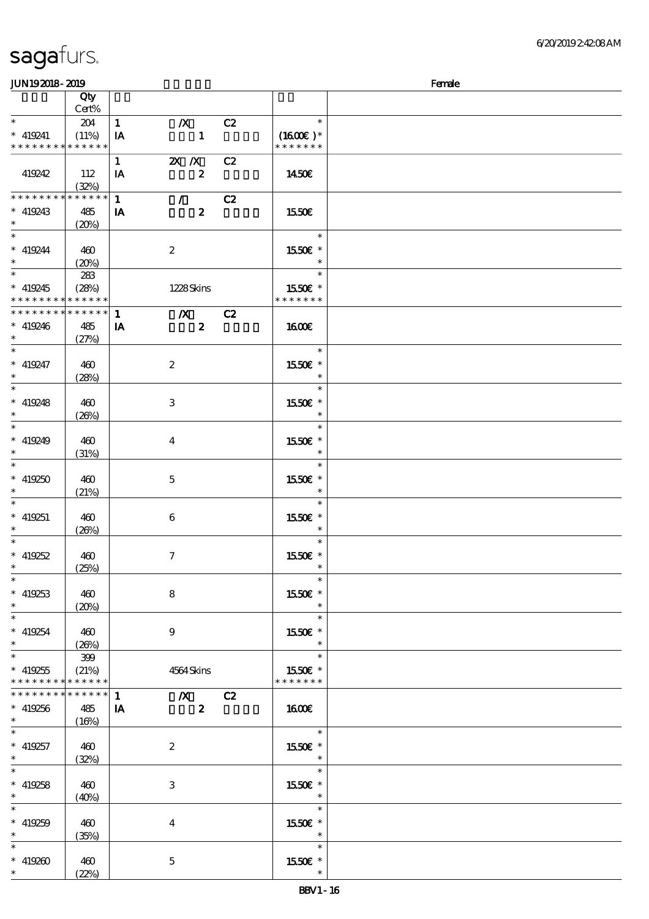**sagafurs.**

**JUN19 2018 - 2019** Female

| | Qty Cert% | | | |
|---|---|---|---|---|
| * | 204 | 1 /X C2 | * | |
| * 419241 | (11%) | IA 1 | (16.00€)* | |
| * * * * * * * * * * * * * * | | | * * * * * * * | |
| | | 1 2X /X C2 | | |
| 419242 | 112 (32%) | IA 2 | 14.50€ | |
| * * * * * * * * * * * * * * | | 1 / C2 | | |
| * 419243 | 485 | IA 2 | 15.50€ | |
| * | (20%) | | | |
| * | | | * | |
| * 419244 | 460 | 2 | 15.50€ * | |
| * | (20%) | | * | |
| * | 283 | | * | |
| * 419245 | (28%) | 1228 Skins | 15.50€ * | |
| * * * * * * * * * * * * * * | | | * * * * * * * | |
| * * * * * * * * * * * * * * | | 1 /X C2 | | |
| * 419246 | 485 | IA 2 | 16.00€ | |
| * | (27%) | | | |
| * | | | * | |
| * 419247 | 460 | 2 | 15.50€ * | |
| * | (28%) | | * | |
| * | | | * | |
| * 419248 | 460 | 3 | 15.50€ * | |
| * | (26%) | | * | |
| * | | | * | |
| * 419249 | 460 | 4 | 15.50€ * | |
| * | (31%) | | * | |
| * | | | * | |
| * 419250 | 460 | 5 | 15.50€ * | |
| * | (21%) | | * | |
| * | | | * | |
| * 419251 | 460 | 6 | 15.50€ * | |
| * | (26%) | | * | |
| * | | | * | |
| * 419252 | 460 | 7 | 15.50€ * | |
| * | (25%) | | * | |
| * | | | * | |
| * 419253 | 460 | 8 | 15.50€ * | |
| * | (20%) | | * | |
| * | | | * | |
| * 419254 | 460 | 9 | 15.50€ * | |
| * | (26%) | | * | |
| * | 399 | | * | |
| * 419255 | (21%) | 4564 Skins | 15.50€ * | |
| * * * * * * * * * * * * * * | | | * * * * * * * | |
| * * * * * * * * * * * * * * | | 1 /X C2 | | |
| * 419256 | 485 | IA 2 | 16.00€ | |
| * | (16%) | | | |
| * | | | * | |
| * 419257 | 460 | 2 | 15.50€ * | |
| * | (32%) | | * | |
| * | | | * | |
| * 419258 | 460 | 3 | 15.50€ * | |
| * | (40%) | | * | |
| * | | | * | |
| * 419259 | 460 | 4 | 15.50€ * | |
| * | (35%) | | * | |
| * | | | * | |
| * 419260 | 460 | 5 | 15.50€ * | |
| * | (22%) | | * | |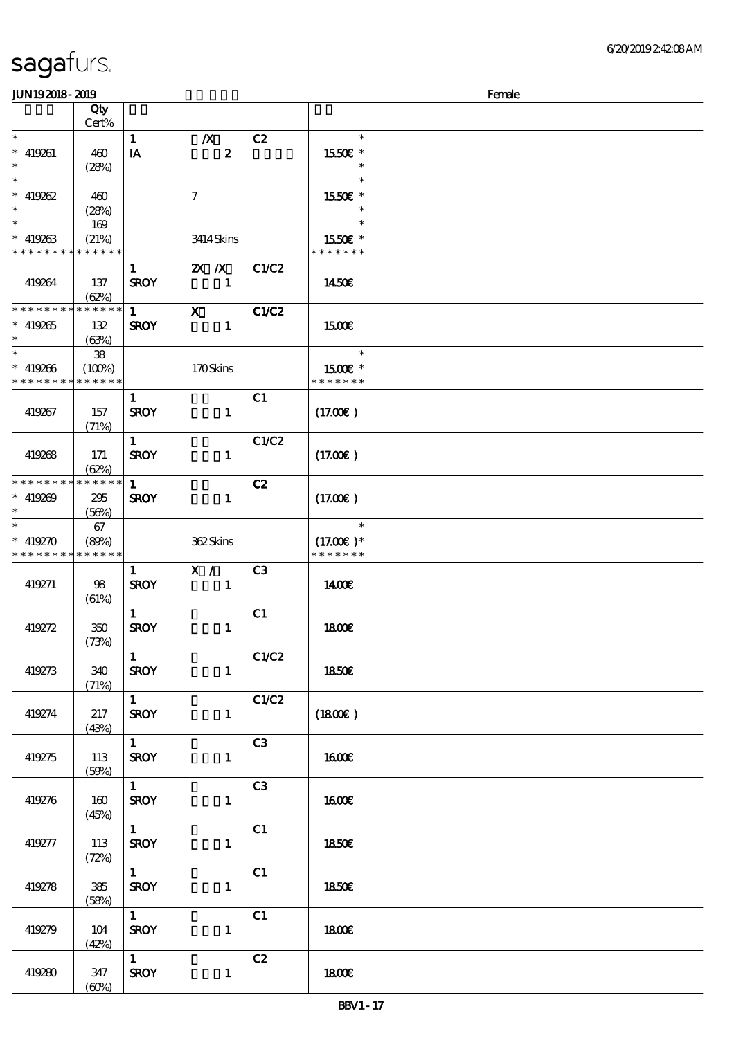sagafurs.

6/20/2019 2:42:08 AM

JUN19 2018 - 2019　　　Female

| | Qty Cert% | | | | | |
|---|---|---|---|---|---|---|
| * | | 1 | /X | C2 | * | |
| * 419261 | 460 | IA | 2 | | 15.50€ * | |
| * | (28%) | | | | * | |
| * | | | | | * | |
| * 419262 | 460 | | 7 | | 15.50€ * | |
| * | (28%) | | | | * | |
| * | 169 | | | | * | |
| * 419263 | (21%) | | 3414 Skins | | 15.50€ * | |
| * * * * * * * * * * * * * * | | | | | * * * * * * * | |
| | | 1 | 2X /X | C1/C2 | | |
| 419264 | 137 (62%) | SROY | 1 | | 14.50€ | |
| * * * * * * * * * * * * * * | | 1 | X | C1/C2 | | |
| * 419265 | 132 | SROY | 1 | | 15.00€ | |
| * | (63%) | | | | | |
| * | 38 | | | | * | |
| * 419266 | (100%) | | 170 Skins | | 15.00€ * | |
| * * * * * * * * * * * * * * | | | | | * * * * * * * | |
| | | 1 | | C1 | | |
| 419267 | 157 (71%) | SROY | 1 | | (17.00€) | |
| | | 1 | | C1/C2 | | |
| 419268 | 171 (62%) | SROY | 1 | | (17.00€) | |
| * * * * * * * * * * * * * * | | 1 | | C2 | | |
| * 419269 | 295 | SROY | 1 | | (17.00€) | |
| * | (56%) | | | | | |
| * | 67 | | | | * | |
| * 419270 | (89%) | | 362 Skins | | (17.00€) * | |
| * * * * * * * * * * * * * * | | | | | * * * * * * * | |
| | | 1 | X / | C3 | | |
| 419271 | 98 (61%) | SROY | 1 | | 14.00€ | |
| | | 1 | | C1 | | |
| 419272 | 350 (73%) | SROY | 1 | | 18.00€ | |
| | | 1 | | C1/C2 | | |
| 419273 | 340 (71%) | SROY | 1 | | 18.50€ | |
| | | 1 | | C1/C2 | | |
| 419274 | 217 (43%) | SROY | 1 | | (18.00€) | |
| | | 1 | | C3 | | |
| 419275 | 113 (59%) | SROY | 1 | | 16.00€ | |
| | | 1 | | C3 | | |
| 419276 | 160 (45%) | SROY | 1 | | 16.00€ | |
| | | 1 | | C1 | | |
| 419277 | 113 (72%) | SROY | 1 | | 18.50€ | |
| | | 1 | | C1 | | |
| 419278 | 385 (58%) | SROY | 1 | | 18.50€ | |
| | | 1 | | C1 | | |
| 419279 | 104 (42%) | SROY | 1 | | 18.00€ | |
| | | 1 | | C2 | | |
| 419280 | 347 (60%) | SROY | 1 | | 18.00€ | |

BBV1 - 17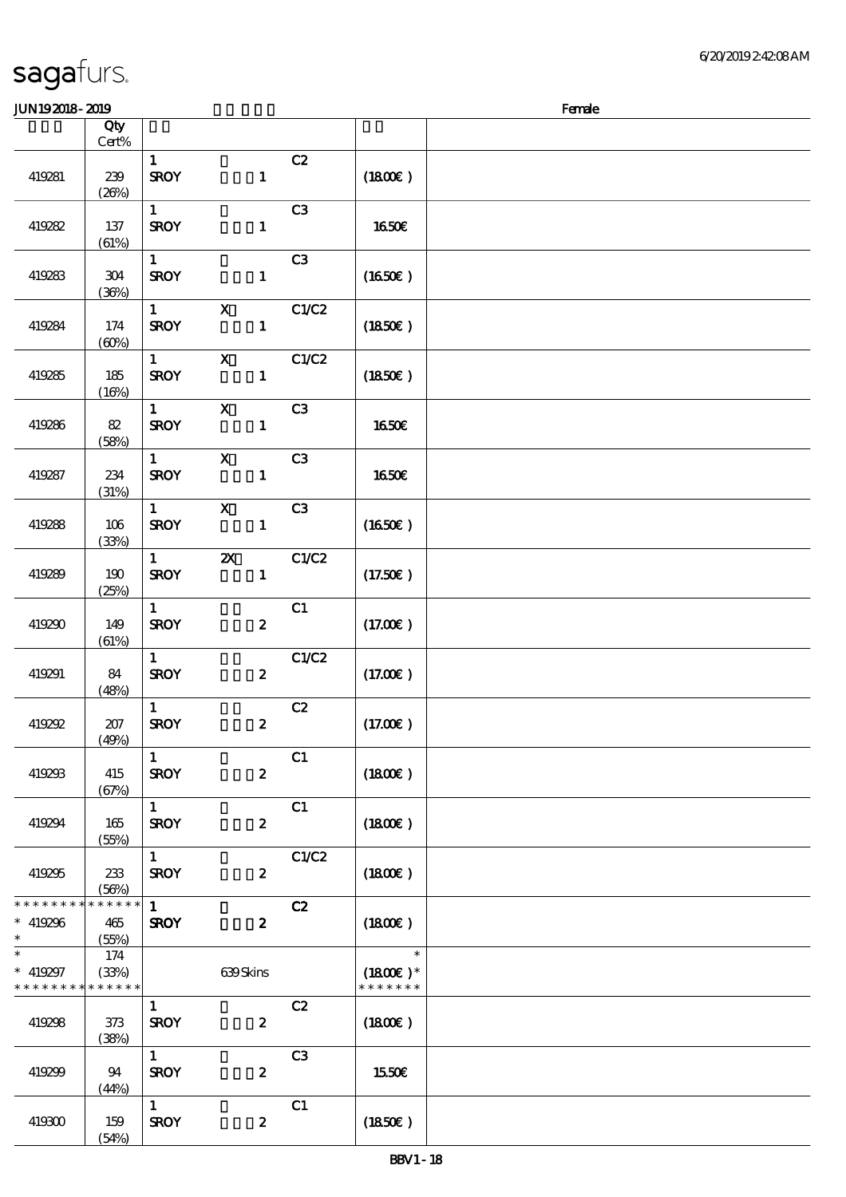sagafurs.

JUN19 2018 - 2019 Female

| | Qty Cert% | | |
|---|---|---|---|
| 419281 | 239 (26%) | 1 C2 SROY 1 | (18.00€) |
| 419282 | 137 (61%) | 1 C3 SROY 1 | 16.50€ |
| 419283 | 304 (36%) | 1 C3 SROY 1 | (16.50€) |
| 419284 | 174 (60%) | 1 X C1/C2 SROY 1 | (18.50€) |
| 419285 | 185 (16%) | 1 X C1/C2 SROY 1 | (18.50€) |
| 419286 | 82 (58%) | 1 X C3 SROY 1 | 16.50€ |
| 419287 | 234 (31%) | 1 X C3 SROY 1 | 16.50€ |
| 419288 | 106 (33%) | 1 X C3 SROY 1 | (16.50€) |
| 419289 | 190 (25%) | 1 2X C1/C2 SROY 1 | (17.50€) |
| 419290 | 149 (61%) | 1 C1 SROY 2 | (17.00€) |
| 419291 | 84 (48%) | 1 C1/C2 SROY 2 | (17.00€) |
| 419292 | 207 (49%) | 1 C2 SROY 2 | (17.00€) |
| 419293 | 415 (67%) | 1 C1 SROY 2 | (18.00€) |
| 419294 | 165 (55%) | 1 C1 SROY 2 | (18.00€) |
| 419295 | 233 (56%) | 1 C1/C2 SROY 2 | (18.00€) |
| * * * * * * * * * * * * * * 419296 * | 465 (55%) | 1 C2 SROY 2 | (18.00€) |
| * * 419297 * * * * * * * * * * * * * | 174 (33%) | 639 Skins | * (18.00€) * * * * * * * * |
| 419298 | 373 (38%) | 1 C2 SROY 2 | (18.00€) |
| 419299 | 94 (44%) | 1 C3 SROY 2 | 15.50€ |
| 419300 | 159 (54%) | 1 C1 SROY 2 | (18.50€) |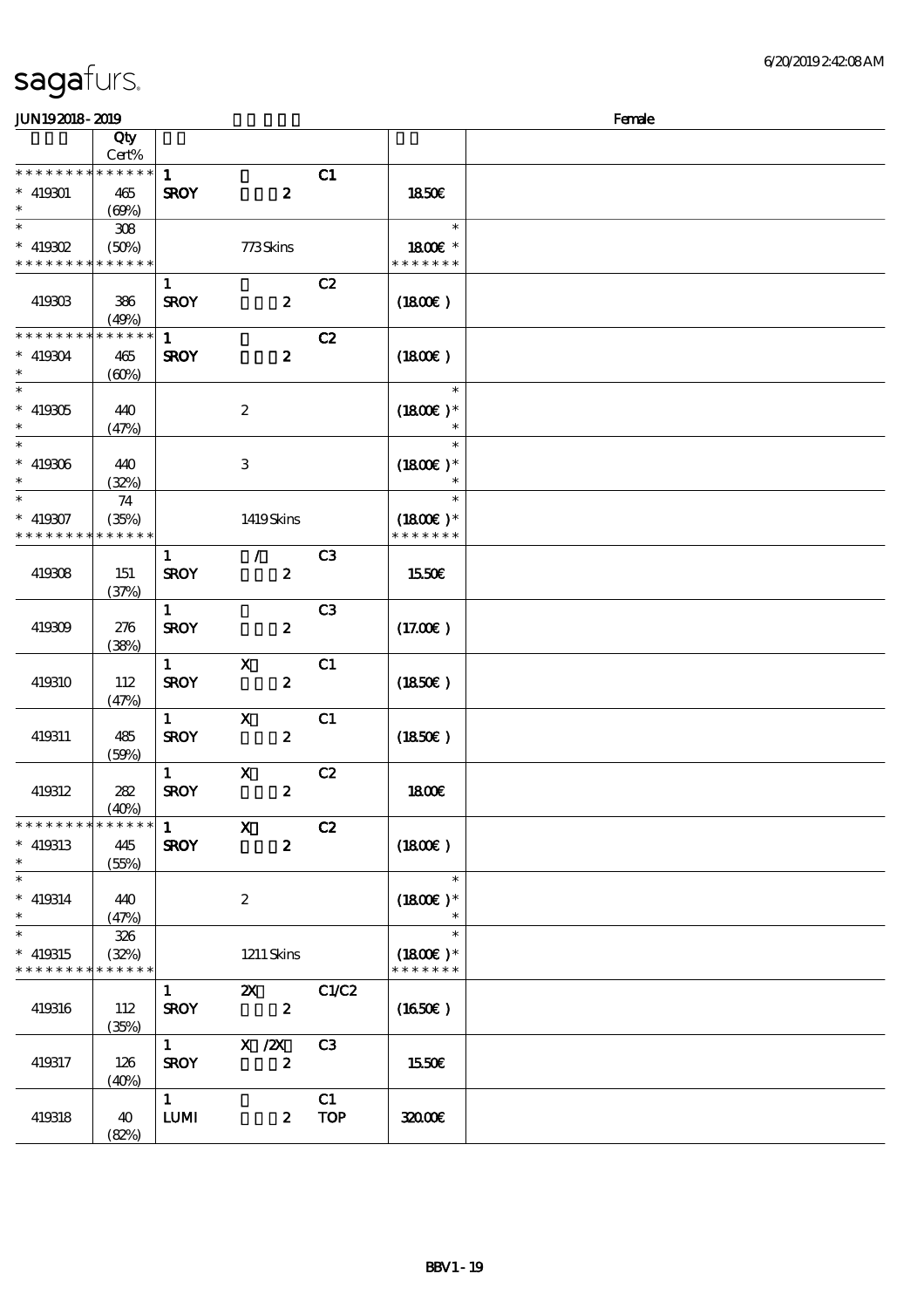sagafurs.

JUN19 2018 - 2019 Female

| | Qty Cert% | | | | |
|---|---|---|---|---|---|
| * * * * * * * * * * * * * * | | 1 | | C1 | |
| * 419301 | 465 | SROY | 2 | | 18.50€ |
| * | (69%) | | | | |
| * | 308 | | | | * |
| * 419302 | (50%) | | 773 Skins | | 18.00€ * |
| * * * * * * * * * * * * * * | | | | | * * * * * * * |
| | | 1 | | C2 | |
| 419303 | 386 | SROY | 2 | | (18.00€) |
| | (49%) | | | | |
| * * * * * * * * * * * * * * | | 1 | | C2 | |
| * 419304 | 465 | SROY | 2 | | (18.00€) |
| * | (60%) | | | | |
| * | | | | | * |
| * 419305 | 440 | | 2 | | (18.00€) * |
| * | (47%) | | | | * |
| * | | | | | * |
| * 419306 | 440 | | 3 | | (18.00€) * |
| * | (32%) | | | | * |
| * | 74 | | | | * |
| * 419307 | (35%) | | 1419 Skins | | (18.00€) * |
| * * * * * * * * * * * * * * | | | | | * * * * * * * |
| | | 1 | / | C3 | |
| 419308 | 151 | SROY | 2 | | 15.50€ |
| | (37%) | | | | |
| | | 1 | | C3 | |
| 419309 | 276 | SROY | 2 | | (17.00€) |
| | (38%) | | | | |
| | | 1 | X | C1 | |
| 419310 | 112 | SROY | 2 | | (18.50€) |
| | (47%) | | | | |
| | | 1 | X | C1 | |
| 419311 | 485 | SROY | 2 | | (18.50€) |
| | (59%) | | | | |
| | | 1 | X | C2 | |
| 419312 | 282 | SROY | 2 | | 18.00€ |
| | (40%) | | | | |
| * * * * * * * * * * * * * * | | 1 | X | C2 | |
| * 419313 | 445 | SROY | 2 | | (18.00€) |
| * | (55%) | | | | |
| * | | | | | * |
| * 419314 | 440 | | 2 | | (18.00€) * |
| * | (47%) | | | | * |
| * | 326 | | | | * |
| * 419315 | (32%) | | 1211 Skins | | (18.00€) * |
| * * * * * * * * * * * * * * | | | | | * * * * * * * |
| | | 1 | 2X | C1/C2 | |
| 419316 | 112 | SROY | 2 | | (16.50€) |
| | (35%) | | | | |
| | | 1 | X /2X | C3 | |
| 419317 | 126 | SROY | 2 | | 15.50€ |
| | (40%) | | | | |
| | | 1 | | C1 | |
| 419318 | 40 | LUMI | 2 | TOP | 320.00€ |
| | (82%) | | | | |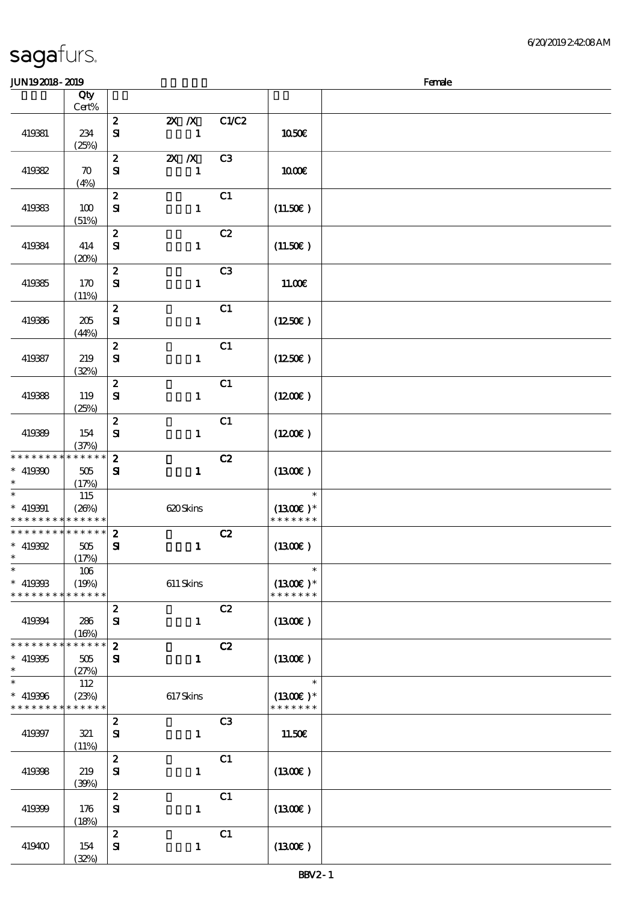sagafurs.

JUN19 2018 - 2019 | Female

| | Qty Cert% | | | | |
|---|---|---|---|---|---|
| 419381 | 234 (25%) | 2 SI | 2X /X 1 | C1/C2 | 10.50€ |
| 419382 | 70 (4%) | 2 SI | 2X /X 1 | C3 | 10.00€ |
| 419383 | 100 (51%) | 2 SI | 1 | C1 | (11.50€ ) |
| 419384 | 414 (20%) | 2 SI | 1 | C2 | (11.50€ ) |
| 419385 | 170 (11%) | 2 SI | 1 | C3 | 11.00€ |
| 419386 | 205 (44%) | 2 SI | 1 | C1 | (12.50€ ) |
| 419387 | 219 (32%) | 2 SI | 1 | C1 | (12.50€ ) |
| 419388 | 119 (25%) | 2 SI | 1 | C1 | (12.00€ ) |
| 419389 | 154 (37%) | 2 SI | 1 | C1 | (12.00€ ) |
| * * * * * * * * * * * * * * * 419390 * | 505 (17%) | 2 SI | 1 | C2 | (13.00€ ) |
| * * 419391 * * * * * * * * * * * * * * | 115 (26%) | | 620 Skins | | * (13.00€ )* * * * * * * * |
| * * * * * * * * * * * * * * * 419392 * | 505 (17%) | 2 SI | 1 | C2 | (13.00€ ) |
| * * 419393 * * * * * * * * * * * * * * | 106 (19%) | | 611 Skins | | * (13.00€ )* * * * * * * * |
| 419394 | 286 (16%) | 2 SI | 1 | C2 | (13.00€ ) |
| * * * * * * * * * * * * * * * 419395 * | 505 (27%) | 2 SI | 1 | C2 | (13.00€ ) |
| * * 419396 * * * * * * * * * * * * * * | 112 (23%) | | 617 Skins | | * (13.00€ )* * * * * * * * |
| 419397 | 321 (11%) | 2 SI | 1 | C3 | 11.50€ |
| 419398 | 219 (39%) | 2 SI | 1 | C1 | (13.00€ ) |
| 419399 | 176 (18%) | 2 SI | 1 | C1 | (13.00€ ) |
| 419400 | 154 (32%) | 2 SI | 1 | C1 | (13.00€ ) |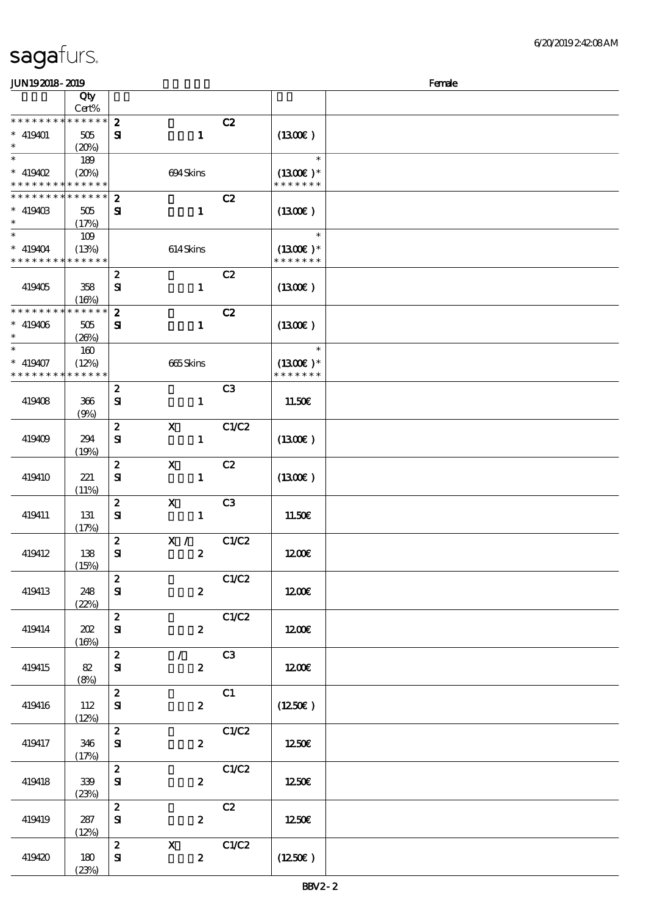JUN19 2018 - 2019 Female

| | Qty Cert% | | | | | |
|---|---|---|---|---|---|---|
| * * * * * * * * * * * * * * | | 2 | | C2 | | |
| * 419401 | 505 | SI | 1 | | (13.00€) | |
| * | (20%) | | | | | |
| * | 189 | | | | * | |
| * 419402 | (20%) | | 694 Skins | | (13.00€) * | |
| * * * * * * * * * * * * * * | | | | | * * * * * * * | |
| * * * * * * * * * * * * * * | | 2 | | C2 | | |
| * 419403 | 505 | SI | 1 | | (13.00€) | |
| * | (17%) | | | | | |
| * | 109 | | | | * | |
| * 419404 | (13%) | | 614 Skins | | (13.00€) * | |
| * * * * * * * * * * * * * * | | | | | * * * * * * * | |
| | | 2 | | C2 | | |
| 419405 | 358 (16%) | SI | 1 | | (13.00€) | |
| * * * * * * * * * * * * * * | | 2 | | C2 | | |
| * 419406 | 505 | SI | 1 | | (13.00€) | |
| * | (26%) | | | | | |
| * | 160 | | | | * | |
| * 419407 | (12%) | | 665 Skins | | (13.00€) * | |
| * * * * * * * * * * * * * * | | | | | * * * * * * * | |
| | | 2 | | C3 | | |
| 419408 | 366 (9%) | SI | 1 | | 11.50€ | |
| | | 2 | X | C1/C2 | | |
| 419409 | 294 (19%) | SI | 1 | | (13.00€) | |
| | | 2 | X | C2 | | |
| 419410 | 221 (11%) | SI | 1 | | (13.00€) | |
| | | 2 | X | C3 | | |
| 419411 | 131 (17%) | SI | 1 | | 11.50€ | |
| | | 2 | X / | C1/C2 | | |
| 419412 | 138 (15%) | SI | 2 | | 12.00€ | |
| | | 2 | | C1/C2 | | |
| 419413 | 248 (22%) | SI | 2 | | 12.00€ | |
| | | 2 | | C1/C2 | | |
| 419414 | 202 (16%) | SI | 2 | | 12.00€ | |
| | | 2 | / | C3 | | |
| 419415 | 82 (8%) | SI | 2 | | 12.00€ | |
| | | 2 | | C1 | | |
| 419416 | 112 (12%) | SI | 2 | | (12.50€) | |
| | | 2 | | C1/C2 | | |
| 419417 | 346 (17%) | SI | 2 | | 12.50€ | |
| | | 2 | | C1/C2 | | |
| 419418 | 339 (23%) | SI | 2 | | 12.50€ | |
| | | 2 | | C2 | | |
| 419419 | 287 (12%) | SI | 2 | | 12.50€ | |
| | | 2 | X | C1/C2 | | |
| 419420 | 180 (23%) | SI | 2 | | (12.50€) | |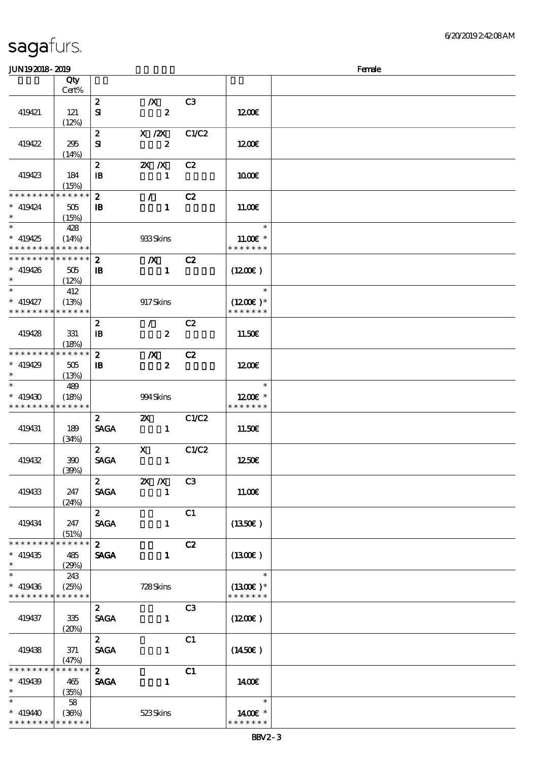sagafurs.

6/20/2019 2:42:08 AM

JUN19 2018 - 2019 Female

| | Qty Cert% | | | | | |
|---|---|---|---|---|---|---|
| 419421 | 121 (12%) | 2 SI | /X 2 | C3 | 12.00€ | |
| 419422 | 295 (14%) | 2 SI | X /2X 2 | C1/C2 | 12.00€ | |
| 419423 | 184 (15%) | 2 IB | 2X /X 1 | C2 | 10.00€ | |
| * * * * * * * * * * * * * * 419424 * | 505 (15%) | 2 IB | / 1 | C2 | 11.00€ | |
| * * 419425 * * * * * * * * * * * * * * | 428 (14%) | | 933 Skins | | * 11.00€ * * * * * * * * | |
| * * * * * * * * * * * * * * 419426 * | 505 (12%) | 2 IB | /X 1 | C2 | (12.00€ ) | |
| * * 419427 * * * * * * * * * * * * * * | 412 (13%) | | 917 Skins | | * (12.00€ )* * * * * * * * | |
| 419428 | 331 (18%) | 2 IB | / 2 | C2 | 11.50€ | |
| * * * * * * * * * * * * * * 419429 * | 505 (13%) | 2 IB | /X 2 | C2 | 12.00€ | |
| * * 419430 * * * * * * * * * * * * * * | 489 (18%) | | 994 Skins | | * 12.00€ * * * * * * * * | |
| 419431 | 189 (34%) | 2 SAGA | 2X 1 | C1/C2 | 11.50€ | |
| 419432 | 390 (39%) | 2 SAGA | X 1 | C1/C2 | 12.50€ | |
| 419433 | 247 (24%) | 2 SAGA | 2X /X 1 | C3 | 11.00€ | |
| 419434 | 247 (51%) | 2 SAGA | 1 | C1 | (13.50€ ) | |
| * * * * * * * * * * * * * * 419435 * | 485 (29%) | 2 SAGA | 1 | C2 | (13.00€ ) | |
| * * 419436 * * * * * * * * * * * * * * | 243 (25%) | | 728 Skins | | * (13.00€ )* * * * * * * * | |
| 419437 | 335 (20%) | 2 SAGA | 1 | C3 | (12.00€ ) | |
| 419438 | 371 (47%) | 2 SAGA | 1 | C1 | (14.50€ ) | |
| * * * * * * * * * * * * * * 419439 * | 465 (35%) | 2 SAGA | 1 | C1 | 14.00€ | |
| * * 419440 * * * * * * * * * * * * * * | 58 (36%) | | 523 Skins | | * 14.00€ * * * * * * * * | |

BBV2 - 3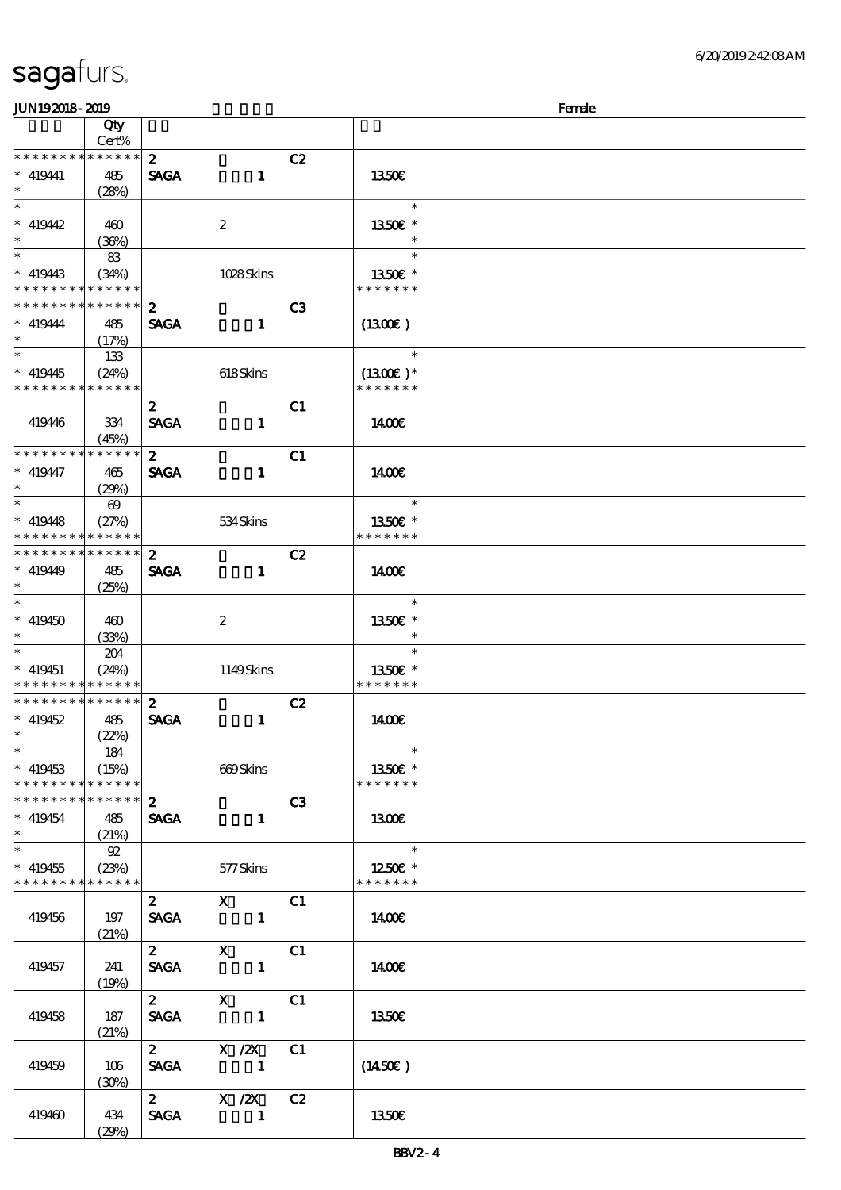sagafurs.

JUN19 2018 - 2019 Female

| | Qty Cert% | | | | |
|---|---|---|---|---|---|
| * * * * * * * * * * * * * * | | 2 | | C2 | |
| * 419441 | 485 | SAGA | 1 | | 1350€ |
| * | (28%) | | | | |
| * | | | | | * |
| * 419442 | 460 | | 2 | | 1350€ * |
| * | (36%) | | | | * |
| * | 83 | | | | * |
| * 419443 | (34%) | | 1028 Skins | | 1350€ * |
| * * * * * * * * * * * * * * | | | | | * * * * * * * |
| * * * * * * * * * * * * * * | | 2 | | C3 | |
| * 419444 | 485 | SAGA | 1 | | (1300€) |
| * | (17%) | | | | |
| * | 133 | | | | * |
| * 419445 | (24%) | | 618 Skins | | (1300€) * |
| * * * * * * * * * * * * * * | | | | | * * * * * * * |
| | | 2 | | C1 | |
| 419446 | 334 | SAGA | 1 | | 1400€ |
| | (45%) | | | | |
| * * * * * * * * * * * * * * | | 2 | | C1 | |
| * 419447 | 465 | SAGA | 1 | | 1400€ |
| * | (29%) | | | | |
| * | 69 | | | | * |
| * 419448 | (27%) | | 534 Skins | | 1350€ * |
| * * * * * * * * * * * * * * | | | | | * * * * * * * |
| * * * * * * * * * * * * * * | | 2 | | C2 | |
| * 419449 | 485 | SAGA | 1 | | 1400€ |
| * | (25%) | | | | |
| * | | | | | * |
| * 419450 | 460 | | 2 | | 1350€ * |
| * | (33%) | | | | * |
| * | 204 | | | | * |
| * 419451 | (24%) | | 1149 Skins | | 1350€ * |
| * * * * * * * * * * * * * * | | | | | * * * * * * * |
| * * * * * * * * * * * * * * | | 2 | | C2 | |
| * 419452 | 485 | SAGA | 1 | | 1400€ |
| * | (22%) | | | | |
| * | 184 | | | | * |
| * 419453 | (15%) | | 669 Skins | | 1350€ * |
| * * * * * * * * * * * * * * | | | | | * * * * * * * |
| * * * * * * * * * * * * * * | | 2 | | C3 | |
| * 419454 | 485 | SAGA | 1 | | 1300€ |
| * | (21%) | | | | |
| * | 92 | | | | * |
| * 419455 | (23%) | | 577 Skins | | 1250€ * |
| * * * * * * * * * * * * * * | | | | | * * * * * * * |
| | | 2 | X | C1 | |
| 419456 | 197 | SAGA | 1 | | 1400€ |
| | (21%) | | | | |
| | | 2 | X | C1 | |
| 419457 | 241 | SAGA | 1 | | 1400€ |
| | (19%) | | | | |
| | | 2 | X | C1 | |
| 419458 | 187 | SAGA | 1 | | 1350€ |
| | (21%) | | | | |
| | | 2 | X /2X | C1 | |
| 419459 | 106 | SAGA | 1 | | (1450€) |
| | (30%) | | | | |
| | | 2 | X /2X | C2 | |
| 419460 | 434 | SAGA | 1 | | 1350€ |
| | (29%) | | | | |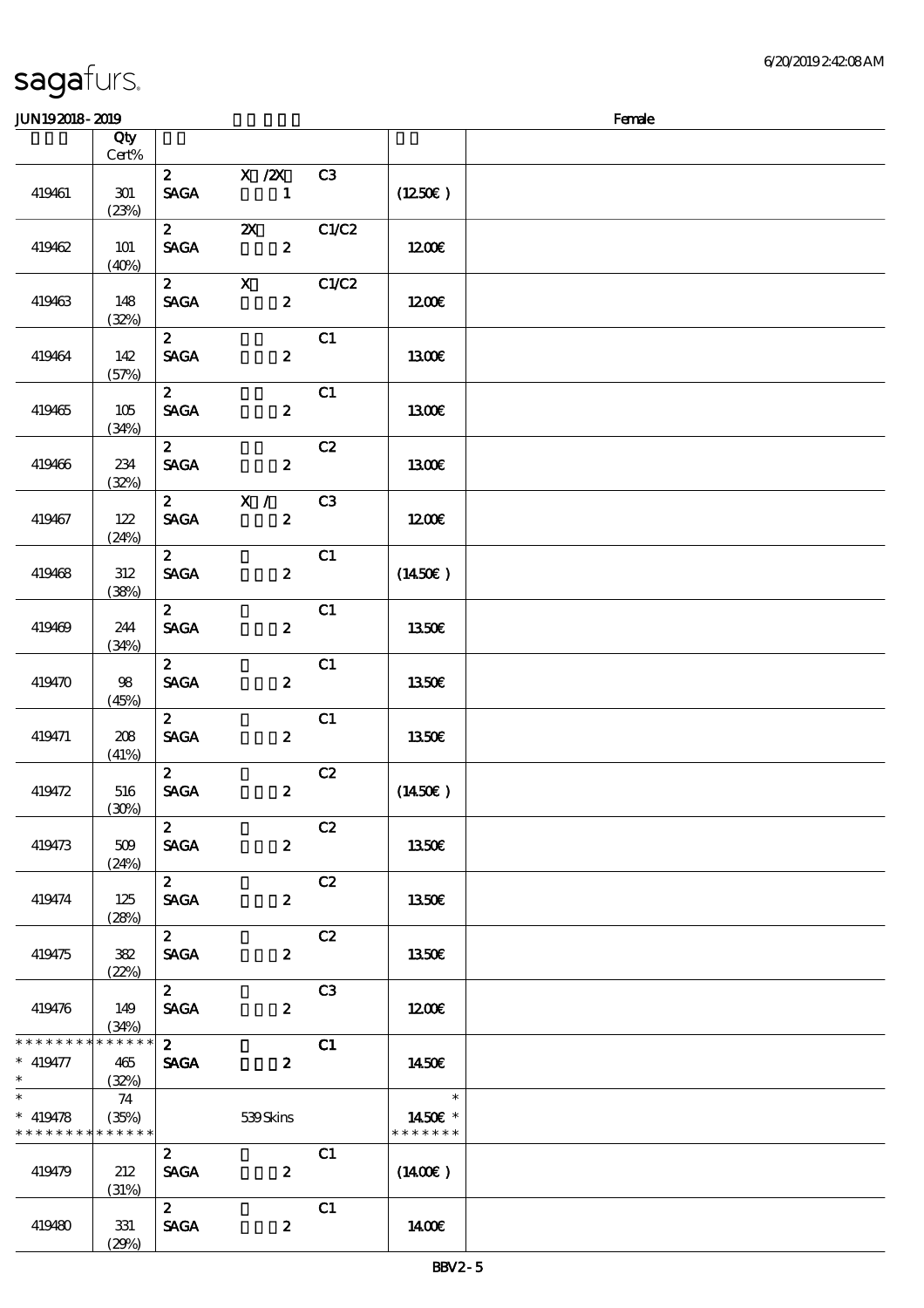JUN19 2018 - 2019 Female

| | Qty Cert% | | | | | |
|---|---|---|---|---|---|---|
| 419461 | 301 (23%) | 2 SAGA | X /2X 1 | C3 | (12.50€) | |
| 419462 | 101 (40%) | 2 SAGA | 2X 2 | C1/C2 | 12.00€ | |
| 419463 | 148 (32%) | 2 SAGA | X 2 | C1/C2 | 12.00€ | |
| 419464 | 142 (57%) | 2 SAGA | 2 | C1 | 13.00€ | |
| 419465 | 105 (34%) | 2 SAGA | 2 | C1 | 13.00€ | |
| 419466 | 234 (32%) | 2 SAGA | 2 | C2 | 13.00€ | |
| 419467 | 122 (24%) | 2 SAGA | X / 2 | C3 | 12.00€ | |
| 419468 | 312 (38%) | 2 SAGA | 2 | C1 | (14.50€) | |
| 419469 | 244 (34%) | 2 SAGA | 2 | C1 | 13.50€ | |
| 419470 | 98 (45%) | 2 SAGA | 2 | C1 | 13.50€ | |
| 419471 | 208 (41%) | 2 SAGA | 2 | C1 | 13.50€ | |
| 419472 | 516 (30%) | 2 SAGA | 2 | C2 | (14.50€) | |
| 419473 | 509 (24%) | 2 SAGA | 2 | C2 | 13.50€ | |
| 419474 | 125 (28%) | 2 SAGA | 2 | C2 | 13.50€ | |
| 419475 | 382 (22%) | 2 SAGA | 2 | C2 | 13.50€ | |
| 419476 | 149 (34%) | 2 SAGA | 2 | C3 | 12.00€ | |
| * * * * * * * * * * * * * * * 419477 * | 465 (32%) | 2 SAGA | 2 | C1 | 14.50€ | |
| * * 419478 * * * * * * * * * * * * * * | 74 (35%) | | 539 Skins | | * 14.50€ * * * * * * * * | |
| 419479 | 212 (31%) | 2 SAGA | 2 | C1 | (14.00€) | |
| 419480 | 331 (29%) | 2 SAGA | 2 | C1 | 14.00€ | |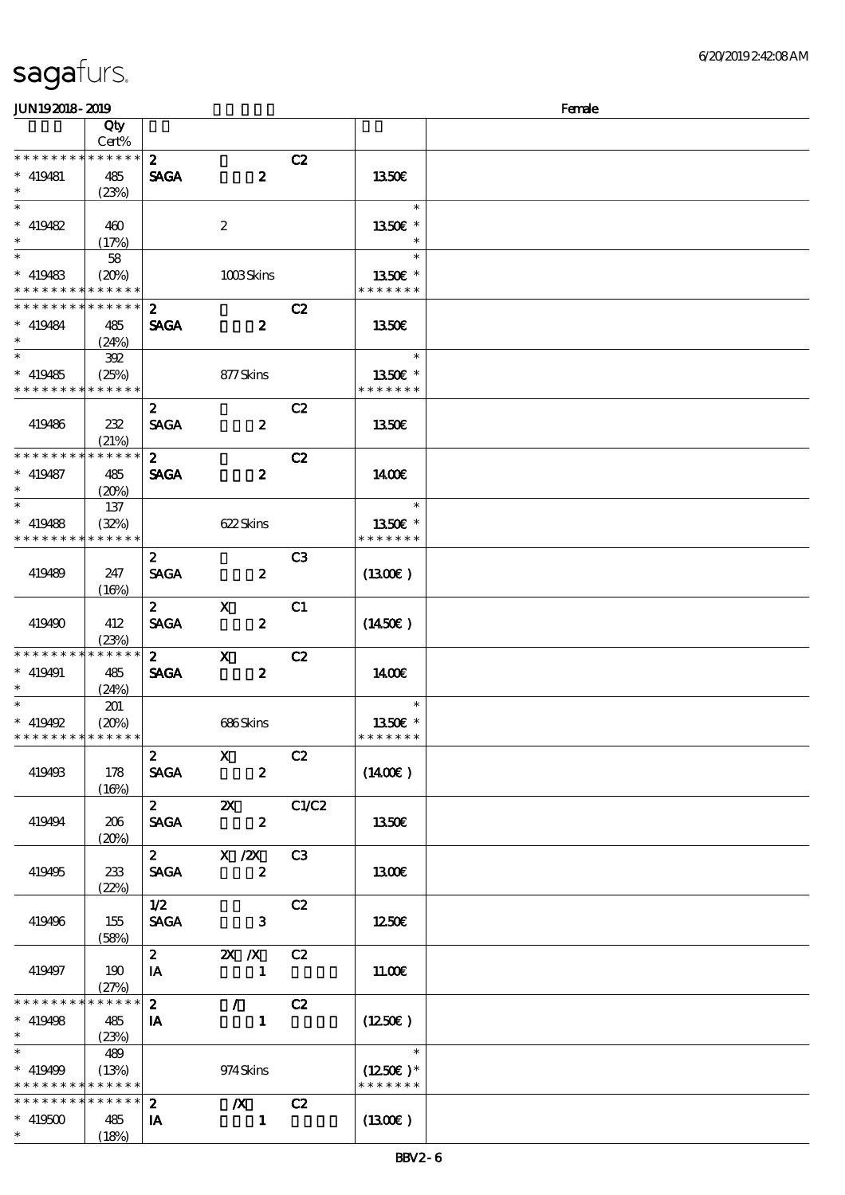sagafurs.

JUN192018-2019 Female

| | Qty Cert% | | | | | |
|---|---|---|---|---|---|---|
| * * * * * * * * * * * * * * | | 2 | | C2 | | |
| * 419481 | 485 | SAGA | 2 | | 13.50€ | |
| * | (23%) | | | | | |
| * | | | | | * | |
| * 419482 | 460 | | 2 | | 13.50€ * | |
| * | (17%) | | | | * | |
| * | 58 | | | | * | |
| * 419483 | (20%) | | 1003 Skins | | 13.50€ * | |
| * * * * * * * * * * * * * * | | | | | * * * * * * * | |
| * * * * * * * * * * * * * * | | 2 | | C2 | | |
| * 419484 | 485 | SAGA | 2 | | 13.50€ | |
| * | (24%) | | | | | |
| * | 392 | | | | * | |
| * 419485 | (25%) | | 877 Skins | | 13.50€ * | |
| * * * * * * * * * * * * * * | | | | | * * * * * * * | |
| | | 2 | | C2 | | |
| 419486 | 232 | SAGA | 2 | | 13.50€ | |
| | (21%) | | | | | |
| * * * * * * * * * * * * * * | | 2 | | C2 | | |
| * 419487 | 485 | SAGA | 2 | | 14.00€ | |
| * | (20%) | | | | | |
| * | 137 | | | | * | |
| * 419488 | (32%) | | 622 Skins | | 13.50€ * | |
| * * * * * * * * * * * * * * | | | | | * * * * * * * | |
| | | 2 | | C3 | | |
| 419489 | 247 | SAGA | 2 | | (13.00€ ) | |
| | (16%) | | | | | |
| | | 2 | X | C1 | | |
| 419490 | 412 | SAGA | 2 | | (14.50€ ) | |
| | (23%) | | | | | |
| * * * * * * * * * * * * * * | | 2 | X | C2 | | |
| * 419491 | 485 | SAGA | 2 | | 14.00€ | |
| * | (24%) | | | | | |
| * | 201 | | | | * | |
| * 419492 | (20%) | | 686 Skins | | 13.50€ * | |
| * * * * * * * * * * * * * * | | | | | * * * * * * * | |
| | | 2 | X | C2 | | |
| 419493 | 178 | SAGA | 2 | | (14.00€ ) | |
| | (16%) | | | | | |
| | | 2 | 2X | C1/C2 | | |
| 419494 | 206 | SAGA | 2 | | 13.50€ | |
| | (20%) | | | | | |
| | | 2 | X /2X | C3 | | |
| 419495 | 233 | SAGA | 2 | | 13.00€ | |
| | (22%) | | | | | |
| | | 1/2 | | C2 | | |
| 419496 | 155 | SAGA | 3 | | 12.50€ | |
| | (58%) | | | | | |
| | | 2 | 2X /X | C2 | | |
| 419497 | 190 | IA | 1 | | 11.00€ | |
| | (27%) | | | | | |
| * * * * * * * * * * * * * * | | 2 | / | C2 | | |
| * 419498 | 485 | IA | 1 | | (12.50€ ) | |
| * | (23%) | | | | | |
| * | 489 | | | | * | |
| * 419499 | (13%) | | 974 Skins | | (12.50€ )* | |
| * * * * * * * * * * * * * * | | | | | * * * * * * * | |
| * * * * * * * * * * * * * * | | 2 | /X | C2 | | |
| * 419500 | 485 | IA | 1 | | (13.00€ ) | |
| * | (18%) | | | | | |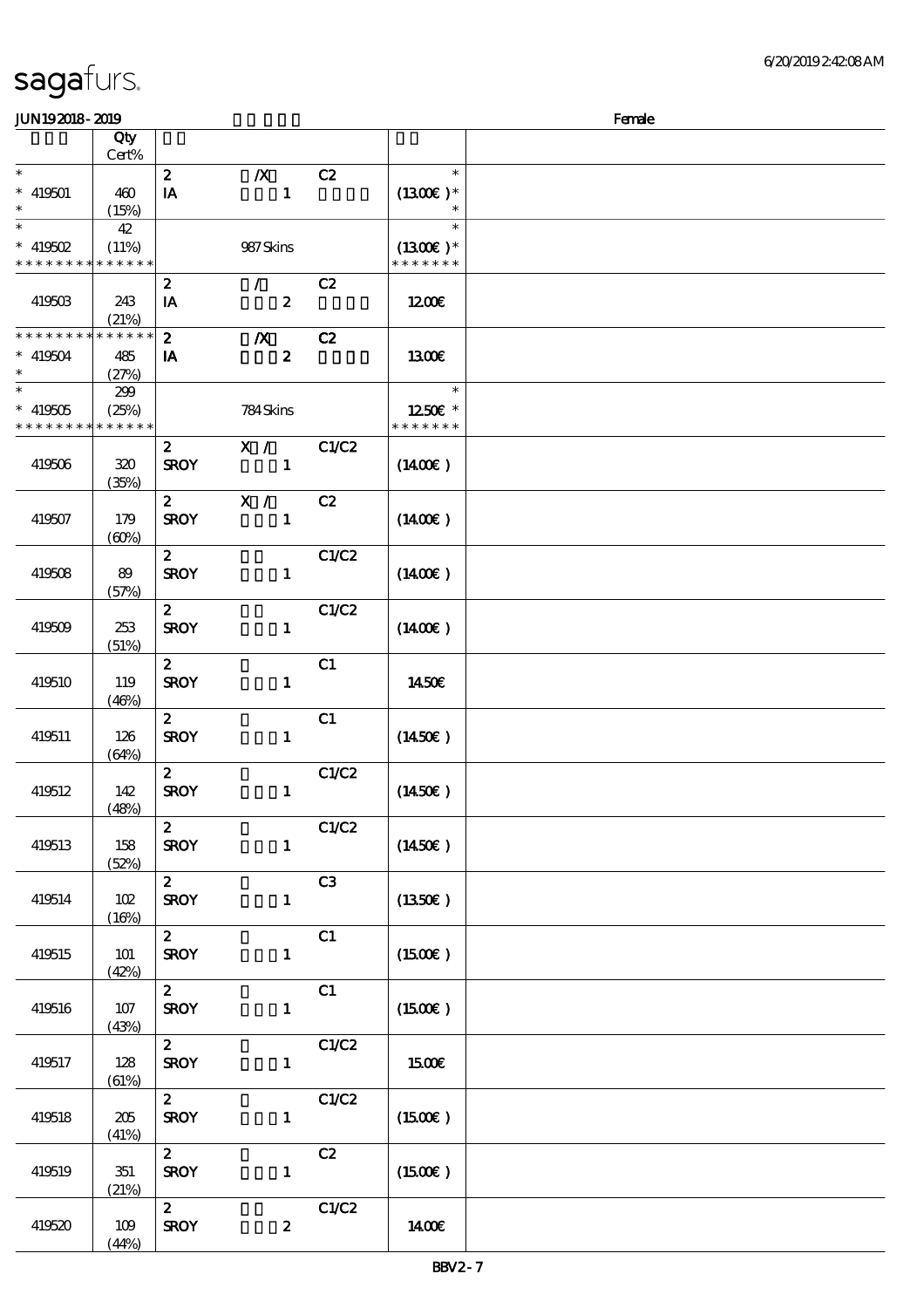# sagafurs.

JUN19 2018 - 2019 Female

| | Qty Cert% | | | | | |
|---|---|---|---|---|---|---|
| * | | 2 | /X | C2 | * | |
| * 419501 | 460 | IA | 1 | | (13.00€ )* | |
| * | (15%) | | | | * | |
| * | 42 | | | | * | |
| * 419502 | (11%) | | 987 Skins | | (13.00€ )* | |
| * * * * * * * * * * * * * * | | | | | * * * * * * * | |
| | | 2 | / | C2 | | |
| 419503 | 243 (21%) | IA | 2 | | 12.00€ | |
| * * * * * * * * * * * * * * | | 2 | /X | C2 | | |
| * 419504 | 485 | IA | 2 | | 13.00€ | |
| * | (27%) | | | | | |
| * | 299 | | | | * | |
| * 419505 | (25%) | | 784 Skins | | 12.50€ * | |
| * * * * * * * * * * * * * * | | | | | * * * * * * * | |
| 419506 | 320 (35%) | 2 SROY | X / 1 | C1/C2 | (14.00€ ) | |
| 419507 | 179 (60%) | 2 SROY | X / 1 | C2 | (14.00€ ) | |
| 419508 | 89 (57%) | 2 SROY | 1 | C1/C2 | (14.00€ ) | |
| 419509 | 253 (51%) | 2 SROY | 1 | C1/C2 | (14.00€ ) | |
| 419510 | 119 (46%) | 2 SROY | 1 | C1 | 14.50€ | |
| 419511 | 126 (64%) | 2 SROY | 1 | C1 | (14.50€ ) | |
| 419512 | 142 (48%) | 2 SROY | 1 | C1/C2 | (14.50€ ) | |
| 419513 | 158 (52%) | 2 SROY | 1 | C1/C2 | (14.50€ ) | |
| 419514 | 102 (16%) | 2 SROY | 1 | C3 | (13.50€ ) | |
| 419515 | 101 (42%) | 2 SROY | 1 | C1 | (15.00€ ) | |
| 419516 | 107 (43%) | 2 SROY | 1 | C1 | (15.00€ ) | |
| 419517 | 128 (61%) | 2 SROY | 1 | C1/C2 | 15.00€ | |
| 419518 | 205 (41%) | 2 SROY | 1 | C1/C2 | (15.00€ ) | |
| 419519 | 351 (21%) | 2 SROY | 1 | C2 | (15.00€ ) | |
| 419520 | 109 (44%) | 2 SROY | 2 | C1/C2 | 14.00€ | |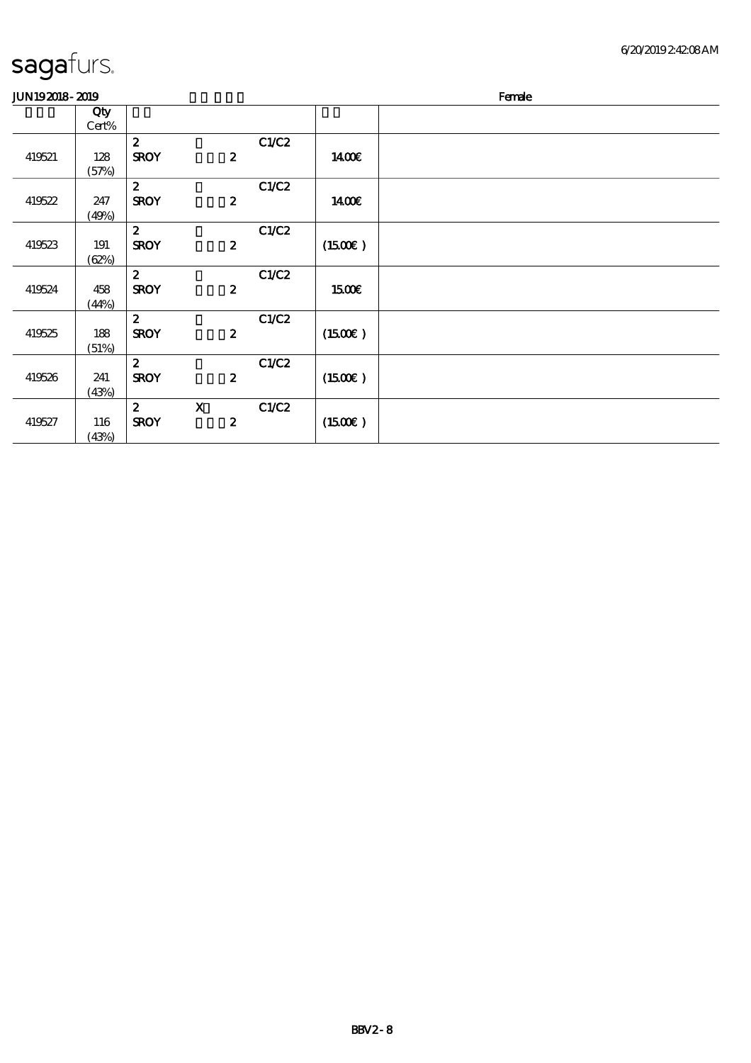sagafurs.

JUN192018-2019 Female

| | Qty Cert% | | | | | |
|---|---|---|---|---|---|---|
| 419521 | 128 (57%) | 2 SROY | 2 | C1/C2 | 1400€ | |
| 419522 | 247 (49%) | 2 SROY | 2 | C1/C2 | 1400€ | |
| 419523 | 191 (62%) | 2 SROY | 2 | C1/C2 | (1500€) | |
| 419524 | 458 (44%) | 2 SROY | 2 | C1/C2 | 1500€ | |
| 419525 | 188 (51%) | 2 SROY | 2 | C1/C2 | (1500€) | |
| 419526 | 241 (43%) | 2 SROY | 2 | C1/C2 | (1500€) | |
| 419527 | 116 (43%) | 2 SROY | X 2 | C1/C2 | (1500€) | |

BBV2-8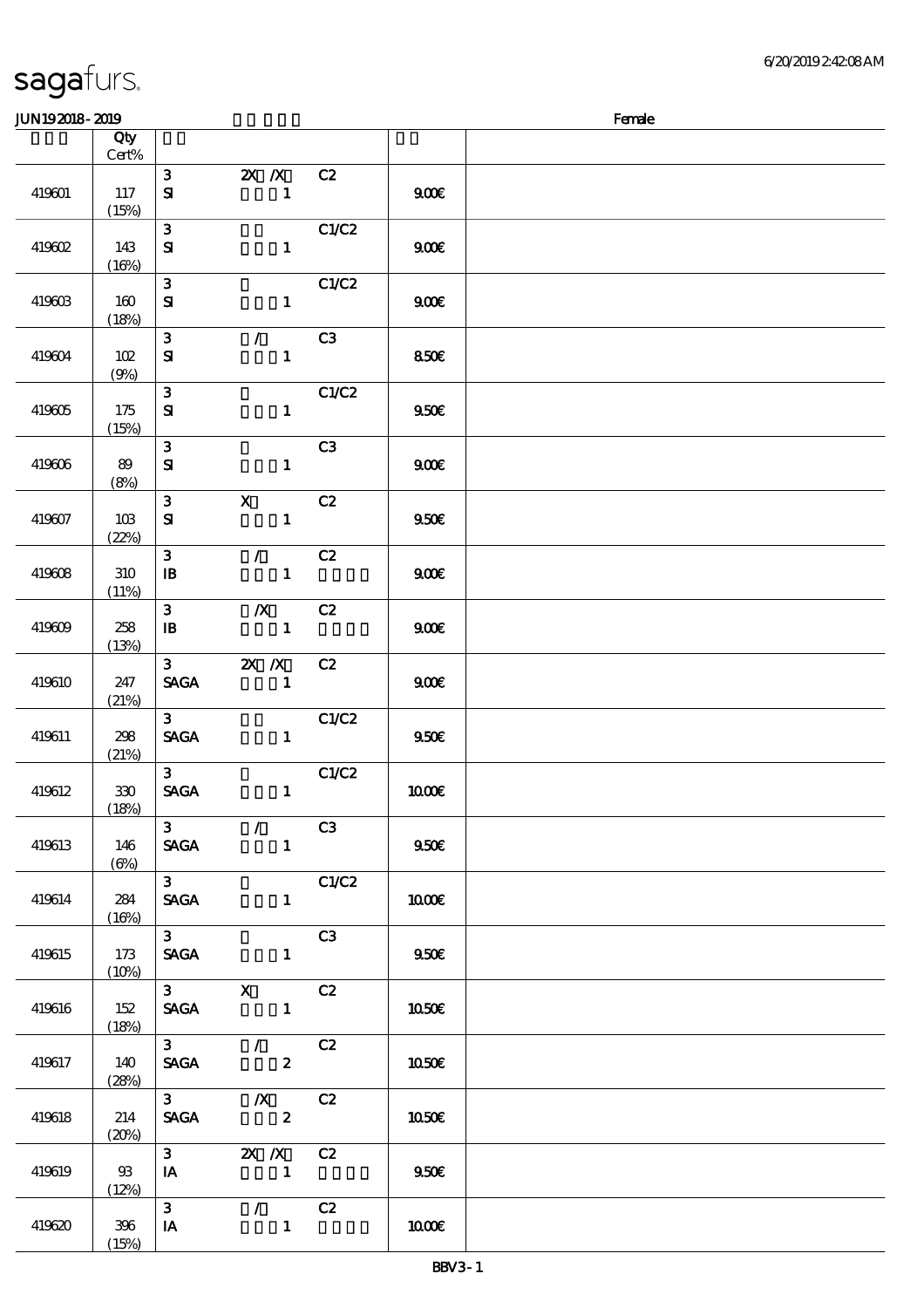sagafurs.

JUN19 2018 - 2019 Female

| | Qty Cert% | | | | | |
|---|---|---|---|---|---|---|
| 419601 | 117 (15%) | 3 SI | 2X /X 1 | C2 | 9.00€ | |
| 419602 | 143 (16%) | 3 SI | 1 | C1/C2 | 9.00€ | |
| 419603 | 160 (18%) | 3 SI | 1 | C1/C2 | 9.00€ | |
| 419604 | 102 (9%) | 3 SI | / 1 | C3 | 8.50€ | |
| 419605 | 175 (15%) | 3 SI | 1 | C1/C2 | 9.50€ | |
| 419606 | 89 (8%) | 3 SI | 1 | C3 | 9.00€ | |
| 419607 | 103 (22%) | 3 SI | X 1 | C2 | 9.50€ | |
| 419608 | 310 (11%) | 3 IB | / 1 | C2 | 9.00€ | |
| 419609 | 258 (13%) | 3 IB | /X 1 | C2 | 9.00€ | |
| 419610 | 247 (21%) | 3 SAGA | 2X /X 1 | C2 | 9.00€ | |
| 419611 | 298 (21%) | 3 SAGA | 1 | C1/C2 | 9.50€ | |
| 419612 | 330 (18%) | 3 SAGA | 1 | C1/C2 | 10.00€ | |
| 419613 | 146 (6%) | 3 SAGA | / 1 | C3 | 9.50€ | |
| 419614 | 284 (16%) | 3 SAGA | 1 | C1/C2 | 10.00€ | |
| 419615 | 173 (10%) | 3 SAGA | 1 | C3 | 9.50€ | |
| 419616 | 152 (18%) | 3 SAGA | X 1 | C2 | 10.50€ | |
| 419617 | 140 (28%) | 3 SAGA | / 2 | C2 | 10.50€ | |
| 419618 | 214 (20%) | 3 SAGA | /X 2 | C2 | 10.50€ | |
| 419619 | 93 (12%) | 3 IA | 2X /X 1 | C2 | 9.50€ | |
| 419620 | 396 (15%) | 3 IA | / 1 | C2 | 10.00€ | |

BBV3 - 1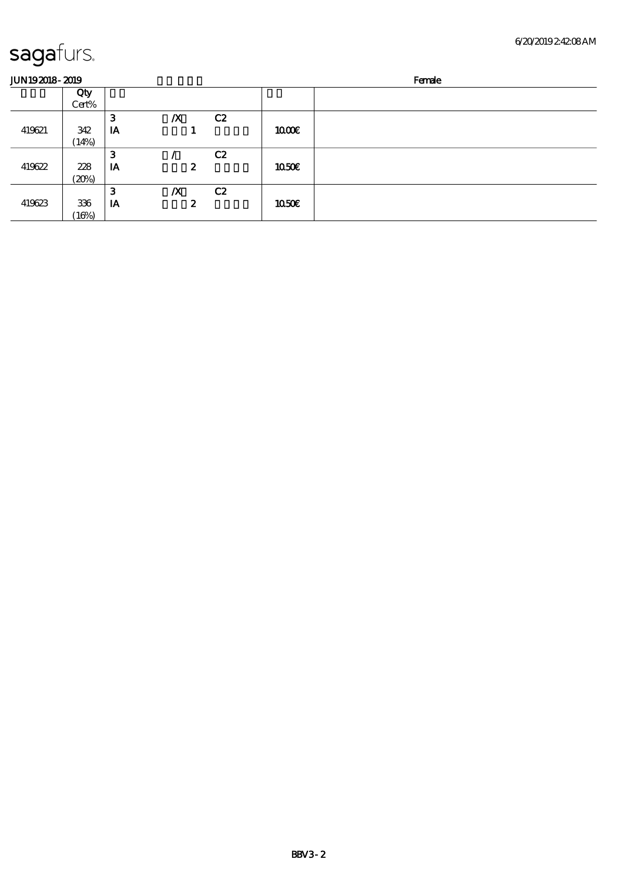sagafurs.

JUN19 2018 - 2019 Female

| | Qty Cert% | | | | | |
|---|---|---|---|---|---|---|
| 419621 | 342 (14%) | 3 IA | /X 1 | C2 | 10.00€ | |
| 419622 | 228 (20%) | 3 IA | / 2 | C2 | 10.50€ | |
| 419623 | 336 (16%) | 3 IA | /X 2 | C2 | 10.50€ | |

BBV3 - 2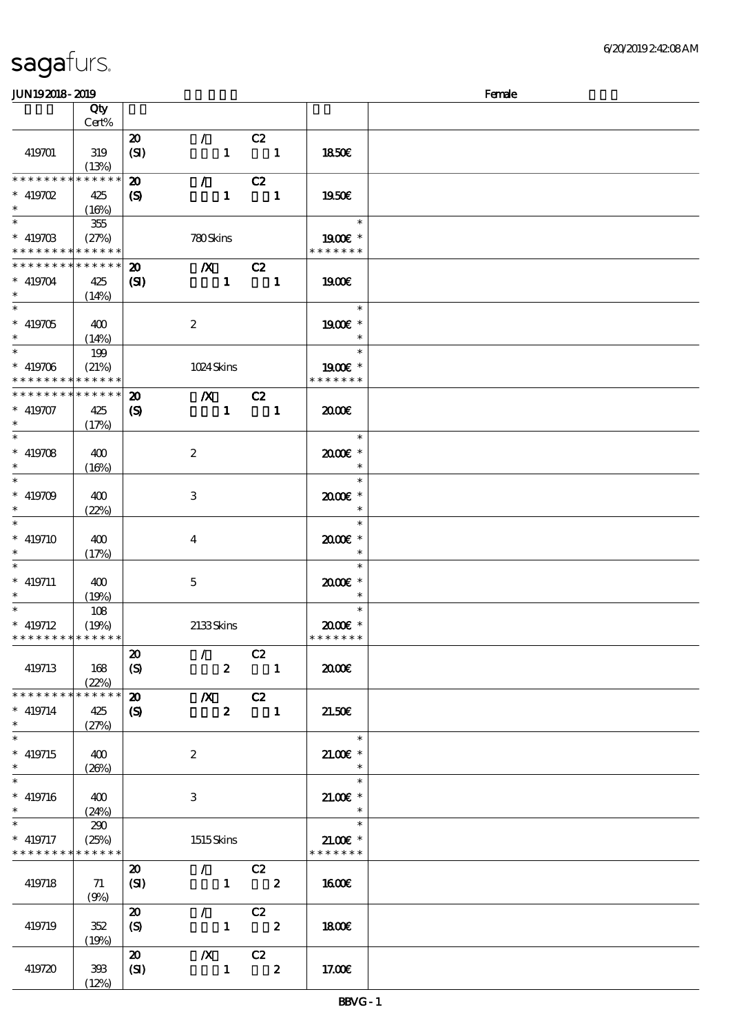| | Qty Cert% | | |
|---|---|---|---|
| 419701 | 319 (13%) | 20 / C2 (SI) 1 1 | 18.50€ |
| * * * * * * * * * * * * * * 419702 * | 425 (16%) | 20 / C2 (S) 1 1 | 19.50€ |
| * * 419703 * * * * * * * * * * * * * | 355 (27%) | 780 Skins | * 19.00€ * * * * * * * * |
| * * * * * * * * * * * * * * 419704 * | 425 (14%) | 20 /X C2 (SI) 1 1 | 19.00€ |
| * * 419705 * | 400 (14%) | 2 | * 19.00€ * * |
| * * 419706 * * * * * * * * * * * * * | 199 (21%) | 1024 Skins | * 19.00€ * * * * * * * * |
| * * * * * * * * * * * * * * 419707 * | 425 (17%) | 20 /X C2 (S) 1 1 | 20.00€ |
| * * 419708 * | 400 (16%) | 2 | * 20.00€ * * |
| * * 419709 * | 400 (22%) | 3 | * 20.00€ * * |
| * * 419710 * | 400 (17%) | 4 | * 20.00€ * * |
| * * 419711 * | 400 (19%) | 5 | * 20.00€ * * |
| * * 419712 * * * * * * * * * * * * * | 108 (19%) | 2133 Skins | * 20.00€ * * * * * * * * |
| 419713 | 168 (22%) | 20 / C2 (S) 2 1 | 20.00€ |
| * * * * * * * * * * * * * * 419714 * | 425 (27%) | 20 /X C2 (S) 2 1 | 21.50€ |
| * * 419715 * | 400 (26%) | 2 | * 21.00€ * * |
| * * 419716 * | 400 (24%) | 3 | * 21.00€ * * |
| * * 419717 * * * * * * * * * * * * * | 290 (25%) | 1515 Skins | * 21.00€ * * * * * * * * |
| 419718 | 71 (9%) | 20 / C2 (SI) 1 2 | 16.00€ |
| 419719 | 352 (19%) | 20 / C2 (S) 1 2 | 18.00€ |
| 419720 | 393 (12%) | 20 /X C2 (SI) 1 2 | 17.00€ |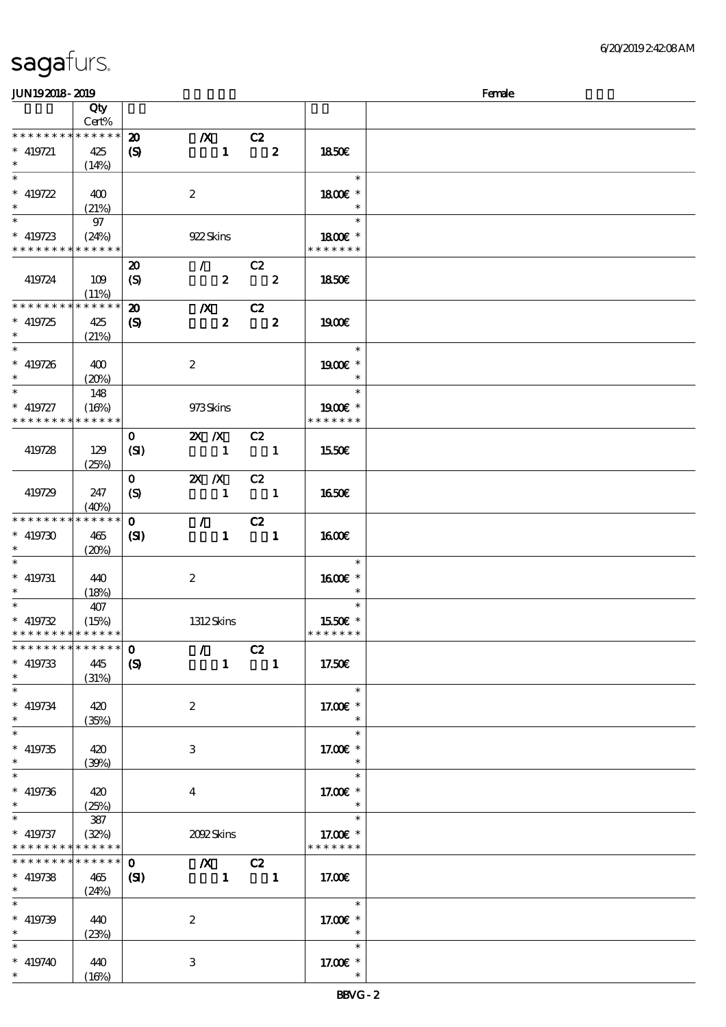| JUN19 2018 - 2019 | | | | Female |
|---|---|---|---|---|
| | Qty Cert% | | | |
| * * * * * * * * * * * * * * | 20 | /X C2 | | |
| * 419721 | 425 | (S) 1 2 | 18.50€ | |
| * | (14%) | | | |
| * | | | * | |
| * 419722 | 400 | 2 | 18.00€ * | |
| * | (21%) | | * | |
| * | 97 | | * | |
| * 419723 | (24%) | 922 Skins | 18.00€ * | |
| * * * * * * * * * * * * * * | | | * * * * * * * | |
| | | 20 / C2 | | |
| 419724 | 109 | (S) 2 2 | 18.50€ | |
| | (11%) | | | |
| * * * * * * * * * * * * * * | 20 | /X C2 | | |
| * 419725 | 425 | (S) 2 2 | 19.00€ | |
| * | (21%) | | | |
| * | | | * | |
| * 419726 | 400 | 2 | 19.00€ * | |
| * | (20%) | | * | |
| * | 148 | | * | |
| * 419727 | (16%) | 973 Skins | 19.00€ * | |
| * * * * * * * * * * * * * * | | | * * * * * * * | |
| | | 0 2X /X C2 | | |
| 419728 | 129 | (SI) 1 1 | 15.50€ | |
| | (25%) | | | |
| | | 0 2X /X C2 | | |
| 419729 | 247 | (S) 1 1 | 16.50€ | |
| | (40%) | | | |
| * * * * * * * * * * * * * * | 0 | / C2 | | |
| * 419730 | 465 | (SI) 1 1 | 16.00€ | |
| * | (20%) | | | |
| * | | | * | |
| * 419731 | 440 | 2 | 16.00€ * | |
| * | (18%) | | * | |
| * | 407 | | * | |
| * 419732 | (15%) | 1312 Skins | 15.50€ * | |
| * * * * * * * * * * * * * * | | | * * * * * * * | |
| * * * * * * * * * * * * * * | 0 | / C2 | | |
| * 419733 | 445 | (S) 1 1 | 17.50€ | |
| * | (31%) | | | |
| * | | | * | |
| * 419734 | 420 | 2 | 17.00€ * | |
| * | (35%) | | * | |
| * | | | * | |
| * 419735 | 420 | 3 | 17.00€ * | |
| * | (39%) | | * | |
| * | | | * | |
| * 419736 | 420 | 4 | 17.00€ * | |
| * | (25%) | | * | |
| * | 387 | | * | |
| * 419737 | (32%) | 2092 Skins | 17.00€ * | |
| * * * * * * * * * * * * * * | | | * * * * * * * | |
| * * * * * * * * * * * * * * | 0 | /X C2 | | |
| * 419738 | 465 | (SI) 1 1 | 17.00€ | |
| * | (24%) | | | |
| * | | | * | |
| * 419739 | 440 | 2 | 17.00€ * | |
| * | (23%) | | * | |
| * | | | * | |
| * 419740 | 440 | 3 | 17.00€ * | |
| * | (16%) | | * | |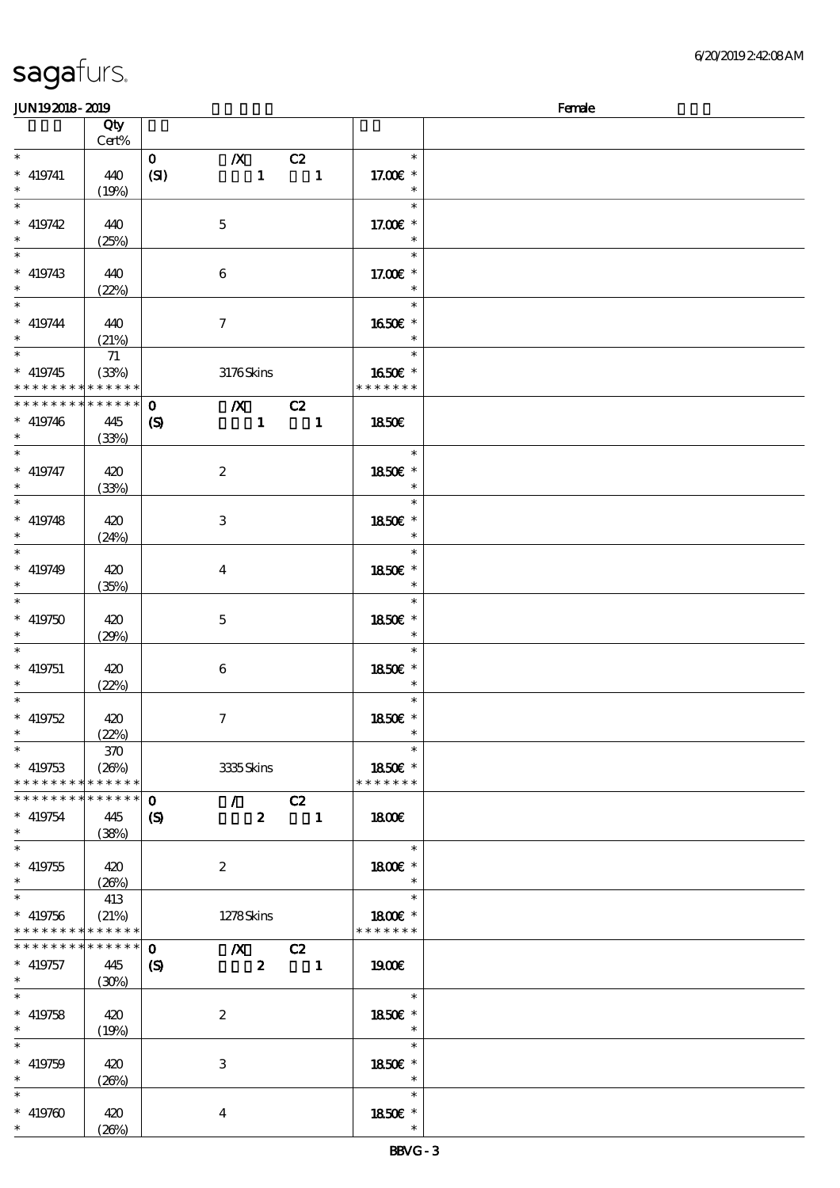# sagafurs.

**JUN192018 - 2019** — Female

| | Qty Cert% | | | | | |
|---|---|---|---|---|---|---|
| * 419741 * | 440 (19%) | 0 (SI) | /X 1 | C2 1 | 17.00€ | |
| * 419742 * | 440 (25%) | | 5 | | 17.00€ | |
| * 419743 * | 440 (22%) | | 6 | | 17.00€ | |
| * 419744 * | 440 (21%) | | 7 | | 16.50€ | |
| * 419745 * * * * * * * * * * * * * | 71 (33%) | | 3176 Skins | | 16.50€ * * * * * * * | |
| * * * * * * * * * * * * * * 419746 * | 445 (33%) | 0 (S) | /X 1 | C2 1 | 18.50€ | |
| * 419747 * | 420 (33%) | | 2 | | 18.50€ | |
| * 419748 * | 420 (24%) | | 3 | | 18.50€ | |
| * 419749 * | 420 (35%) | | 4 | | 18.50€ | |
| * 419750 * | 420 (29%) | | 5 | | 18.50€ | |
| * 419751 * | 420 (22%) | | 6 | | 18.50€ | |
| * 419752 * | 420 (22%) | | 7 | | 18.50€ | |
| * 419753 * * * * * * * * * * * * * | 370 (26%) | | 3335 Skins | | 18.50€ * * * * * * * | |
| * * * * * * * * * * * * * * 419754 * | 445 (38%) | 0 (S) | / 2 | C2 1 | 18.00€ | |
| * 419755 * | 420 (26%) | | 2 | | 18.00€ | |
| * 419756 * * * * * * * * * * * * * | 413 (21%) | | 1278 Skins | | 18.00€ * * * * * * * | |
| * * * * * * * * * * * * * * 419757 * | 445 (30%) | 0 (S) | /X 2 | C2 1 | 19.00€ | |
| * 419758 * | 420 (19%) | | 2 | | 18.50€ | |
| * 419759 * | 420 (26%) | | 3 | | 18.50€ | |
| * 419760 * | 420 (26%) | | 4 | | 18.50€ | |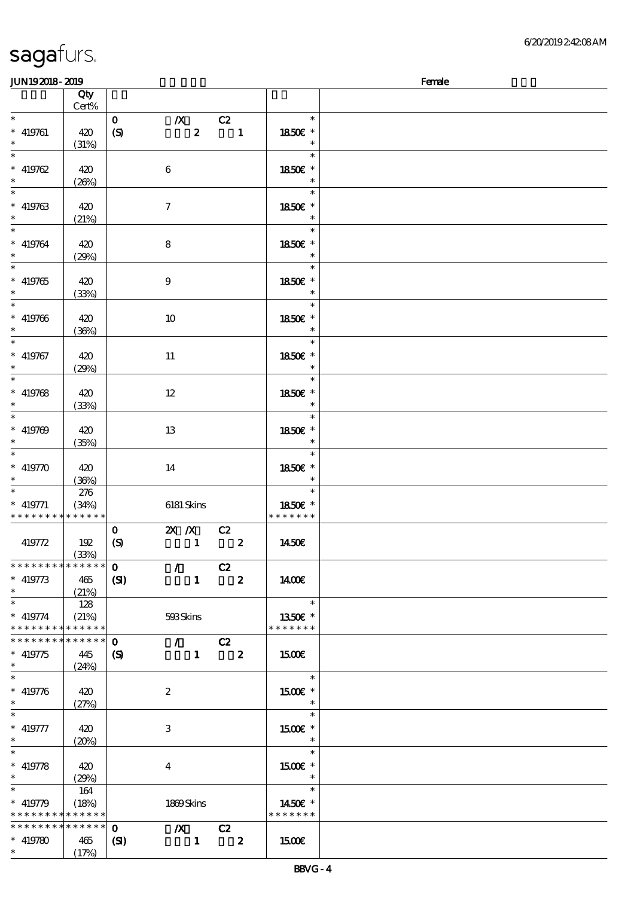sagafurs.

6/20/2019 2:42:08 AM

JUN19 2018 - 2019 Female

| | Qty Cert% | | |
|---|---|---|---|
| * 419761 * | 420 (31%) | 0 /X C2 (S) 2 1 | * 18.50€ * * |
| * 419762 * | 420 (26%) | 6 | * 18.50€ * * |
| * 419763 * | 420 (21%) | 7 | * 18.50€ * * |
| * 419764 * | 420 (29%) | 8 | * 18.50€ * * |
| * 419765 * | 420 (33%) | 9 | * 18.50€ * * |
| * 419766 * | 420 (36%) | 10 | * 18.50€ * * |
| * 419767 * | 420 (29%) | 11 | * 18.50€ * * |
| * 419768 * | 420 (33%) | 12 | * 18.50€ * * |
| * 419769 * | 420 (35%) | 13 | * 18.50€ * * |
| * 419770 * | 420 (36%) | 14 | * 18.50€ * * |
| * 419771 * * * * * * * * * * * * * | 276 (34%) | 6181 Skins | * 18.50€ * * * * * * * * |
| 419772 | 192 (33%) | 0 2X /X C2 (S) 1 2 | 14.50€ |
| * * * * * * * * * * * * * * 419773 * | 465 (21%) | 0 / C2 (SI) 1 2 | 14.00€ |
| * 419774 * * * * * * * * * * * * * | 128 (21%) | 593 Skins | * 13.50€ * * * * * * * * |
| * * * * * * * * * * * * * * 419775 * | 445 (24%) | 0 / C2 (S) 1 2 | 15.00€ |
| * 419776 * | 420 (27%) | 2 | * 15.00€ * * |
| * 419777 * | 420 (20%) | 3 | * 15.00€ * * |
| * 419778 * | 420 (29%) | 4 | * 15.00€ * * |
| * 419779 * * * * * * * * * * * * * | 164 (18%) | 1869 Skins | * 14.50€ * * * * * * * * |
| * * * * * * * * * * * * * * 419780 * | 465 (17%) | 0 /X C2 (SI) 1 2 | 15.00€ |

BBVG - 4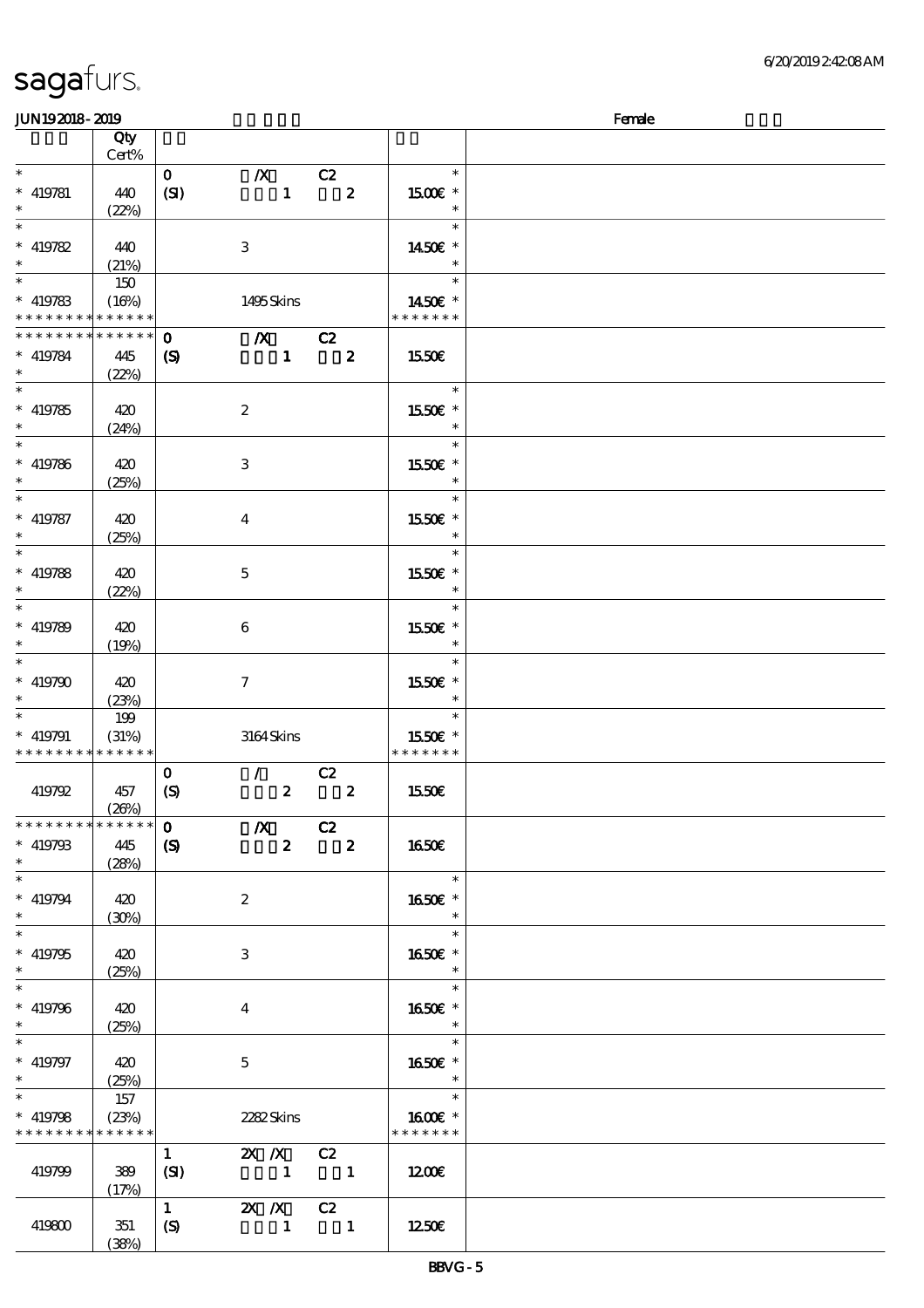# sagafurs.

**JUN19 2018 - 2019** **Female**

| | Qty Cert% | | | | |
|---|---|---|---|---|---|
| * 419781 * | 440 (22%) | 0 (SI) | /X 1 | C2 2 | * 15.00€ * |
| * 419782 * | 440 (21%) | | 3 | | * 14.50€ * |
| * 419783 * * * * * * * * * * * * * * | 150 (16%) | | 1495 Skins | | * 14.50€ * * * * * * * * |
| * * * * * * * * * * * * * * 419784 * | 445 (22%) | 0 (S) | /X 1 | C2 2 | 15.50€ |
| * 419785 * | 420 (24%) | | 2 | | * 15.50€ * |
| * 419786 * | 420 (25%) | | 3 | | * 15.50€ * |
| * 419787 * | 420 (25%) | | 4 | | * 15.50€ * |
| * 419788 * | 420 (22%) | | 5 | | * 15.50€ * |
| * 419789 * | 420 (19%) | | 6 | | * 15.50€ * |
| * 419790 * | 420 (23%) | | 7 | | * 15.50€ * |
| * 419791 * * * * * * * * * * * * * * | 199 (31%) | | 3164 Skins | | * 15.50€ * * * * * * * * |
| 419792 | 457 (26%) | 0 (S) | / 2 | C2 2 | 15.50€ |
| * * * * * * * * * * * * * * 419793 * | 445 (28%) | 0 (S) | /X 2 | C2 2 | 16.50€ |
| * 419794 * | 420 (30%) | | 2 | | * 16.50€ * |
| * 419795 * | 420 (25%) | | 3 | | * 16.50€ * |
| * 419796 * | 420 (25%) | | 4 | | * 16.50€ * |
| * 419797 * | 420 (25%) | | 5 | | * 16.50€ * |
| * 419798 * * * * * * * * * * * * * * | 157 (23%) | | 2282 Skins | | * 16.00€ * * * * * * * * |
| 419799 | 389 (17%) | 1 (SI) | 2X /X 1 | C2 1 | 12.00€ |
| 419800 | 351 (38%) | 1 (S) | 2X /X 1 | C2 1 | 12.50€ |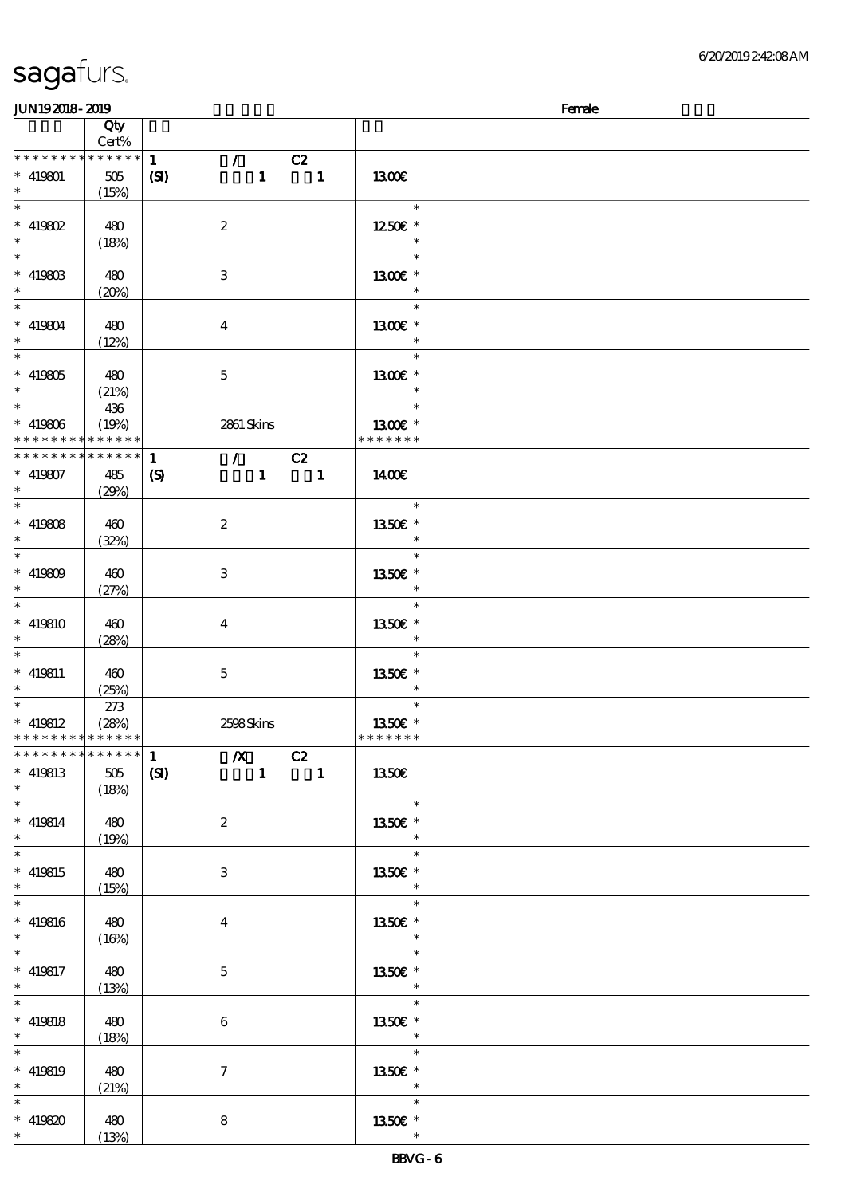| | Qty Cert% | | | |
|---|---|---|---|---|
| * * * * * * * * * * * * * * | 1 | / C2 | | |
| * 419801 * | 505 (15%) | (SI) 1 1 | 1300€ | |
| * 419802 * | 480 (18%) | 2 | 1250€ * | |
| * 419803 * | 480 (20%) | 3 | 1300€ * | |
| * 419804 * | 480 (12%) | 4 | 1300€ * | |
| * 419805 * | 480 (21%) | 5 | 1300€ * | |
| * 419806 * * * * * * * * * * * * * | 436 (19%) | 2861 Skins | 1300€ * * * * * * * * | |
| * * * * * * * * * * * * * * | 1 | / C2 | | |
| * 419807 * | 485 (29%) | (S) 1 1 | 1400€ | |
| * 419808 * | 460 (32%) | 2 | 1350€ * | |
| * 419809 * | 460 (27%) | 3 | 1350€ * | |
| * 419810 * | 460 (28%) | 4 | 1350€ * | |
| * 419811 * | 460 (25%) | 5 | 1350€ * | |
| * 419812 * * * * * * * * * * * * * | 273 (28%) | 2598 Skins | 1350€ * * * * * * * * | |
| * * * * * * * * * * * * * * | 1 | /X C2 | | |
| * 419813 * | 505 (18%) | (SI) 1 1 | 1350€ | |
| * 419814 * | 480 (19%) | 2 | 1350€ * | |
| * 419815 * | 480 (15%) | 3 | 1350€ * | |
| * 419816 * | 480 (16%) | 4 | 1350€ * | |
| * 419817 * | 480 (13%) | 5 | 1350€ * | |
| * 419818 * | 480 (18%) | 6 | 1350€ * | |
| * 419819 * | 480 (21%) | 7 | 1350€ * | |
| * 419820 * | 480 (13%) | 8 | 1350€ * | |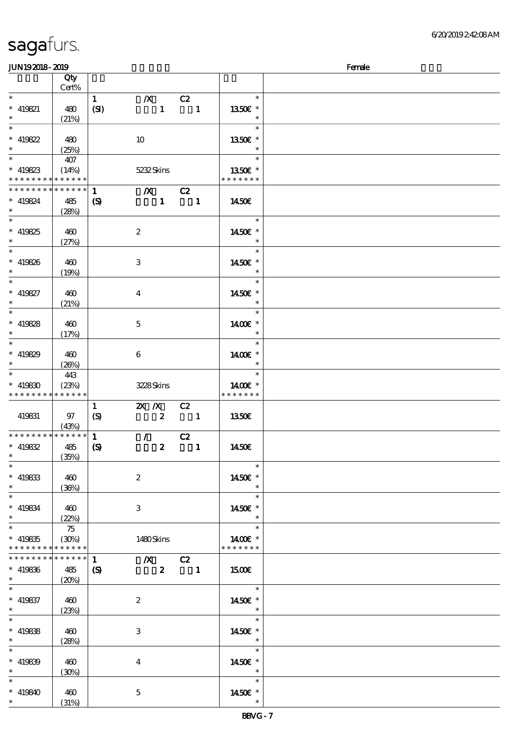| | Qty Cert% | | | | | |
|---|---|---|---|---|---|---|
| * | | 1 | /X | C2 | * | |
| * 419821 | 480 | (SI) | 1 | 1 | 13.50€ * | |
| * | (21%) | | | | * | |
| * | | | | | * | |
| * 419822 | 480 | | 10 | | 13.50€ * | |
| * | (25%) | | | | * | |
| * | 407 | | | | * | |
| * 419823 | (14%) | | 5232 Skins | | 13.50€ * | |
| * * * * * * * * * * * * * * | | | | | * * * * * * * | |
| * * * * * * * * * * * * * * | | 1 | /X | C2 | | |
| * 419824 | 485 | (S) | 1 | 1 | 14.50€ | |
| * | (28%) | | | | | |
| * | | | | | * | |
| * 419825 | 460 | | 2 | | 14.50€ * | |
| * | (27%) | | | | * | |
| * | | | | | * | |
| * 419826 | 460 | | 3 | | 14.50€ * | |
| * | (19%) | | | | * | |
| * | | | | | * | |
| * 419827 | 460 | | 4 | | 14.50€ * | |
| * | (21%) | | | | * | |
| * | | | | | * | |
| * 419828 | 460 | | 5 | | 14.00€ * | |
| * | (17%) | | | | * | |
| * | | | | | * | |
| * 419829 | 460 | | 6 | | 14.00€ * | |
| * | (26%) | | | | * | |
| * | 443 | | | | * | |
| * 419830 | (23%) | | 3228 Skins | | 14.00€ * | |
| * * * * * * * * * * * * * * | | | | | * * * * * * * | |
| | | 1 | 2X /X | C2 | | |
| 419831 | 97 | (S) | 2 | 1 | 13.50€ | |
| | (43%) | | | | | |
| * * * * * * * * * * * * * * | | 1 | / | C2 | | |
| * 419832 | 485 | (S) | 2 | 1 | 14.50€ | |
| * | (35%) | | | | | |
| * | | | | | * | |
| * 419833 | 460 | | 2 | | 14.50€ * | |
| * | (36%) | | | | * | |
| * | | | | | * | |
| * 419834 | 460 | | 3 | | 14.50€ * | |
| * | (22%) | | | | * | |
| * | 75 | | | | * | |
| * 419835 | (30%) | | 1480 Skins | | 14.00€ * | |
| * * * * * * * * * * * * * * | | | | | * * * * * * * | |
| * * * * * * * * * * * * * * | | 1 | /X | C2 | | |
| * 419836 | 485 | (S) | 2 | 1 | 15.00€ | |
| * | (20%) | | | | | |
| * | | | | | * | |
| * 419837 | 460 | | 2 | | 14.50€ * | |
| * | (23%) | | | | * | |
| * | | | | | * | |
| * 419838 | 460 | | 3 | | 14.50€ * | |
| * | (28%) | | | | * | |
| * | | | | | * | |
| * 419839 | 460 | | 4 | | 14.50€ * | |
| * | (30%) | | | | * | |
| * | | | | | * | |
| * 419840 | 460 | | 5 | | 14.50€ * | |
| * | (31%) | | | | * | |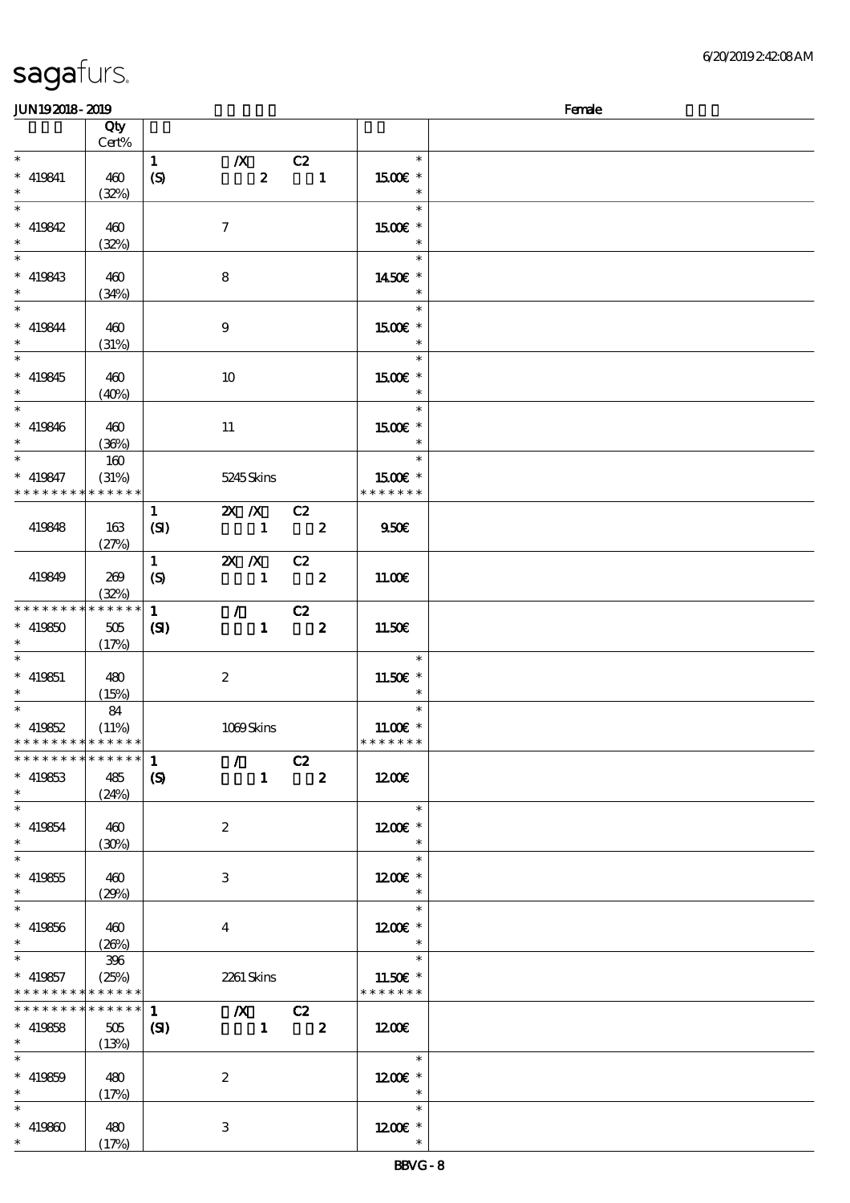sagafurs.

JUN19 2018 - 2019 | Female

| | Qty Cert% | | | |
|---|---|---|---|---|
| * 419841 * | 460 (32%) | 1 (S) | /X 2 C2 1 | 15.00€ |
| * 419842 * | 460 (32%) | | 7 | 15.00€ |
| * 419843 * | 460 (34%) | | 8 | 14.50€ |
| * 419844 * | 460 (31%) | | 9 | 15.00€ |
| * 419845 * | 460 (40%) | | 10 | 15.00€ |
| * 419846 * | 460 (36%) | | 11 | 15.00€ |
| * 419847 * * * * * * * * * * * * * * | 160 (31%) | | 5245 Skins | 15.00€ * * * * * * * |
| 419848 | 163 (27%) | 1 (SI) | 2X /X 1 C2 2 | 9.50€ |
| 419849 | 269 (32%) | 1 (S) | 2X /X 1 C2 2 | 11.00€ |
| * * * * * * * * * * * * * * 419850 * | 505 (17%) | 1 (SI) | / 1 C2 2 | 11.50€ |
| * 419851 * | 480 (15%) | | 2 | 11.50€ |
| * 419852 * * * * * * * * * * * * * * | 84 (11%) | | 1069 Skins | 11.00€ * * * * * * * |
| * * * * * * * * * * * * * * 419853 * | 485 (24%) | 1 (S) | / 1 C2 2 | 12.00€ |
| * 419854 * | 460 (30%) | | 2 | 12.00€ |
| * 419855 * | 460 (29%) | | 3 | 12.00€ |
| * 419856 * | 460 (26%) | | 4 | 12.00€ |
| * 419857 * * * * * * * * * * * * * * | 396 (25%) | | 2261 Skins | 11.50€ * * * * * * * |
| * * * * * * * * * * * * * * 419858 * | 505 (13%) | 1 (SI) | /X 1 C2 2 | 12.00€ |
| * 419859 * | 480 (17%) | | 2 | 12.00€ |
| * 419860 * | 480 (17%) | | 3 | 12.00€ |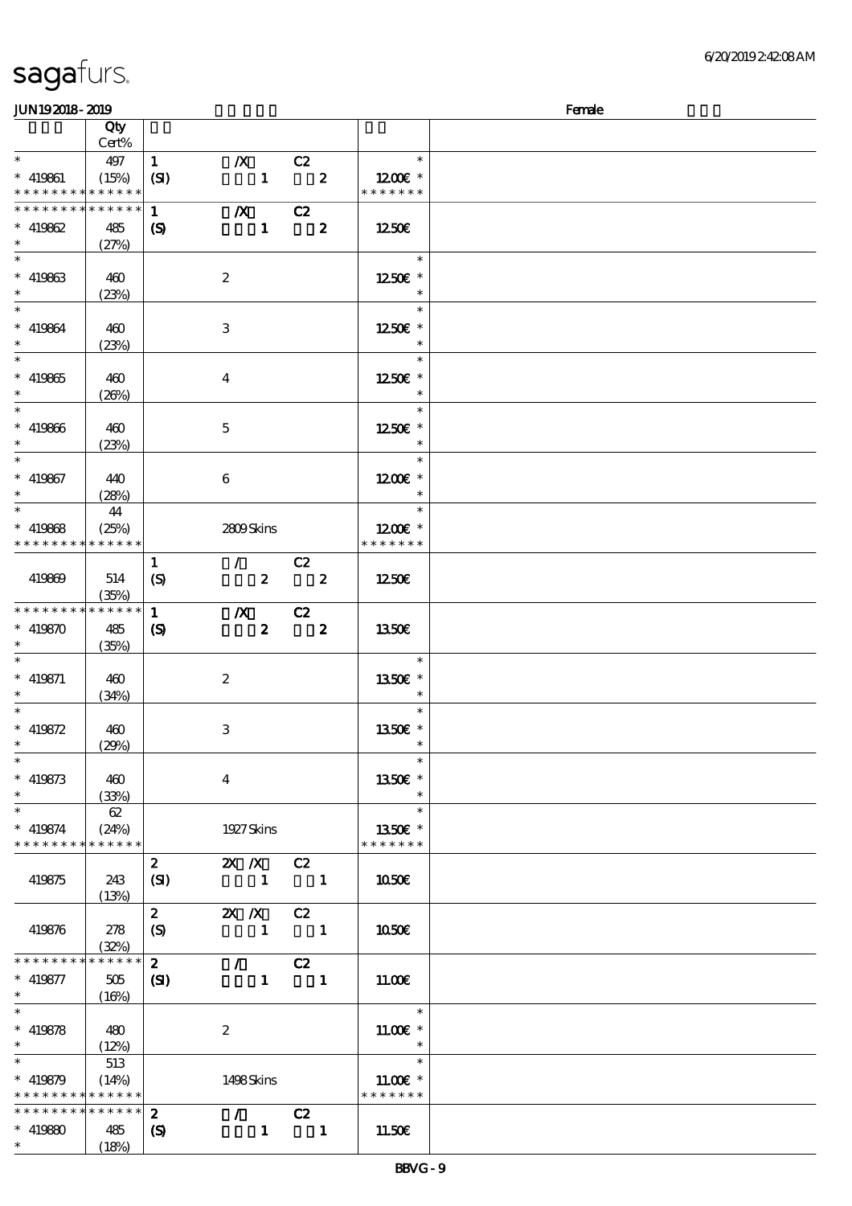sagafurs.

6/20/2019 2:42:08 AM

JUN19 2018 - 2019 Female

| | Qty Cert% | | | | | |
|---|---|---|---|---|---|---|
| * | 497 | 1 | /X | C2 | | * |
| * 419861 | (15%) | (SI) | 1 | 2 | 12.00€ | * |
| * * * * * * * * * * * * * * | | | | | * * * * * * * | |
| * * * * * * * * * * * * * * | | 1 | /X | C2 | | |
| * 419862 | 485 | (S) | 1 | 2 | 12.50€ | |
| * | (27%) | | | | | |
| * | | | | | | * |
| * 419863 | 460 | | 2 | | 12.50€ | * |
| * | (23%) | | | | | * |
| * | | | | | | * |
| * 419864 | 460 | | 3 | | 12.50€ | * |
| * | (23%) | | | | | * |
| * | | | | | | * |
| * 419865 | 460 | | 4 | | 12.50€ | * |
| * | (26%) | | | | | * |
| * | | | | | | * |
| * 419866 | 460 | | 5 | | 12.50€ | * |
| * | (23%) | | | | | * |
| * | | | | | | * |
| * 419867 | 440 | | 6 | | 12.00€ | * |
| * | (28%) | | | | | * |
| * | 44 | | | | | * |
| * 419868 | (25%) | | 2809 Skins | | 12.00€ | * |
| * * * * * * * * * * * * * * | | | | | * * * * * * * | |
| | | 1 | / | C2 | | |
| 419869 | 514 | (S) | 2 | 2 | 12.50€ | |
| | (35%) | | | | | |
| * * * * * * * * * * * * * * | | 1 | /X | C2 | | |
| * 419870 | 485 | (S) | 2 | 2 | 13.50€ | |
| * | (35%) | | | | | |
| * | | | | | | * |
| * 419871 | 460 | | 2 | | 13.50€ | * |
| * | (34%) | | | | | * |
| * | | | | | | * |
| * 419872 | 460 | | 3 | | 13.50€ | * |
| * | (29%) | | | | | * |
| * | | | | | | * |
| * 419873 | 460 | | 4 | | 13.50€ | * |
| * | (33%) | | | | | * |
| * | 62 | | | | | * |
| * 419874 | (24%) | | 1927 Skins | | 13.50€ | * |
| * * * * * * * * * * * * * * | | | | | * * * * * * * | |
| | | 2 | 2X /X | C2 | | |
| 419875 | 243 | (SI) | 1 | 1 | 10.50€ | |
| | (13%) | | | | | |
| | | 2 | 2X /X | C2 | | |
| 419876 | 278 | (S) | 1 | 1 | 10.50€ | |
| | (32%) | | | | | |
| * * * * * * * * * * * * * * | | 2 | / | C2 | | |
| * 419877 | 505 | (SI) | 1 | 1 | 11.00€ | |
| * | (16%) | | | | | |
| * | | | | | | * |
| * 419878 | 480 | | 2 | | 11.00€ | * |
| * | (12%) | | | | | * |
| * | 513 | | | | | * |
| * 419879 | (14%) | | 1498 Skins | | 11.00€ | * |
| * * * * * * * * * * * * * * | | | | | * * * * * * * | |
| * * * * * * * * * * * * * * | | 2 | / | C2 | | |
| * 419880 | 485 | (S) | 1 | 1 | 11.50€ | |
| * | (18%) | | | | | |

BBVG - 9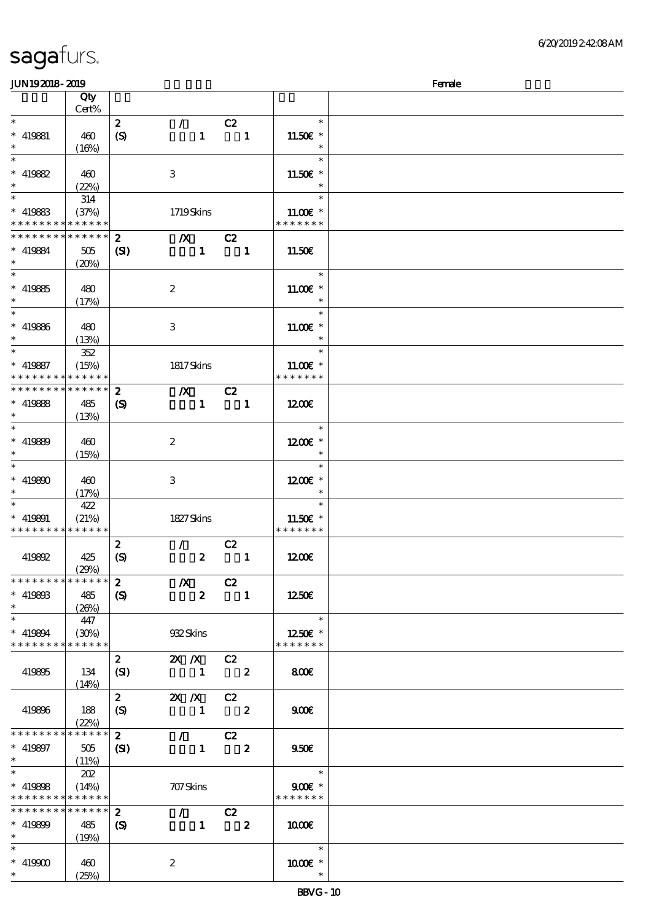| | Qty Cert% | | | | | |
|---|---|---|---|---|---|---|
| * | | 2 | / | C2 | * | |
| * 419881 | 460 | (S) | 1 | 1 | 11.50€ * | |
| * | (16%) | | | | * | |
| * | | | | | * | |
| * 419882 | 460 | | 3 | | 11.50€ * | |
| * | (22%) | | | | * | |
| * | 314 | | | | * | |
| * 419883 | (37%) | | 1719 Skins | | 11.00€ * | |
| * * * * * * * * * * * * * * | | | | | * * * * * * * | |
| * * * * * * * * * * * * * * | | 2 | /X | C2 | | |
| * 419884 | 505 | (SI) | 1 | 1 | 11.50€ | |
| * | (20%) | | | | | |
| * | | | | | * | |
| * 419885 | 480 | | 2 | | 11.00€ * | |
| * | (17%) | | | | * | |
| * | | | | | * | |
| * 419886 | 480 | | 3 | | 11.00€ * | |
| * | (13%) | | | | * | |
| * | 352 | | | | * | |
| * 419887 | (15%) | | 1817 Skins | | 11.00€ * | |
| * * * * * * * * * * * * * * | | | | | * * * * * * * | |
| * * * * * * * * * * * * * * | | 2 | /X | C2 | | |
| * 419888 | 485 | (S) | 1 | 1 | 12.00€ | |
| * | (13%) | | | | | |
| * | | | | | * | |
| * 419889 | 460 | | 2 | | 12.00€ * | |
| * | (15%) | | | | * | |
| * | | | | | * | |
| * 419890 | 460 | | 3 | | 12.00€ * | |
| * | (17%) | | | | * | |
| * | 422 | | | | * | |
| * 419891 | (21%) | | 1827 Skins | | 11.50€ * | |
| * * * * * * * * * * * * * * | | | | | * * * * * * * | |
| | | 2 | / | C2 | | |
| 419892 | 425 | (S) | 2 | 1 | 12.00€ | |
| | (29%) | | | | | |
| * * * * * * * * * * * * * * | | 2 | /X | C2 | | |
| * 419893 | 485 | (S) | 2 | 1 | 12.50€ | |
| * | (26%) | | | | | |
| * | 447 | | | | * | |
| * 419894 | (30%) | | 932 Skins | | 12.50€ * | |
| * * * * * * * * * * * * * * | | | | | * * * * * * * | |
| | | 2 | 2X /X | C2 | | |
| 419895 | 134 | (SI) | 1 | 2 | 8.00€ | |
| | (14%) | | | | | |
| | | 2 | 2X /X | C2 | | |
| 419896 | 188 | (S) | 1 | 2 | 9.00€ | |
| | (22%) | | | | | |
| * * * * * * * * * * * * * * | | 2 | / | C2 | | |
| * 419897 | 505 | (SI) | 1 | 2 | 9.50€ | |
| * | (11%) | | | | | |
| * | 202 | | | | * | |
| * 419898 | (14%) | | 707 Skins | | 9.00€ * | |
| * * * * * * * * * * * * * * | | | | | * * * * * * * | |
| * * * * * * * * * * * * * * | | 2 | / | C2 | | |
| * 419899 | 485 | (S) | 1 | 2 | 10.00€ | |
| * | (19%) | | | | | |
| * | | | | | * | |
| * 419900 | 460 | | 2 | | 10.00€ * | |
| * | (25%) | | | | * | |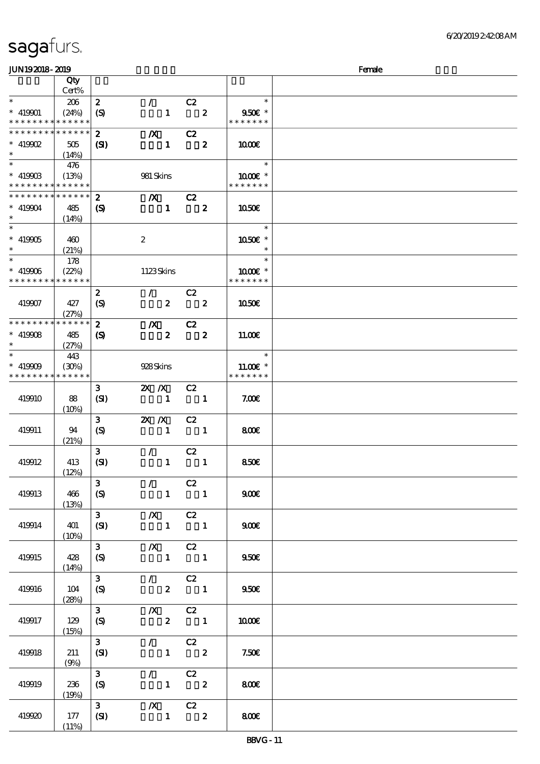# sagafurs.

6/20/2019 2:42:08 AM

JUN19 2018 - 2019 Female

| | Qty Cert% | | | |
|---|---|---|---|---|
| * * 419901 * * * * * * * * * * * * * | 206 (24%) | 2 / C2 (S) 1 2 | * 9.50€ * * * * * * * * | |
| * * * * * * * * * * * * * * 419902 * | 505 (14%) | 2 /X C2 (SI) 1 2 | 10.00€ | |
| * * 419903 * * * * * * * * * * * * * | 476 (13%) | 981 Skins | * 10.00€ * * * * * * * * | |
| * * * * * * * * * * * * * * 419904 * | 485 (14%) | 2 /X C2 (S) 1 2 | 10.50€ | |
| * * 419905 * | 460 (21%) | 2 | * 10.50€ * * | |
| * * 419906 * * * * * * * * * * * * * | 178 (22%) | 1123 Skins | * 10.00€ * * * * * * * * | |
| 419907 | 427 (27%) | 2 / C2 (S) 2 2 | 10.50€ | |
| * * * * * * * * * * * * * * 419908 * | 485 (27%) | 2 /X C2 (S) 2 2 | 11.00€ | |
| * * 419909 * * * * * * * * * * * * * | 443 (30%) | 928 Skins | * 11.00€ * * * * * * * * | |
| 419910 | 88 (10%) | 3 2X /X C2 (SI) 1 1 | 7.00€ | |
| 419911 | 94 (21%) | 3 2X /X C2 (S) 1 1 | 8.00€ | |
| 419912 | 413 (12%) | 3 / C2 (SI) 1 1 | 8.50€ | |
| 419913 | 466 (13%) | 3 / C2 (S) 1 1 | 9.00€ | |
| 419914 | 401 (10%) | 3 /X C2 (SI) 1 1 | 9.00€ | |
| 419915 | 428 (14%) | 3 /X C2 (S) 1 1 | 9.50€ | |
| 419916 | 104 (28%) | 3 / C2 (S) 2 1 | 9.50€ | |
| 419917 | 129 (15%) | 3 /X C2 (S) 2 1 | 10.00€ | |
| 419918 | 211 (9%) | 3 / C2 (SI) 1 2 | 7.50€ | |
| 419919 | 236 (19%) | 3 / C2 (S) 1 2 | 8.00€ | |
| 419920 | 177 (11%) | 3 /X C2 (SI) 1 2 | 8.00€ | |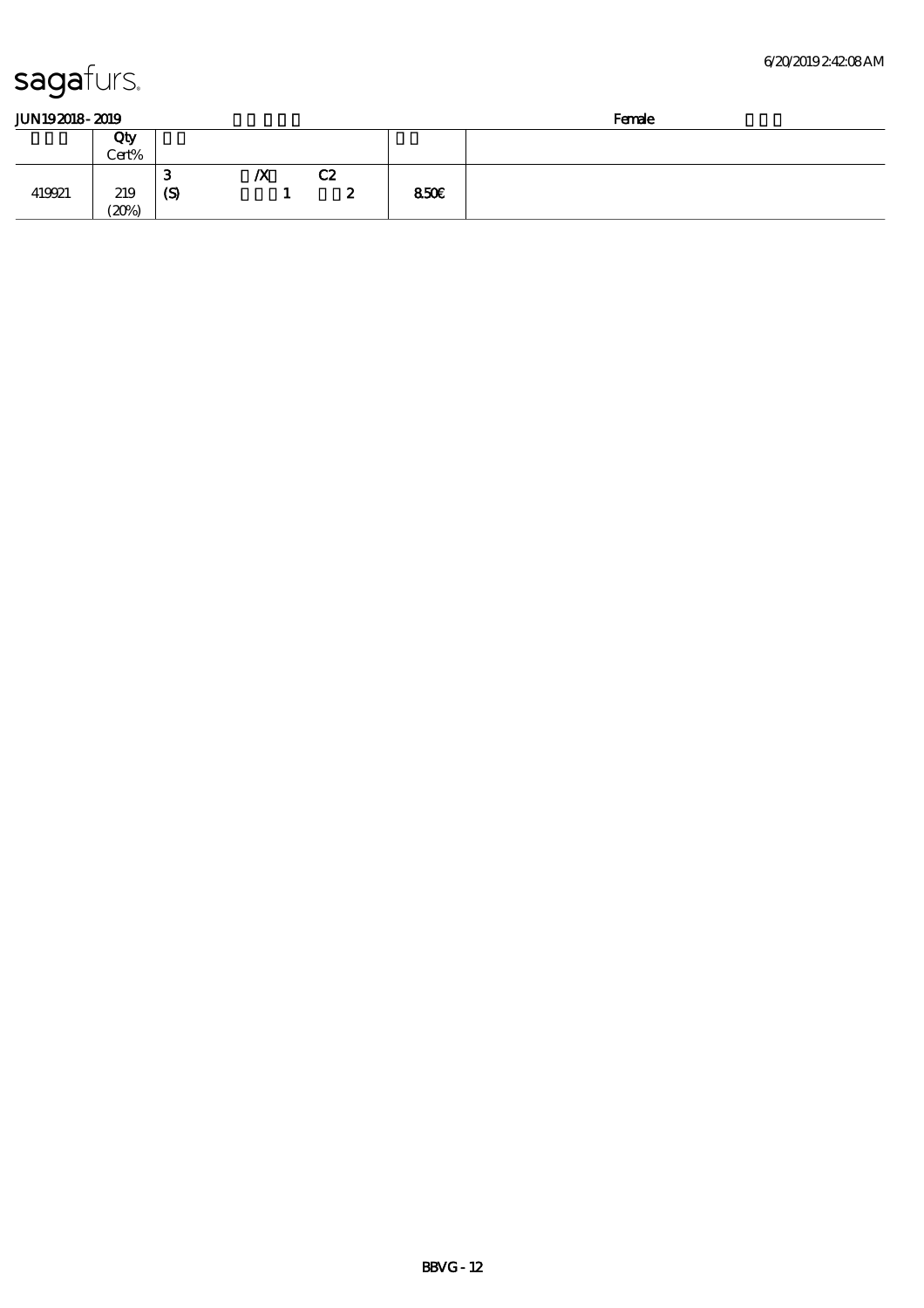sagafurs.

JUN19 2018 - 2019　　　　　　　　　　　　　　　　　　　　Female

|  | Qty Cert% |  |  |  |  |
|---|---|---|---|---|---|
| 419921 | 219 (20%) | 3 (S) | /X 1 | C2 2 | 850€ |

BBVG - 12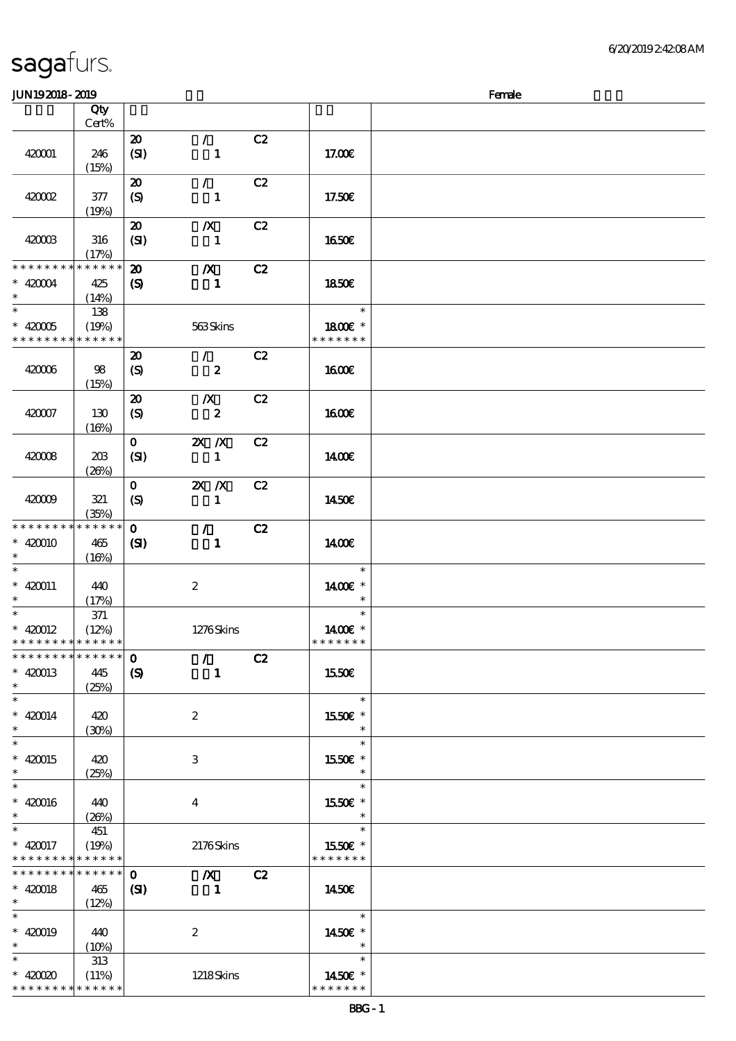| | Qty Cert% | | | | | |
|---|---|---|---|---|---|---|
| 420001 | 246 (15%) | 20 (SI) | / 1 | C2 | 17.00€ | |
| 420002 | 377 (19%) | 20 (S) | / 1 | C2 | 17.50€ | |
| 420003 | 316 (17%) | 20 (SI) | /X 1 | C2 | 16.50€ | |
| * * * * * * * * * * * * * * * 420004 * | 425 (14%) | 20 (S) | /X 1 | C2 | 18.50€ | |
| * * 420005 * * * * * * * * * * * * * | 138 (19%) | | 563 Skins | | * 18.00€ * * * * * * * * | |
| 420006 | 98 (15%) | 20 (S) | / 2 | C2 | 16.00€ | |
| 420007 | 130 (16%) | 20 (S) | /X 2 | C2 | 16.00€ | |
| 420008 | 203 (26%) | 0 (SI) | 2X /X 1 | C2 | 14.00€ | |
| 420009 | 321 (35%) | 0 (S) | 2X /X 1 | C2 | 14.50€ | |
| * * * * * * * * * * * * * * * 420010 * | 465 (16%) | 0 (SI) | / 1 | C2 | 14.00€ | |
| * * 420011 * | 440 (17%) | | 2 | | * 14.00€ * * | |
| * * 420012 * * * * * * * * * * * * * | 371 (12%) | | 1276 Skins | | * 14.00€ * * * * * * * * | |
| * * * * * * * * * * * * * * * 420013 * | 445 (25%) | 0 (S) | / 1 | C2 | 15.50€ | |
| * * 420014 * | 420 (30%) | | 2 | | * 15.50€ * * | |
| * * 420015 * | 420 (25%) | | 3 | | * 15.50€ * * | |
| * * 420016 * | 440 (26%) | | 4 | | * 15.50€ * * | |
| * * 420017 * * * * * * * * * * * * * | 451 (19%) | | 2176 Skins | | * 15.50€ * * * * * * * * | |
| * * * * * * * * * * * * * * * 420018 * | 465 (12%) | 0 (SI) | /X 1 | C2 | 14.50€ | |
| * * 420019 * | 440 (10%) | | 2 | | * 14.50€ * * | |
| * * 420020 * * * * * * * * * * * * * | 313 (11%) | | 1218 Skins | | * 14.50€ * * * * * * * * | |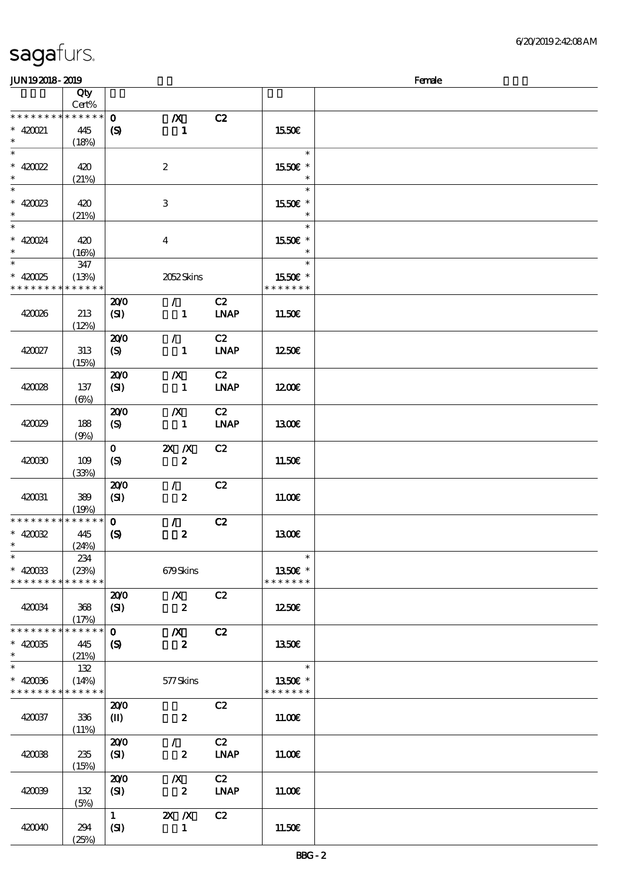# sagafurs.

JUN192018-2019 Female

| | Qty Cert% | | | | | |
|---|---|---|---|---|---|---|
| * * * * * * * * * * * * * * | 0 | /X | C2 | | |
| * 420021 * | 445 (18%) | (S) | 1 | | 15.50€ | |
| * * 420022 * | 420 (21%) | | 2 | | 15.50€ * | |
| * * 420023 * | 420 (21%) | | 3 | | 15.50€ * | |
| * * 420024 * | 420 (16%) | | 4 | | 15.50€ * | |
| * * 420025 * * * * * * * * * * * * * * | 347 (13%) | | 2052 Skins | | 15.50€ * * * * * * * * | |
| 420026 | 213 (12%) | 20/0 (SI) | / 1 | C2 LNAP | 11.50€ | |
| 420027 | 313 (15%) | 20/0 (S) | / 1 | C2 LNAP | 12.50€ | |
| 420028 | 137 (6%) | 20/0 (SI) | /X 1 | C2 LNAP | 12.00€ | |
| 420029 | 188 (9%) | 20/0 (S) | /X 1 | C2 LNAP | 13.00€ | |
| 420030 | 109 (33%) | 0 (S) | 2X /X 2 | C2 | 11.50€ | |
| 420031 | 389 (19%) | 20/0 (SI) | / 2 | C2 | 11.00€ | |
| * * * * * * * * * * * * * * * 420032 * | 445 (24%) | 0 (S) | / 2 | C2 | 13.00€ | |
| * * 420033 * * * * * * * * * * * * * * | 234 (23%) | | 679 Skins | | 13.50€ * * * * * * * * | |
| 420034 | 368 (17%) | 20/0 (SI) | /X 2 | C2 | 12.50€ | |
| * * * * * * * * * * * * * * * 420035 * | 445 (21%) | 0 (S) | /X 2 | C2 | 13.50€ | |
| * * 420036 * * * * * * * * * * * * * * | 132 (14%) | | 577 Skins | | 13.50€ * * * * * * * * | |
| 420037 | 336 (11%) | 20/0 (II) | 2 | C2 | 11.00€ | |
| 420038 | 235 (15%) | 20/0 (SI) | / 2 | C2 LNAP | 11.00€ | |
| 420039 | 132 (5%) | 20/0 (SI) | /X 2 | C2 LNAP | 11.00€ | |
| 420040 | 294 (25%) | 1 (SI) | 2X /X 1 | C2 | 11.50€ | |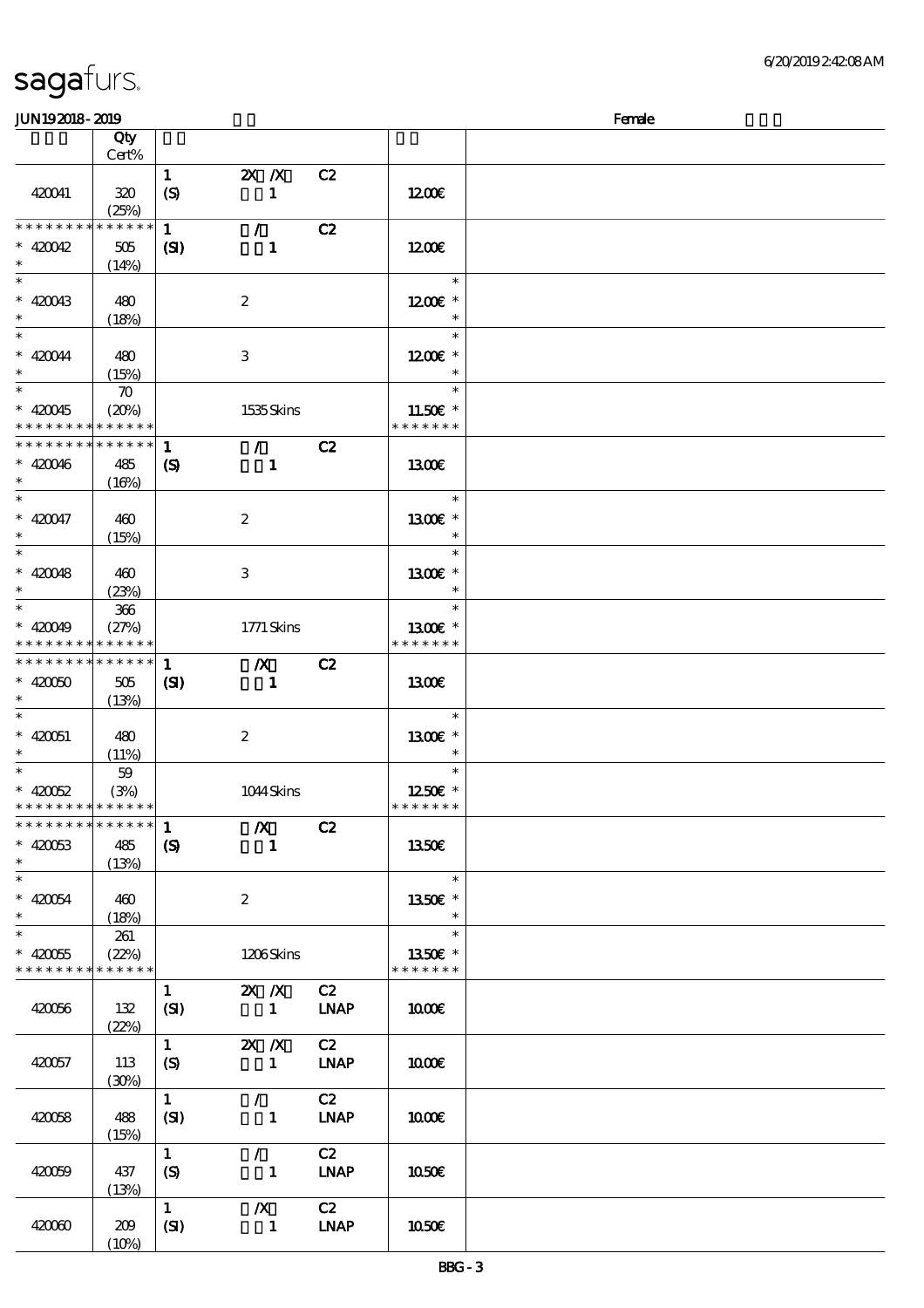# sagafurs.

JUN19 2018 - 2019 Female

| | Qty Cert% | | | | |
|---|---|---|---|---|---|
| 420041 | 320 (25%) | 1 (S) | 2X /X 1 | C2 | 12.00€ |
| * * * * * * * * * * * * * * 420042 * | 505 (14%) | 1 (SI) | / 1 | C2 | 12.00€ |
| * * 420043 * | 480 (18%) | | 2 | | * 12.00€ * * |
| * * 420044 * | 480 (15%) | | 3 | | * 12.00€ * * |
| * * 420045 * * * * * * * * * * * * * | 70 (20%) | | 1535 Skins | | * 11.50€ * * * * * * * * |
| * * * * * * * * * * * * * * 420046 * | 485 (16%) | 1 (S) | / 1 | C2 | 13.00€ |
| * * 420047 * | 460 (15%) | | 2 | | * 13.00€ * * |
| * * 420048 * | 460 (23%) | | 3 | | * 13.00€ * * |
| * * 420049 * * * * * * * * * * * * * | 366 (27%) | | 1771 Skins | | * 13.00€ * * * * * * * * |
| * * * * * * * * * * * * * * 420050 * | 505 (13%) | 1 (SI) | /X 1 | C2 | 13.00€ |
| * * 420051 * | 480 (11%) | | 2 | | * 13.00€ * * |
| * * 420052 * * * * * * * * * * * * * | 59 (3%) | | 1044 Skins | | * 12.50€ * * * * * * * * |
| * * * * * * * * * * * * * * 420053 * | 485 (13%) | 1 (S) | /X 1 | C2 | 13.50€ |
| * * 420054 * | 460 (18%) | | 2 | | * 13.50€ * * |
| * * 420055 * * * * * * * * * * * * * | 261 (22%) | | 1206 Skins | | * 13.50€ * * * * * * * * |
| 420056 | 132 (22%) | 1 (SI) | 2X /X 1 | C2 LNAP | 10.00€ |
| 420057 | 113 (30%) | 1 (S) | 2X /X 1 | C2 LNAP | 10.00€ |
| 420058 | 488 (15%) | 1 (SI) | / 1 | C2 LNAP | 10.00€ |
| 420059 | 437 (13%) | 1 (S) | / 1 | C2 LNAP | 10.50€ |
| 420060 | 209 (10%) | 1 (SI) | /X 1 | C2 LNAP | 10.50€ |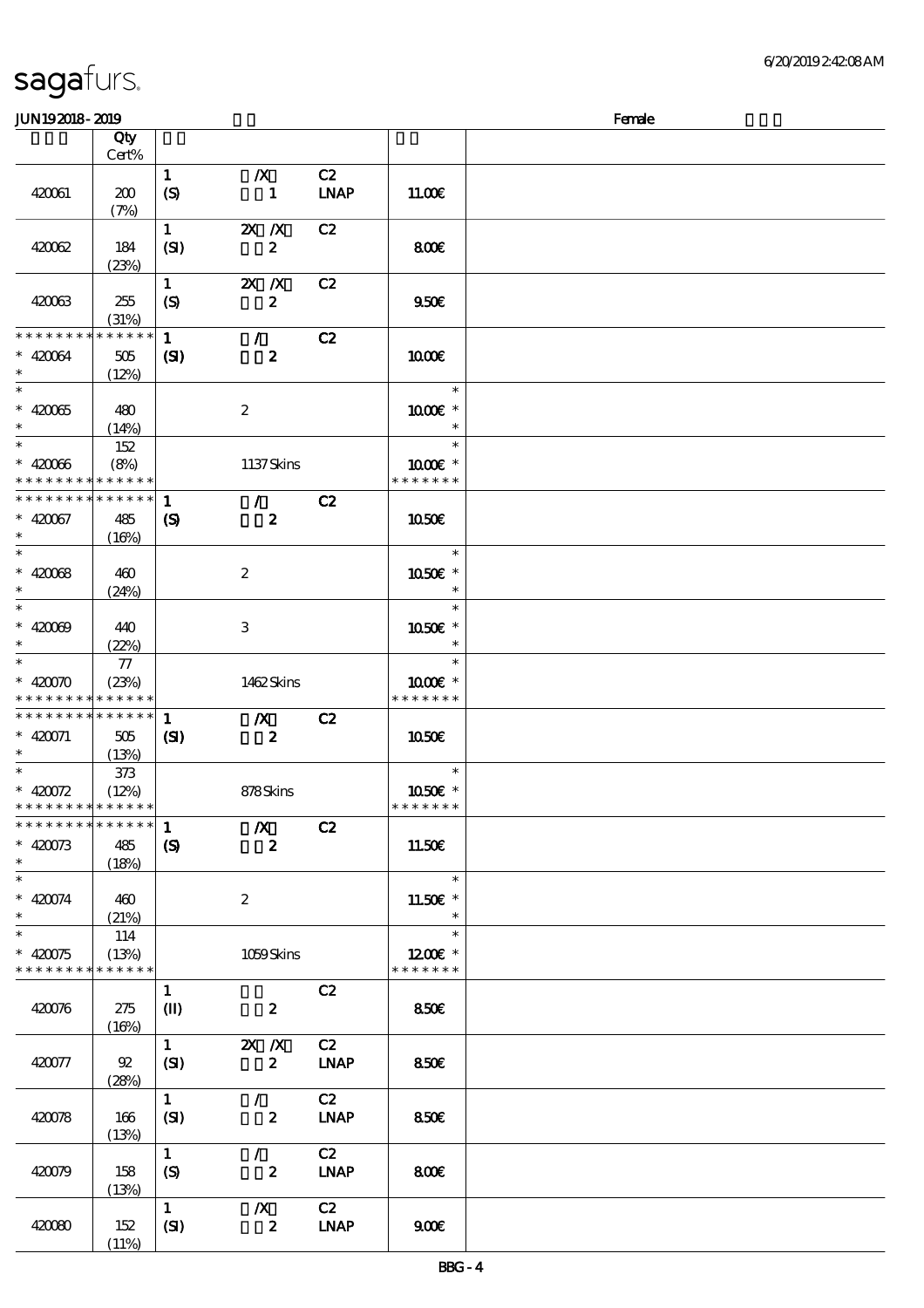| | Qty Cert% | | | | | |
|---|---|---|---|---|---|---|
| 420061 | 200 (7%) | 1 (S) | /X 1 | C2 LNAP | 11.00€ | |
| 420062 | 184 (23%) | 1 (SI) | 2X /X 2 | C2 | 8.00€ | |
| 420063 | 255 (31%) | 1 (S) | 2X /X 2 | C2 | 9.50€ | |
| * * * * * * * * * * * * * * * 420064 * | 505 (12%) | 1 (SI) | / 2 | C2 | 10.00€ | |
| * * 420065 * | 480 (14%) | | 2 | | * 10.00€ * * | |
| * * 420066 * * * * * * * * * * * * * * | 152 (8%) | | 1137 Skins | | * 10.00€ * * * * * * * * | |
| * * * * * * * * * * * * * * * 420067 * | 485 (16%) | 1 (S) | / 2 | C2 | 10.50€ | |
| * * 420068 * | 460 (24%) | | 2 | | * 10.50€ * * | |
| * * 420069 * | 440 (22%) | | 3 | | * 10.50€ * * | |
| * * 420070 * * * * * * * * * * * * * * | 77 (23%) | | 1462 Skins | | * 10.00€ * * * * * * * * | |
| * * * * * * * * * * * * * * * 420071 * | 505 (13%) | 1 (SI) | /X 2 | C2 | 10.50€ | |
| * * 420072 * * * * * * * * * * * * * * | 373 (12%) | | 878 Skins | | * 10.50€ * * * * * * * * | |
| * * * * * * * * * * * * * * * 420073 * | 485 (18%) | 1 (S) | /X 2 | C2 | 11.50€ | |
| * * 420074 * | 460 (21%) | | 2 | | * 11.50€ * * | |
| * * 420075 * * * * * * * * * * * * * * | 114 (13%) | | 1059 Skins | | * 12.00€ * * * * * * * * | |
| 420076 | 275 (16%) | 1 (II) | 2 | C2 | 8.50€ | |
| 420077 | 92 (28%) | 1 (SI) | 2X /X 2 | C2 LNAP | 8.50€ | |
| 420078 | 166 (13%) | 1 (SI) | / 2 | C2 LNAP | 8.50€ | |
| 420079 | 158 (13%) | 1 (S) | / 2 | C2 LNAP | 8.00€ | |
| 420080 | 152 (11%) | 1 (SI) | /X 2 | C2 LNAP | 9.00€ | |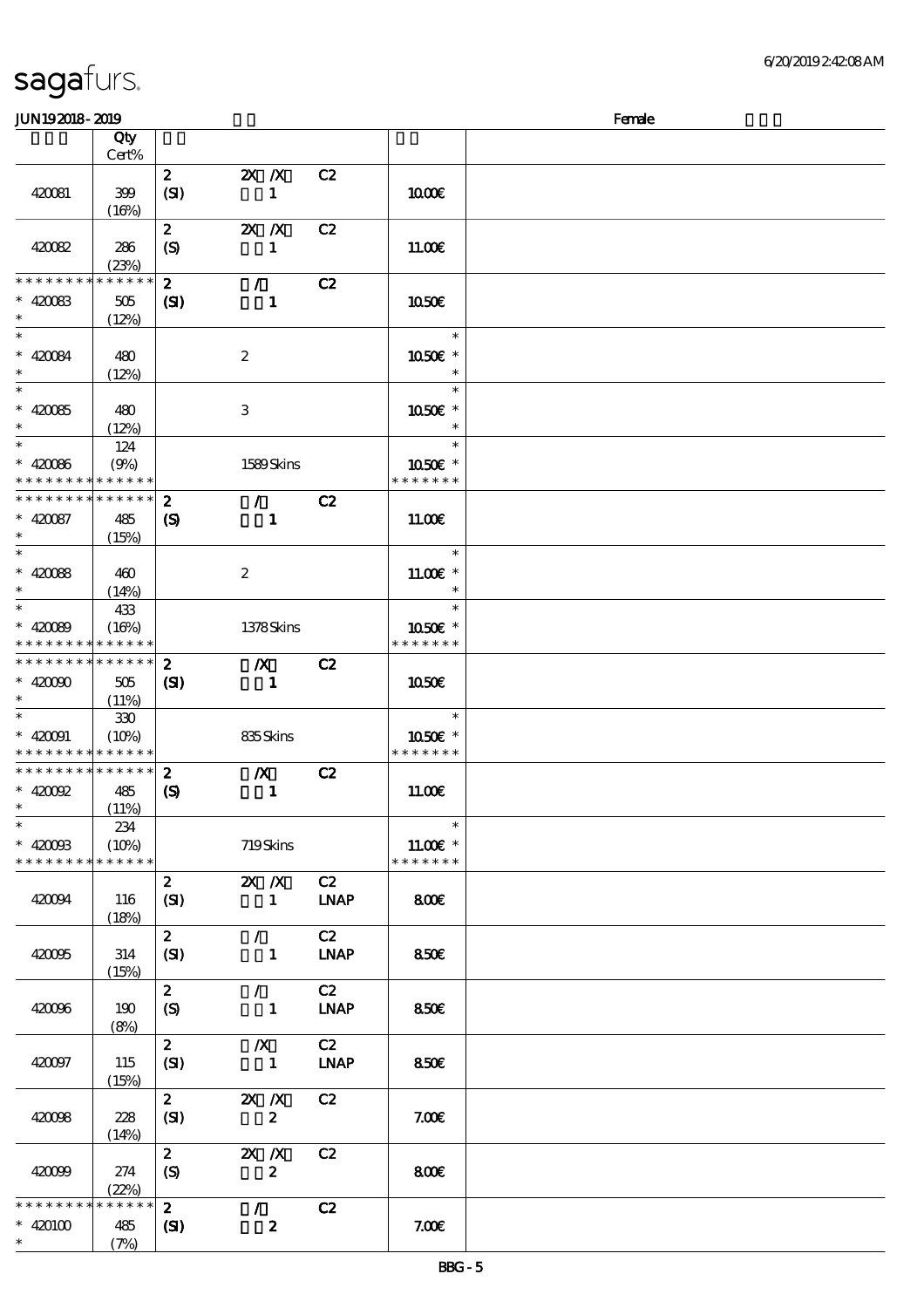sagafurs.

6/20/2019 2:42:08 AM

JUN19 2018 - 2019　　　　　　　　Female

| | Qty Cert% | | | | | |
|---|---|---|---|---|---|---|
| 420081 | 399 (16%) | 2 (SI) | 2X /X 1 | C2 | 10.00€ | |
| 420082 | 286 (23%) | 2 (S) | 2X /X 1 | C2 | 11.00€ | |
| * * * * * * * * * * * * * * * * 420083 * | 505 (12%) | 2 (SI) | / 1 | C2 | 10.50€ | |
| * * 420084 * | 480 (12%) | | 2 | | * 10.50€ * * | |
| * * 420085 * | 480 (12%) | | 3 | | * 10.50€ * * | |
| * * 420086 * * * * * * * * * * * * * * | 124 (9%) | | 1589 Skins | | * 10.50€ * * * * * * * * | |
| * * * * * * * * * * * * * * * * 420087 * | 485 (15%) | 2 (S) | / 1 | C2 | 11.00€ | |
| * * 420088 * | 460 (14%) | | 2 | | * 11.00€ * * | |
| * * 420089 * * * * * * * * * * * * * * | 433 (16%) | | 1378 Skins | | * 10.50€ * * * * * * * * | |
| * * * * * * * * * * * * * * * * 420090 * | 505 (11%) | 2 (SI) | /X 1 | C2 | 10.50€ | |
| * * 420091 * * * * * * * * * * * * * * | 330 (10%) | | 835 Skins | | * 10.50€ * * * * * * * * | |
| * * * * * * * * * * * * * * * * 420092 * | 485 (11%) | 2 (S) | /X 1 | C2 | 11.00€ | |
| * * 420093 * * * * * * * * * * * * * * | 234 (10%) | | 719 Skins | | * 11.00€ * * * * * * * * | |
| 420094 | 116 (18%) | 2 (SI) | 2X /X 1 | C2 LNAP | 8.00€ | |
| 420095 | 314 (15%) | 2 (SI) | / 1 | C2 LNAP | 8.50€ | |
| 420096 | 190 (8%) | 2 (S) | / 1 | C2 LNAP | 8.50€ | |
| 420097 | 115 (15%) | 2 (SI) | /X 1 | C2 LNAP | 8.50€ | |
| 420098 | 228 (14%) | 2 (SI) | 2X /X 2 | C2 | 7.00€ | |
| 420099 | 274 (22%) | 2 (S) | 2X /X 2 | C2 | 8.00€ | |
| * * * * * * * * * * * * * * * * 420100 * | 485 (7%) | 2 (SI) | / 2 | C2 | 7.00€ | |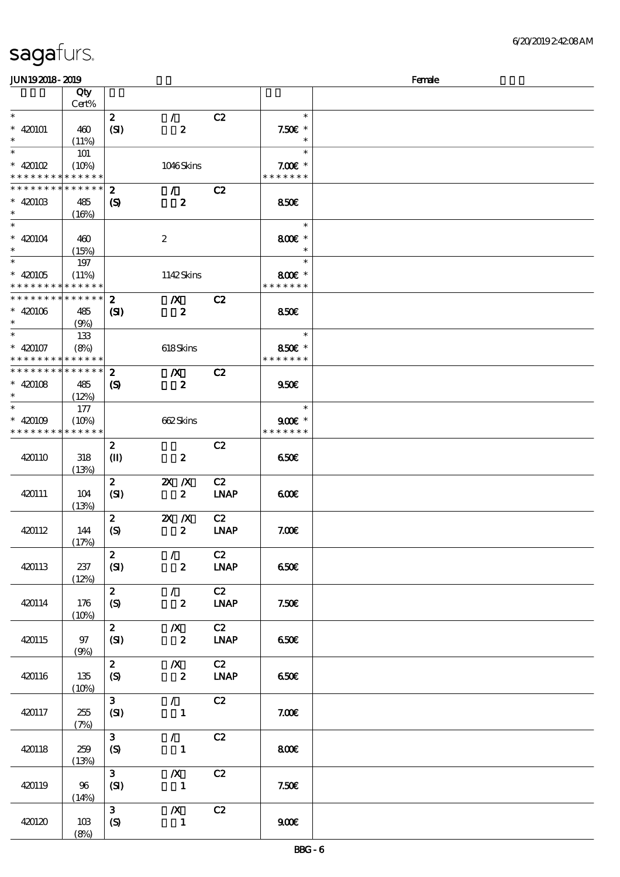sagafurs.

6/20/2019 2:42:08 AM

JUN19 2018 - 2019 Female

| | Qty Cert% | | | | | |
|---|---|---|---|---|---|---|
| * | | 2 | / | C2 | * | |
| * 420101 | 460 | (SI) | 2 | | 7.50€ * | |
| * | (11%) | | | | * | |
| * | 101 | | | | * | |
| * 420102 | (10%) | | 1046 Skins | | 7.00€ * | |
| * * * * * * * * * * * * * * | | | | | * * * * * * * | |
| * * * * * * * * * * * * * * | | 2 | / | C2 | | |
| * 420103 | 485 | (S) | 2 | | 8.50€ | |
| * | (16%) | | | | | |
| * | | | | | * | |
| * 420104 | 460 | | 2 | | 8.00€ * | |
| * | (15%) | | | | * | |
| * | 197 | | | | * | |
| * 420105 | (11%) | | 1142 Skins | | 8.00€ * | |
| * * * * * * * * * * * * * * | | | | | * * * * * * * | |
| * * * * * * * * * * * * * * | | 2 | /X | C2 | | |
| * 420106 | 485 | (SI) | 2 | | 8.50€ | |
| * | (9%) | | | | | |
| * | 133 | | | | * | |
| * 420107 | (8%) | | 618 Skins | | 8.50€ * | |
| * * * * * * * * * * * * * * | | | | | * * * * * * * | |
| * * * * * * * * * * * * * * | | 2 | /X | C2 | | |
| * 420108 | 485 | (S) | 2 | | 9.50€ | |
| * | (12%) | | | | | |
| * | 177 | | | | * | |
| * 420109 | (10%) | | 662 Skins | | 9.00€ * | |
| * * * * * * * * * * * * * * | | | | | * * * * * * * | |
| 420110 | 318 (13%) | 2 (II) | 2 | C2 | 6.50€ | |
| 420111 | 104 (13%) | 2 (SI) | 2X /X 2 | C2 LNAP | 6.00€ | |
| 420112 | 144 (17%) | 2 (S) | 2X /X 2 | C2 LNAP | 7.00€ | |
| 420113 | 237 (12%) | 2 (SI) | / 2 | C2 LNAP | 6.50€ | |
| 420114 | 176 (10%) | 2 (S) | / 2 | C2 LNAP | 7.50€ | |
| 420115 | 97 (9%) | 2 (SI) | /X 2 | C2 LNAP | 6.50€ | |
| 420116 | 135 (10%) | 2 (S) | /X 2 | C2 LNAP | 6.50€ | |
| 420117 | 255 (7%) | 3 (SI) | / 1 | C2 | 7.00€ | |
| 420118 | 259 (13%) | 3 (S) | / 1 | C2 | 8.00€ | |
| 420119 | 96 (14%) | 3 (SI) | /X 1 | C2 | 7.50€ | |
| 420120 | 103 (8%) | 3 (S) | /X 1 | C2 | 9.00€ | |

BBG - 6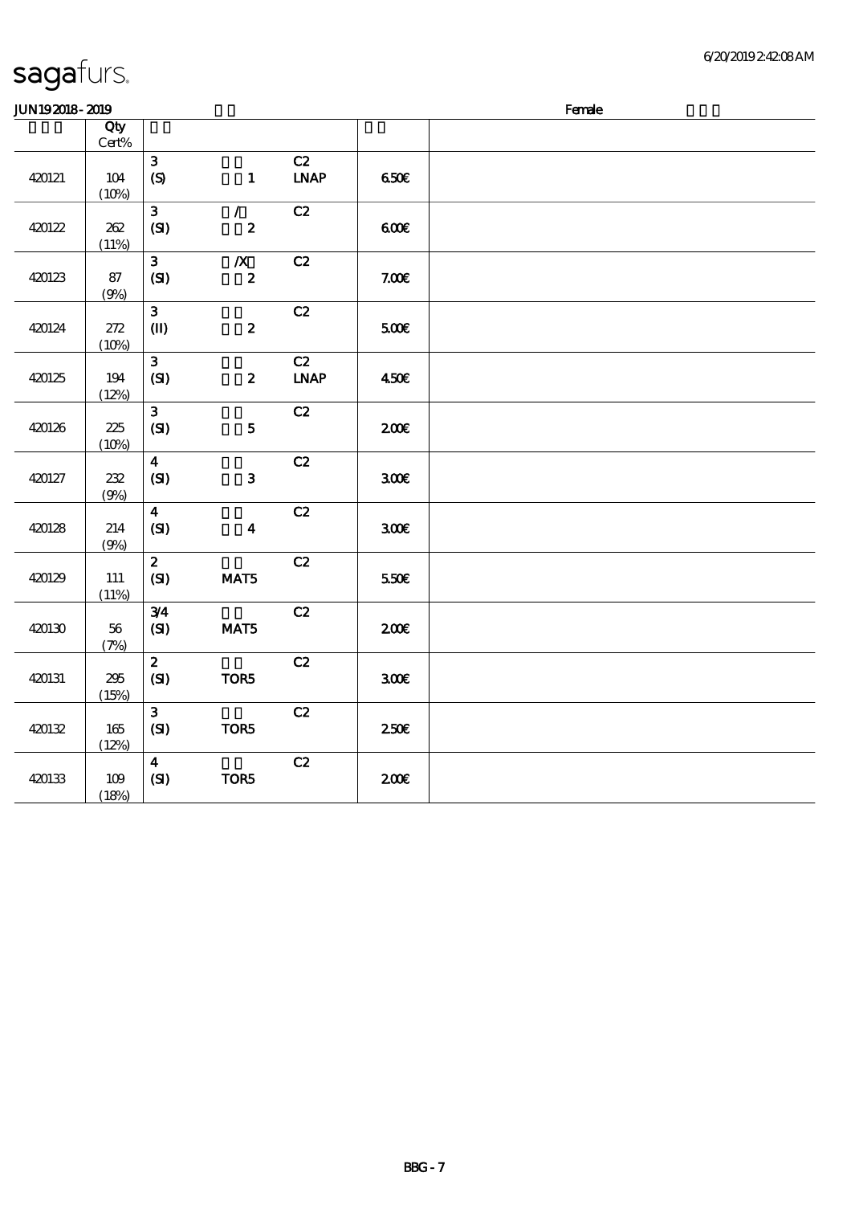sagafurs.

JUN19 2018 - 2019 Female

| | Qty Cert% | | | | | |
|---|---|---|---|---|---|---|
| 420121 | 104 (10%) | 3 (S) | 1 | C2 LNAP | 6.50€ | |
| 420122 | 262 (11%) | 3 (SI) | / 2 | C2 | 6.00€ | |
| 420123 | 87 (9%) | 3 (SI) | /X 2 | C2 | 7.00€ | |
| 420124 | 272 (10%) | 3 (II) | 2 | C2 | 5.00€ | |
| 420125 | 194 (12%) | 3 (SI) | 2 | C2 LNAP | 4.50€ | |
| 420126 | 225 (10%) | 3 (SI) | 5 | C2 | 2.00€ | |
| 420127 | 232 (9%) | 4 (SI) | 3 | C2 | 3.00€ | |
| 420128 | 214 (9%) | 4 (SI) | 4 | C2 | 3.00€ | |
| 420129 | 111 (11%) | 2 (SI) | MAT5 | C2 | 5.50€ | |
| 420130 | 56 (7%) | 3/4 (SI) | MAT5 | C2 | 2.00€ | |
| 420131 | 295 (15%) | 2 (SI) | TOR5 | C2 | 3.00€ | |
| 420132 | 165 (12%) | 3 (SI) | TOR5 | C2 | 2.50€ | |
| 420133 | 109 (18%) | 4 (SI) | TOR5 | C2 | 2.00€ | |